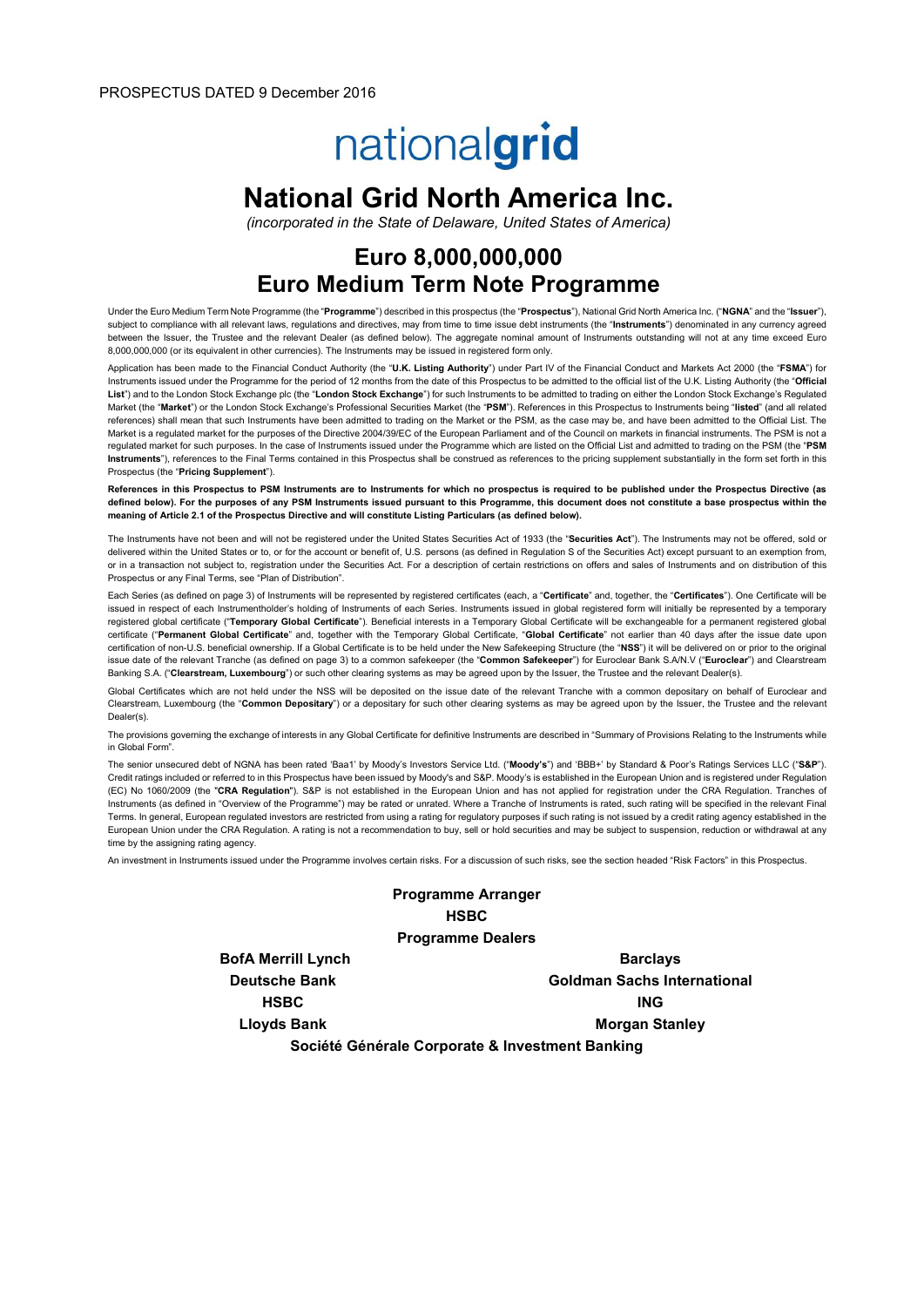PROSPECTUS DATED 9 December 2016

nationalgrid

# National Grid North America Inc.

*(incorporated in the State of Delaware, United States of America)*

## Euro 8,000,000,000
## Euro Medium Term Note Programme

Under the Euro Medium Term Note Programme (the "**Programme**") described in this prospectus (the "**Prospectus**"), National Grid North America Inc. ("**NGNA**" and the "**Issuer**"), subject to compliance with all relevant laws, regulations and directives, may from time to time issue debt instruments (the "**Instruments**") denominated in any currency agreed between the Issuer, the Trustee and the relevant Dealer (as defined below). The aggregate nominal amount of Instruments outstanding will not at any time exceed Euro 8,000,000,000 (or its equivalent in other currencies). The Instruments may be issued in registered form only.

Application has been made to the Financial Conduct Authority (the "**U.K. Listing Authority**") under Part IV of the Financial Conduct and Markets Act 2000 (the "**FSMA**") for Instruments issued under the Programme for the period of 12 months from the date of this Prospectus to be admitted to the official list of the U.K. Listing Authority (the "**Official List**") and to the London Stock Exchange plc (the "**London Stock Exchange**") for such Instruments to be admitted to trading on either the London Stock Exchange's Regulated Market (the "**Market**") or the London Stock Exchange's Professional Securities Market (the "**PSM**"). References in this Prospectus to Instruments being "**listed**" (and all related references) shall mean that such Instruments have been admitted to trading on the Market or the PSM, as the case may be, and have been admitted to the Official List. The Market is a regulated market for the purposes of the Directive 2004/39/EC of the European Parliament and of the Council on markets in financial instruments. The PSM is not a regulated market for such purposes. In the case of Instruments issued under the Programme which are listed on the Official List and admitted to trading on the PSM (the "**PSM Instruments**"), references to the Final Terms contained in this Prospectus shall be construed as references to the pricing supplement substantially in the form set forth in this Prospectus (the "**Pricing Supplement**").

**References in this Prospectus to PSM Instruments are to Instruments for which no prospectus is required to be published under the Prospectus Directive (as defined below). For the purposes of any PSM Instruments issued pursuant to this Programme, this document does not constitute a base prospectus within the meaning of Article 2.1 of the Prospectus Directive and will constitute Listing Particulars (as defined below).**

The Instruments have not been and will not be registered under the United States Securities Act of 1933 (the "**Securities Act**"). The Instruments may not be offered, sold or delivered within the United States or to, or for the account or benefit of, U.S. persons (as defined in Regulation S of the Securities Act) except pursuant to an exemption from, or in a transaction not subject to, registration under the Securities Act. For a description of certain restrictions on offers and sales of Instruments and on distribution of this Prospectus or any Final Terms, see "Plan of Distribution".

Each Series (as defined on page 3) of Instruments will be represented by registered certificates (each, a "**Certificate**" and, together, the "**Certificates**"). One Certificate will be issued in respect of each Instrumentholder's holding of Instruments of each Series. Instruments issued in global registered form will initially be represented by a temporary registered global certificate ("**Temporary Global Certificate**"). Beneficial interests in a Temporary Global Certificate will be exchangeable for a permanent registered global certificate ("**Permanent Global Certificate**" and, together with the Temporary Global Certificate, "**Global Certificate**" not earlier than 40 days after the issue date upon certification of non-U.S. beneficial ownership. If a Global Certificate is to be held under the New Safekeeping Structure (the "**NSS**") it will be delivered on or prior to the original issue date of the relevant Tranche (as defined on page 3) to a common safekeeper (the "**Common Safekeeper**") for Euroclear Bank S.A/N.V ("**Euroclear**") and Clearstream Banking S.A. ("**Clearstream, Luxembourg**") or such other clearing systems as may be agreed upon by the Issuer, the Trustee and the relevant Dealer(s).

Global Certificates which are not held under the NSS will be deposited on the issue date of the relevant Tranche with a common depositary on behalf of Euroclear and Clearstream, Luxembourg (the "**Common Depositary**") or a depositary for such other clearing systems as may be agreed upon by the Issuer, the Trustee and the relevant Dealer(s).

The provisions governing the exchange of interests in any Global Certificate for definitive Instruments are described in "Summary of Provisions Relating to the Instruments while in Global Form".

The senior unsecured debt of NGNA has been rated 'Baa1' by Moody's Investors Service Ltd. ("**Moody's**") and 'BBB+' by Standard & Poor's Ratings Services LLC ("**S&P**"). Credit ratings included or referred to in this Prospectus have been issued by Moody's and S&P. Moody's is established in the European Union and is registered under Regulation (EC) No 1060/2009 (the "**CRA Regulation**"). S&P is not established in the European Union and has not applied for registration under the CRA Regulation. Tranches of Instruments (as defined in "Overview of the Programme") may be rated or unrated. Where a Tranche of Instruments is rated, such rating will be specified in the relevant Final Terms. In general, European regulated investors are restricted from using a rating for regulatory purposes if such rating is not issued by a credit rating agency established in the European Union under the CRA Regulation. A rating is not a recommendation to buy, sell or hold securities and may be subject to suspension, reduction or withdrawal at any time by the assigning rating agency.

An investment in Instruments issued under the Programme involves certain risks. For a discussion of such risks, see the section headed "Risk Factors" in this Prospectus.

**Programme Arranger**

**HSBC**

**Programme Dealers**

**BofA Merrill Lynch**

**Barclays**

**Deutsche Bank**

**Goldman Sachs International**

**HSBC**

**ING**

**Lloyds Bank**

**Morgan Stanley**

**Société Générale Corporate & Investment Banking**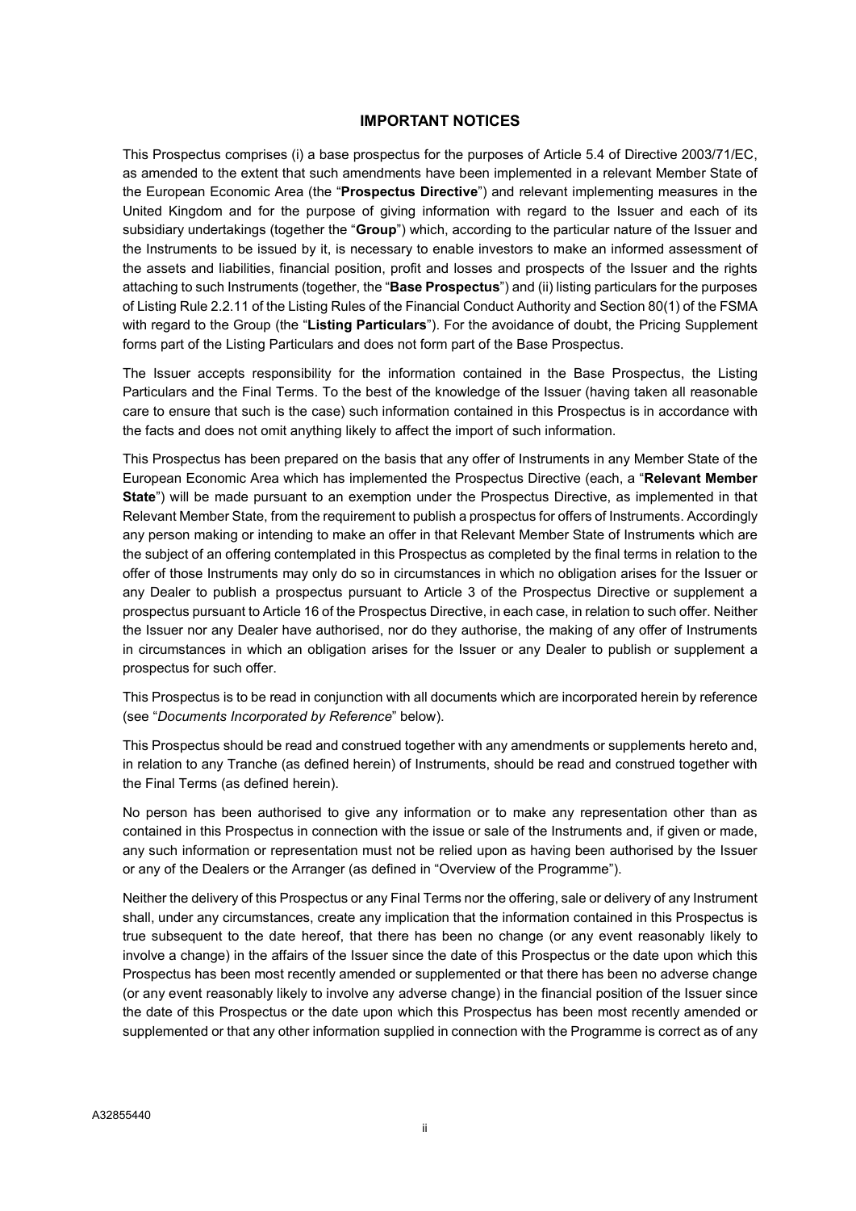# IMPORTANT NOTICES

This Prospectus comprises (i) a base prospectus for the purposes of Article 5.4 of Directive 2003/71/EC, as amended to the extent that such amendments have been implemented in a relevant Member State of the European Economic Area (the "**Prospectus Directive**") and relevant implementing measures in the United Kingdom and for the purpose of giving information with regard to the Issuer and each of its subsidiary undertakings (together the "**Group**") which, according to the particular nature of the Issuer and the Instruments to be issued by it, is necessary to enable investors to make an informed assessment of the assets and liabilities, financial position, profit and losses and prospects of the Issuer and the rights attaching to such Instruments (together, the "**Base Prospectus**") and (ii) listing particulars for the purposes of Listing Rule 2.2.11 of the Listing Rules of the Financial Conduct Authority and Section 80(1) of the FSMA with regard to the Group (the "**Listing Particulars**"). For the avoidance of doubt, the Pricing Supplement forms part of the Listing Particulars and does not form part of the Base Prospectus.

The Issuer accepts responsibility for the information contained in the Base Prospectus, the Listing Particulars and the Final Terms. To the best of the knowledge of the Issuer (having taken all reasonable care to ensure that such is the case) such information contained in this Prospectus is in accordance with the facts and does not omit anything likely to affect the import of such information.

This Prospectus has been prepared on the basis that any offer of Instruments in any Member State of the European Economic Area which has implemented the Prospectus Directive (each, a "**Relevant Member State**") will be made pursuant to an exemption under the Prospectus Directive, as implemented in that Relevant Member State, from the requirement to publish a prospectus for offers of Instruments. Accordingly any person making or intending to make an offer in that Relevant Member State of Instruments which are the subject of an offering contemplated in this Prospectus as completed by the final terms in relation to the offer of those Instruments may only do so in circumstances in which no obligation arises for the Issuer or any Dealer to publish a prospectus pursuant to Article 3 of the Prospectus Directive or supplement a prospectus pursuant to Article 16 of the Prospectus Directive, in each case, in relation to such offer. Neither the Issuer nor any Dealer have authorised, nor do they authorise, the making of any offer of Instruments in circumstances in which an obligation arises for the Issuer or any Dealer to publish or supplement a prospectus for such offer.

This Prospectus is to be read in conjunction with all documents which are incorporated herein by reference (see "*Documents Incorporated by Reference*" below).

This Prospectus should be read and construed together with any amendments or supplements hereto and, in relation to any Tranche (as defined herein) of Instruments, should be read and construed together with the Final Terms (as defined herein).

No person has been authorised to give any information or to make any representation other than as contained in this Prospectus in connection with the issue or sale of the Instruments and, if given or made, any such information or representation must not be relied upon as having been authorised by the Issuer or any of the Dealers or the Arranger (as defined in "Overview of the Programme").

Neither the delivery of this Prospectus or any Final Terms nor the offering, sale or delivery of any Instrument shall, under any circumstances, create any implication that the information contained in this Prospectus is true subsequent to the date hereof, that there has been no change (or any event reasonably likely to involve a change) in the affairs of the Issuer since the date of this Prospectus or the date upon which this Prospectus has been most recently amended or supplemented or that there has been no adverse change (or any event reasonably likely to involve any adverse change) in the financial position of the Issuer since the date of this Prospectus or the date upon which this Prospectus has been most recently amended or supplemented or that any other information supplied in connection with the Programme is correct as of any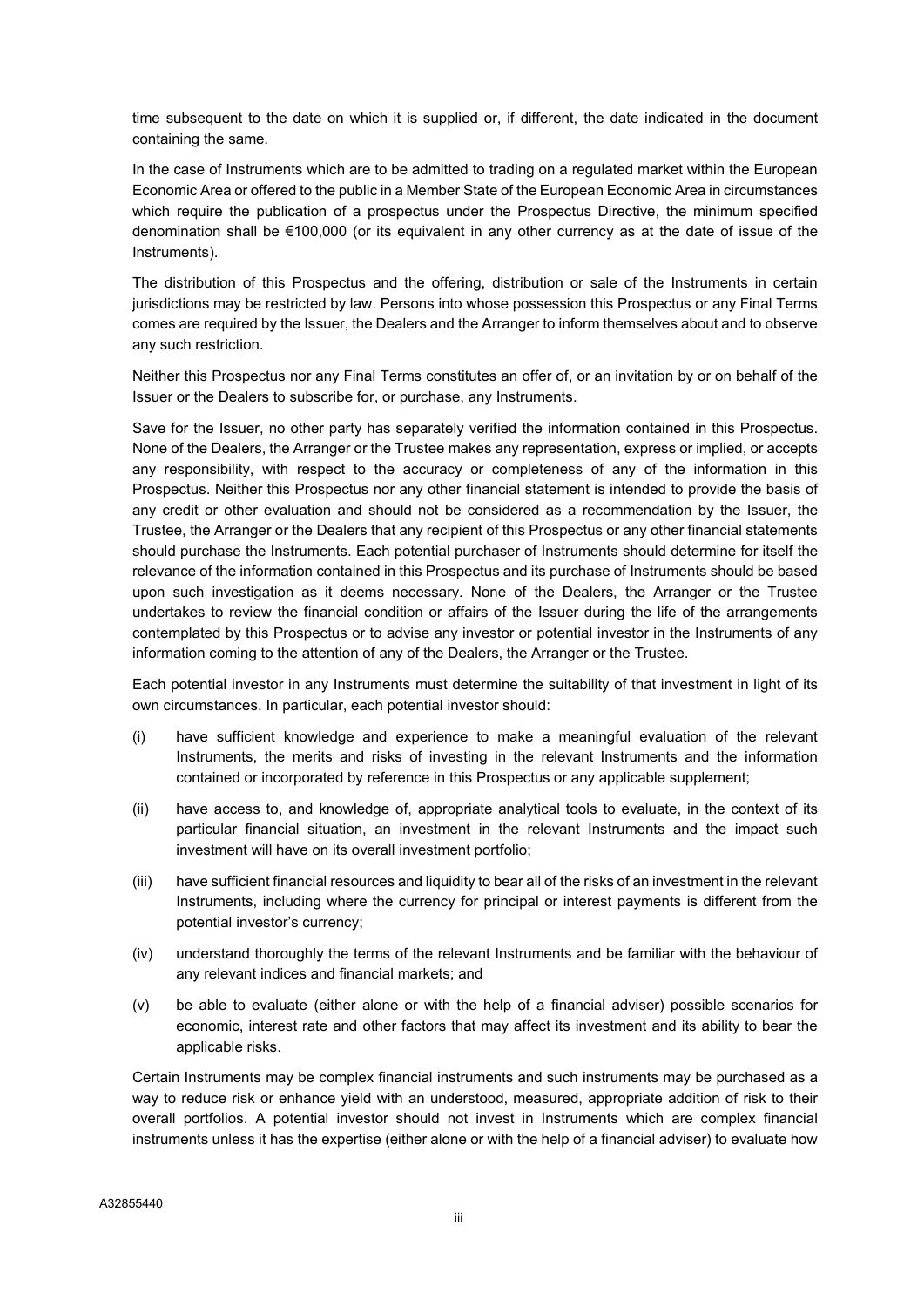time subsequent to the date on which it is supplied or, if different, the date indicated in the document containing the same.

In the case of Instruments which are to be admitted to trading on a regulated market within the European Economic Area or offered to the public in a Member State of the European Economic Area in circumstances which require the publication of a prospectus under the Prospectus Directive, the minimum specified denomination shall be €100,000 (or its equivalent in any other currency as at the date of issue of the Instruments).

The distribution of this Prospectus and the offering, distribution or sale of the Instruments in certain jurisdictions may be restricted by law. Persons into whose possession this Prospectus or any Final Terms comes are required by the Issuer, the Dealers and the Arranger to inform themselves about and to observe any such restriction.

Neither this Prospectus nor any Final Terms constitutes an offer of, or an invitation by or on behalf of the Issuer or the Dealers to subscribe for, or purchase, any Instruments.

Save for the Issuer, no other party has separately verified the information contained in this Prospectus. None of the Dealers, the Arranger or the Trustee makes any representation, express or implied, or accepts any responsibility, with respect to the accuracy or completeness of any of the information in this Prospectus. Neither this Prospectus nor any other financial statement is intended to provide the basis of any credit or other evaluation and should not be considered as a recommendation by the Issuer, the Trustee, the Arranger or the Dealers that any recipient of this Prospectus or any other financial statements should purchase the Instruments. Each potential purchaser of Instruments should determine for itself the relevance of the information contained in this Prospectus and its purchase of Instruments should be based upon such investigation as it deems necessary. None of the Dealers, the Arranger or the Trustee undertakes to review the financial condition or affairs of the Issuer during the life of the arrangements contemplated by this Prospectus or to advise any investor or potential investor in the Instruments of any information coming to the attention of any of the Dealers, the Arranger or the Trustee.

Each potential investor in any Instruments must determine the suitability of that investment in light of its own circumstances. In particular, each potential investor should:

(i) have sufficient knowledge and experience to make a meaningful evaluation of the relevant Instruments, the merits and risks of investing in the relevant Instruments and the information contained or incorporated by reference in this Prospectus or any applicable supplement;

(ii) have access to, and knowledge of, appropriate analytical tools to evaluate, in the context of its particular financial situation, an investment in the relevant Instruments and the impact such investment will have on its overall investment portfolio;

(iii) have sufficient financial resources and liquidity to bear all of the risks of an investment in the relevant Instruments, including where the currency for principal or interest payments is different from the potential investor's currency;

(iv) understand thoroughly the terms of the relevant Instruments and be familiar with the behaviour of any relevant indices and financial markets; and

(v) be able to evaluate (either alone or with the help of a financial adviser) possible scenarios for economic, interest rate and other factors that may affect its investment and its ability to bear the applicable risks.

Certain Instruments may be complex financial instruments and such instruments may be purchased as a way to reduce risk or enhance yield with an understood, measured, appropriate addition of risk to their overall portfolios. A potential investor should not invest in Instruments which are complex financial instruments unless it has the expertise (either alone or with the help of a financial adviser) to evaluate how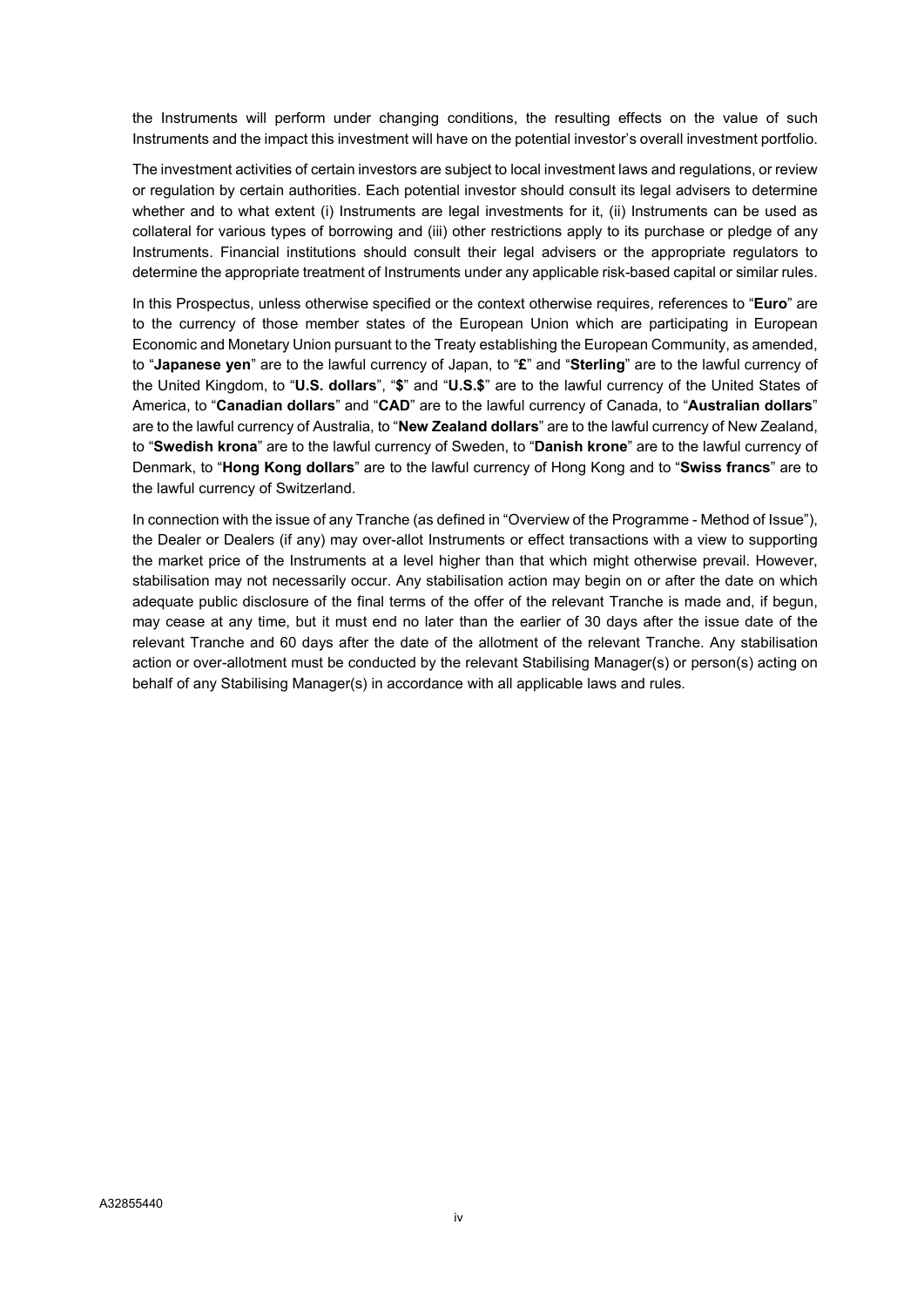the Instruments will perform under changing conditions, the resulting effects on the value of such Instruments and the impact this investment will have on the potential investor's overall investment portfolio.

The investment activities of certain investors are subject to local investment laws and regulations, or review or regulation by certain authorities. Each potential investor should consult its legal advisers to determine whether and to what extent (i) Instruments are legal investments for it, (ii) Instruments can be used as collateral for various types of borrowing and (iii) other restrictions apply to its purchase or pledge of any Instruments. Financial institutions should consult their legal advisers or the appropriate regulators to determine the appropriate treatment of Instruments under any applicable risk-based capital or similar rules.

In this Prospectus, unless otherwise specified or the context otherwise requires, references to "**Euro**" are to the currency of those member states of the European Union which are participating in European Economic and Monetary Union pursuant to the Treaty establishing the European Community, as amended, to "**Japanese yen**" are to the lawful currency of Japan, to "**£**" and "**Sterling**" are to the lawful currency of the United Kingdom, to "**U.S. dollars**", "**$**" and "**U.S.$**" are to the lawful currency of the United States of America, to "**Canadian dollars**" and "**CAD**" are to the lawful currency of Canada, to "**Australian dollars**" are to the lawful currency of Australia, to "**New Zealand dollars**" are to the lawful currency of New Zealand, to "**Swedish krona**" are to the lawful currency of Sweden, to "**Danish krone**" are to the lawful currency of Denmark, to "**Hong Kong dollars**" are to the lawful currency of Hong Kong and to "**Swiss francs**" are to the lawful currency of Switzerland.

In connection with the issue of any Tranche (as defined in "Overview of the Programme - Method of Issue"), the Dealer or Dealers (if any) may over-allot Instruments or effect transactions with a view to supporting the market price of the Instruments at a level higher than that which might otherwise prevail. However, stabilisation may not necessarily occur. Any stabilisation action may begin on or after the date on which adequate public disclosure of the final terms of the offer of the relevant Tranche is made and, if begun, may cease at any time, but it must end no later than the earlier of 30 days after the issue date of the relevant Tranche and 60 days after the date of the allotment of the relevant Tranche. Any stabilisation action or over-allotment must be conducted by the relevant Stabilising Manager(s) or person(s) acting on behalf of any Stabilising Manager(s) in accordance with all applicable laws and rules.

A32855440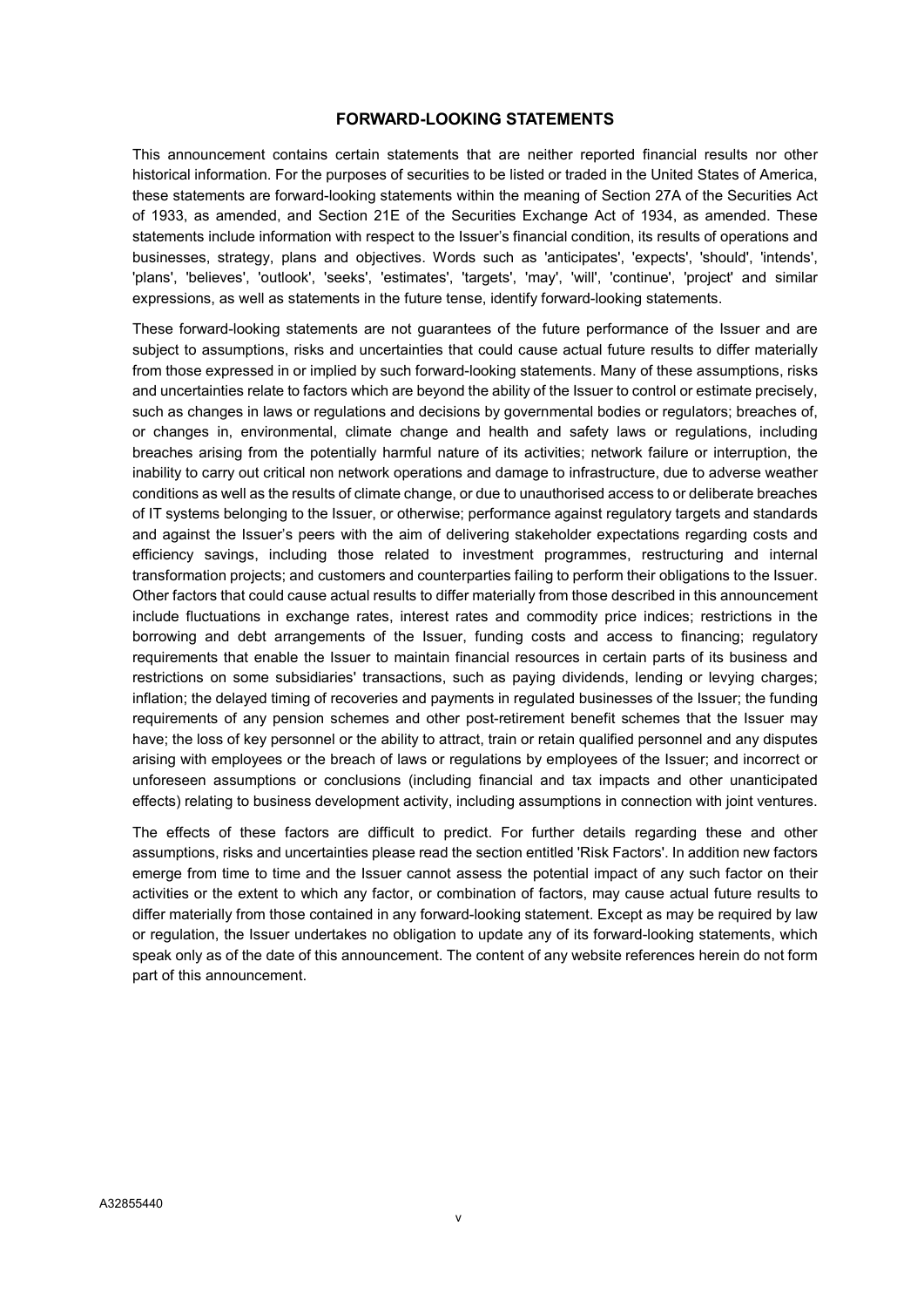## FORWARD-LOOKING STATEMENTS

This announcement contains certain statements that are neither reported financial results nor other historical information. For the purposes of securities to be listed or traded in the United States of America, these statements are forward-looking statements within the meaning of Section 27A of the Securities Act of 1933, as amended, and Section 21E of the Securities Exchange Act of 1934, as amended. These statements include information with respect to the Issuer's financial condition, its results of operations and businesses, strategy, plans and objectives. Words such as 'anticipates', 'expects', 'should', 'intends', 'plans', 'believes', 'outlook', 'seeks', 'estimates', 'targets', 'may', 'will', 'continue', 'project' and similar expressions, as well as statements in the future tense, identify forward-looking statements.

These forward-looking statements are not guarantees of the future performance of the Issuer and are subject to assumptions, risks and uncertainties that could cause actual future results to differ materially from those expressed in or implied by such forward-looking statements. Many of these assumptions, risks and uncertainties relate to factors which are beyond the ability of the Issuer to control or estimate precisely, such as changes in laws or regulations and decisions by governmental bodies or regulators; breaches of, or changes in, environmental, climate change and health and safety laws or regulations, including breaches arising from the potentially harmful nature of its activities; network failure or interruption, the inability to carry out critical non network operations and damage to infrastructure, due to adverse weather conditions as well as the results of climate change, or due to unauthorised access to or deliberate breaches of IT systems belonging to the Issuer, or otherwise; performance against regulatory targets and standards and against the Issuer's peers with the aim of delivering stakeholder expectations regarding costs and efficiency savings, including those related to investment programmes, restructuring and internal transformation projects; and customers and counterparties failing to perform their obligations to the Issuer. Other factors that could cause actual results to differ materially from those described in this announcement include fluctuations in exchange rates, interest rates and commodity price indices; restrictions in the borrowing and debt arrangements of the Issuer, funding costs and access to financing; regulatory requirements that enable the Issuer to maintain financial resources in certain parts of its business and restrictions on some subsidiaries' transactions, such as paying dividends, lending or levying charges; inflation; the delayed timing of recoveries and payments in regulated businesses of the Issuer; the funding requirements of any pension schemes and other post-retirement benefit schemes that the Issuer may have; the loss of key personnel or the ability to attract, train or retain qualified personnel and any disputes arising with employees or the breach of laws or regulations by employees of the Issuer; and incorrect or unforeseen assumptions or conclusions (including financial and tax impacts and other unanticipated effects) relating to business development activity, including assumptions in connection with joint ventures.

The effects of these factors are difficult to predict. For further details regarding these and other assumptions, risks and uncertainties please read the section entitled 'Risk Factors'. In addition new factors emerge from time to time and the Issuer cannot assess the potential impact of any such factor on their activities or the extent to which any factor, or combination of factors, may cause actual future results to differ materially from those contained in any forward-looking statement. Except as may be required by law or regulation, the Issuer undertakes no obligation to update any of its forward-looking statements, which speak only as of the date of this announcement. The content of any website references herein do not form part of this announcement.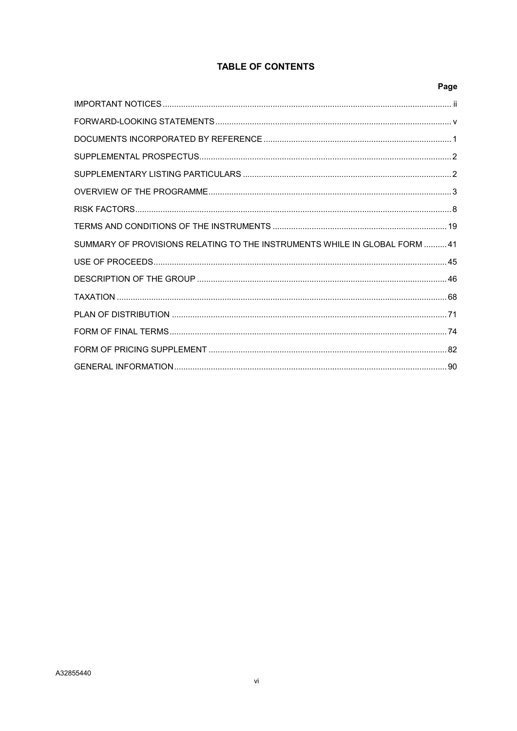# TABLE OF CONTENTS

| | Page |
|---|---|
| IMPORTANT NOTICES | ii |
| FORWARD-LOOKING STATEMENTS | v |
| DOCUMENTS INCORPORATED BY REFERENCE | 1 |
| SUPPLEMENTAL PROSPECTUS | 2 |
| SUPPLEMENTARY LISTING PARTICULARS | 2 |
| OVERVIEW OF THE PROGRAMME | 3 |
| RISK FACTORS | 8 |
| TERMS AND CONDITIONS OF THE INSTRUMENTS | 19 |
| SUMMARY OF PROVISIONS RELATING TO THE INSTRUMENTS WHILE IN GLOBAL FORM | 41 |
| USE OF PROCEEDS | 45 |
| DESCRIPTION OF THE GROUP | 46 |
| TAXATION | 68 |
| PLAN OF DISTRIBUTION | 71 |
| FORM OF FINAL TERMS | 74 |
| FORM OF PRICING SUPPLEMENT | 82 |
| GENERAL INFORMATION | 90 |

A32855440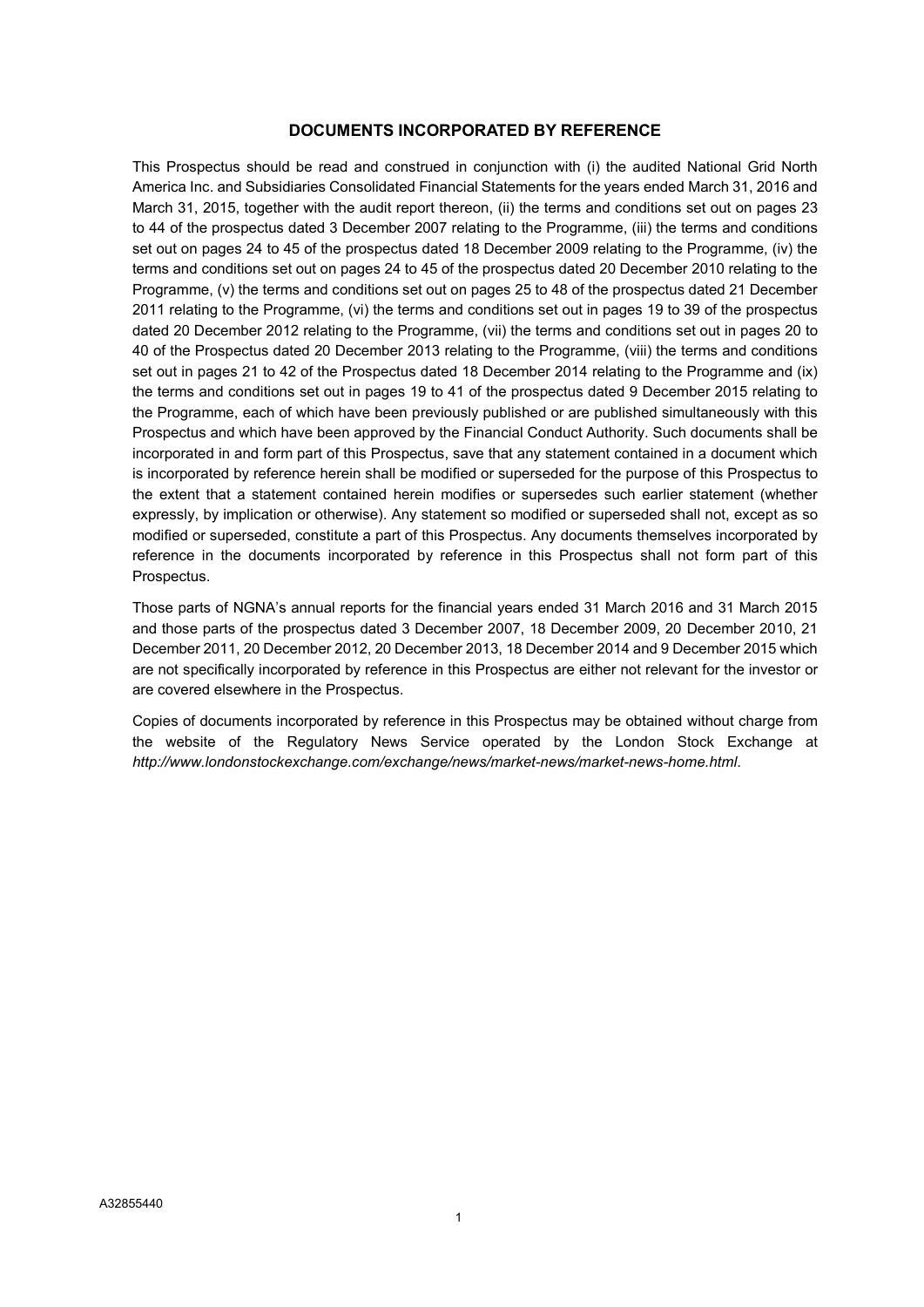## DOCUMENTS INCORPORATED BY REFERENCE

This Prospectus should be read and construed in conjunction with (i) the audited National Grid North America Inc. and Subsidiaries Consolidated Financial Statements for the years ended March 31, 2016 and March 31, 2015, together with the audit report thereon, (ii) the terms and conditions set out on pages 23 to 44 of the prospectus dated 3 December 2007 relating to the Programme, (iii) the terms and conditions set out on pages 24 to 45 of the prospectus dated 18 December 2009 relating to the Programme, (iv) the terms and conditions set out on pages 24 to 45 of the prospectus dated 20 December 2010 relating to the Programme, (v) the terms and conditions set out on pages 25 to 48 of the prospectus dated 21 December 2011 relating to the Programme, (vi) the terms and conditions set out in pages 19 to 39 of the prospectus dated 20 December 2012 relating to the Programme, (vii) the terms and conditions set out in pages 20 to 40 of the Prospectus dated 20 December 2013 relating to the Programme, (viii) the terms and conditions set out in pages 21 to 42 of the Prospectus dated 18 December 2014 relating to the Programme and (ix) the terms and conditions set out in pages 19 to 41 of the prospectus dated 9 December 2015 relating to the Programme, each of which have been previously published or are published simultaneously with this Prospectus and which have been approved by the Financial Conduct Authority. Such documents shall be incorporated in and form part of this Prospectus, save that any statement contained in a document which is incorporated by reference herein shall be modified or superseded for the purpose of this Prospectus to the extent that a statement contained herein modifies or supersedes such earlier statement (whether expressly, by implication or otherwise). Any statement so modified or superseded shall not, except as so modified or superseded, constitute a part of this Prospectus. Any documents themselves incorporated by reference in the documents incorporated by reference in this Prospectus shall not form part of this Prospectus.

Those parts of NGNA's annual reports for the financial years ended 31 March 2016 and 31 March 2015 and those parts of the prospectus dated 3 December 2007, 18 December 2009, 20 December 2010, 21 December 2011, 20 December 2012, 20 December 2013, 18 December 2014 and 9 December 2015 which are not specifically incorporated by reference in this Prospectus are either not relevant for the investor or are covered elsewhere in the Prospectus.

Copies of documents incorporated by reference in this Prospectus may be obtained without charge from the website of the Regulatory News Service operated by the London Stock Exchange at *http://www.londonstockexchange.com/exchange/news/market-news/market-news-home.html*.

A32855440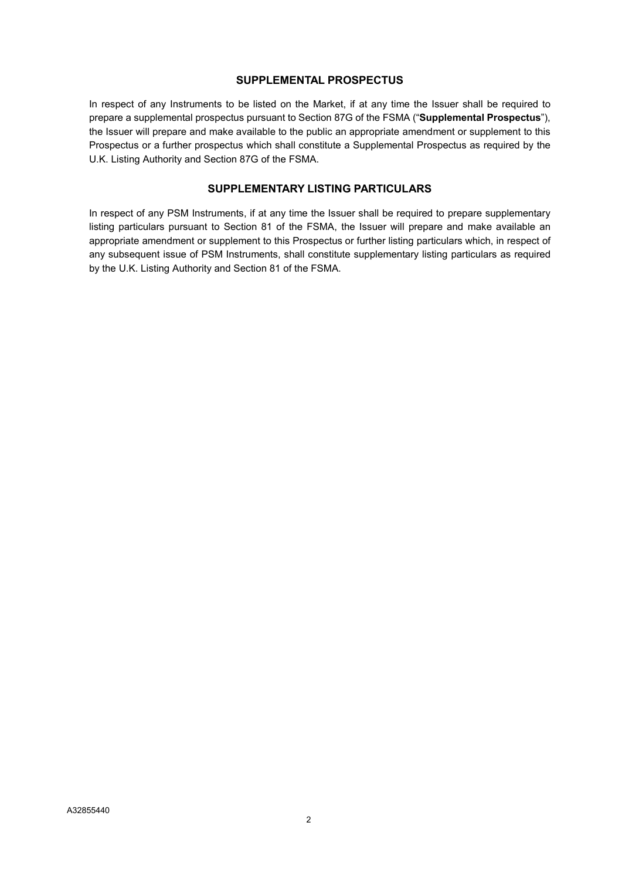## SUPPLEMENTAL PROSPECTUS

In respect of any Instruments to be listed on the Market, if at any time the Issuer shall be required to prepare a supplemental prospectus pursuant to Section 87G of the FSMA ("**Supplemental Prospectus**"), the Issuer will prepare and make available to the public an appropriate amendment or supplement to this Prospectus or a further prospectus which shall constitute a Supplemental Prospectus as required by the U.K. Listing Authority and Section 87G of the FSMA.

## SUPPLEMENTARY LISTING PARTICULARS

In respect of any PSM Instruments, if at any time the Issuer shall be required to prepare supplementary listing particulars pursuant to Section 81 of the FSMA, the Issuer will prepare and make available an appropriate amendment or supplement to this Prospectus or further listing particulars which, in respect of any subsequent issue of PSM Instruments, shall constitute supplementary listing particulars as required by the U.K. Listing Authority and Section 81 of the FSMA.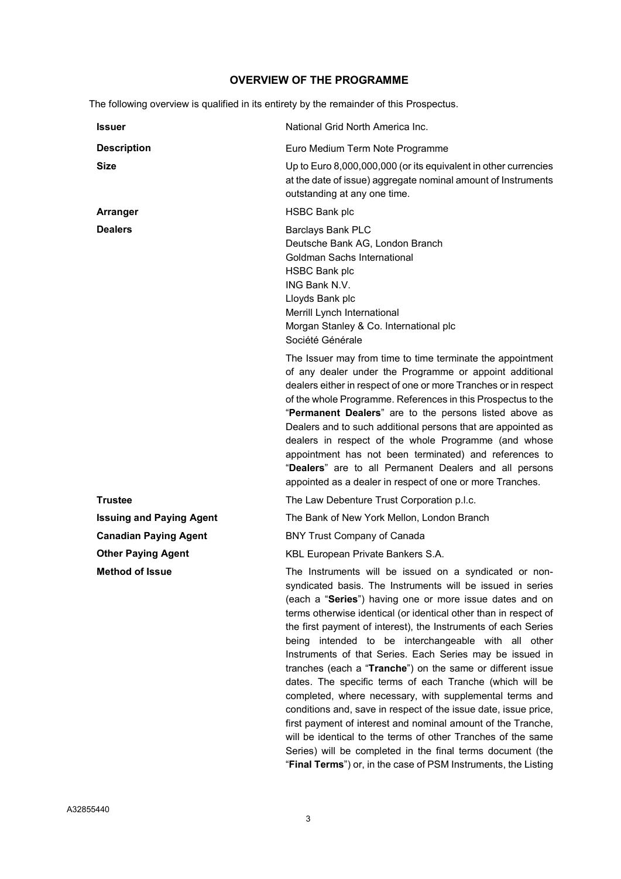## OVERVIEW OF THE PROGRAMME

The following overview is qualified in its entirety by the remainder of this Prospectus.

| | |
|---|---|
| **Issuer** | National Grid North America Inc. |
| **Description** | Euro Medium Term Note Programme |
| **Size** | Up to Euro 8,000,000,000 (or its equivalent in other currencies at the date of issue) aggregate nominal amount of Instruments outstanding at any one time. |
| **Arranger** | HSBC Bank plc |
| **Dealers** | Barclays Bank PLC<br>Deutsche Bank AG, London Branch<br>Goldman Sachs International<br>HSBC Bank plc<br>ING Bank N.V.<br>Lloyds Bank plc<br>Merrill Lynch International<br>Morgan Stanley & Co. International plc<br>Société Générale<br><br>The Issuer may from time to time terminate the appointment of any dealer under the Programme or appoint additional dealers either in respect of one or more Tranches or in respect of the whole Programme. References in this Prospectus to the "**Permanent Dealers**" are to the persons listed above as Dealers and to such additional persons that are appointed as dealers in respect of the whole Programme (and whose appointment has not been terminated) and references to "**Dealers**" are to all Permanent Dealers and all persons appointed as a dealer in respect of one or more Tranches. |
| **Trustee** | The Law Debenture Trust Corporation p.l.c. |
| **Issuing and Paying Agent** | The Bank of New York Mellon, London Branch |
| **Canadian Paying Agent** | BNY Trust Company of Canada |
| **Other Paying Agent** | KBL European Private Bankers S.A. |
| **Method of Issue** | The Instruments will be issued on a syndicated or non-syndicated basis. The Instruments will be issued in series (each a "**Series**") having one or more issue dates and on terms otherwise identical (or identical other than in respect of the first payment of interest), the Instruments of each Series being intended to be interchangeable with all other Instruments of that Series. Each Series may be issued in tranches (each a "**Tranche**") on the same or different issue dates. The specific terms of each Tranche (which will be completed, where necessary, with supplemental terms and conditions and, save in respect of the issue date, issue price, first payment of interest and nominal amount of the Tranche, will be identical to the terms of other Tranches of the same Series) will be completed in the final terms document (the "**Final Terms**") or, in the case of PSM Instruments, the Listing |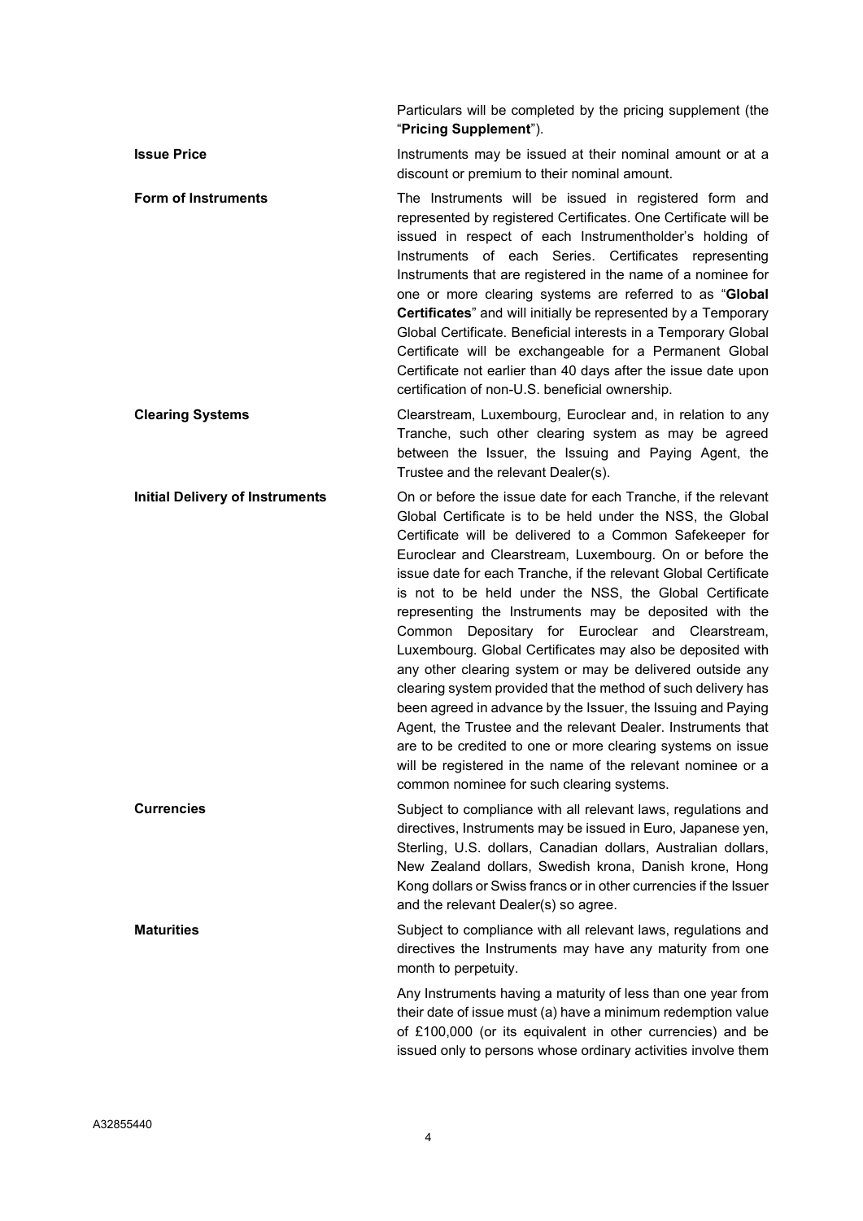Particulars will be completed by the pricing supplement (the "**Pricing Supplement**").

| | |
|---|---|
| **Issue Price** | Instruments may be issued at their nominal amount or at a discount or premium to their nominal amount. |
| **Form of Instruments** | The Instruments will be issued in registered form and represented by registered Certificates. One Certificate will be issued in respect of each Instrumentholder's holding of Instruments of each Series. Certificates representing Instruments that are registered in the name of a nominee for one or more clearing systems are referred to as "**Global Certificates**" and will initially be represented by a Temporary Global Certificate. Beneficial interests in a Temporary Global Certificate will be exchangeable for a Permanent Global Certificate not earlier than 40 days after the issue date upon certification of non-U.S. beneficial ownership. |
| **Clearing Systems** | Clearstream, Luxembourg, Euroclear and, in relation to any Tranche, such other clearing system as may be agreed between the Issuer, the Issuing and Paying Agent, the Trustee and the relevant Dealer(s). |
| **Initial Delivery of Instruments** | On or before the issue date for each Tranche, if the relevant Global Certificate is to be held under the NSS, the Global Certificate will be delivered to a Common Safekeeper for Euroclear and Clearstream, Luxembourg. On or before the issue date for each Tranche, if the relevant Global Certificate is not to be held under the NSS, the Global Certificate representing the Instruments may be deposited with the Common Depositary for Euroclear and Clearstream, Luxembourg. Global Certificates may also be deposited with any other clearing system or may be delivered outside any clearing system provided that the method of such delivery has been agreed in advance by the Issuer, the Issuing and Paying Agent, the Trustee and the relevant Dealer. Instruments that are to be credited to one or more clearing systems on issue will be registered in the name of the relevant nominee or a common nominee for such clearing systems. |
| **Currencies** | Subject to compliance with all relevant laws, regulations and directives, Instruments may be issued in Euro, Japanese yen, Sterling, U.S. dollars, Canadian dollars, Australian dollars, New Zealand dollars, Swedish krona, Danish krone, Hong Kong dollars or Swiss francs or in other currencies if the Issuer and the relevant Dealer(s) so agree. |
| **Maturities** | Subject to compliance with all relevant laws, regulations and directives the Instruments may have any maturity from one month to perpetuity.<br><br>Any Instruments having a maturity of less than one year from their date of issue must (a) have a minimum redemption value of £100,000 (or its equivalent in other currencies) and be issued only to persons whose ordinary activities involve them |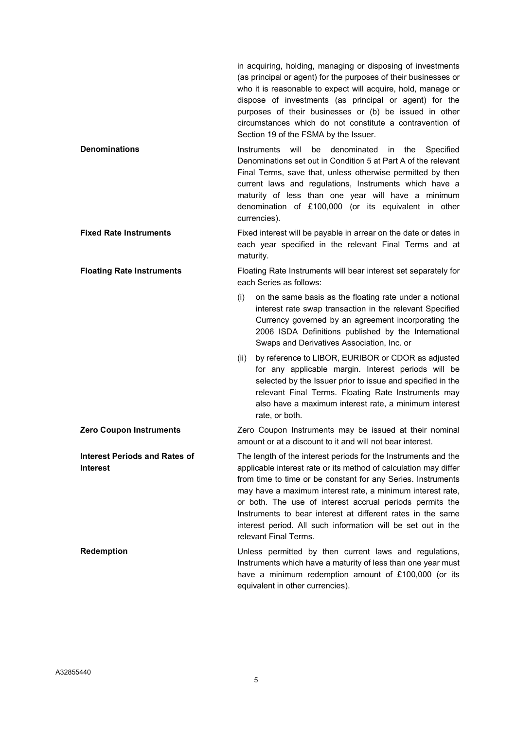| | |
|---|---|
| | in acquiring, holding, managing or disposing of investments (as principal or agent) for the purposes of their businesses or who it is reasonable to expect will acquire, hold, manage or dispose of investments (as principal or agent) for the purposes of their businesses or (b) be issued in other circumstances which do not constitute a contravention of Section 19 of the FSMA by the Issuer. |
| **Denominations** | Instruments will be denominated in the Specified Denominations set out in Condition 5 at Part A of the relevant Final Terms, save that, unless otherwise permitted by then current laws and regulations, Instruments which have a maturity of less than one year will have a minimum denomination of £100,000 (or its equivalent in other currencies). |
| **Fixed Rate Instruments** | Fixed interest will be payable in arrear on the date or dates in each year specified in the relevant Final Terms and at maturity. |
| **Floating Rate Instruments** | Floating Rate Instruments will bear interest set separately for each Series as follows:<br><br>(i) on the same basis as the floating rate under a notional interest rate swap transaction in the relevant Specified Currency governed by an agreement incorporating the 2006 ISDA Definitions published by the International Swaps and Derivatives Association, Inc. or<br><br>(ii) by reference to LIBOR, EURIBOR or CDOR as adjusted for any applicable margin. Interest periods will be selected by the Issuer prior to issue and specified in the relevant Final Terms. Floating Rate Instruments may also have a maximum interest rate, a minimum interest rate, or both. |
| **Zero Coupon Instruments** | Zero Coupon Instruments may be issued at their nominal amount or at a discount to it and will not bear interest. |
| **Interest Periods and Rates of Interest** | The length of the interest periods for the Instruments and the applicable interest rate or its method of calculation may differ from time to time or be constant for any Series. Instruments may have a maximum interest rate, a minimum interest rate, or both. The use of interest accrual periods permits the Instruments to bear interest at different rates in the same interest period. All such information will be set out in the relevant Final Terms. |
| **Redemption** | Unless permitted by then current laws and regulations, Instruments which have a maturity of less than one year must have a minimum redemption amount of £100,000 (or its equivalent in other currencies). |

A32855440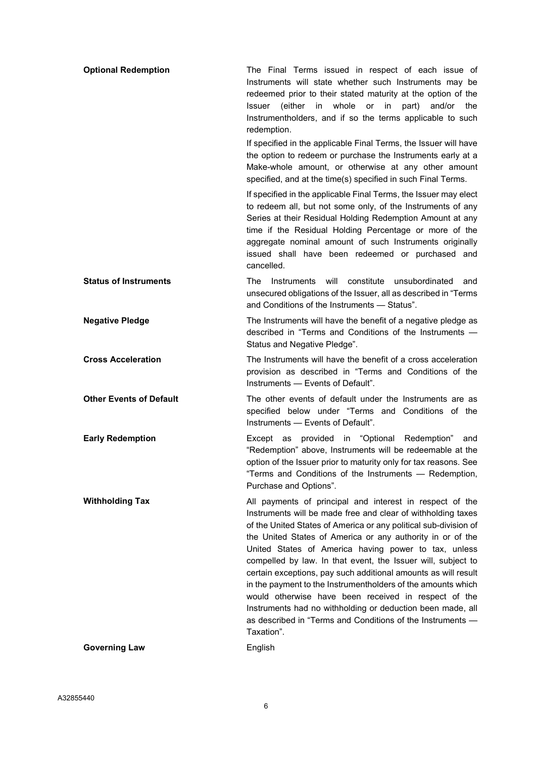| | |
|---|---|
| **Optional Redemption** | The Final Terms issued in respect of each issue of Instruments will state whether such Instruments may be redeemed prior to their stated maturity at the option of the Issuer (either in whole or in part) and/or the Instrumentholders, and if so the terms applicable to such redemption.<br><br>If specified in the applicable Final Terms, the Issuer will have the option to redeem or purchase the Instruments early at a Make-whole amount, or otherwise at any other amount specified, and at the time(s) specified in such Final Terms.<br><br>If specified in the applicable Final Terms, the Issuer may elect to redeem all, but not some only, of the Instruments of any Series at their Residual Holding Redemption Amount at any time if the Residual Holding Percentage or more of the aggregate nominal amount of such Instruments originally issued shall have been redeemed or purchased and cancelled. |
| **Status of Instruments** | The Instruments will constitute unsubordinated and unsecured obligations of the Issuer, all as described in "Terms and Conditions of the Instruments — Status". |
| **Negative Pledge** | The Instruments will have the benefit of a negative pledge as described in "Terms and Conditions of the Instruments — Status and Negative Pledge". |
| **Cross Acceleration** | The Instruments will have the benefit of a cross acceleration provision as described in "Terms and Conditions of the Instruments — Events of Default". |
| **Other Events of Default** | The other events of default under the Instruments are as specified below under "Terms and Conditions of the Instruments — Events of Default". |
| **Early Redemption** | Except as provided in "Optional Redemption" and "Redemption" above, Instruments will be redeemable at the option of the Issuer prior to maturity only for tax reasons. See "Terms and Conditions of the Instruments — Redemption, Purchase and Options". |
| **Withholding Tax** | All payments of principal and interest in respect of the Instruments will be made free and clear of withholding taxes of the United States of America or any political sub-division of the United States of America or any authority in or of the United States of America having power to tax, unless compelled by law. In that event, the Issuer will, subject to certain exceptions, pay such additional amounts as will result in the payment to the Instrumentholders of the amounts which would otherwise have been received in respect of the Instruments had no withholding or deduction been made, all as described in "Terms and Conditions of the Instruments — Taxation". |
| **Governing Law** | English |

A32855440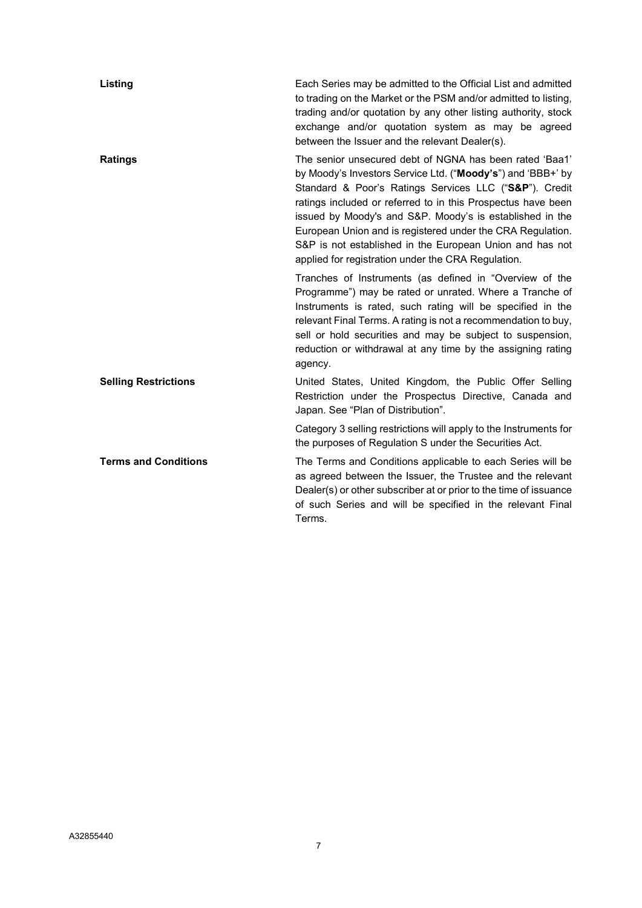| | |
|---|---|
| **Listing** | Each Series may be admitted to the Official List and admitted to trading on the Market or the PSM and/or admitted to listing, trading and/or quotation by any other listing authority, stock exchange and/or quotation system as may be agreed between the Issuer and the relevant Dealer(s). |
| **Ratings** | The senior unsecured debt of NGNA has been rated 'Baa1' by Moody's Investors Service Ltd. ("**Moody's**") and 'BBB+' by Standard & Poor's Ratings Services LLC ("**S&P**"). Credit ratings included or referred to in this Prospectus have been issued by Moody's and S&P. Moody's is established in the European Union and is registered under the CRA Regulation. S&P is not established in the European Union and has not applied for registration under the CRA Regulation.<br><br>Tranches of Instruments (as defined in "Overview of the Programme") may be rated or unrated. Where a Tranche of Instruments is rated, such rating will be specified in the relevant Final Terms. A rating is not a recommendation to buy, sell or hold securities and may be subject to suspension, reduction or withdrawal at any time by the assigning rating agency. |
| **Selling Restrictions** | United States, United Kingdom, the Public Offer Selling Restriction under the Prospectus Directive, Canada and Japan. See "Plan of Distribution".<br><br>Category 3 selling restrictions will apply to the Instruments for the purposes of Regulation S under the Securities Act. |
| **Terms and Conditions** | The Terms and Conditions applicable to each Series will be as agreed between the Issuer, the Trustee and the relevant Dealer(s) or other subscriber at or prior to the time of issuance of such Series and will be specified in the relevant Final Terms. |

A32855440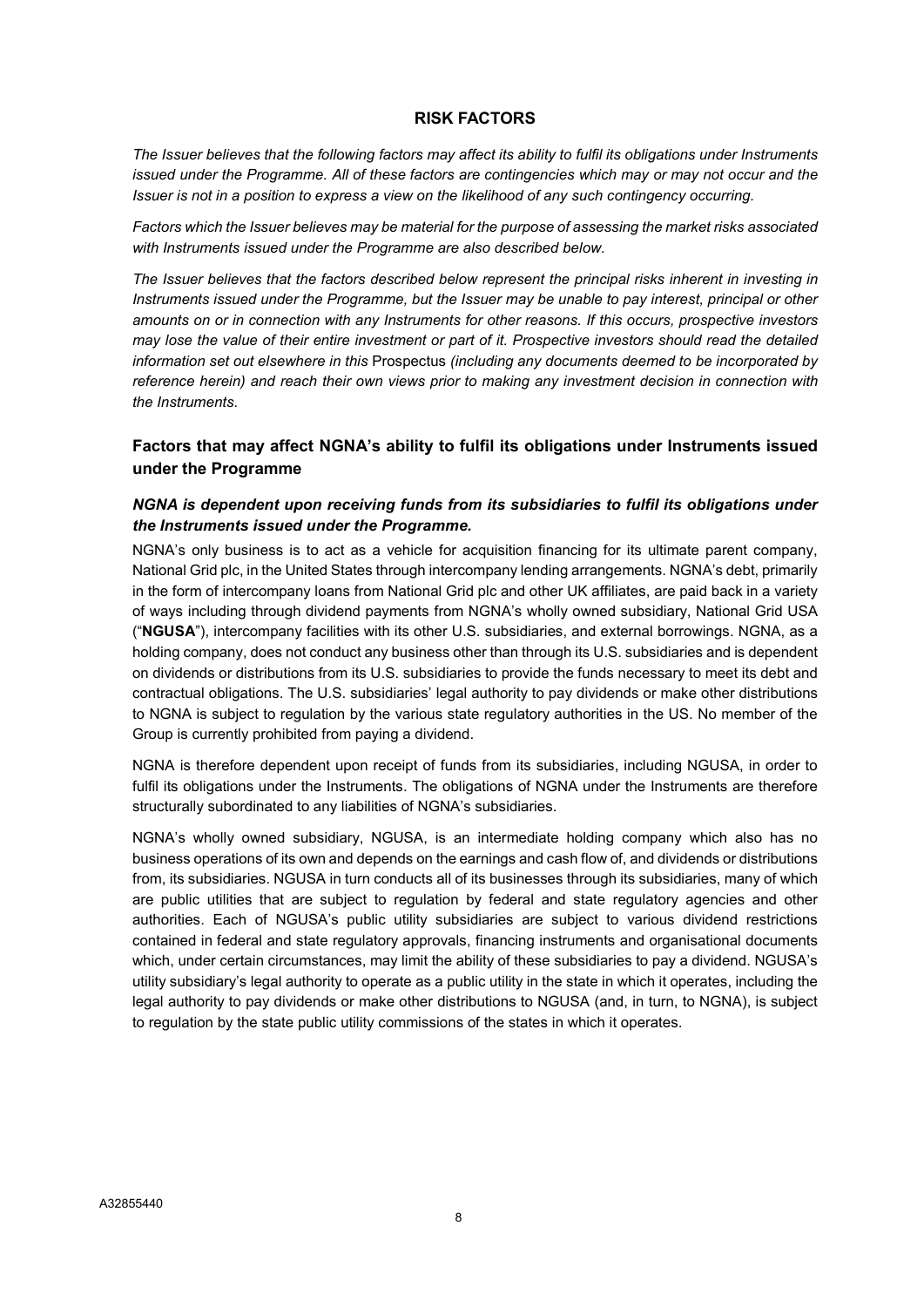# RISK FACTORS

*The Issuer believes that the following factors may affect its ability to fulfil its obligations under Instruments issued under the Programme. All of these factors are contingencies which may or may not occur and the Issuer is not in a position to express a view on the likelihood of any such contingency occurring.*

*Factors which the Issuer believes may be material for the purpose of assessing the market risks associated with Instruments issued under the Programme are also described below.*

*The Issuer believes that the factors described below represent the principal risks inherent in investing in Instruments issued under the Programme, but the Issuer may be unable to pay interest, principal or other amounts on or in connection with any Instruments for other reasons. If this occurs, prospective investors may lose the value of their entire investment or part of it. Prospective investors should read the detailed information set out elsewhere in this* Prospectus *(including any documents deemed to be incorporated by reference herein) and reach their own views prior to making any investment decision in connection with the Instruments.*

## Factors that may affect NGNA's ability to fulfil its obligations under Instruments issued under the Programme

### *NGNA is dependent upon receiving funds from its subsidiaries to fulfil its obligations under the Instruments issued under the Programme.*

NGNA's only business is to act as a vehicle for acquisition financing for its ultimate parent company, National Grid plc, in the United States through intercompany lending arrangements. NGNA's debt, primarily in the form of intercompany loans from National Grid plc and other UK affiliates, are paid back in a variety of ways including through dividend payments from NGNA's wholly owned subsidiary, National Grid USA ("**NGUSA**"), intercompany facilities with its other U.S. subsidiaries, and external borrowings. NGNA, as a holding company, does not conduct any business other than through its U.S. subsidiaries and is dependent on dividends or distributions from its U.S. subsidiaries to provide the funds necessary to meet its debt and contractual obligations. The U.S. subsidiaries' legal authority to pay dividends or make other distributions to NGNA is subject to regulation by the various state regulatory authorities in the US. No member of the Group is currently prohibited from paying a dividend.

NGNA is therefore dependent upon receipt of funds from its subsidiaries, including NGUSA, in order to fulfil its obligations under the Instruments. The obligations of NGNA under the Instruments are therefore structurally subordinated to any liabilities of NGNA's subsidiaries.

NGNA's wholly owned subsidiary, NGUSA, is an intermediate holding company which also has no business operations of its own and depends on the earnings and cash flow of, and dividends or distributions from, its subsidiaries. NGUSA in turn conducts all of its businesses through its subsidiaries, many of which are public utilities that are subject to regulation by federal and state regulatory agencies and other authorities. Each of NGUSA's public utility subsidiaries are subject to various dividend restrictions contained in federal and state regulatory approvals, financing instruments and organisational documents which, under certain circumstances, may limit the ability of these subsidiaries to pay a dividend. NGUSA's utility subsidiary's legal authority to operate as a public utility in the state in which it operates, including the legal authority to pay dividends or make other distributions to NGUSA (and, in turn, to NGNA), is subject to regulation by the state public utility commissions of the states in which it operates.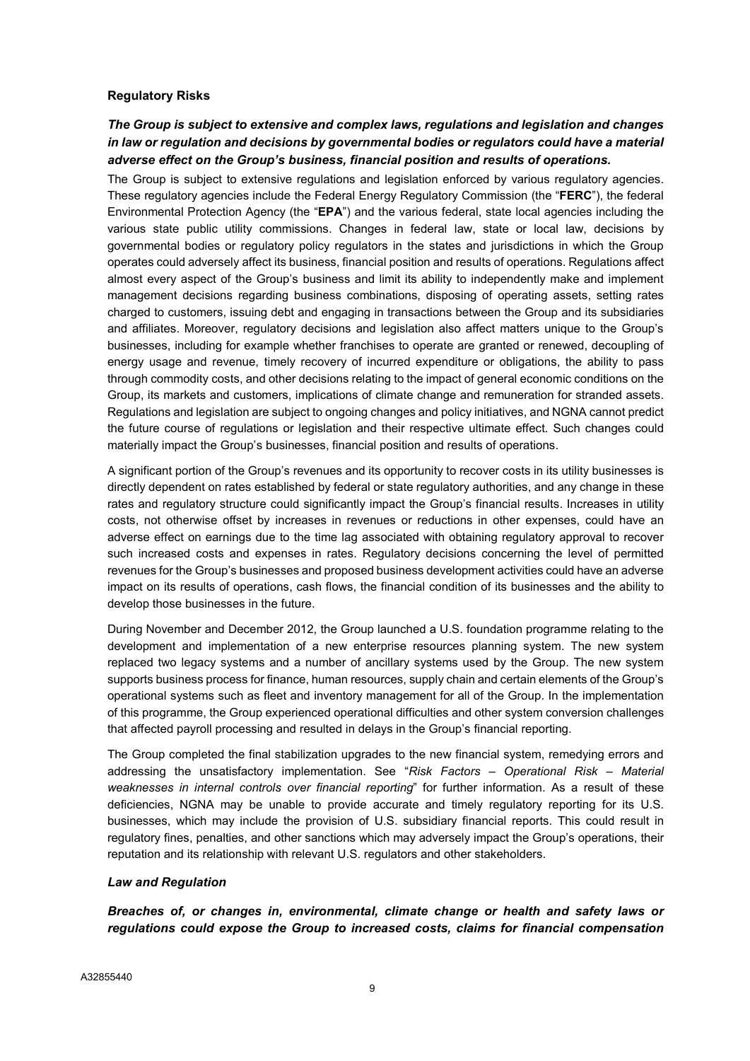**Regulatory Risks**

***The Group is subject to extensive and complex laws, regulations and legislation and changes in law or regulation and decisions by governmental bodies or regulators could have a material adverse effect on the Group's business, financial position and results of operations.***

The Group is subject to extensive regulations and legislation enforced by various regulatory agencies. These regulatory agencies include the Federal Energy Regulatory Commission (the "**FERC**"), the federal Environmental Protection Agency (the "**EPA**") and the various federal, state local agencies including the various state public utility commissions. Changes in federal law, state or local law, decisions by governmental bodies or regulatory policy regulators in the states and jurisdictions in which the Group operates could adversely affect its business, financial position and results of operations. Regulations affect almost every aspect of the Group's business and limit its ability to independently make and implement management decisions regarding business combinations, disposing of operating assets, setting rates charged to customers, issuing debt and engaging in transactions between the Group and its subsidiaries and affiliates. Moreover, regulatory decisions and legislation also affect matters unique to the Group's businesses, including for example whether franchises to operate are granted or renewed, decoupling of energy usage and revenue, timely recovery of incurred expenditure or obligations, the ability to pass through commodity costs, and other decisions relating to the impact of general economic conditions on the Group, its markets and customers, implications of climate change and remuneration for stranded assets. Regulations and legislation are subject to ongoing changes and policy initiatives, and NGNA cannot predict the future course of regulations or legislation and their respective ultimate effect. Such changes could materially impact the Group's businesses, financial position and results of operations.

A significant portion of the Group's revenues and its opportunity to recover costs in its utility businesses is directly dependent on rates established by federal or state regulatory authorities, and any change in these rates and regulatory structure could significantly impact the Group's financial results. Increases in utility costs, not otherwise offset by increases in revenues or reductions in other expenses, could have an adverse effect on earnings due to the time lag associated with obtaining regulatory approval to recover such increased costs and expenses in rates. Regulatory decisions concerning the level of permitted revenues for the Group's businesses and proposed business development activities could have an adverse impact on its results of operations, cash flows, the financial condition of its businesses and the ability to develop those businesses in the future.

During November and December 2012, the Group launched a U.S. foundation programme relating to the development and implementation of a new enterprise resources planning system. The new system replaced two legacy systems and a number of ancillary systems used by the Group. The new system supports business process for finance, human resources, supply chain and certain elements of the Group's operational systems such as fleet and inventory management for all of the Group. In the implementation of this programme, the Group experienced operational difficulties and other system conversion challenges that affected payroll processing and resulted in delays in the Group's financial reporting.

The Group completed the final stabilization upgrades to the new financial system, remedying errors and addressing the unsatisfactory implementation. See "*Risk Factors – Operational Risk – Material weaknesses in internal controls over financial reporting*" for further information. As a result of these deficiencies, NGNA may be unable to provide accurate and timely regulatory reporting for its U.S. businesses, which may include the provision of U.S. subsidiary financial reports. This could result in regulatory fines, penalties, and other sanctions which may adversely impact the Group's operations, their reputation and its relationship with relevant U.S. regulators and other stakeholders.

***Law and Regulation***

***Breaches of, or changes in, environmental, climate change or health and safety laws or regulations could expose the Group to increased costs, claims for financial compensation***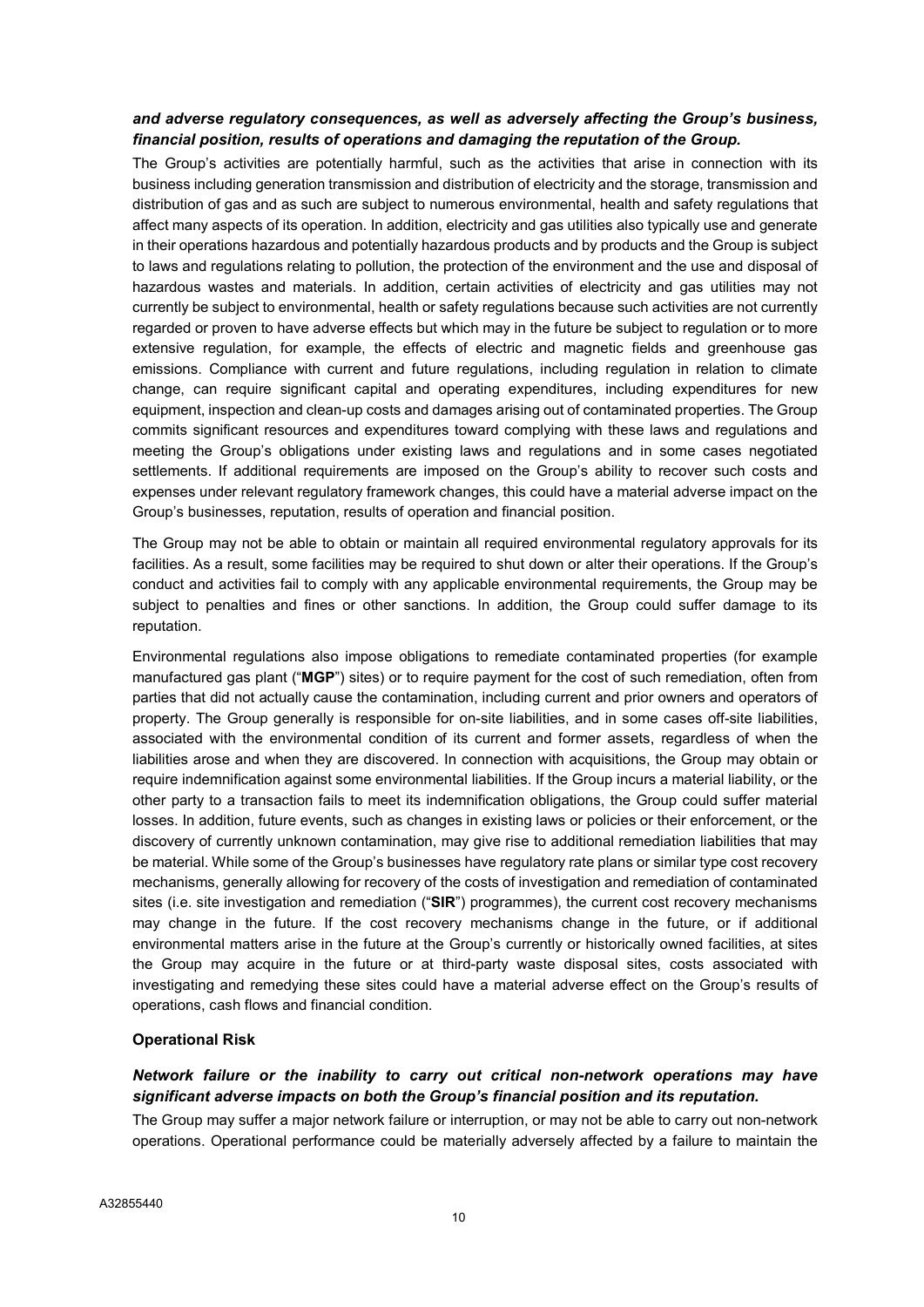***and adverse regulatory consequences, as well as adversely affecting the Group's business, financial position, results of operations and damaging the reputation of the Group.***

The Group's activities are potentially harmful, such as the activities that arise in connection with its business including generation transmission and distribution of electricity and the storage, transmission and distribution of gas and as such are subject to numerous environmental, health and safety regulations that affect many aspects of its operation. In addition, electricity and gas utilities also typically use and generate in their operations hazardous and potentially hazardous products and by products and the Group is subject to laws and regulations relating to pollution, the protection of the environment and the use and disposal of hazardous wastes and materials. In addition, certain activities of electricity and gas utilities may not currently be subject to environmental, health or safety regulations because such activities are not currently regarded or proven to have adverse effects but which may in the future be subject to regulation or to more extensive regulation, for example, the effects of electric and magnetic fields and greenhouse gas emissions. Compliance with current and future regulations, including regulation in relation to climate change, can require significant capital and operating expenditures, including expenditures for new equipment, inspection and clean-up costs and damages arising out of contaminated properties. The Group commits significant resources and expenditures toward complying with these laws and regulations and meeting the Group's obligations under existing laws and regulations and in some cases negotiated settlements. If additional requirements are imposed on the Group's ability to recover such costs and expenses under relevant regulatory framework changes, this could have a material adverse impact on the Group's businesses, reputation, results of operation and financial position.

The Group may not be able to obtain or maintain all required environmental regulatory approvals for its facilities. As a result, some facilities may be required to shut down or alter their operations. If the Group's conduct and activities fail to comply with any applicable environmental requirements, the Group may be subject to penalties and fines or other sanctions. In addition, the Group could suffer damage to its reputation.

Environmental regulations also impose obligations to remediate contaminated properties (for example manufactured gas plant ("**MGP**") sites) or to require payment for the cost of such remediation, often from parties that did not actually cause the contamination, including current and prior owners and operators of property. The Group generally is responsible for on-site liabilities, and in some cases off-site liabilities, associated with the environmental condition of its current and former assets, regardless of when the liabilities arose and when they are discovered. In connection with acquisitions, the Group may obtain or require indemnification against some environmental liabilities. If the Group incurs a material liability, or the other party to a transaction fails to meet its indemnification obligations, the Group could suffer material losses. In addition, future events, such as changes in existing laws or policies or their enforcement, or the discovery of currently unknown contamination, may give rise to additional remediation liabilities that may be material. While some of the Group's businesses have regulatory rate plans or similar type cost recovery mechanisms, generally allowing for recovery of the costs of investigation and remediation of contaminated sites (i.e. site investigation and remediation ("**SIR**") programmes), the current cost recovery mechanisms may change in the future. If the cost recovery mechanisms change in the future, or if additional environmental matters arise in the future at the Group's currently or historically owned facilities, at sites the Group may acquire in the future or at third-party waste disposal sites, costs associated with investigating and remedying these sites could have a material adverse effect on the Group's results of operations, cash flows and financial condition.

**Operational Risk**

***Network failure or the inability to carry out critical non-network operations may have significant adverse impacts on both the Group's financial position and its reputation.***

The Group may suffer a major network failure or interruption, or may not be able to carry out non-network operations. Operational performance could be materially adversely affected by a failure to maintain the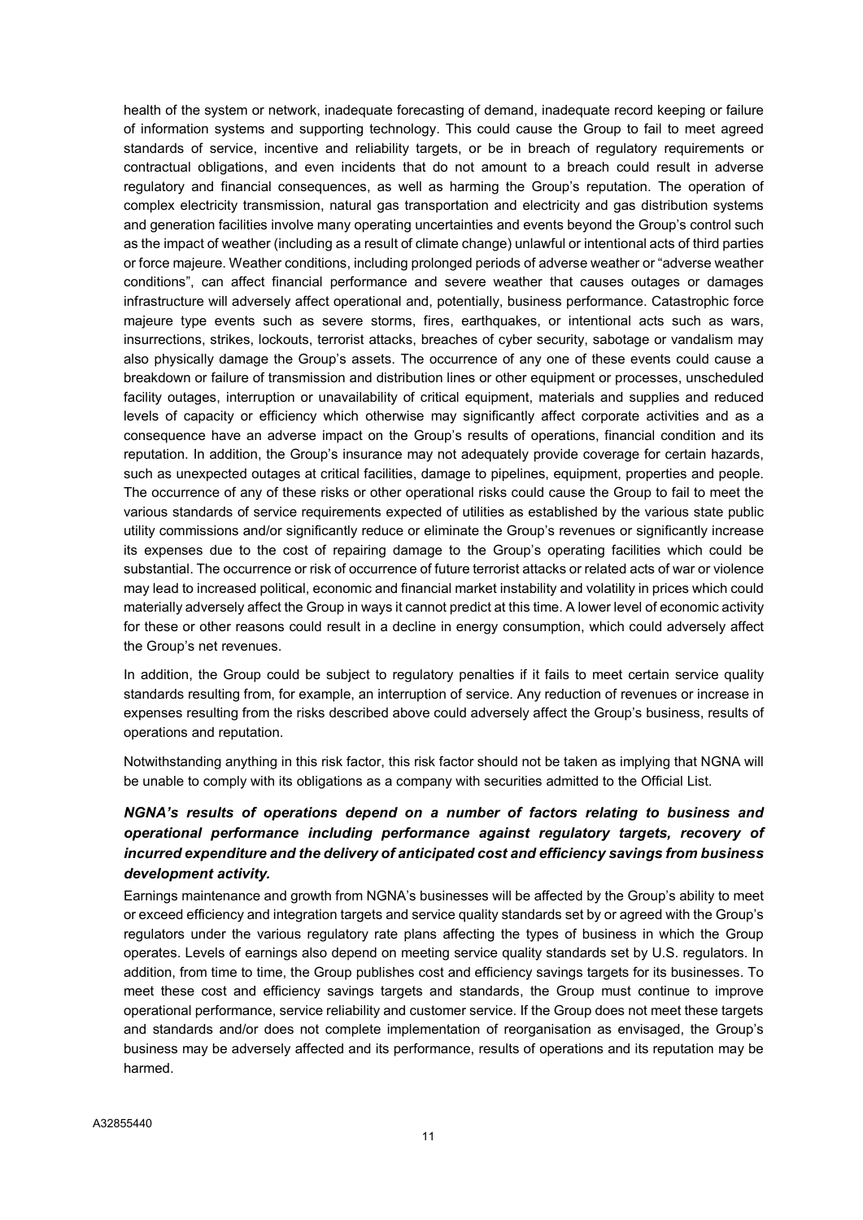health of the system or network, inadequate forecasting of demand, inadequate record keeping or failure of information systems and supporting technology. This could cause the Group to fail to meet agreed standards of service, incentive and reliability targets, or be in breach of regulatory requirements or contractual obligations, and even incidents that do not amount to a breach could result in adverse regulatory and financial consequences, as well as harming the Group's reputation. The operation of complex electricity transmission, natural gas transportation and electricity and gas distribution systems and generation facilities involve many operating uncertainties and events beyond the Group's control such as the impact of weather (including as a result of climate change) unlawful or intentional acts of third parties or force majeure. Weather conditions, including prolonged periods of adverse weather or "adverse weather conditions", can affect financial performance and severe weather that causes outages or damages infrastructure will adversely affect operational and, potentially, business performance. Catastrophic force majeure type events such as severe storms, fires, earthquakes, or intentional acts such as wars, insurrections, strikes, lockouts, terrorist attacks, breaches of cyber security, sabotage or vandalism may also physically damage the Group's assets. The occurrence of any one of these events could cause a breakdown or failure of transmission and distribution lines or other equipment or processes, unscheduled facility outages, interruption or unavailability of critical equipment, materials and supplies and reduced levels of capacity or efficiency which otherwise may significantly affect corporate activities and as a consequence have an adverse impact on the Group's results of operations, financial condition and its reputation. In addition, the Group's insurance may not adequately provide coverage for certain hazards, such as unexpected outages at critical facilities, damage to pipelines, equipment, properties and people. The occurrence of any of these risks or other operational risks could cause the Group to fail to meet the various standards of service requirements expected of utilities as established by the various state public utility commissions and/or significantly reduce or eliminate the Group's revenues or significantly increase its expenses due to the cost of repairing damage to the Group's operating facilities which could be substantial. The occurrence or risk of occurrence of future terrorist attacks or related acts of war or violence may lead to increased political, economic and financial market instability and volatility in prices which could materially adversely affect the Group in ways it cannot predict at this time. A lower level of economic activity for these or other reasons could result in a decline in energy consumption, which could adversely affect the Group's net revenues.

In addition, the Group could be subject to regulatory penalties if it fails to meet certain service quality standards resulting from, for example, an interruption of service. Any reduction of revenues or increase in expenses resulting from the risks described above could adversely affect the Group's business, results of operations and reputation.

Notwithstanding anything in this risk factor, this risk factor should not be taken as implying that NGNA will be unable to comply with its obligations as a company with securities admitted to the Official List.

***NGNA's results of operations depend on a number of factors relating to business and operational performance including performance against regulatory targets, recovery of incurred expenditure and the delivery of anticipated cost and efficiency savings from business development activity.***

Earnings maintenance and growth from NGNA's businesses will be affected by the Group's ability to meet or exceed efficiency and integration targets and service quality standards set by or agreed with the Group's regulators under the various regulatory rate plans affecting the types of business in which the Group operates. Levels of earnings also depend on meeting service quality standards set by U.S. regulators. In addition, from time to time, the Group publishes cost and efficiency savings targets for its businesses. To meet these cost and efficiency savings targets and standards, the Group must continue to improve operational performance, service reliability and customer service. If the Group does not meet these targets and standards and/or does not complete implementation of reorganisation as envisaged, the Group's business may be adversely affected and its performance, results of operations and its reputation may be harmed.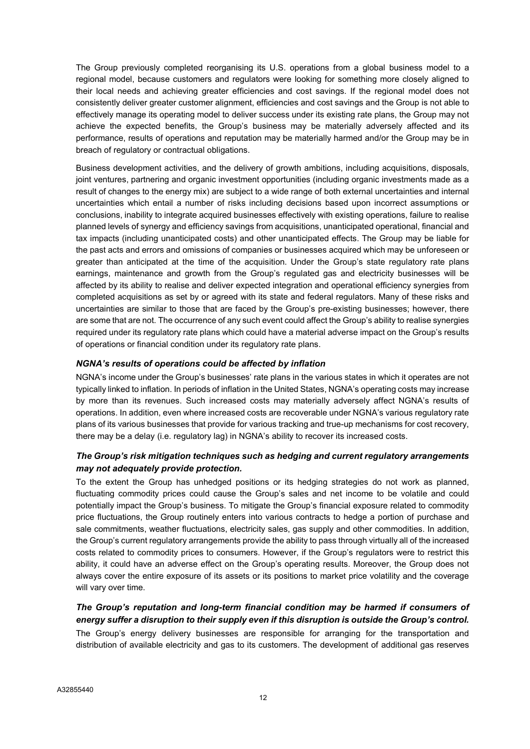The Group previously completed reorganising its U.S. operations from a global business model to a regional model, because customers and regulators were looking for something more closely aligned to their local needs and achieving greater efficiencies and cost savings. If the regional model does not consistently deliver greater customer alignment, efficiencies and cost savings and the Group is not able to effectively manage its operating model to deliver success under its existing rate plans, the Group may not achieve the expected benefits, the Group's business may be materially adversely affected and its performance, results of operations and reputation may be materially harmed and/or the Group may be in breach of regulatory or contractual obligations.

Business development activities, and the delivery of growth ambitions, including acquisitions, disposals, joint ventures, partnering and organic investment opportunities (including organic investments made as a result of changes to the energy mix) are subject to a wide range of both external uncertainties and internal uncertainties which entail a number of risks including decisions based upon incorrect assumptions or conclusions, inability to integrate acquired businesses effectively with existing operations, failure to realise planned levels of synergy and efficiency savings from acquisitions, unanticipated operational, financial and tax impacts (including unanticipated costs) and other unanticipated effects. The Group may be liable for the past acts and errors and omissions of companies or businesses acquired which may be unforeseen or greater than anticipated at the time of the acquisition. Under the Group's state regulatory rate plans earnings, maintenance and growth from the Group's regulated gas and electricity businesses will be affected by its ability to realise and deliver expected integration and operational efficiency synergies from completed acquisitions as set by or agreed with its state and federal regulators. Many of these risks and uncertainties are similar to those that are faced by the Group's pre-existing businesses; however, there are some that are not. The occurrence of any such event could affect the Group's ability to realise synergies required under its regulatory rate plans which could have a material adverse impact on the Group's results of operations or financial condition under its regulatory rate plans.

***NGNA's results of operations could be affected by inflation***

NGNA's income under the Group's businesses' rate plans in the various states in which it operates are not typically linked to inflation. In periods of inflation in the United States, NGNA's operating costs may increase by more than its revenues. Such increased costs may materially adversely affect NGNA's results of operations. In addition, even where increased costs are recoverable under NGNA's various regulatory rate plans of its various businesses that provide for various tracking and true-up mechanisms for cost recovery, there may be a delay (i.e. regulatory lag) in NGNA's ability to recover its increased costs.

***The Group's risk mitigation techniques such as hedging and current regulatory arrangements may not adequately provide protection.***

To the extent the Group has unhedged positions or its hedging strategies do not work as planned, fluctuating commodity prices could cause the Group's sales and net income to be volatile and could potentially impact the Group's business. To mitigate the Group's financial exposure related to commodity price fluctuations, the Group routinely enters into various contracts to hedge a portion of purchase and sale commitments, weather fluctuations, electricity sales, gas supply and other commodities. In addition, the Group's current regulatory arrangements provide the ability to pass through virtually all of the increased costs related to commodity prices to consumers. However, if the Group's regulators were to restrict this ability, it could have an adverse effect on the Group's operating results. Moreover, the Group does not always cover the entire exposure of its assets or its positions to market price volatility and the coverage will vary over time.

***The Group's reputation and long-term financial condition may be harmed if consumers of energy suffer a disruption to their supply even if this disruption is outside the Group's control.***

The Group's energy delivery businesses are responsible for arranging for the transportation and distribution of available electricity and gas to its customers. The development of additional gas reserves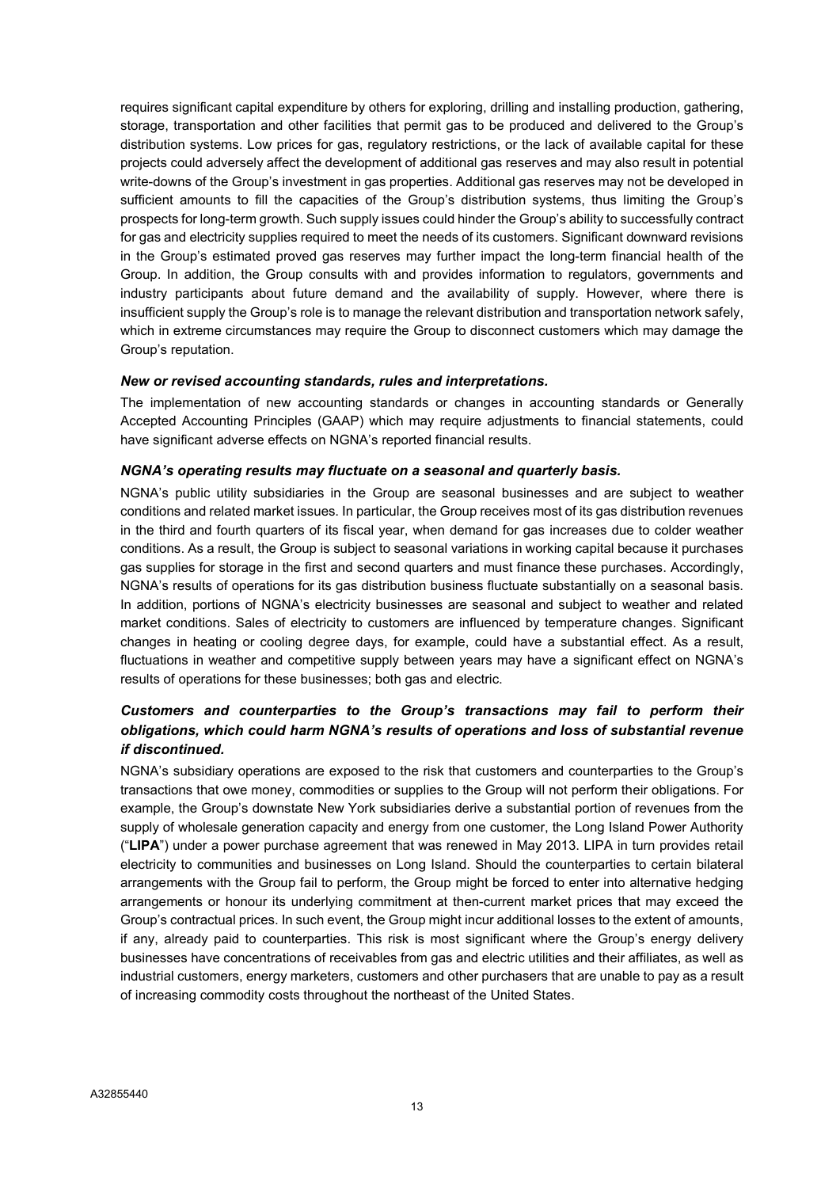requires significant capital expenditure by others for exploring, drilling and installing production, gathering, storage, transportation and other facilities that permit gas to be produced and delivered to the Group's distribution systems. Low prices for gas, regulatory restrictions, or the lack of available capital for these projects could adversely affect the development of additional gas reserves and may also result in potential write-downs of the Group's investment in gas properties. Additional gas reserves may not be developed in sufficient amounts to fill the capacities of the Group's distribution systems, thus limiting the Group's prospects for long-term growth. Such supply issues could hinder the Group's ability to successfully contract for gas and electricity supplies required to meet the needs of its customers. Significant downward revisions in the Group's estimated proved gas reserves may further impact the long-term financial health of the Group. In addition, the Group consults with and provides information to regulators, governments and industry participants about future demand and the availability of supply. However, where there is insufficient supply the Group's role is to manage the relevant distribution and transportation network safely, which in extreme circumstances may require the Group to disconnect customers which may damage the Group's reputation.

***New or revised accounting standards, rules and interpretations.***

The implementation of new accounting standards or changes in accounting standards or Generally Accepted Accounting Principles (GAAP) which may require adjustments to financial statements, could have significant adverse effects on NGNA's reported financial results.

***NGNA's operating results may fluctuate on a seasonal and quarterly basis.***

NGNA's public utility subsidiaries in the Group are seasonal businesses and are subject to weather conditions and related market issues. In particular, the Group receives most of its gas distribution revenues in the third and fourth quarters of its fiscal year, when demand for gas increases due to colder weather conditions. As a result, the Group is subject to seasonal variations in working capital because it purchases gas supplies for storage in the first and second quarters and must finance these purchases. Accordingly, NGNA's results of operations for its gas distribution business fluctuate substantially on a seasonal basis. In addition, portions of NGNA's electricity businesses are seasonal and subject to weather and related market conditions. Sales of electricity to customers are influenced by temperature changes. Significant changes in heating or cooling degree days, for example, could have a substantial effect. As a result, fluctuations in weather and competitive supply between years may have a significant effect on NGNA's results of operations for these businesses; both gas and electric.

***Customers and counterparties to the Group's transactions may fail to perform their obligations, which could harm NGNA's results of operations and loss of substantial revenue if discontinued.***

NGNA's subsidiary operations are exposed to the risk that customers and counterparties to the Group's transactions that owe money, commodities or supplies to the Group will not perform their obligations. For example, the Group's downstate New York subsidiaries derive a substantial portion of revenues from the supply of wholesale generation capacity and energy from one customer, the Long Island Power Authority ("**LIPA**") under a power purchase agreement that was renewed in May 2013. LIPA in turn provides retail electricity to communities and businesses on Long Island. Should the counterparties to certain bilateral arrangements with the Group fail to perform, the Group might be forced to enter into alternative hedging arrangements or honour its underlying commitment at then-current market prices that may exceed the Group's contractual prices. In such event, the Group might incur additional losses to the extent of amounts, if any, already paid to counterparties. This risk is most significant where the Group's energy delivery businesses have concentrations of receivables from gas and electric utilities and their affiliates, as well as industrial customers, energy marketers, customers and other purchasers that are unable to pay as a result of increasing commodity costs throughout the northeast of the United States.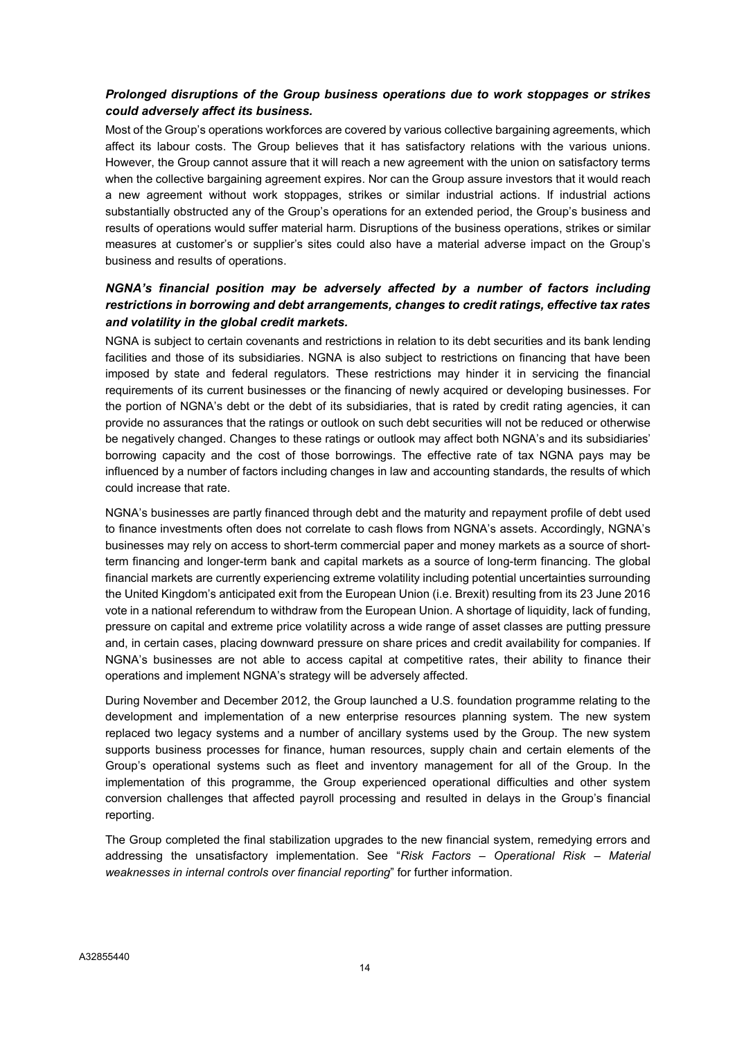***Prolonged disruptions of the Group business operations due to work stoppages or strikes could adversely affect its business.***

Most of the Group's operations workforces are covered by various collective bargaining agreements, which affect its labour costs. The Group believes that it has satisfactory relations with the various unions. However, the Group cannot assure that it will reach a new agreement with the union on satisfactory terms when the collective bargaining agreement expires. Nor can the Group assure investors that it would reach a new agreement without work stoppages, strikes or similar industrial actions. If industrial actions substantially obstructed any of the Group's operations for an extended period, the Group's business and results of operations would suffer material harm. Disruptions of the business operations, strikes or similar measures at customer's or supplier's sites could also have a material adverse impact on the Group's business and results of operations.

***NGNA's financial position may be adversely affected by a number of factors including restrictions in borrowing and debt arrangements, changes to credit ratings, effective tax rates and volatility in the global credit markets.***

NGNA is subject to certain covenants and restrictions in relation to its debt securities and its bank lending facilities and those of its subsidiaries. NGNA is also subject to restrictions on financing that have been imposed by state and federal regulators. These restrictions may hinder it in servicing the financial requirements of its current businesses or the financing of newly acquired or developing businesses. For the portion of NGNA's debt or the debt of its subsidiaries, that is rated by credit rating agencies, it can provide no assurances that the ratings or outlook on such debt securities will not be reduced or otherwise be negatively changed. Changes to these ratings or outlook may affect both NGNA's and its subsidiaries' borrowing capacity and the cost of those borrowings. The effective rate of tax NGNA pays may be influenced by a number of factors including changes in law and accounting standards, the results of which could increase that rate.

NGNA's businesses are partly financed through debt and the maturity and repayment profile of debt used to finance investments often does not correlate to cash flows from NGNA's assets. Accordingly, NGNA's businesses may rely on access to short-term commercial paper and money markets as a source of short-term financing and longer-term bank and capital markets as a source of long-term financing. The global financial markets are currently experiencing extreme volatility including potential uncertainties surrounding the United Kingdom's anticipated exit from the European Union (i.e. Brexit) resulting from its 23 June 2016 vote in a national referendum to withdraw from the European Union. A shortage of liquidity, lack of funding, pressure on capital and extreme price volatility across a wide range of asset classes are putting pressure and, in certain cases, placing downward pressure on share prices and credit availability for companies. If NGNA's businesses are not able to access capital at competitive rates, their ability to finance their operations and implement NGNA's strategy will be adversely affected.

During November and December 2012, the Group launched a U.S. foundation programme relating to the development and implementation of a new enterprise resources planning system. The new system replaced two legacy systems and a number of ancillary systems used by the Group. The new system supports business processes for finance, human resources, supply chain and certain elements of the Group's operational systems such as fleet and inventory management for all of the Group. In the implementation of this programme, the Group experienced operational difficulties and other system conversion challenges that affected payroll processing and resulted in delays in the Group's financial reporting.

The Group completed the final stabilization upgrades to the new financial system, remedying errors and addressing the unsatisfactory implementation. See "*Risk Factors – Operational Risk – Material weaknesses in internal controls over financial reporting*" for further information.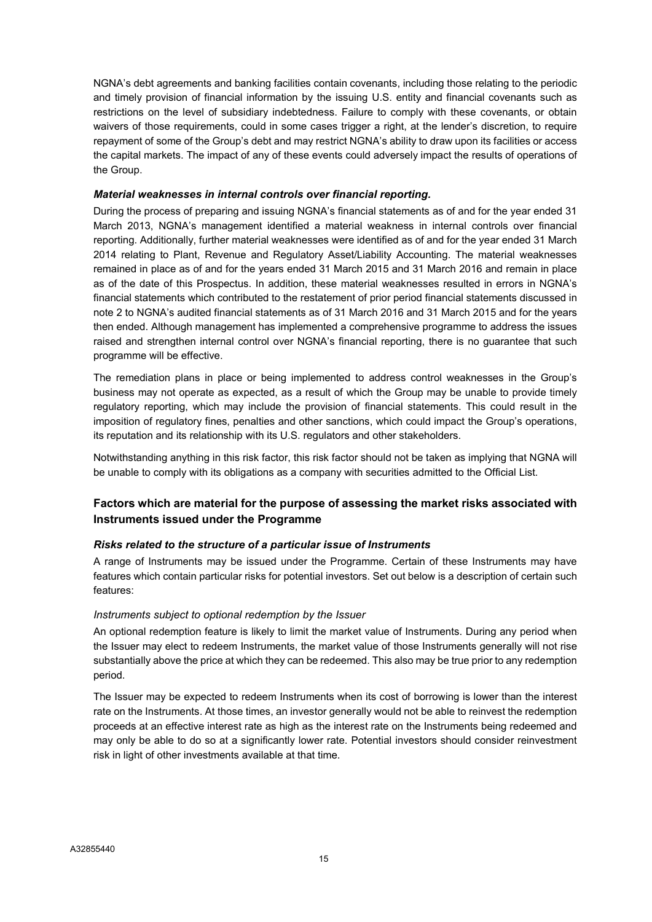NGNA's debt agreements and banking facilities contain covenants, including those relating to the periodic and timely provision of financial information by the issuing U.S. entity and financial covenants such as restrictions on the level of subsidiary indebtedness. Failure to comply with these covenants, or obtain waivers of those requirements, could in some cases trigger a right, at the lender's discretion, to require repayment of some of the Group's debt and may restrict NGNA's ability to draw upon its facilities or access the capital markets. The impact of any of these events could adversely impact the results of operations of the Group.

#### *Material weaknesses in internal controls over financial reporting.*

During the process of preparing and issuing NGNA's financial statements as of and for the year ended 31 March 2013, NGNA's management identified a material weakness in internal controls over financial reporting. Additionally, further material weaknesses were identified as of and for the year ended 31 March 2014 relating to Plant, Revenue and Regulatory Asset/Liability Accounting. The material weaknesses remained in place as of and for the years ended 31 March 2015 and 31 March 2016 and remain in place as of the date of this Prospectus. In addition, these material weaknesses resulted in errors in NGNA's financial statements which contributed to the restatement of prior period financial statements discussed in note 2 to NGNA's audited financial statements as of 31 March 2016 and 31 March 2015 and for the years then ended. Although management has implemented a comprehensive programme to address the issues raised and strengthen internal control over NGNA's financial reporting, there is no guarantee that such programme will be effective.

The remediation plans in place or being implemented to address control weaknesses in the Group's business may not operate as expected, as a result of which the Group may be unable to provide timely regulatory reporting, which may include the provision of financial statements. This could result in the imposition of regulatory fines, penalties and other sanctions, which could impact the Group's operations, its reputation and its relationship with its U.S. regulators and other stakeholders.

Notwithstanding anything in this risk factor, this risk factor should not be taken as implying that NGNA will be unable to comply with its obligations as a company with securities admitted to the Official List.

### Factors which are material for the purpose of assessing the market risks associated with Instruments issued under the Programme

#### *Risks related to the structure of a particular issue of Instruments*

A range of Instruments may be issued under the Programme. Certain of these Instruments may have features which contain particular risks for potential investors. Set out below is a description of certain such features:

*Instruments subject to optional redemption by the Issuer*

An optional redemption feature is likely to limit the market value of Instruments. During any period when the Issuer may elect to redeem Instruments, the market value of those Instruments generally will not rise substantially above the price at which they can be redeemed. This also may be true prior to any redemption period.

The Issuer may be expected to redeem Instruments when its cost of borrowing is lower than the interest rate on the Instruments. At those times, an investor generally would not be able to reinvest the redemption proceeds at an effective interest rate as high as the interest rate on the Instruments being redeemed and may only be able to do so at a significantly lower rate. Potential investors should consider reinvestment risk in light of other investments available at that time.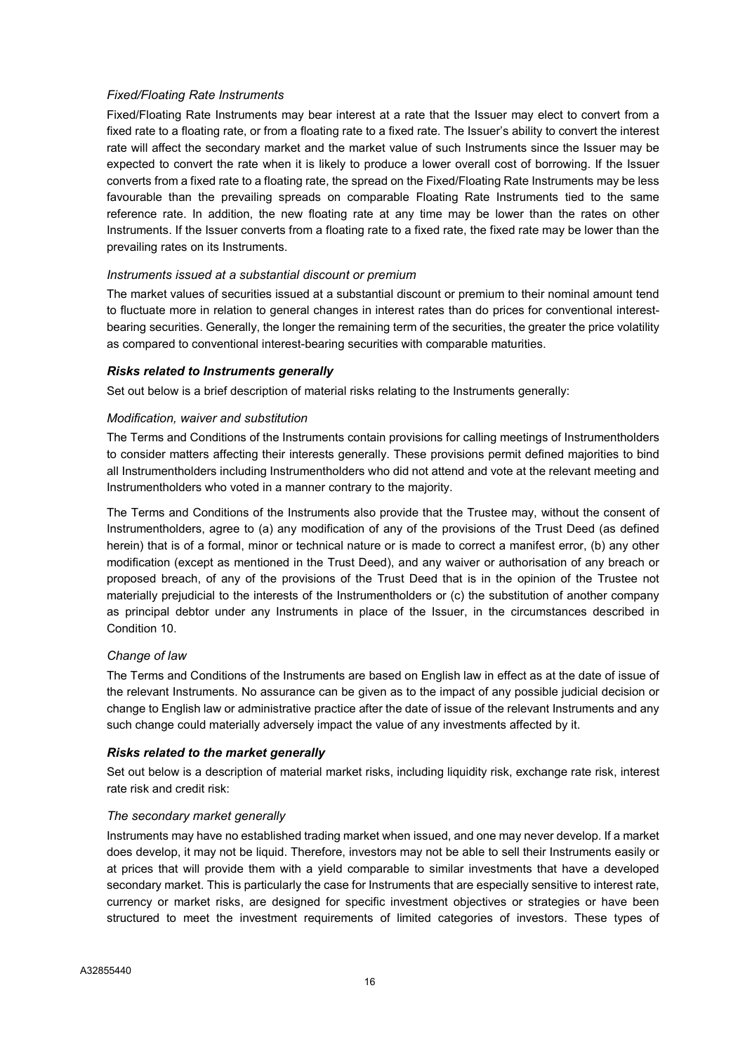*Fixed/Floating Rate Instruments*

Fixed/Floating Rate Instruments may bear interest at a rate that the Issuer may elect to convert from a fixed rate to a floating rate, or from a floating rate to a fixed rate. The Issuer's ability to convert the interest rate will affect the secondary market and the market value of such Instruments since the Issuer may be expected to convert the rate when it is likely to produce a lower overall cost of borrowing. If the Issuer converts from a fixed rate to a floating rate, the spread on the Fixed/Floating Rate Instruments may be less favourable than the prevailing spreads on comparable Floating Rate Instruments tied to the same reference rate. In addition, the new floating rate at any time may be lower than the rates on other Instruments. If the Issuer converts from a floating rate to a fixed rate, the fixed rate may be lower than the prevailing rates on its Instruments.

*Instruments issued at a substantial discount or premium*

The market values of securities issued at a substantial discount or premium to their nominal amount tend to fluctuate more in relation to general changes in interest rates than do prices for conventional interest-bearing securities. Generally, the longer the remaining term of the securities, the greater the price volatility as compared to conventional interest-bearing securities with comparable maturities.

***Risks related to Instruments generally***

Set out below is a brief description of material risks relating to the Instruments generally:

*Modification, waiver and substitution*

The Terms and Conditions of the Instruments contain provisions for calling meetings of Instrumentholders to consider matters affecting their interests generally. These provisions permit defined majorities to bind all Instrumentholders including Instrumentholders who did not attend and vote at the relevant meeting and Instrumentholders who voted in a manner contrary to the majority.

The Terms and Conditions of the Instruments also provide that the Trustee may, without the consent of Instrumentholders, agree to (a) any modification of any of the provisions of the Trust Deed (as defined herein) that is of a formal, minor or technical nature or is made to correct a manifest error, (b) any other modification (except as mentioned in the Trust Deed), and any waiver or authorisation of any breach or proposed breach, of any of the provisions of the Trust Deed that is in the opinion of the Trustee not materially prejudicial to the interests of the Instrumentholders or (c) the substitution of another company as principal debtor under any Instruments in place of the Issuer, in the circumstances described in Condition 10.

*Change of law*

The Terms and Conditions of the Instruments are based on English law in effect as at the date of issue of the relevant Instruments. No assurance can be given as to the impact of any possible judicial decision or change to English law or administrative practice after the date of issue of the relevant Instruments and any such change could materially adversely impact the value of any investments affected by it.

***Risks related to the market generally***

Set out below is a description of material market risks, including liquidity risk, exchange rate risk, interest rate risk and credit risk:

*The secondary market generally*

Instruments may have no established trading market when issued, and one may never develop. If a market does develop, it may not be liquid. Therefore, investors may not be able to sell their Instruments easily or at prices that will provide them with a yield comparable to similar investments that have a developed secondary market. This is particularly the case for Instruments that are especially sensitive to interest rate, currency or market risks, are designed for specific investment objectives or strategies or have been structured to meet the investment requirements of limited categories of investors. These types of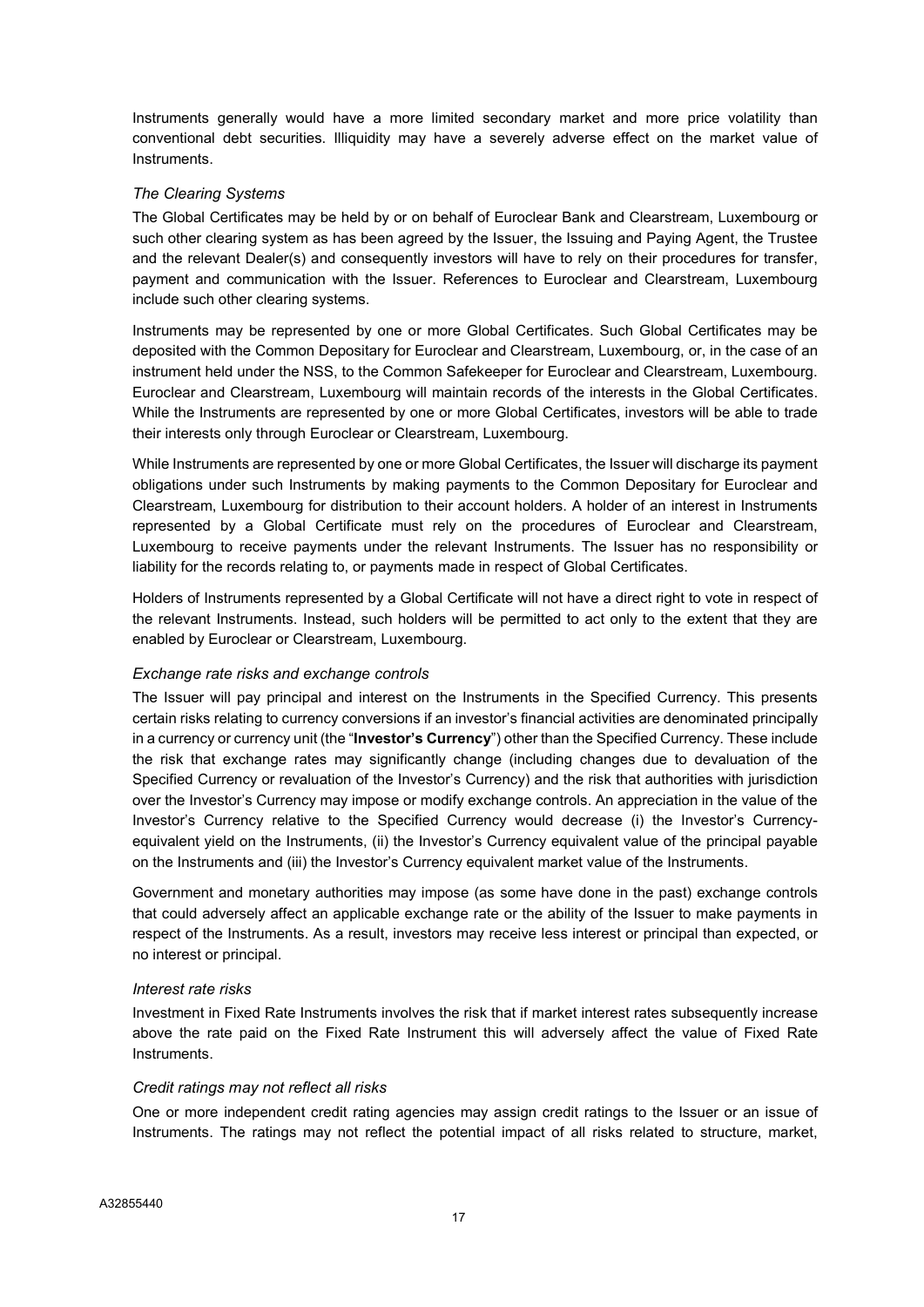Instruments generally would have a more limited secondary market and more price volatility than conventional debt securities. Illiquidity may have a severely adverse effect on the market value of Instruments.

*The Clearing Systems*

The Global Certificates may be held by or on behalf of Euroclear Bank and Clearstream, Luxembourg or such other clearing system as has been agreed by the Issuer, the Issuing and Paying Agent, the Trustee and the relevant Dealer(s) and consequently investors will have to rely on their procedures for transfer, payment and communication with the Issuer. References to Euroclear and Clearstream, Luxembourg include such other clearing systems.

Instruments may be represented by one or more Global Certificates. Such Global Certificates may be deposited with the Common Depositary for Euroclear and Clearstream, Luxembourg, or, in the case of an instrument held under the NSS, to the Common Safekeeper for Euroclear and Clearstream, Luxembourg. Euroclear and Clearstream, Luxembourg will maintain records of the interests in the Global Certificates. While the Instruments are represented by one or more Global Certificates, investors will be able to trade their interests only through Euroclear or Clearstream, Luxembourg.

While Instruments are represented by one or more Global Certificates, the Issuer will discharge its payment obligations under such Instruments by making payments to the Common Depositary for Euroclear and Clearstream, Luxembourg for distribution to their account holders. A holder of an interest in Instruments represented by a Global Certificate must rely on the procedures of Euroclear and Clearstream, Luxembourg to receive payments under the relevant Instruments. The Issuer has no responsibility or liability for the records relating to, or payments made in respect of Global Certificates.

Holders of Instruments represented by a Global Certificate will not have a direct right to vote in respect of the relevant Instruments. Instead, such holders will be permitted to act only to the extent that they are enabled by Euroclear or Clearstream, Luxembourg.

*Exchange rate risks and exchange controls*

The Issuer will pay principal and interest on the Instruments in the Specified Currency. This presents certain risks relating to currency conversions if an investor's financial activities are denominated principally in a currency or currency unit (the "**Investor's Currency**") other than the Specified Currency. These include the risk that exchange rates may significantly change (including changes due to devaluation of the Specified Currency or revaluation of the Investor's Currency) and the risk that authorities with jurisdiction over the Investor's Currency may impose or modify exchange controls. An appreciation in the value of the Investor's Currency relative to the Specified Currency would decrease (i) the Investor's Currency-equivalent yield on the Instruments, (ii) the Investor's Currency equivalent value of the principal payable on the Instruments and (iii) the Investor's Currency equivalent market value of the Instruments.

Government and monetary authorities may impose (as some have done in the past) exchange controls that could adversely affect an applicable exchange rate or the ability of the Issuer to make payments in respect of the Instruments. As a result, investors may receive less interest or principal than expected, or no interest or principal.

*Interest rate risks*

Investment in Fixed Rate Instruments involves the risk that if market interest rates subsequently increase above the rate paid on the Fixed Rate Instrument this will adversely affect the value of Fixed Rate Instruments.

*Credit ratings may not reflect all risks*

One or more independent credit rating agencies may assign credit ratings to the Issuer or an issue of Instruments. The ratings may not reflect the potential impact of all risks related to structure, market,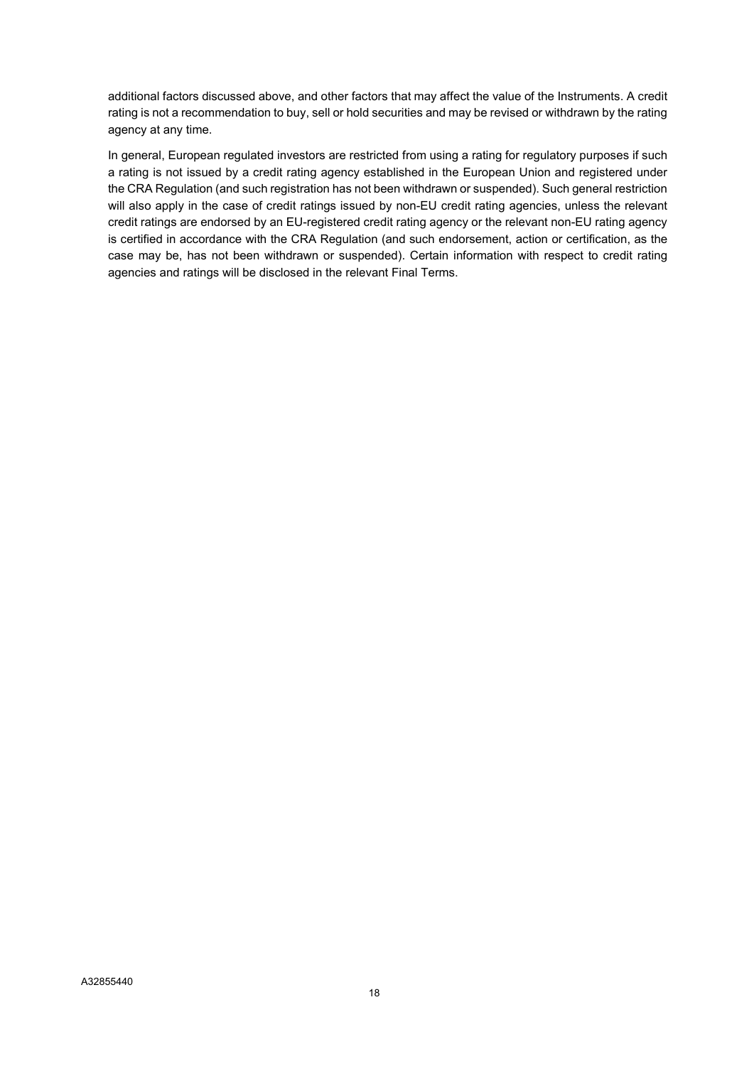additional factors discussed above, and other factors that may affect the value of the Instruments. A credit rating is not a recommendation to buy, sell or hold securities and may be revised or withdrawn by the rating agency at any time.

In general, European regulated investors are restricted from using a rating for regulatory purposes if such a rating is not issued by a credit rating agency established in the European Union and registered under the CRA Regulation (and such registration has not been withdrawn or suspended). Such general restriction will also apply in the case of credit ratings issued by non-EU credit rating agencies, unless the relevant credit ratings are endorsed by an EU-registered credit rating agency or the relevant non-EU rating agency is certified in accordance with the CRA Regulation (and such endorsement, action or certification, as the case may be, has not been withdrawn or suspended). Certain information with respect to credit rating agencies and ratings will be disclosed in the relevant Final Terms.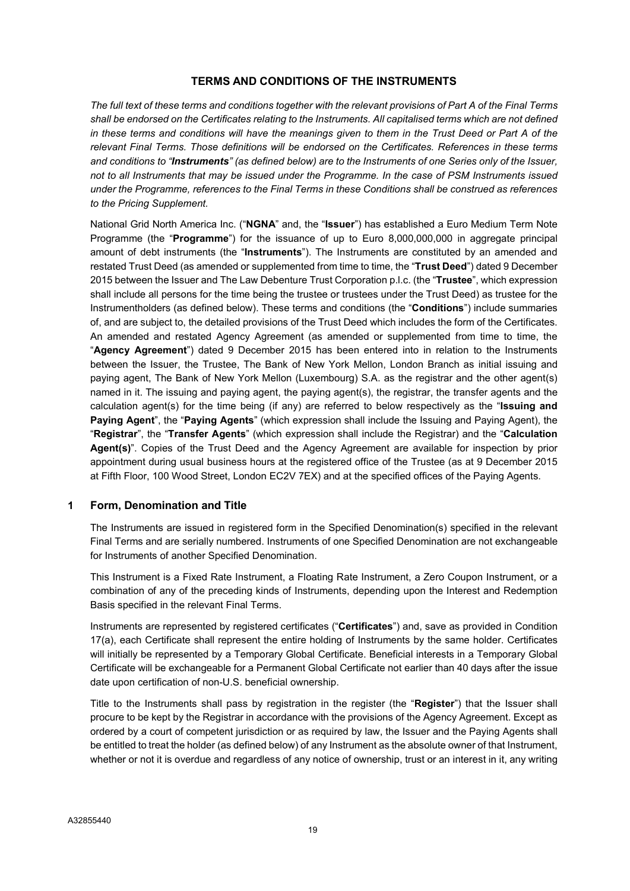## TERMS AND CONDITIONS OF THE INSTRUMENTS

*The full text of these terms and conditions together with the relevant provisions of Part A of the Final Terms shall be endorsed on the Certificates relating to the Instruments. All capitalised terms which are not defined in these terms and conditions will have the meanings given to them in the Trust Deed or Part A of the relevant Final Terms. Those definitions will be endorsed on the Certificates. References in these terms and conditions to "**Instruments**" (as defined below) are to the Instruments of one Series only of the Issuer, not to all Instruments that may be issued under the Programme. In the case of PSM Instruments issued under the Programme, references to the Final Terms in these Conditions shall be construed as references to the Pricing Supplement.*

National Grid North America Inc. ("**NGNA**" and, the "**Issuer**") has established a Euro Medium Term Note Programme (the "**Programme**") for the issuance of up to Euro 8,000,000,000 in aggregate principal amount of debt instruments (the "**Instruments**"). The Instruments are constituted by an amended and restated Trust Deed (as amended or supplemented from time to time, the "**Trust Deed**") dated 9 December 2015 between the Issuer and The Law Debenture Trust Corporation p.l.c. (the "**Trustee**", which expression shall include all persons for the time being the trustee or trustees under the Trust Deed) as trustee for the Instrumentholders (as defined below). These terms and conditions (the "**Conditions**") include summaries of, and are subject to, the detailed provisions of the Trust Deed which includes the form of the Certificates. An amended and restated Agency Agreement (as amended or supplemented from time to time, the "**Agency Agreement**") dated 9 December 2015 has been entered into in relation to the Instruments between the Issuer, the Trustee, The Bank of New York Mellon, London Branch as initial issuing and paying agent, The Bank of New York Mellon (Luxembourg) S.A. as the registrar and the other agent(s) named in it. The issuing and paying agent, the paying agent(s), the registrar, the transfer agents and the calculation agent(s) for the time being (if any) are referred to below respectively as the "**Issuing and Paying Agent**", the "**Paying Agents**" (which expression shall include the Issuing and Paying Agent), the "**Registrar**", the "**Transfer Agents**" (which expression shall include the Registrar) and the "**Calculation Agent(s)**". Copies of the Trust Deed and the Agency Agreement are available for inspection by prior appointment during usual business hours at the registered office of the Trustee (as at 9 December 2015 at Fifth Floor, 100 Wood Street, London EC2V 7EX) and at the specified offices of the Paying Agents.

### 1 Form, Denomination and Title

The Instruments are issued in registered form in the Specified Denomination(s) specified in the relevant Final Terms and are serially numbered. Instruments of one Specified Denomination are not exchangeable for Instruments of another Specified Denomination.

This Instrument is a Fixed Rate Instrument, a Floating Rate Instrument, a Zero Coupon Instrument, or a combination of any of the preceding kinds of Instruments, depending upon the Interest and Redemption Basis specified in the relevant Final Terms.

Instruments are represented by registered certificates ("**Certificates**") and, save as provided in Condition 17(a), each Certificate shall represent the entire holding of Instruments by the same holder. Certificates will initially be represented by a Temporary Global Certificate. Beneficial interests in a Temporary Global Certificate will be exchangeable for a Permanent Global Certificate not earlier than 40 days after the issue date upon certification of non-U.S. beneficial ownership.

Title to the Instruments shall pass by registration in the register (the "**Register**") that the Issuer shall procure to be kept by the Registrar in accordance with the provisions of the Agency Agreement. Except as ordered by a court of competent jurisdiction or as required by law, the Issuer and the Paying Agents shall be entitled to treat the holder (as defined below) of any Instrument as the absolute owner of that Instrument, whether or not it is overdue and regardless of any notice of ownership, trust or an interest in it, any writing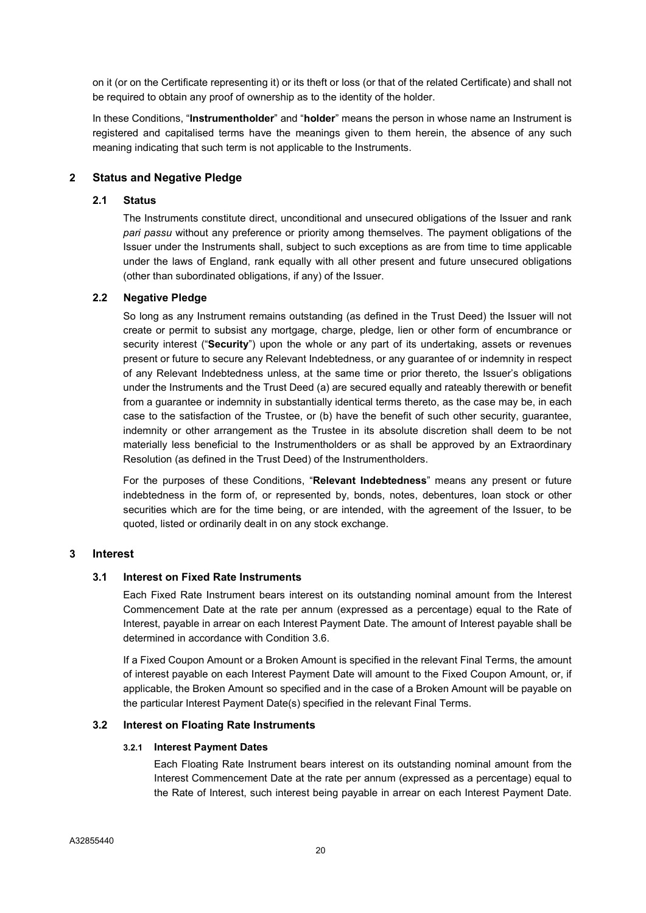on it (or on the Certificate representing it) or its theft or loss (or that of the related Certificate) and shall not be required to obtain any proof of ownership as to the identity of the holder.

In these Conditions, "**Instrumentholder**" and "**holder**" means the person in whose name an Instrument is registered and capitalised terms have the meanings given to them herein, the absence of any such meaning indicating that such term is not applicable to the Instruments.

## 2 Status and Negative Pledge

### 2.1 Status

The Instruments constitute direct, unconditional and unsecured obligations of the Issuer and rank *pari passu* without any preference or priority among themselves. The payment obligations of the Issuer under the Instruments shall, subject to such exceptions as are from time to time applicable under the laws of England, rank equally with all other present and future unsecured obligations (other than subordinated obligations, if any) of the Issuer.

### 2.2 Negative Pledge

So long as any Instrument remains outstanding (as defined in the Trust Deed) the Issuer will not create or permit to subsist any mortgage, charge, pledge, lien or other form of encumbrance or security interest ("**Security**") upon the whole or any part of its undertaking, assets or revenues present or future to secure any Relevant Indebtedness, or any guarantee of or indemnity in respect of any Relevant Indebtedness unless, at the same time or prior thereto, the Issuer's obligations under the Instruments and the Trust Deed (a) are secured equally and rateably therewith or benefit from a guarantee or indemnity in substantially identical terms thereto, as the case may be, in each case to the satisfaction of the Trustee, or (b) have the benefit of such other security, guarantee, indemnity or other arrangement as the Trustee in its absolute discretion shall deem to be not materially less beneficial to the Instrumentholders or as shall be approved by an Extraordinary Resolution (as defined in the Trust Deed) of the Instrumentholders.

For the purposes of these Conditions, "**Relevant Indebtedness**" means any present or future indebtedness in the form of, or represented by, bonds, notes, debentures, loan stock or other securities which are for the time being, or are intended, with the agreement of the Issuer, to be quoted, listed or ordinarily dealt in on any stock exchange.

## 3 Interest

### 3.1 Interest on Fixed Rate Instruments

Each Fixed Rate Instrument bears interest on its outstanding nominal amount from the Interest Commencement Date at the rate per annum (expressed as a percentage) equal to the Rate of Interest, payable in arrear on each Interest Payment Date. The amount of Interest payable shall be determined in accordance with Condition 3.6.

If a Fixed Coupon Amount or a Broken Amount is specified in the relevant Final Terms, the amount of interest payable on each Interest Payment Date will amount to the Fixed Coupon Amount, or, if applicable, the Broken Amount so specified and in the case of a Broken Amount will be payable on the particular Interest Payment Date(s) specified in the relevant Final Terms.

### 3.2 Interest on Floating Rate Instruments

#### 3.2.1 Interest Payment Dates

Each Floating Rate Instrument bears interest on its outstanding nominal amount from the Interest Commencement Date at the rate per annum (expressed as a percentage) equal to the Rate of Interest, such interest being payable in arrear on each Interest Payment Date.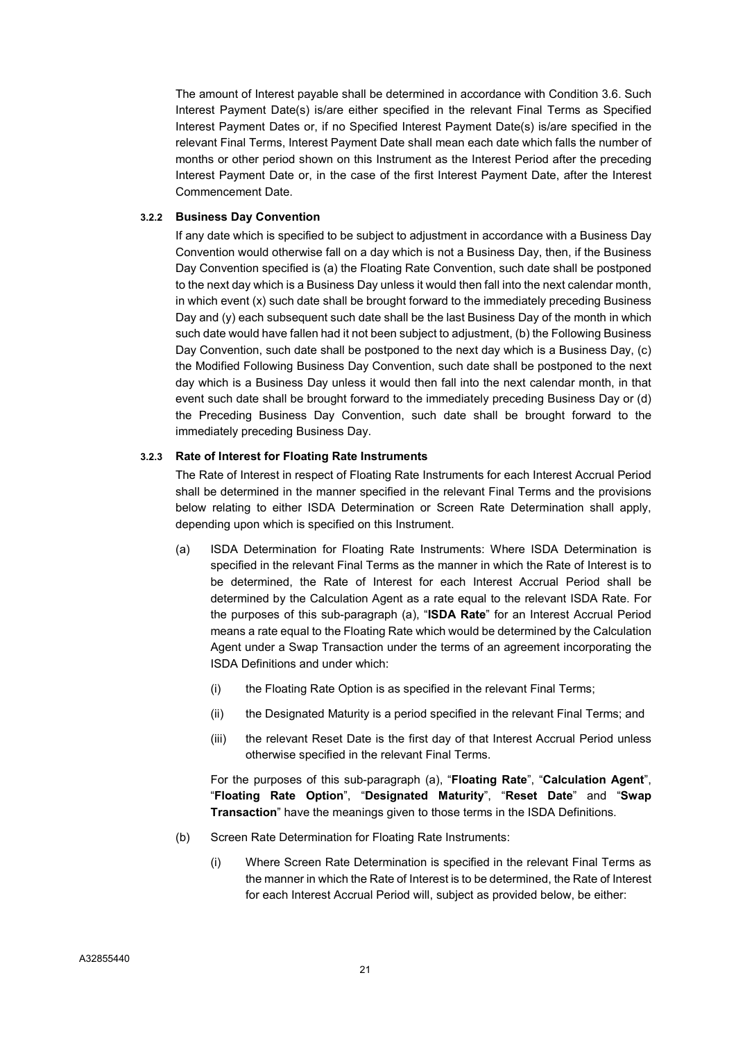The amount of Interest payable shall be determined in accordance with Condition 3.6. Such Interest Payment Date(s) is/are either specified in the relevant Final Terms as Specified Interest Payment Dates or, if no Specified Interest Payment Date(s) is/are specified in the relevant Final Terms, Interest Payment Date shall mean each date which falls the number of months or other period shown on this Instrument as the Interest Period after the preceding Interest Payment Date or, in the case of the first Interest Payment Date, after the Interest Commencement Date.

#### 3.2.2 Business Day Convention

If any date which is specified to be subject to adjustment in accordance with a Business Day Convention would otherwise fall on a day which is not a Business Day, then, if the Business Day Convention specified is (a) the Floating Rate Convention, such date shall be postponed to the next day which is a Business Day unless it would then fall into the next calendar month, in which event (x) such date shall be brought forward to the immediately preceding Business Day and (y) each subsequent such date shall be the last Business Day of the month in which such date would have fallen had it not been subject to adjustment, (b) the Following Business Day Convention, such date shall be postponed to the next day which is a Business Day, (c) the Modified Following Business Day Convention, such date shall be postponed to the next day which is a Business Day unless it would then fall into the next calendar month, in that event such date shall be brought forward to the immediately preceding Business Day or (d) the Preceding Business Day Convention, such date shall be brought forward to the immediately preceding Business Day.

#### 3.2.3 Rate of Interest for Floating Rate Instruments

The Rate of Interest in respect of Floating Rate Instruments for each Interest Accrual Period shall be determined in the manner specified in the relevant Final Terms and the provisions below relating to either ISDA Determination or Screen Rate Determination shall apply, depending upon which is specified on this Instrument.

(a) ISDA Determination for Floating Rate Instruments: Where ISDA Determination is specified in the relevant Final Terms as the manner in which the Rate of Interest is to be determined, the Rate of Interest for each Interest Accrual Period shall be determined by the Calculation Agent as a rate equal to the relevant ISDA Rate. For the purposes of this sub-paragraph (a), "**ISDA Rate**" for an Interest Accrual Period means a rate equal to the Floating Rate which would be determined by the Calculation Agent under a Swap Transaction under the terms of an agreement incorporating the ISDA Definitions and under which:

   (i) the Floating Rate Option is as specified in the relevant Final Terms;

   (ii) the Designated Maturity is a period specified in the relevant Final Terms; and

   (iii) the relevant Reset Date is the first day of that Interest Accrual Period unless otherwise specified in the relevant Final Terms.

   For the purposes of this sub-paragraph (a), "**Floating Rate**", "**Calculation Agent**", "**Floating Rate Option**", "**Designated Maturity**", "**Reset Date**" and "**Swap Transaction**" have the meanings given to those terms in the ISDA Definitions.

(b) Screen Rate Determination for Floating Rate Instruments:

   (i) Where Screen Rate Determination is specified in the relevant Final Terms as the manner in which the Rate of Interest is to be determined, the Rate of Interest for each Interest Accrual Period will, subject as provided below, be either: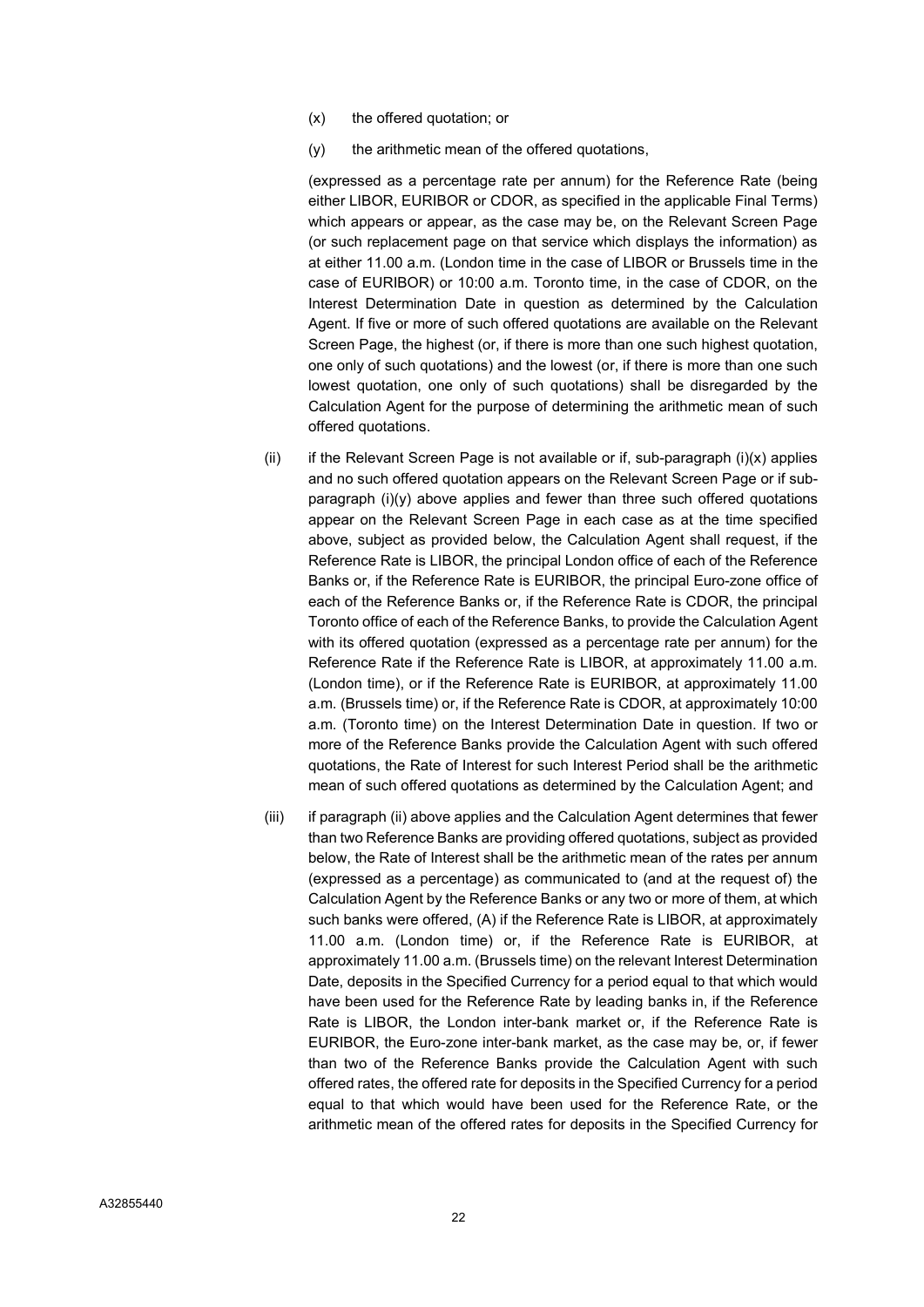(x) the offered quotation; or

(y) the arithmetic mean of the offered quotations,

(expressed as a percentage rate per annum) for the Reference Rate (being either LIBOR, EURIBOR or CDOR, as specified in the applicable Final Terms) which appears or appear, as the case may be, on the Relevant Screen Page (or such replacement page on that service which displays the information) as at either 11.00 a.m. (London time in the case of LIBOR or Brussels time in the case of EURIBOR) or 10:00 a.m. Toronto time, in the case of CDOR, on the Interest Determination Date in question as determined by the Calculation Agent. If five or more of such offered quotations are available on the Relevant Screen Page, the highest (or, if there is more than one such highest quotation, one only of such quotations) and the lowest (or, if there is more than one such lowest quotation, one only of such quotations) shall be disregarded by the Calculation Agent for the purpose of determining the arithmetic mean of such offered quotations.

(ii) if the Relevant Screen Page is not available or if, sub-paragraph (i)(x) applies and no such offered quotation appears on the Relevant Screen Page or if sub-paragraph (i)(y) above applies and fewer than three such offered quotations appear on the Relevant Screen Page in each case as at the time specified above, subject as provided below, the Calculation Agent shall request, if the Reference Rate is LIBOR, the principal London office of each of the Reference Banks or, if the Reference Rate is EURIBOR, the principal Euro-zone office of each of the Reference Banks or, if the Reference Rate is CDOR, the principal Toronto office of each of the Reference Banks, to provide the Calculation Agent with its offered quotation (expressed as a percentage rate per annum) for the Reference Rate if the Reference Rate is LIBOR, at approximately 11.00 a.m. (London time), or if the Reference Rate is EURIBOR, at approximately 11.00 a.m. (Brussels time) or, if the Reference Rate is CDOR, at approximately 10:00 a.m. (Toronto time) on the Interest Determination Date in question. If two or more of the Reference Banks provide the Calculation Agent with such offered quotations, the Rate of Interest for such Interest Period shall be the arithmetic mean of such offered quotations as determined by the Calculation Agent; and

(iii) if paragraph (ii) above applies and the Calculation Agent determines that fewer than two Reference Banks are providing offered quotations, subject as provided below, the Rate of Interest shall be the arithmetic mean of the rates per annum (expressed as a percentage) as communicated to (and at the request of) the Calculation Agent by the Reference Banks or any two or more of them, at which such banks were offered, (A) if the Reference Rate is LIBOR, at approximately 11.00 a.m. (London time) or, if the Reference Rate is EURIBOR, at approximately 11.00 a.m. (Brussels time) on the relevant Interest Determination Date, deposits in the Specified Currency for a period equal to that which would have been used for the Reference Rate by leading banks in, if the Reference Rate is LIBOR, the London inter-bank market or, if the Reference Rate is EURIBOR, the Euro-zone inter-bank market, as the case may be, or, if fewer than two of the Reference Banks provide the Calculation Agent with such offered rates, the offered rate for deposits in the Specified Currency for a period equal to that which would have been used for the Reference Rate, or the arithmetic mean of the offered rates for deposits in the Specified Currency for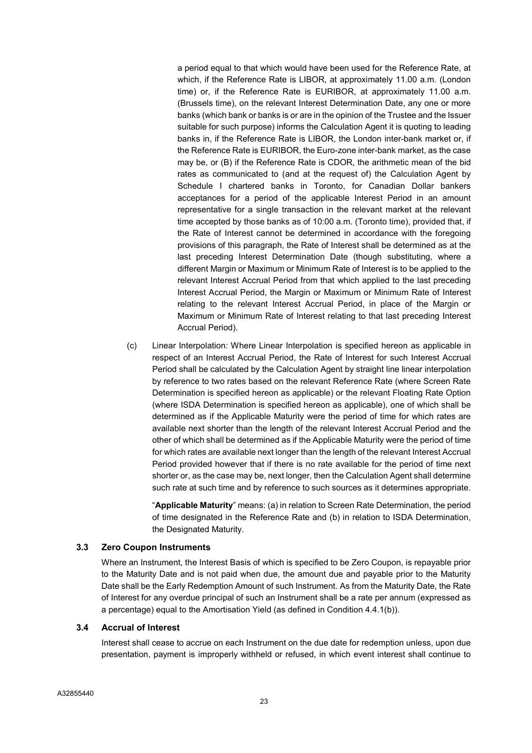a period equal to that which would have been used for the Reference Rate, at which, if the Reference Rate is LIBOR, at approximately 11.00 a.m. (London time) or, if the Reference Rate is EURIBOR, at approximately 11.00 a.m. (Brussels time), on the relevant Interest Determination Date, any one or more banks (which bank or banks is or are in the opinion of the Trustee and the Issuer suitable for such purpose) informs the Calculation Agent it is quoting to leading banks in, if the Reference Rate is LIBOR, the London inter-bank market or, if the Reference Rate is EURIBOR, the Euro-zone inter-bank market, as the case may be, or (B) if the Reference Rate is CDOR, the arithmetic mean of the bid rates as communicated to (and at the request of) the Calculation Agent by Schedule I chartered banks in Toronto, for Canadian Dollar bankers acceptances for a period of the applicable Interest Period in an amount representative for a single transaction in the relevant market at the relevant time accepted by those banks as of 10:00 a.m. (Toronto time), provided that, if the Rate of Interest cannot be determined in accordance with the foregoing provisions of this paragraph, the Rate of Interest shall be determined as at the last preceding Interest Determination Date (though substituting, where a different Margin or Maximum or Minimum Rate of Interest is to be applied to the relevant Interest Accrual Period from that which applied to the last preceding Interest Accrual Period, the Margin or Maximum or Minimum Rate of Interest relating to the relevant Interest Accrual Period, in place of the Margin or Maximum or Minimum Rate of Interest relating to that last preceding Interest Accrual Period).

(c) Linear Interpolation: Where Linear Interpolation is specified hereon as applicable in respect of an Interest Accrual Period, the Rate of Interest for such Interest Accrual Period shall be calculated by the Calculation Agent by straight line linear interpolation by reference to two rates based on the relevant Reference Rate (where Screen Rate Determination is specified hereon as applicable) or the relevant Floating Rate Option (where ISDA Determination is specified hereon as applicable), one of which shall be determined as if the Applicable Maturity were the period of time for which rates are available next shorter than the length of the relevant Interest Accrual Period and the other of which shall be determined as if the Applicable Maturity were the period of time for which rates are available next longer than the length of the relevant Interest Accrual Period provided however that if there is no rate available for the period of time next shorter or, as the case may be, next longer, then the Calculation Agent shall determine such rate at such time and by reference to such sources as it determines appropriate.

"**Applicable Maturity**" means: (a) in relation to Screen Rate Determination, the period of time designated in the Reference Rate and (b) in relation to ISDA Determination, the Designated Maturity.

### 3.3 Zero Coupon Instruments

Where an Instrument, the Interest Basis of which is specified to be Zero Coupon, is repayable prior to the Maturity Date and is not paid when due, the amount due and payable prior to the Maturity Date shall be the Early Redemption Amount of such Instrument. As from the Maturity Date, the Rate of Interest for any overdue principal of such an Instrument shall be a rate per annum (expressed as a percentage) equal to the Amortisation Yield (as defined in Condition 4.4.1(b)).

### 3.4 Accrual of Interest

Interest shall cease to accrue on each Instrument on the due date for redemption unless, upon due presentation, payment is improperly withheld or refused, in which event interest shall continue to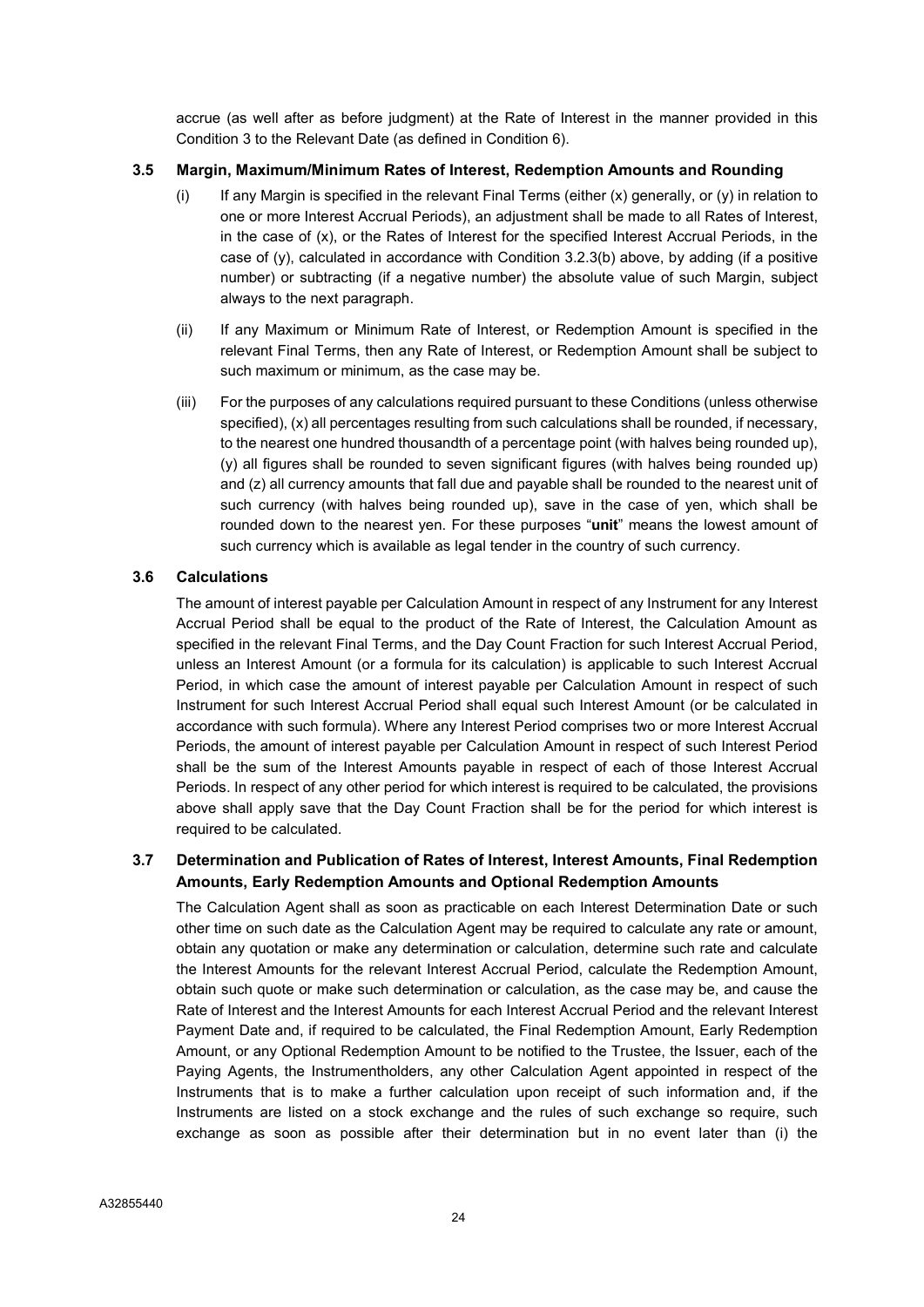accrue (as well after as before judgment) at the Rate of Interest in the manner provided in this Condition 3 to the Relevant Date (as defined in Condition 6).

### 3.5 Margin, Maximum/Minimum Rates of Interest, Redemption Amounts and Rounding

(i) If any Margin is specified in the relevant Final Terms (either (x) generally, or (y) in relation to one or more Interest Accrual Periods), an adjustment shall be made to all Rates of Interest, in the case of (x), or the Rates of Interest for the specified Interest Accrual Periods, in the case of (y), calculated in accordance with Condition 3.2.3(b) above, by adding (if a positive number) or subtracting (if a negative number) the absolute value of such Margin, subject always to the next paragraph.

(ii) If any Maximum or Minimum Rate of Interest, or Redemption Amount is specified in the relevant Final Terms, then any Rate of Interest, or Redemption Amount shall be subject to such maximum or minimum, as the case may be.

(iii) For the purposes of any calculations required pursuant to these Conditions (unless otherwise specified), (x) all percentages resulting from such calculations shall be rounded, if necessary, to the nearest one hundred thousandth of a percentage point (with halves being rounded up), (y) all figures shall be rounded to seven significant figures (with halves being rounded up) and (z) all currency amounts that fall due and payable shall be rounded to the nearest unit of such currency (with halves being rounded up), save in the case of yen, which shall be rounded down to the nearest yen. For these purposes "**unit**" means the lowest amount of such currency which is available as legal tender in the country of such currency.

### 3.6 Calculations

The amount of interest payable per Calculation Amount in respect of any Instrument for any Interest Accrual Period shall be equal to the product of the Rate of Interest, the Calculation Amount as specified in the relevant Final Terms, and the Day Count Fraction for such Interest Accrual Period, unless an Interest Amount (or a formula for its calculation) is applicable to such Interest Accrual Period, in which case the amount of interest payable per Calculation Amount in respect of such Instrument for such Interest Accrual Period shall equal such Interest Amount (or be calculated in accordance with such formula). Where any Interest Period comprises two or more Interest Accrual Periods, the amount of interest payable per Calculation Amount in respect of such Interest Period shall be the sum of the Interest Amounts payable in respect of each of those Interest Accrual Periods. In respect of any other period for which interest is required to be calculated, the provisions above shall apply save that the Day Count Fraction shall be for the period for which interest is required to be calculated.

### 3.7 Determination and Publication of Rates of Interest, Interest Amounts, Final Redemption Amounts, Early Redemption Amounts and Optional Redemption Amounts

The Calculation Agent shall as soon as practicable on each Interest Determination Date or such other time on such date as the Calculation Agent may be required to calculate any rate or amount, obtain any quotation or make any determination or calculation, determine such rate and calculate the Interest Amounts for the relevant Interest Accrual Period, calculate the Redemption Amount, obtain such quote or make such determination or calculation, as the case may be, and cause the Rate of Interest and the Interest Amounts for each Interest Accrual Period and the relevant Interest Payment Date and, if required to be calculated, the Final Redemption Amount, Early Redemption Amount, or any Optional Redemption Amount to be notified to the Trustee, the Issuer, each of the Paying Agents, the Instrumentholders, any other Calculation Agent appointed in respect of the Instruments that is to make a further calculation upon receipt of such information and, if the Instruments are listed on a stock exchange and the rules of such exchange so require, such exchange as soon as possible after their determination but in no event later than (i) the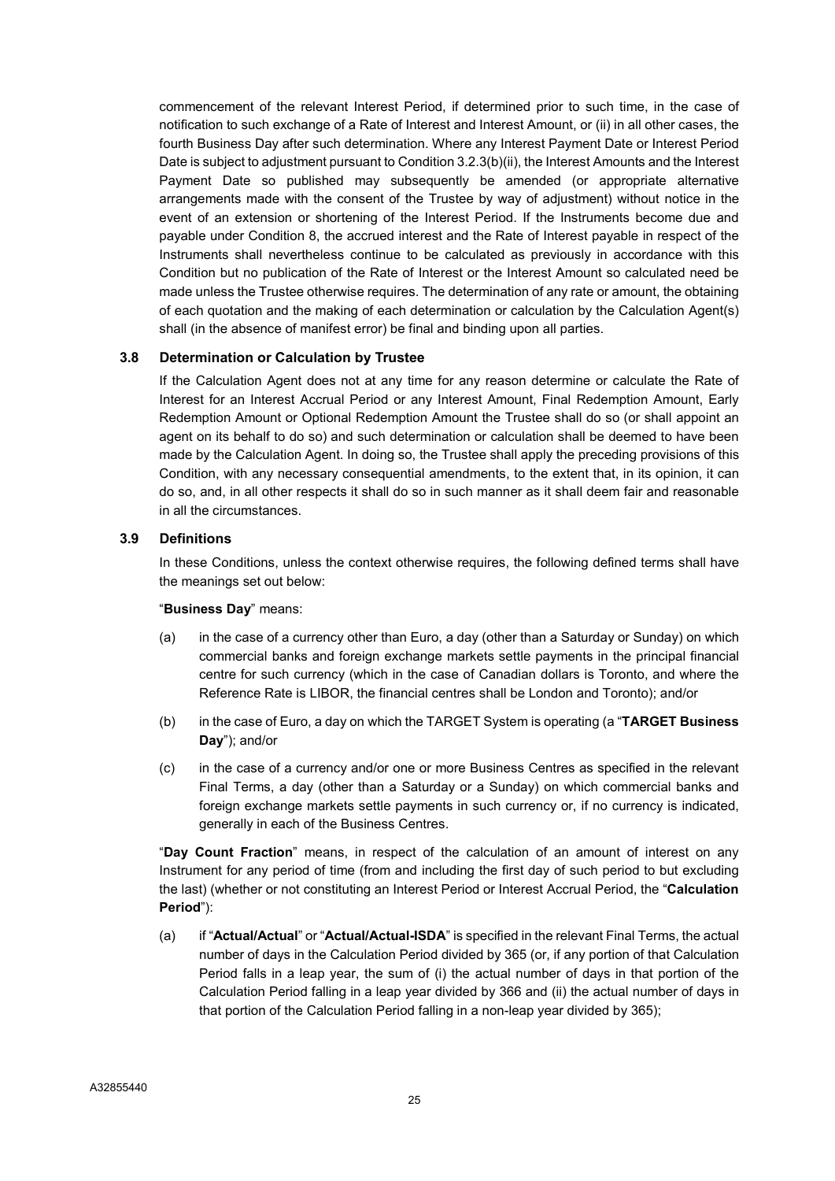commencement of the relevant Interest Period, if determined prior to such time, in the case of notification to such exchange of a Rate of Interest and Interest Amount, or (ii) in all other cases, the fourth Business Day after such determination. Where any Interest Payment Date or Interest Period Date is subject to adjustment pursuant to Condition 3.2.3(b)(ii), the Interest Amounts and the Interest Payment Date so published may subsequently be amended (or appropriate alternative arrangements made with the consent of the Trustee by way of adjustment) without notice in the event of an extension or shortening of the Interest Period. If the Instruments become due and payable under Condition 8, the accrued interest and the Rate of Interest payable in respect of the Instruments shall nevertheless continue to be calculated as previously in accordance with this Condition but no publication of the Rate of Interest or the Interest Amount so calculated need be made unless the Trustee otherwise requires. The determination of any rate or amount, the obtaining of each quotation and the making of each determination or calculation by the Calculation Agent(s) shall (in the absence of manifest error) be final and binding upon all parties.

### 3.8 Determination or Calculation by Trustee

If the Calculation Agent does not at any time for any reason determine or calculate the Rate of Interest for an Interest Accrual Period or any Interest Amount, Final Redemption Amount, Early Redemption Amount or Optional Redemption Amount the Trustee shall do so (or shall appoint an agent on its behalf to do so) and such determination or calculation shall be deemed to have been made by the Calculation Agent. In doing so, the Trustee shall apply the preceding provisions of this Condition, with any necessary consequential amendments, to the extent that, in its opinion, it can do so, and, in all other respects it shall do so in such manner as it shall deem fair and reasonable in all the circumstances.

### 3.9 Definitions

In these Conditions, unless the context otherwise requires, the following defined terms shall have the meanings set out below:

"**Business Day**" means:

(a) in the case of a currency other than Euro, a day (other than a Saturday or Sunday) on which commercial banks and foreign exchange markets settle payments in the principal financial centre for such currency (which in the case of Canadian dollars is Toronto, and where the Reference Rate is LIBOR, the financial centres shall be London and Toronto); and/or

(b) in the case of Euro, a day on which the TARGET System is operating (a "**TARGET Business Day**"); and/or

(c) in the case of a currency and/or one or more Business Centres as specified in the relevant Final Terms, a day (other than a Saturday or a Sunday) on which commercial banks and foreign exchange markets settle payments in such currency or, if no currency is indicated, generally in each of the Business Centres.

"**Day Count Fraction**" means, in respect of the calculation of an amount of interest on any Instrument for any period of time (from and including the first day of such period to but excluding the last) (whether or not constituting an Interest Period or Interest Accrual Period, the "**Calculation Period**"):

(a) if "**Actual/Actual**" or "**Actual/Actual-ISDA**" is specified in the relevant Final Terms, the actual number of days in the Calculation Period divided by 365 (or, if any portion of that Calculation Period falls in a leap year, the sum of (i) the actual number of days in that portion of the Calculation Period falling in a leap year divided by 366 and (ii) the actual number of days in that portion of the Calculation Period falling in a non-leap year divided by 365);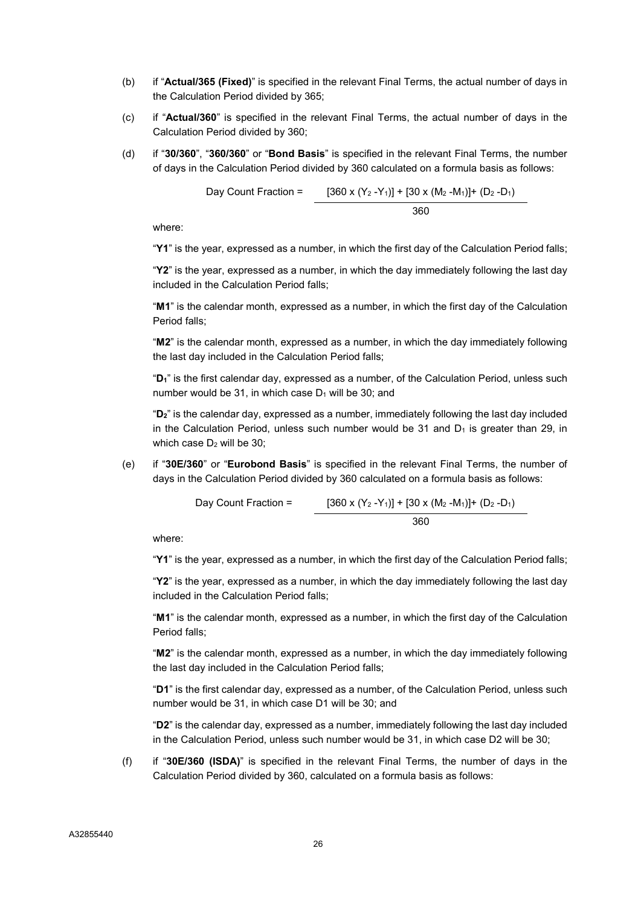(b) if "**Actual/365 (Fixed)**" is specified in the relevant Final Terms, the actual number of days in the Calculation Period divided by 365;

(c) if "**Actual/360**" is specified in the relevant Final Terms, the actual number of days in the Calculation Period divided by 360;

(d) if "**30/360**", "**360/360**" or "**Bond Basis**" is specified in the relevant Final Terms, the number of days in the Calculation Period divided by 360 calculated on a formula basis as follows:

$$\text{Day Count Fraction} = \frac{[360 \times (Y_2 - Y_1)] + [30 \times (M_2 - M_1)] + (D_2 - D_1)}{360}$$

where:

"**Y1**" is the year, expressed as a number, in which the first day of the Calculation Period falls;

"**Y2**" is the year, expressed as a number, in which the day immediately following the last day included in the Calculation Period falls;

"**M1**" is the calendar month, expressed as a number, in which the first day of the Calculation Period falls;

"**M2**" is the calendar month, expressed as a number, in which the day immediately following the last day included in the Calculation Period falls;

"**$D_1$**" is the first calendar day, expressed as a number, of the Calculation Period, unless such number would be 31, in which case $D_1$ will be 30; and

"**$D_2$**" is the calendar day, expressed as a number, immediately following the last day included in the Calculation Period, unless such number would be 31 and $D_1$ is greater than 29, in which case $D_2$ will be 30;

(e) if "**30E/360**" or "**Eurobond Basis**" is specified in the relevant Final Terms, the number of days in the Calculation Period divided by 360 calculated on a formula basis as follows:

$$\text{Day Count Fraction} = \frac{[360 \times (Y_2 - Y_1)] + [30 \times (M_2 - M_1)] + (D_2 - D_1)}{360}$$

where:

"**Y1**" is the year, expressed as a number, in which the first day of the Calculation Period falls;

"**Y2**" is the year, expressed as a number, in which the day immediately following the last day included in the Calculation Period falls;

"**M1**" is the calendar month, expressed as a number, in which the first day of the Calculation Period falls;

"**M2**" is the calendar month, expressed as a number, in which the day immediately following the last day included in the Calculation Period falls;

"**D1**" is the first calendar day, expressed as a number, of the Calculation Period, unless such number would be 31, in which case D1 will be 30; and

"**D2**" is the calendar day, expressed as a number, immediately following the last day included in the Calculation Period, unless such number would be 31, in which case D2 will be 30;

(f) if "**30E/360 (ISDA)**" is specified in the relevant Final Terms, the number of days in the Calculation Period divided by 360, calculated on a formula basis as follows: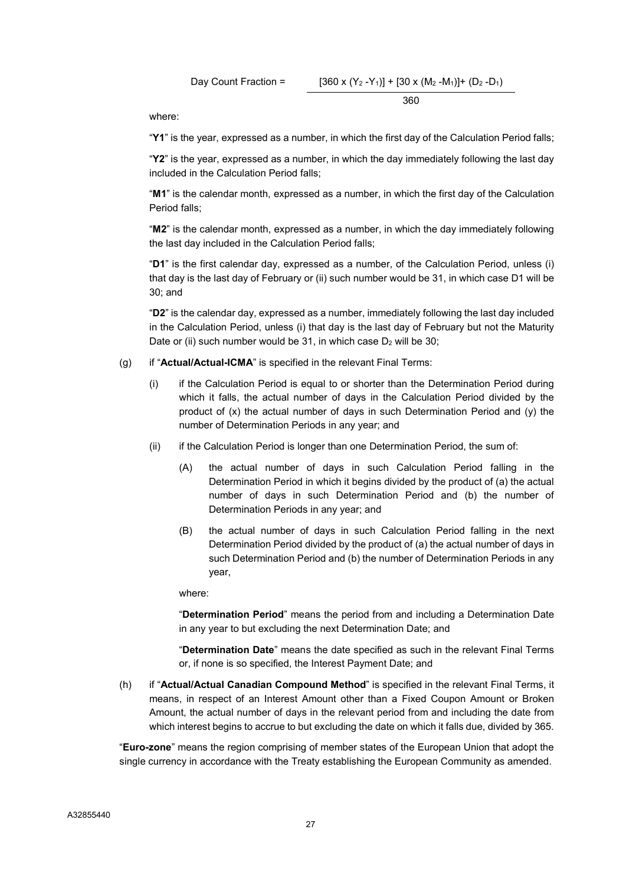$$\text{Day Count Fraction} = \frac{[360 \times (Y_2 - Y_1)] + [30 \times (M_2 - M_1)] + (D_2 - D_1)}{360}$$

where:

"**Y1**" is the year, expressed as a number, in which the first day of the Calculation Period falls;

"**Y2**" is the year, expressed as a number, in which the day immediately following the last day included in the Calculation Period falls;

"**M1**" is the calendar month, expressed as a number, in which the first day of the Calculation Period falls;

"**M2**" is the calendar month, expressed as a number, in which the day immediately following the last day included in the Calculation Period falls;

"**D1**" is the first calendar day, expressed as a number, of the Calculation Period, unless (i) that day is the last day of February or (ii) such number would be 31, in which case D1 will be 30; and

"**D2**" is the calendar day, expressed as a number, immediately following the last day included in the Calculation Period, unless (i) that day is the last day of February but not the Maturity Date or (ii) such number would be 31, in which case $D_2$ will be 30;

(g) if "**Actual/Actual-ICMA**" is specified in the relevant Final Terms:

(i) if the Calculation Period is equal to or shorter than the Determination Period during which it falls, the actual number of days in the Calculation Period divided by the product of (x) the actual number of days in such Determination Period and (y) the number of Determination Periods in any year; and

(ii) if the Calculation Period is longer than one Determination Period, the sum of:

(A) the actual number of days in such Calculation Period falling in the Determination Period in which it begins divided by the product of (a) the actual number of days in such Determination Period and (b) the number of Determination Periods in any year; and

(B) the actual number of days in such Calculation Period falling in the next Determination Period divided by the product of (a) the actual number of days in such Determination Period and (b) the number of Determination Periods in any year,

where:

"**Determination Period**" means the period from and including a Determination Date in any year to but excluding the next Determination Date; and

"**Determination Date**" means the date specified as such in the relevant Final Terms or, if none is so specified, the Interest Payment Date; and

(h) if "**Actual/Actual Canadian Compound Method**" is specified in the relevant Final Terms, it means, in respect of an Interest Amount other than a Fixed Coupon Amount or Broken Amount, the actual number of days in the relevant period from and including the date from which interest begins to accrue to but excluding the date on which it falls due, divided by 365.

"**Euro-zone**" means the region comprising of member states of the European Union that adopt the single currency in accordance with the Treaty establishing the European Community as amended.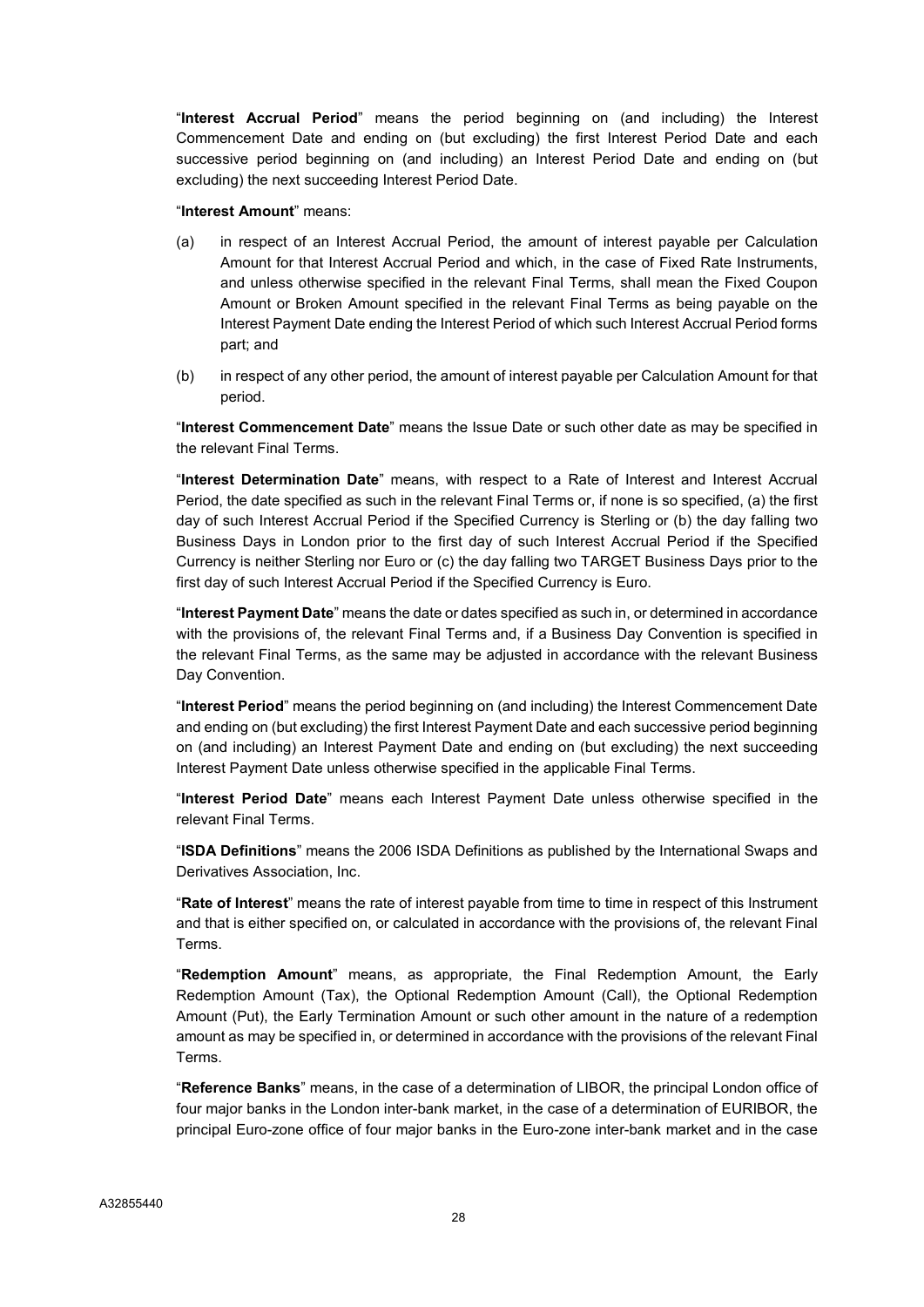"**Interest Accrual Period**" means the period beginning on (and including) the Interest Commencement Date and ending on (but excluding) the first Interest Period Date and each successive period beginning on (and including) an Interest Period Date and ending on (but excluding) the next succeeding Interest Period Date.

"**Interest Amount**" means:

(a) in respect of an Interest Accrual Period, the amount of interest payable per Calculation Amount for that Interest Accrual Period and which, in the case of Fixed Rate Instruments, and unless otherwise specified in the relevant Final Terms, shall mean the Fixed Coupon Amount or Broken Amount specified in the relevant Final Terms as being payable on the Interest Payment Date ending the Interest Period of which such Interest Accrual Period forms part; and

(b) in respect of any other period, the amount of interest payable per Calculation Amount for that period.

"**Interest Commencement Date**" means the Issue Date or such other date as may be specified in the relevant Final Terms.

"**Interest Determination Date**" means, with respect to a Rate of Interest and Interest Accrual Period, the date specified as such in the relevant Final Terms or, if none is so specified, (a) the first day of such Interest Accrual Period if the Specified Currency is Sterling or (b) the day falling two Business Days in London prior to the first day of such Interest Accrual Period if the Specified Currency is neither Sterling nor Euro or (c) the day falling two TARGET Business Days prior to the first day of such Interest Accrual Period if the Specified Currency is Euro.

"**Interest Payment Date**" means the date or dates specified as such in, or determined in accordance with the provisions of, the relevant Final Terms and, if a Business Day Convention is specified in the relevant Final Terms, as the same may be adjusted in accordance with the relevant Business Day Convention.

"**Interest Period**" means the period beginning on (and including) the Interest Commencement Date and ending on (but excluding) the first Interest Payment Date and each successive period beginning on (and including) an Interest Payment Date and ending on (but excluding) the next succeeding Interest Payment Date unless otherwise specified in the applicable Final Terms.

"**Interest Period Date**" means each Interest Payment Date unless otherwise specified in the relevant Final Terms.

"**ISDA Definitions**" means the 2006 ISDA Definitions as published by the International Swaps and Derivatives Association, Inc.

"**Rate of Interest**" means the rate of interest payable from time to time in respect of this Instrument and that is either specified on, or calculated in accordance with the provisions of, the relevant Final Terms.

"**Redemption Amount**" means, as appropriate, the Final Redemption Amount, the Early Redemption Amount (Tax), the Optional Redemption Amount (Call), the Optional Redemption Amount (Put), the Early Termination Amount or such other amount in the nature of a redemption amount as may be specified in, or determined in accordance with the provisions of the relevant Final Terms.

"**Reference Banks**" means, in the case of a determination of LIBOR, the principal London office of four major banks in the London inter-bank market, in the case of a determination of EURIBOR, the principal Euro-zone office of four major banks in the Euro-zone inter-bank market and in the case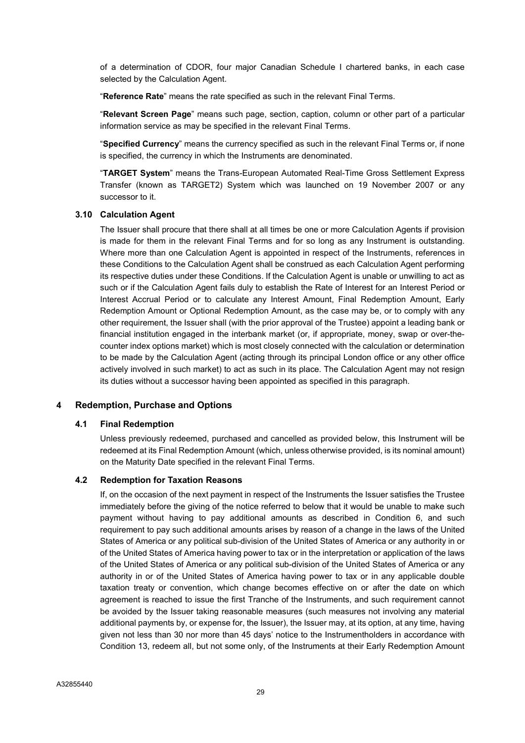of a determination of CDOR, four major Canadian Schedule I chartered banks, in each case selected by the Calculation Agent.

"**Reference Rate**" means the rate specified as such in the relevant Final Terms.

"**Relevant Screen Page**" means such page, section, caption, column or other part of a particular information service as may be specified in the relevant Final Terms.

"**Specified Currency**" means the currency specified as such in the relevant Final Terms or, if none is specified, the currency in which the Instruments are denominated.

"**TARGET System**" means the Trans-European Automated Real-Time Gross Settlement Express Transfer (known as TARGET2) System which was launched on 19 November 2007 or any successor to it.

### 3.10 Calculation Agent

The Issuer shall procure that there shall at all times be one or more Calculation Agents if provision is made for them in the relevant Final Terms and for so long as any Instrument is outstanding. Where more than one Calculation Agent is appointed in respect of the Instruments, references in these Conditions to the Calculation Agent shall be construed as each Calculation Agent performing its respective duties under these Conditions. If the Calculation Agent is unable or unwilling to act as such or if the Calculation Agent fails duly to establish the Rate of Interest for an Interest Period or Interest Accrual Period or to calculate any Interest Amount, Final Redemption Amount, Early Redemption Amount or Optional Redemption Amount, as the case may be, or to comply with any other requirement, the Issuer shall (with the prior approval of the Trustee) appoint a leading bank or financial institution engaged in the interbank market (or, if appropriate, money, swap or over-the-counter index options market) which is most closely connected with the calculation or determination to be made by the Calculation Agent (acting through its principal London office or any other office actively involved in such market) to act as such in its place. The Calculation Agent may not resign its duties without a successor having been appointed as specified in this paragraph.

## 4 Redemption, Purchase and Options

### 4.1 Final Redemption

Unless previously redeemed, purchased and cancelled as provided below, this Instrument will be redeemed at its Final Redemption Amount (which, unless otherwise provided, is its nominal amount) on the Maturity Date specified in the relevant Final Terms.

### 4.2 Redemption for Taxation Reasons

If, on the occasion of the next payment in respect of the Instruments the Issuer satisfies the Trustee immediately before the giving of the notice referred to below that it would be unable to make such payment without having to pay additional amounts as described in Condition 6, and such requirement to pay such additional amounts arises by reason of a change in the laws of the United States of America or any political sub-division of the United States of America or any authority in or of the United States of America having power to tax or in the interpretation or application of the laws of the United States of America or any political sub-division of the United States of America or any authority in or of the United States of America having power to tax or in any applicable double taxation treaty or convention, which change becomes effective on or after the date on which agreement is reached to issue the first Tranche of the Instruments, and such requirement cannot be avoided by the Issuer taking reasonable measures (such measures not involving any material additional payments by, or expense for, the Issuer), the Issuer may, at its option, at any time, having given not less than 30 nor more than 45 days' notice to the Instrumentholders in accordance with Condition 13, redeem all, but not some only, of the Instruments at their Early Redemption Amount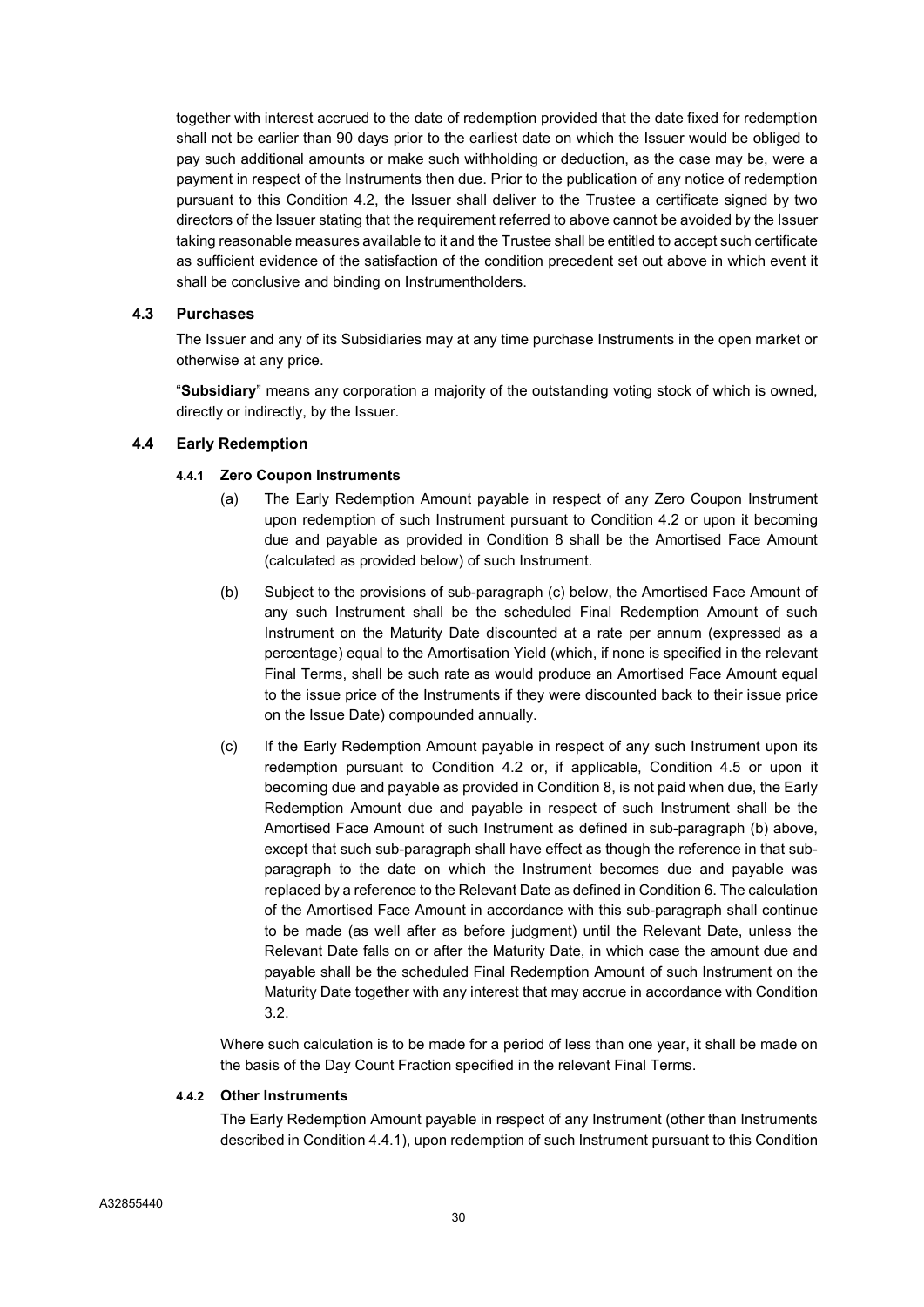together with interest accrued to the date of redemption provided that the date fixed for redemption shall not be earlier than 90 days prior to the earliest date on which the Issuer would be obliged to pay such additional amounts or make such withholding or deduction, as the case may be, were a payment in respect of the Instruments then due. Prior to the publication of any notice of redemption pursuant to this Condition 4.2, the Issuer shall deliver to the Trustee a certificate signed by two directors of the Issuer stating that the requirement referred to above cannot be avoided by the Issuer taking reasonable measures available to it and the Trustee shall be entitled to accept such certificate as sufficient evidence of the satisfaction of the condition precedent set out above in which event it shall be conclusive and binding on Instrumentholders.

### 4.3 Purchases

The Issuer and any of its Subsidiaries may at any time purchase Instruments in the open market or otherwise at any price.

"**Subsidiary**" means any corporation a majority of the outstanding voting stock of which is owned, directly or indirectly, by the Issuer.

### 4.4 Early Redemption

#### 4.4.1 Zero Coupon Instruments

(a) The Early Redemption Amount payable in respect of any Zero Coupon Instrument upon redemption of such Instrument pursuant to Condition 4.2 or upon it becoming due and payable as provided in Condition 8 shall be the Amortised Face Amount (calculated as provided below) of such Instrument.

(b) Subject to the provisions of sub-paragraph (c) below, the Amortised Face Amount of any such Instrument shall be the scheduled Final Redemption Amount of such Instrument on the Maturity Date discounted at a rate per annum (expressed as a percentage) equal to the Amortisation Yield (which, if none is specified in the relevant Final Terms, shall be such rate as would produce an Amortised Face Amount equal to the issue price of the Instruments if they were discounted back to their issue price on the Issue Date) compounded annually.

(c) If the Early Redemption Amount payable in respect of any such Instrument upon its redemption pursuant to Condition 4.2 or, if applicable, Condition 4.5 or upon it becoming due and payable as provided in Condition 8, is not paid when due, the Early Redemption Amount due and payable in respect of such Instrument shall be the Amortised Face Amount of such Instrument as defined in sub-paragraph (b) above, except that such sub-paragraph shall have effect as though the reference in that sub-paragraph to the date on which the Instrument becomes due and payable was replaced by a reference to the Relevant Date as defined in Condition 6. The calculation of the Amortised Face Amount in accordance with this sub-paragraph shall continue to be made (as well after as before judgment) until the Relevant Date, unless the Relevant Date falls on or after the Maturity Date, in which case the amount due and payable shall be the scheduled Final Redemption Amount of such Instrument on the Maturity Date together with any interest that may accrue in accordance with Condition 3.2.

Where such calculation is to be made for a period of less than one year, it shall be made on the basis of the Day Count Fraction specified in the relevant Final Terms.

#### 4.4.2 Other Instruments

The Early Redemption Amount payable in respect of any Instrument (other than Instruments described in Condition 4.4.1), upon redemption of such Instrument pursuant to this Condition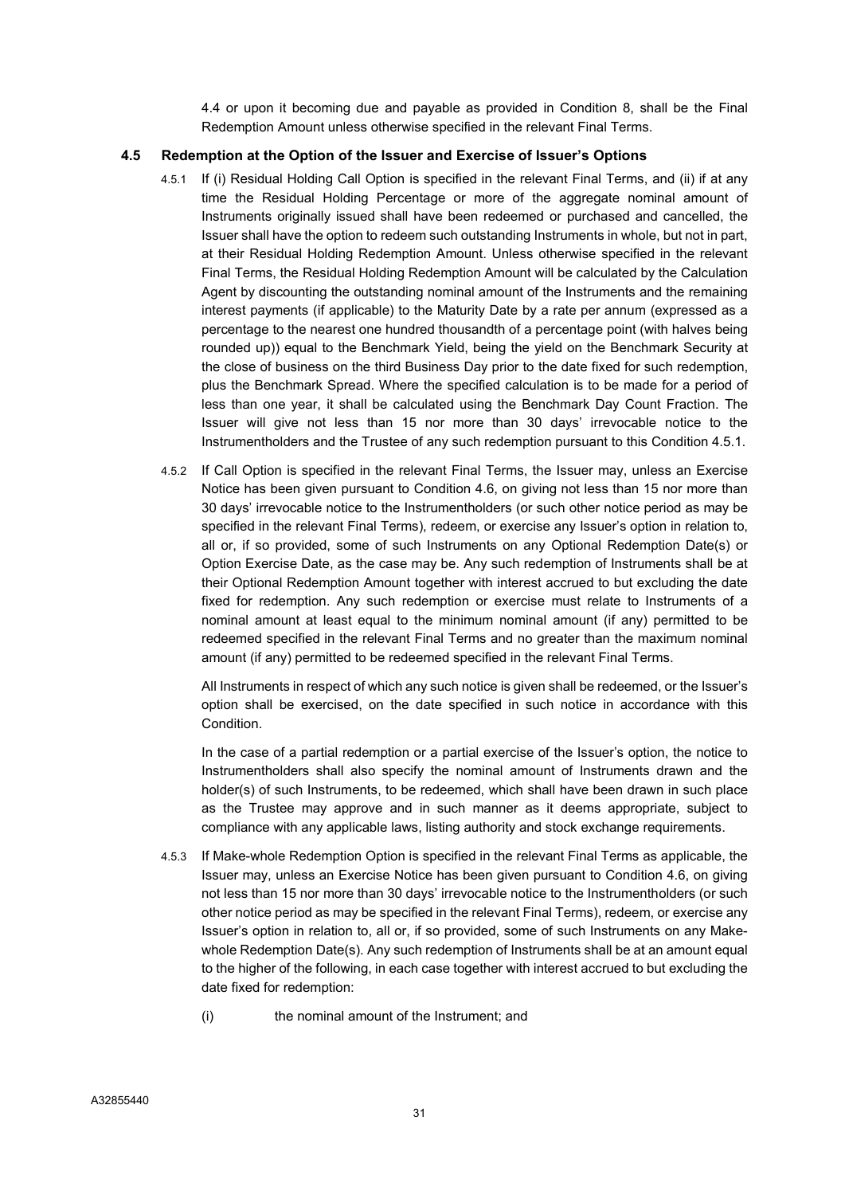4.4 or upon it becoming due and payable as provided in Condition 8, shall be the Final Redemption Amount unless otherwise specified in the relevant Final Terms.

### 4.5 Redemption at the Option of the Issuer and Exercise of Issuer's Options

4.5.1 If (i) Residual Holding Call Option is specified in the relevant Final Terms, and (ii) if at any time the Residual Holding Percentage or more of the aggregate nominal amount of Instruments originally issued shall have been redeemed or purchased and cancelled, the Issuer shall have the option to redeem such outstanding Instruments in whole, but not in part, at their Residual Holding Redemption Amount. Unless otherwise specified in the relevant Final Terms, the Residual Holding Redemption Amount will be calculated by the Calculation Agent by discounting the outstanding nominal amount of the Instruments and the remaining interest payments (if applicable) to the Maturity Date by a rate per annum (expressed as a percentage to the nearest one hundred thousandth of a percentage point (with halves being rounded up)) equal to the Benchmark Yield, being the yield on the Benchmark Security at the close of business on the third Business Day prior to the date fixed for such redemption, plus the Benchmark Spread. Where the specified calculation is to be made for a period of less than one year, it shall be calculated using the Benchmark Day Count Fraction. The Issuer will give not less than 15 nor more than 30 days' irrevocable notice to the Instrumentholders and the Trustee of any such redemption pursuant to this Condition 4.5.1.

4.5.2 If Call Option is specified in the relevant Final Terms, the Issuer may, unless an Exercise Notice has been given pursuant to Condition 4.6, on giving not less than 15 nor more than 30 days' irrevocable notice to the Instrumentholders (or such other notice period as may be specified in the relevant Final Terms), redeem, or exercise any Issuer's option in relation to, all or, if so provided, some of such Instruments on any Optional Redemption Date(s) or Option Exercise Date, as the case may be. Any such redemption of Instruments shall be at their Optional Redemption Amount together with interest accrued to but excluding the date fixed for redemption. Any such redemption or exercise must relate to Instruments of a nominal amount at least equal to the minimum nominal amount (if any) permitted to be redeemed specified in the relevant Final Terms and no greater than the maximum nominal amount (if any) permitted to be redeemed specified in the relevant Final Terms.

All Instruments in respect of which any such notice is given shall be redeemed, or the Issuer's option shall be exercised, on the date specified in such notice in accordance with this Condition.

In the case of a partial redemption or a partial exercise of the Issuer's option, the notice to Instrumentholders shall also specify the nominal amount of Instruments drawn and the holder(s) of such Instruments, to be redeemed, which shall have been drawn in such place as the Trustee may approve and in such manner as it deems appropriate, subject to compliance with any applicable laws, listing authority and stock exchange requirements.

4.5.3 If Make-whole Redemption Option is specified in the relevant Final Terms as applicable, the Issuer may, unless an Exercise Notice has been given pursuant to Condition 4.6, on giving not less than 15 nor more than 30 days' irrevocable notice to the Instrumentholders (or such other notice period as may be specified in the relevant Final Terms), redeem, or exercise any Issuer's option in relation to, all or, if so provided, some of such Instruments on any Make-whole Redemption Date(s). Any such redemption of Instruments shall be at an amount equal to the higher of the following, in each case together with interest accrued to but excluding the date fixed for redemption:

(i) the nominal amount of the Instrument; and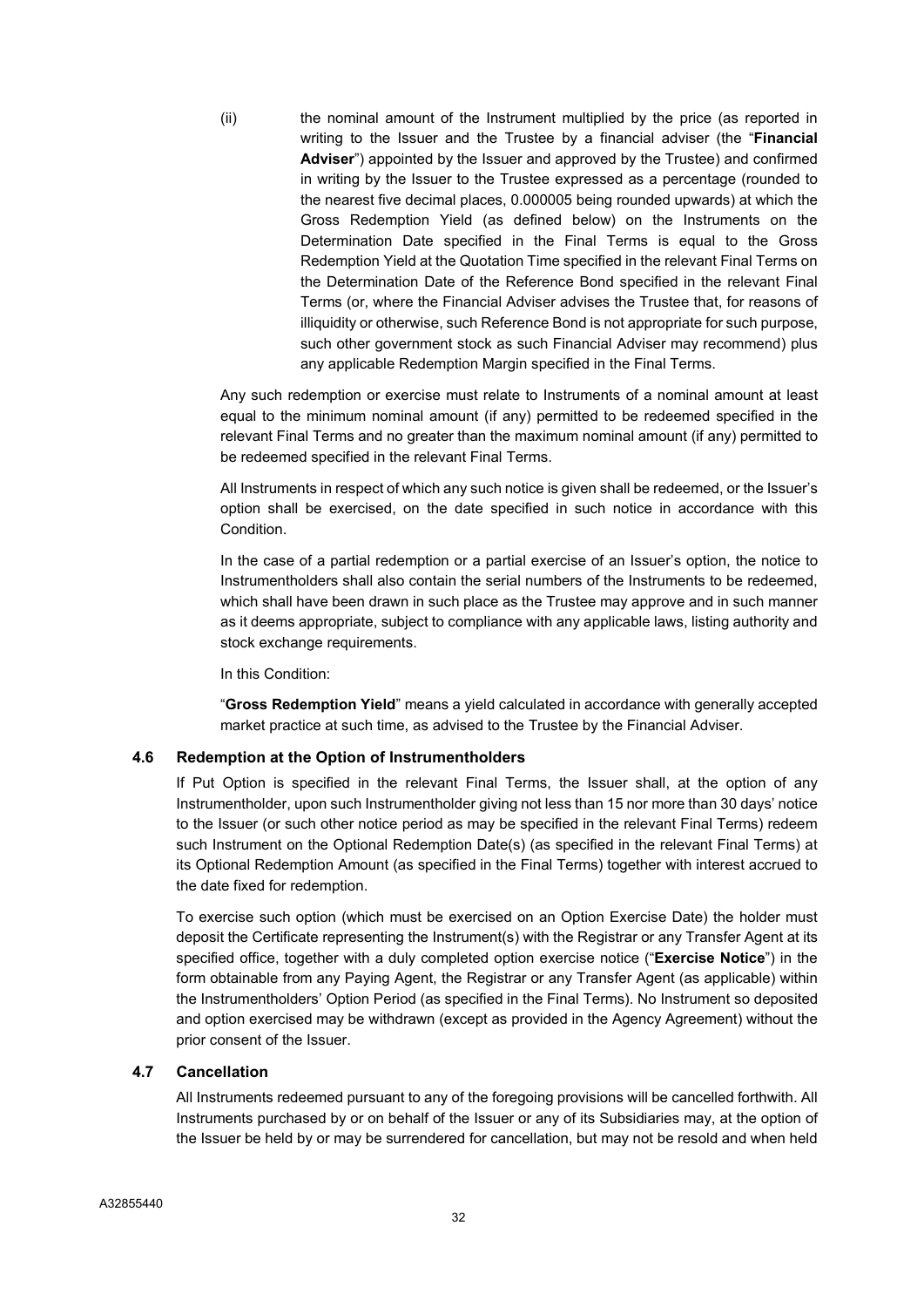(ii) the nominal amount of the Instrument multiplied by the price (as reported in writing to the Issuer and the Trustee by a financial adviser (the "**Financial Adviser**") appointed by the Issuer and approved by the Trustee) and confirmed in writing by the Issuer to the Trustee expressed as a percentage (rounded to the nearest five decimal places, 0.000005 being rounded upwards) at which the Gross Redemption Yield (as defined below) on the Instruments on the Determination Date specified in the Final Terms is equal to the Gross Redemption Yield at the Quotation Time specified in the relevant Final Terms on the Determination Date of the Reference Bond specified in the relevant Final Terms (or, where the Financial Adviser advises the Trustee that, for reasons of illiquidity or otherwise, such Reference Bond is not appropriate for such purpose, such other government stock as such Financial Adviser may recommend) plus any applicable Redemption Margin specified in the Final Terms.

Any such redemption or exercise must relate to Instruments of a nominal amount at least equal to the minimum nominal amount (if any) permitted to be redeemed specified in the relevant Final Terms and no greater than the maximum nominal amount (if any) permitted to be redeemed specified in the relevant Final Terms.

All Instruments in respect of which any such notice is given shall be redeemed, or the Issuer's option shall be exercised, on the date specified in such notice in accordance with this Condition.

In the case of a partial redemption or a partial exercise of an Issuer's option, the notice to Instrumentholders shall also contain the serial numbers of the Instruments to be redeemed, which shall have been drawn in such place as the Trustee may approve and in such manner as it deems appropriate, subject to compliance with any applicable laws, listing authority and stock exchange requirements.

In this Condition:

"**Gross Redemption Yield**" means a yield calculated in accordance with generally accepted market practice at such time, as advised to the Trustee by the Financial Adviser.

### 4.6 Redemption at the Option of Instrumentholders

If Put Option is specified in the relevant Final Terms, the Issuer shall, at the option of any Instrumentholder, upon such Instrumentholder giving not less than 15 nor more than 30 days' notice to the Issuer (or such other notice period as may be specified in the relevant Final Terms) redeem such Instrument on the Optional Redemption Date(s) (as specified in the relevant Final Terms) at its Optional Redemption Amount (as specified in the Final Terms) together with interest accrued to the date fixed for redemption.

To exercise such option (which must be exercised on an Option Exercise Date) the holder must deposit the Certificate representing the Instrument(s) with the Registrar or any Transfer Agent at its specified office, together with a duly completed option exercise notice ("**Exercise Notice**") in the form obtainable from any Paying Agent, the Registrar or any Transfer Agent (as applicable) within the Instrumentholders' Option Period (as specified in the Final Terms). No Instrument so deposited and option exercised may be withdrawn (except as provided in the Agency Agreement) without the prior consent of the Issuer.

### 4.7 Cancellation

All Instruments redeemed pursuant to any of the foregoing provisions will be cancelled forthwith. All Instruments purchased by or on behalf of the Issuer or any of its Subsidiaries may, at the option of the Issuer be held by or may be surrendered for cancellation, but may not be resold and when held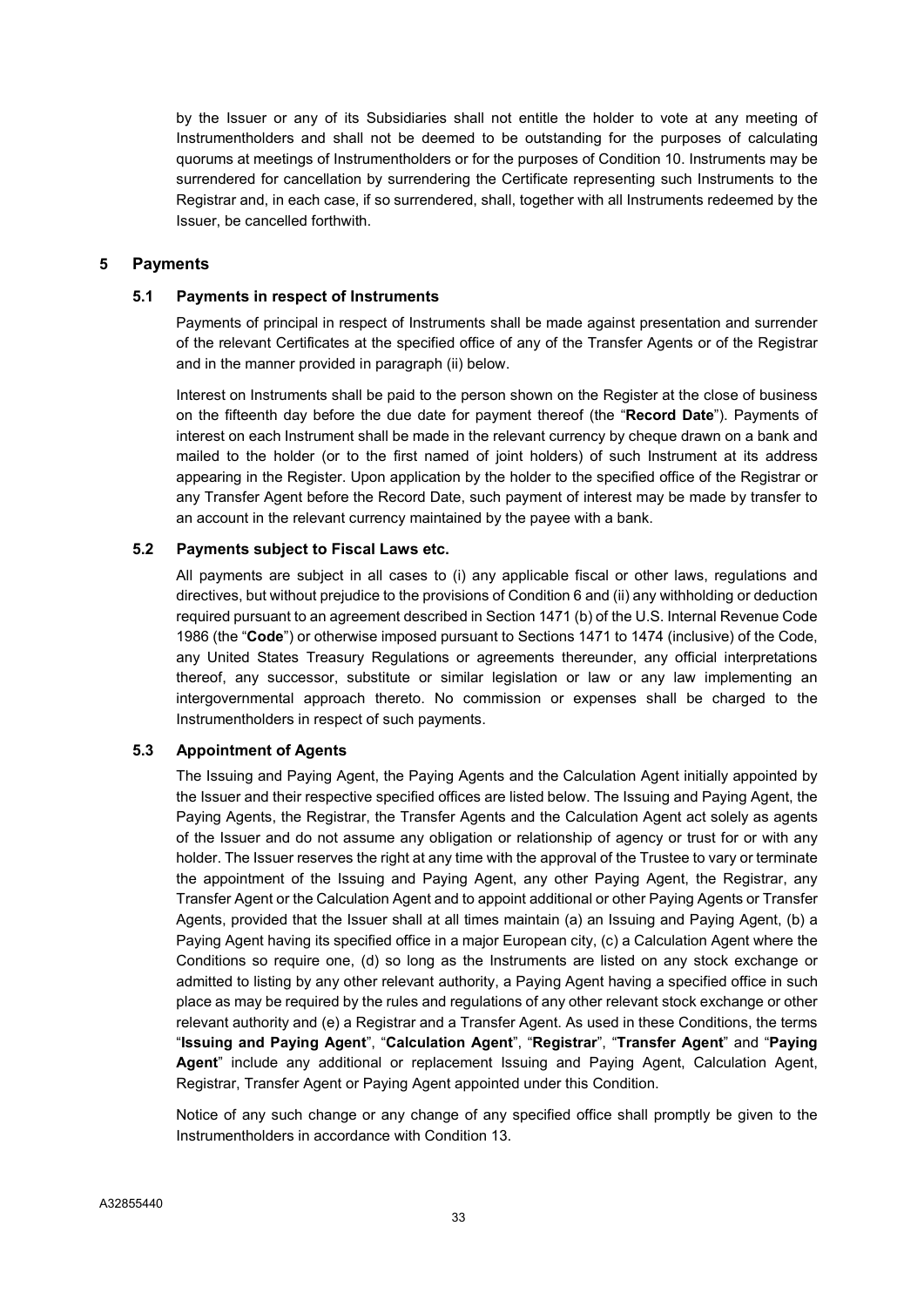by the Issuer or any of its Subsidiaries shall not entitle the holder to vote at any meeting of Instrumentholders and shall not be deemed to be outstanding for the purposes of calculating quorums at meetings of Instrumentholders or for the purposes of Condition 10. Instruments may be surrendered for cancellation by surrendering the Certificate representing such Instruments to the Registrar and, in each case, if so surrendered, shall, together with all Instruments redeemed by the Issuer, be cancelled forthwith.

## 5 Payments

### 5.1 Payments in respect of Instruments

Payments of principal in respect of Instruments shall be made against presentation and surrender of the relevant Certificates at the specified office of any of the Transfer Agents or of the Registrar and in the manner provided in paragraph (ii) below.

Interest on Instruments shall be paid to the person shown on the Register at the close of business on the fifteenth day before the due date for payment thereof (the "**Record Date**"). Payments of interest on each Instrument shall be made in the relevant currency by cheque drawn on a bank and mailed to the holder (or to the first named of joint holders) of such Instrument at its address appearing in the Register. Upon application by the holder to the specified office of the Registrar or any Transfer Agent before the Record Date, such payment of interest may be made by transfer to an account in the relevant currency maintained by the payee with a bank.

### 5.2 Payments subject to Fiscal Laws etc.

All payments are subject in all cases to (i) any applicable fiscal or other laws, regulations and directives, but without prejudice to the provisions of Condition 6 and (ii) any withholding or deduction required pursuant to an agreement described in Section 1471 (b) of the U.S. Internal Revenue Code 1986 (the "**Code**") or otherwise imposed pursuant to Sections 1471 to 1474 (inclusive) of the Code, any United States Treasury Regulations or agreements thereunder, any official interpretations thereof, any successor, substitute or similar legislation or law or any law implementing an intergovernmental approach thereto. No commission or expenses shall be charged to the Instrumentholders in respect of such payments.

### 5.3 Appointment of Agents

The Issuing and Paying Agent, the Paying Agents and the Calculation Agent initially appointed by the Issuer and their respective specified offices are listed below. The Issuing and Paying Agent, the Paying Agents, the Registrar, the Transfer Agents and the Calculation Agent act solely as agents of the Issuer and do not assume any obligation or relationship of agency or trust for or with any holder. The Issuer reserves the right at any time with the approval of the Trustee to vary or terminate the appointment of the Issuing and Paying Agent, any other Paying Agent, the Registrar, any Transfer Agent or the Calculation Agent and to appoint additional or other Paying Agents or Transfer Agents, provided that the Issuer shall at all times maintain (a) an Issuing and Paying Agent, (b) a Paying Agent having its specified office in a major European city, (c) a Calculation Agent where the Conditions so require one, (d) so long as the Instruments are listed on any stock exchange or admitted to listing by any other relevant authority, a Paying Agent having a specified office in such place as may be required by the rules and regulations of any other relevant stock exchange or other relevant authority and (e) a Registrar and a Transfer Agent. As used in these Conditions, the terms "**Issuing and Paying Agent**", "**Calculation Agent**", "**Registrar**", "**Transfer Agent**" and "**Paying Agent**" include any additional or replacement Issuing and Paying Agent, Calculation Agent, Registrar, Transfer Agent or Paying Agent appointed under this Condition.

Notice of any such change or any change of any specified office shall promptly be given to the Instrumentholders in accordance with Condition 13.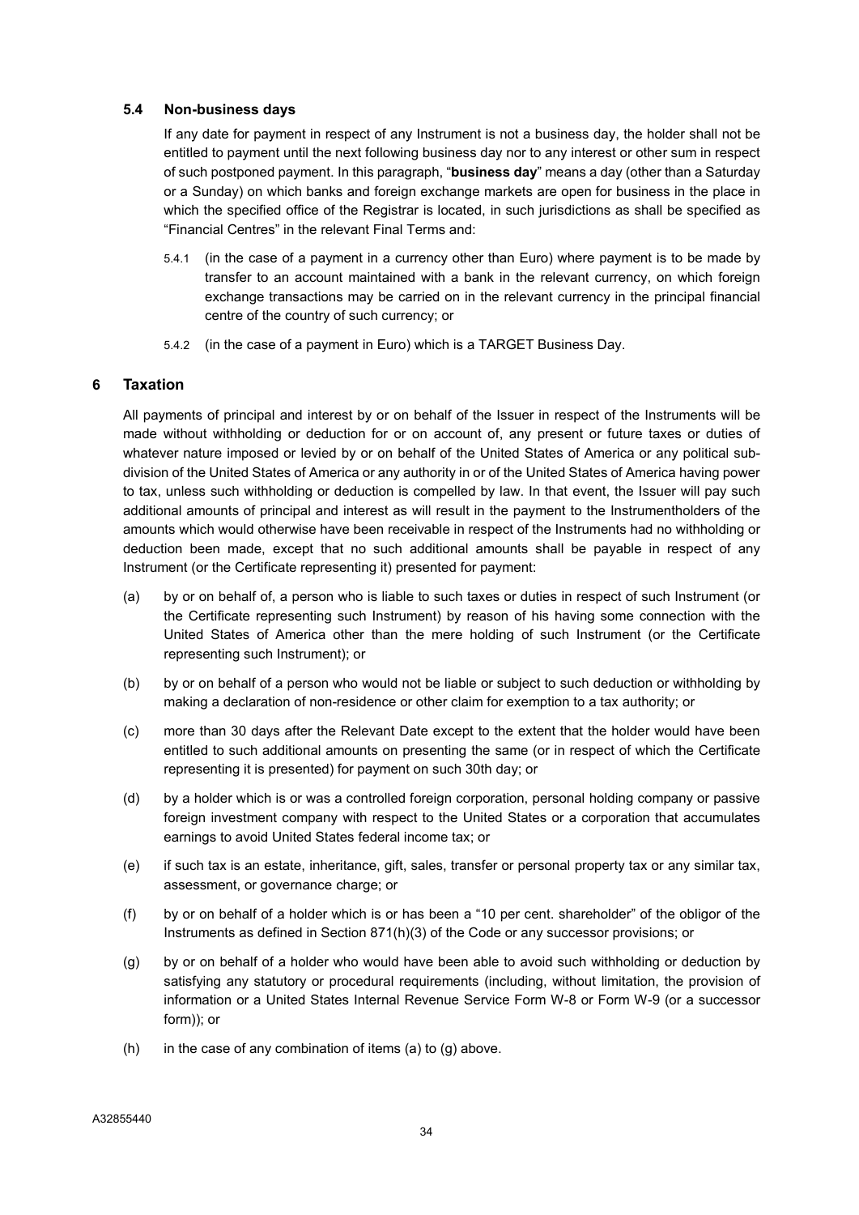### 5.4 Non-business days

If any date for payment in respect of any Instrument is not a business day, the holder shall not be entitled to payment until the next following business day nor to any interest or other sum in respect of such postponed payment. In this paragraph, "**business day**" means a day (other than a Saturday or a Sunday) on which banks and foreign exchange markets are open for business in the place in which the specified office of the Registrar is located, in such jurisdictions as shall be specified as "Financial Centres" in the relevant Final Terms and:

5.4.1 (in the case of a payment in a currency other than Euro) where payment is to be made by transfer to an account maintained with a bank in the relevant currency, on which foreign exchange transactions may be carried on in the relevant currency in the principal financial centre of the country of such currency; or

5.4.2 (in the case of a payment in Euro) which is a TARGET Business Day.

## 6 Taxation

All payments of principal and interest by or on behalf of the Issuer in respect of the Instruments will be made without withholding or deduction for or on account of, any present or future taxes or duties of whatever nature imposed or levied by or on behalf of the United States of America or any political sub-division of the United States of America or any authority in or of the United States of America having power to tax, unless such withholding or deduction is compelled by law. In that event, the Issuer will pay such additional amounts of principal and interest as will result in the payment to the Instrumentholders of the amounts which would otherwise have been receivable in respect of the Instruments had no withholding or deduction been made, except that no such additional amounts shall be payable in respect of any Instrument (or the Certificate representing it) presented for payment:

(a) by or on behalf of, a person who is liable to such taxes or duties in respect of such Instrument (or the Certificate representing such Instrument) by reason of his having some connection with the United States of America other than the mere holding of such Instrument (or the Certificate representing such Instrument); or

(b) by or on behalf of a person who would not be liable or subject to such deduction or withholding by making a declaration of non-residence or other claim for exemption to a tax authority; or

(c) more than 30 days after the Relevant Date except to the extent that the holder would have been entitled to such additional amounts on presenting the same (or in respect of which the Certificate representing it is presented) for payment on such 30th day; or

(d) by a holder which is or was a controlled foreign corporation, personal holding company or passive foreign investment company with respect to the United States or a corporation that accumulates earnings to avoid United States federal income tax; or

(e) if such tax is an estate, inheritance, gift, sales, transfer or personal property tax or any similar tax, assessment, or governance charge; or

(f) by or on behalf of a holder which is or has been a "10 per cent. shareholder" of the obligor of the Instruments as defined in Section 871(h)(3) of the Code or any successor provisions; or

(g) by or on behalf of a holder who would have been able to avoid such withholding or deduction by satisfying any statutory or procedural requirements (including, without limitation, the provision of information or a United States Internal Revenue Service Form W-8 or Form W-9 (or a successor form)); or

(h) in the case of any combination of items (a) to (g) above.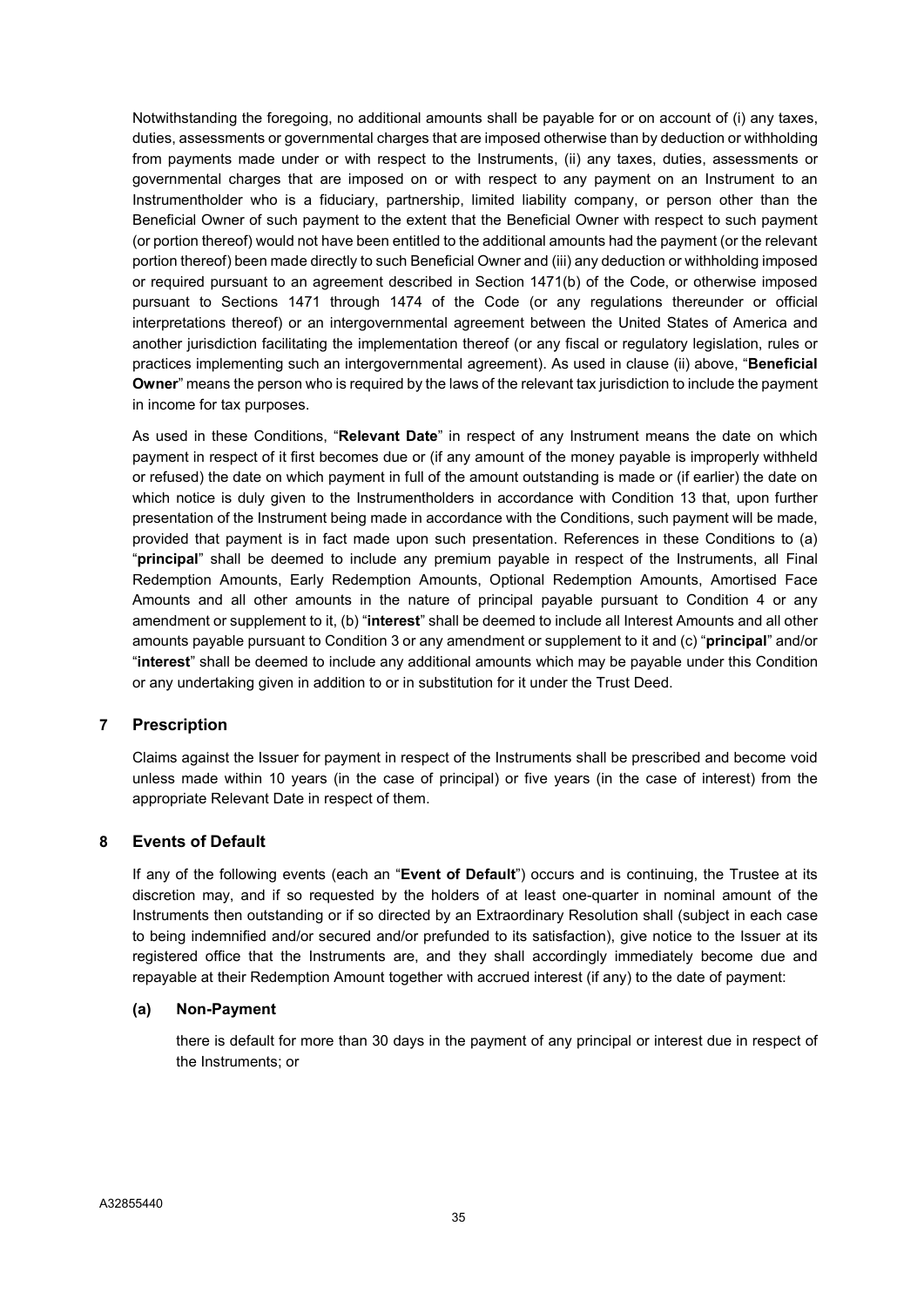Notwithstanding the foregoing, no additional amounts shall be payable for or on account of (i) any taxes, duties, assessments or governmental charges that are imposed otherwise than by deduction or withholding from payments made under or with respect to the Instruments, (ii) any taxes, duties, assessments or governmental charges that are imposed on or with respect to any payment on an Instrument to an Instrumentholder who is a fiduciary, partnership, limited liability company, or person other than the Beneficial Owner of such payment to the extent that the Beneficial Owner with respect to such payment (or portion thereof) would not have been entitled to the additional amounts had the payment (or the relevant portion thereof) been made directly to such Beneficial Owner and (iii) any deduction or withholding imposed or required pursuant to an agreement described in Section 1471(b) of the Code, or otherwise imposed pursuant to Sections 1471 through 1474 of the Code (or any regulations thereunder or official interpretations thereof) or an intergovernmental agreement between the United States of America and another jurisdiction facilitating the implementation thereof (or any fiscal or regulatory legislation, rules or practices implementing such an intergovernmental agreement). As used in clause (ii) above, "**Beneficial Owner**" means the person who is required by the laws of the relevant tax jurisdiction to include the payment in income for tax purposes.

As used in these Conditions, "**Relevant Date**" in respect of any Instrument means the date on which payment in respect of it first becomes due or (if any amount of the money payable is improperly withheld or refused) the date on which payment in full of the amount outstanding is made or (if earlier) the date on which notice is duly given to the Instrumentholders in accordance with Condition 13 that, upon further presentation of the Instrument being made in accordance with the Conditions, such payment will be made, provided that payment is in fact made upon such presentation. References in these Conditions to (a) "**principal**" shall be deemed to include any premium payable in respect of the Instruments, all Final Redemption Amounts, Early Redemption Amounts, Optional Redemption Amounts, Amortised Face Amounts and all other amounts in the nature of principal payable pursuant to Condition 4 or any amendment or supplement to it, (b) "**interest**" shall be deemed to include all Interest Amounts and all other amounts payable pursuant to Condition 3 or any amendment or supplement to it and (c) "**principal**" and/or "**interest**" shall be deemed to include any additional amounts which may be payable under this Condition or any undertaking given in addition to or in substitution for it under the Trust Deed.

## 7 Prescription

Claims against the Issuer for payment in respect of the Instruments shall be prescribed and become void unless made within 10 years (in the case of principal) or five years (in the case of interest) from the appropriate Relevant Date in respect of them.

## 8 Events of Default

If any of the following events (each an "**Event of Default**") occurs and is continuing, the Trustee at its discretion may, and if so requested by the holders of at least one-quarter in nominal amount of the Instruments then outstanding or if so directed by an Extraordinary Resolution shall (subject in each case to being indemnified and/or secured and/or prefunded to its satisfaction), give notice to the Issuer at its registered office that the Instruments are, and they shall accordingly immediately become due and repayable at their Redemption Amount together with accrued interest (if any) to the date of payment:

### (a) Non-Payment

there is default for more than 30 days in the payment of any principal or interest due in respect of the Instruments; or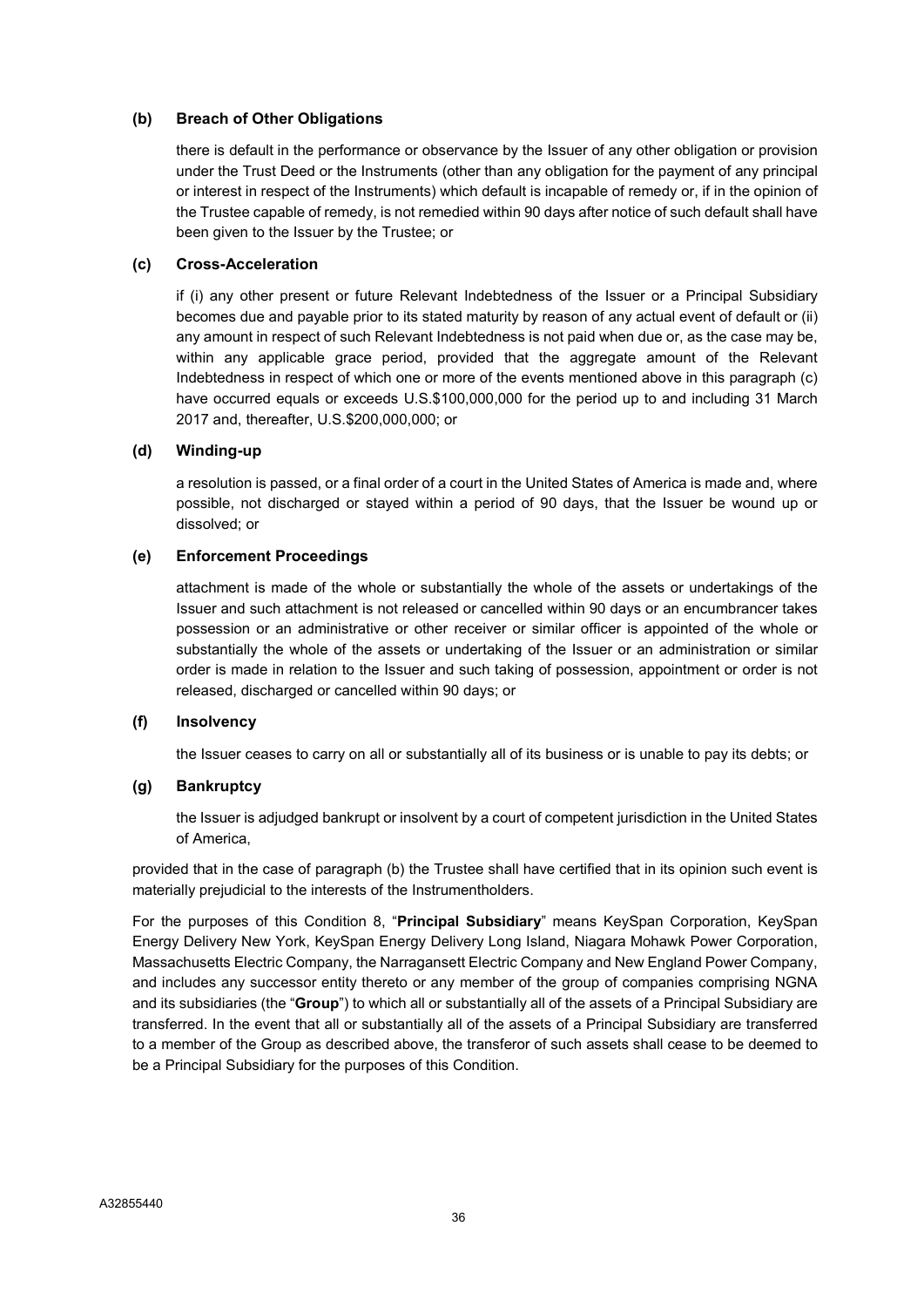**(b) Breach of Other Obligations**

there is default in the performance or observance by the Issuer of any other obligation or provision under the Trust Deed or the Instruments (other than any obligation for the payment of any principal or interest in respect of the Instruments) which default is incapable of remedy or, if in the opinion of the Trustee capable of remedy, is not remedied within 90 days after notice of such default shall have been given to the Issuer by the Trustee; or

**(c) Cross-Acceleration**

if (i) any other present or future Relevant Indebtedness of the Issuer or a Principal Subsidiary becomes due and payable prior to its stated maturity by reason of any actual event of default or (ii) any amount in respect of such Relevant Indebtedness is not paid when due or, as the case may be, within any applicable grace period, provided that the aggregate amount of the Relevant Indebtedness in respect of which one or more of the events mentioned above in this paragraph (c) have occurred equals or exceeds U.S.$100,000,000 for the period up to and including 31 March 2017 and, thereafter, U.S.$200,000,000; or

**(d) Winding-up**

a resolution is passed, or a final order of a court in the United States of America is made and, where possible, not discharged or stayed within a period of 90 days, that the Issuer be wound up or dissolved; or

**(e) Enforcement Proceedings**

attachment is made of the whole or substantially the whole of the assets or undertakings of the Issuer and such attachment is not released or cancelled within 90 days or an encumbrancer takes possession or an administrative or other receiver or similar officer is appointed of the whole or substantially the whole of the assets or undertaking of the Issuer or an administration or similar order is made in relation to the Issuer and such taking of possession, appointment or order is not released, discharged or cancelled within 90 days; or

**(f) Insolvency**

the Issuer ceases to carry on all or substantially all of its business or is unable to pay its debts; or

**(g) Bankruptcy**

the Issuer is adjudged bankrupt or insolvent by a court of competent jurisdiction in the United States of America,

provided that in the case of paragraph (b) the Trustee shall have certified that in its opinion such event is materially prejudicial to the interests of the Instrumentholders.

For the purposes of this Condition 8, "**Principal Subsidiary**" means KeySpan Corporation, KeySpan Energy Delivery New York, KeySpan Energy Delivery Long Island, Niagara Mohawk Power Corporation, Massachusetts Electric Company, the Narragansett Electric Company and New England Power Company, and includes any successor entity thereto or any member of the group of companies comprising NGNA and its subsidiaries (the "**Group**") to which all or substantially all of the assets of a Principal Subsidiary are transferred. In the event that all or substantially all of the assets of a Principal Subsidiary are transferred to a member of the Group as described above, the transferor of such assets shall cease to be deemed to be a Principal Subsidiary for the purposes of this Condition.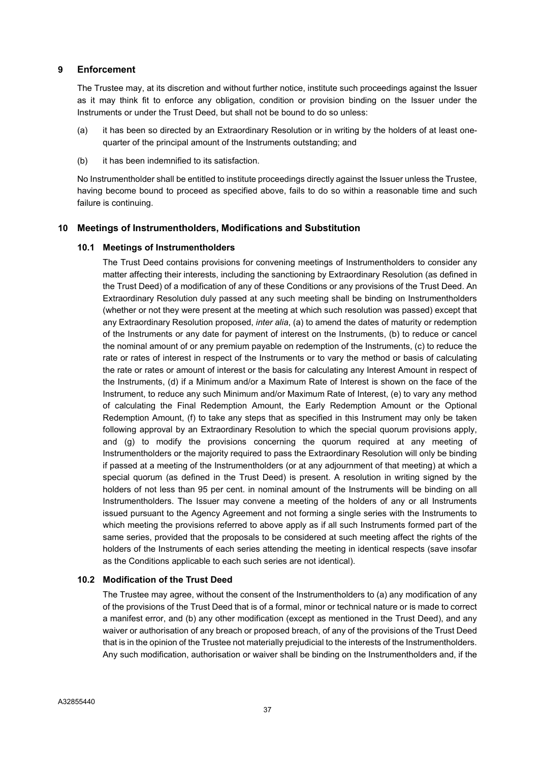## 9 Enforcement

The Trustee may, at its discretion and without further notice, institute such proceedings against the Issuer as it may think fit to enforce any obligation, condition or provision binding on the Issuer under the Instruments or under the Trust Deed, but shall not be bound to do so unless:

(a) it has been so directed by an Extraordinary Resolution or in writing by the holders of at least one-quarter of the principal amount of the Instruments outstanding; and

(b) it has been indemnified to its satisfaction.

No Instrumentholder shall be entitled to institute proceedings directly against the Issuer unless the Trustee, having become bound to proceed as specified above, fails to do so within a reasonable time and such failure is continuing.

## 10 Meetings of Instrumentholders, Modifications and Substitution

### 10.1 Meetings of Instrumentholders

The Trust Deed contains provisions for convening meetings of Instrumentholders to consider any matter affecting their interests, including the sanctioning by Extraordinary Resolution (as defined in the Trust Deed) of a modification of any of these Conditions or any provisions of the Trust Deed. An Extraordinary Resolution duly passed at any such meeting shall be binding on Instrumentholders (whether or not they were present at the meeting at which such resolution was passed) except that any Extraordinary Resolution proposed, *inter alia*, (a) to amend the dates of maturity or redemption of the Instruments or any date for payment of interest on the Instruments, (b) to reduce or cancel the nominal amount of or any premium payable on redemption of the Instruments, (c) to reduce the rate or rates of interest in respect of the Instruments or to vary the method or basis of calculating the rate or rates or amount of interest or the basis for calculating any Interest Amount in respect of the Instruments, (d) if a Minimum and/or a Maximum Rate of Interest is shown on the face of the Instrument, to reduce any such Minimum and/or Maximum Rate of Interest, (e) to vary any method of calculating the Final Redemption Amount, the Early Redemption Amount or the Optional Redemption Amount, (f) to take any steps that as specified in this Instrument may only be taken following approval by an Extraordinary Resolution to which the special quorum provisions apply, and (g) to modify the provisions concerning the quorum required at any meeting of Instrumentholders or the majority required to pass the Extraordinary Resolution will only be binding if passed at a meeting of the Instrumentholders (or at any adjournment of that meeting) at which a special quorum (as defined in the Trust Deed) is present. A resolution in writing signed by the holders of not less than 95 per cent. in nominal amount of the Instruments will be binding on all Instrumentholders. The Issuer may convene a meeting of the holders of any or all Instruments issued pursuant to the Agency Agreement and not forming a single series with the Instruments to which meeting the provisions referred to above apply as if all such Instruments formed part of the same series, provided that the proposals to be considered at such meeting affect the rights of the holders of the Instruments of each series attending the meeting in identical respects (save insofar as the Conditions applicable to each such series are not identical).

### 10.2 Modification of the Trust Deed

The Trustee may agree, without the consent of the Instrumentholders to (a) any modification of any of the provisions of the Trust Deed that is of a formal, minor or technical nature or is made to correct a manifest error, and (b) any other modification (except as mentioned in the Trust Deed), and any waiver or authorisation of any breach or proposed breach, of any of the provisions of the Trust Deed that is in the opinion of the Trustee not materially prejudicial to the interests of the Instrumentholders. Any such modification, authorisation or waiver shall be binding on the Instrumentholders and, if the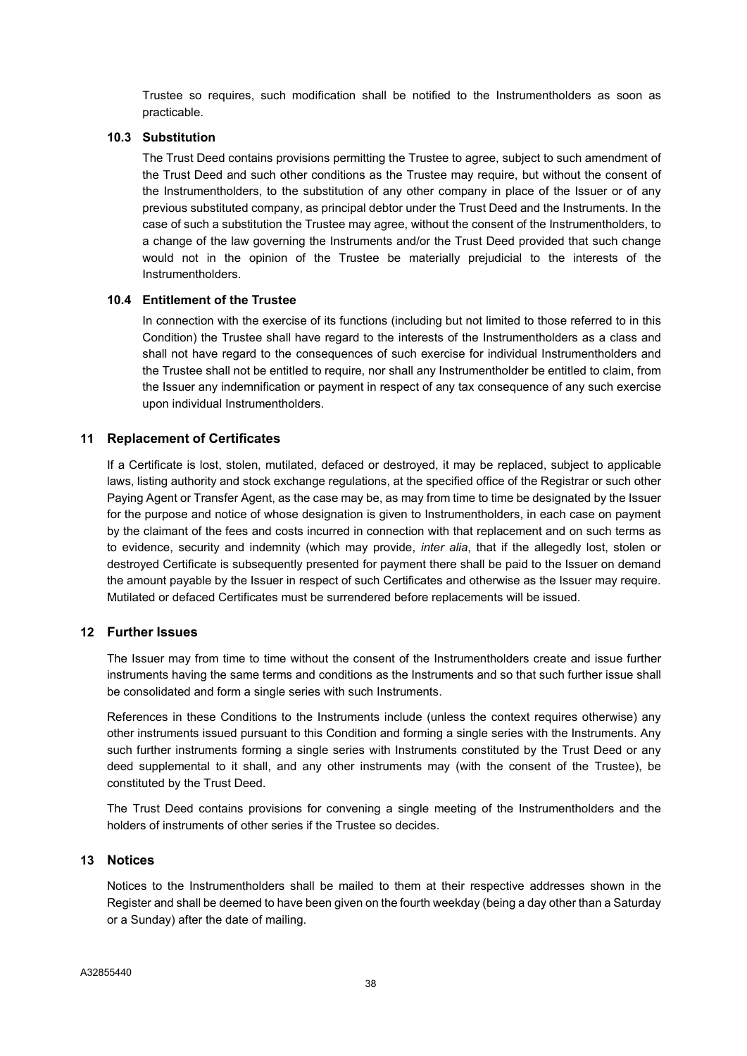Trustee so requires, such modification shall be notified to the Instrumentholders as soon as practicable.

### 10.3 Substitution

The Trust Deed contains provisions permitting the Trustee to agree, subject to such amendment of the Trust Deed and such other conditions as the Trustee may require, but without the consent of the Instrumentholders, to the substitution of any other company in place of the Issuer or of any previous substituted company, as principal debtor under the Trust Deed and the Instruments. In the case of such a substitution the Trustee may agree, without the consent of the Instrumentholders, to a change of the law governing the Instruments and/or the Trust Deed provided that such change would not in the opinion of the Trustee be materially prejudicial to the interests of the Instrumentholders.

### 10.4 Entitlement of the Trustee

In connection with the exercise of its functions (including but not limited to those referred to in this Condition) the Trustee shall have regard to the interests of the Instrumentholders as a class and shall not have regard to the consequences of such exercise for individual Instrumentholders and the Trustee shall not be entitled to require, nor shall any Instrumentholder be entitled to claim, from the Issuer any indemnification or payment in respect of any tax consequence of any such exercise upon individual Instrumentholders.

## 11 Replacement of Certificates

If a Certificate is lost, stolen, mutilated, defaced or destroyed, it may be replaced, subject to applicable laws, listing authority and stock exchange regulations, at the specified office of the Registrar or such other Paying Agent or Transfer Agent, as the case may be, as may from time to time be designated by the Issuer for the purpose and notice of whose designation is given to Instrumentholders, in each case on payment by the claimant of the fees and costs incurred in connection with that replacement and on such terms as to evidence, security and indemnity (which may provide, *inter alia*, that if the allegedly lost, stolen or destroyed Certificate is subsequently presented for payment there shall be paid to the Issuer on demand the amount payable by the Issuer in respect of such Certificates and otherwise as the Issuer may require. Mutilated or defaced Certificates must be surrendered before replacements will be issued.

## 12 Further Issues

The Issuer may from time to time without the consent of the Instrumentholders create and issue further instruments having the same terms and conditions as the Instruments and so that such further issue shall be consolidated and form a single series with such Instruments.

References in these Conditions to the Instruments include (unless the context requires otherwise) any other instruments issued pursuant to this Condition and forming a single series with the Instruments. Any such further instruments forming a single series with Instruments constituted by the Trust Deed or any deed supplemental to it shall, and any other instruments may (with the consent of the Trustee), be constituted by the Trust Deed.

The Trust Deed contains provisions for convening a single meeting of the Instrumentholders and the holders of instruments of other series if the Trustee so decides.

## 13 Notices

Notices to the Instrumentholders shall be mailed to them at their respective addresses shown in the Register and shall be deemed to have been given on the fourth weekday (being a day other than a Saturday or a Sunday) after the date of mailing.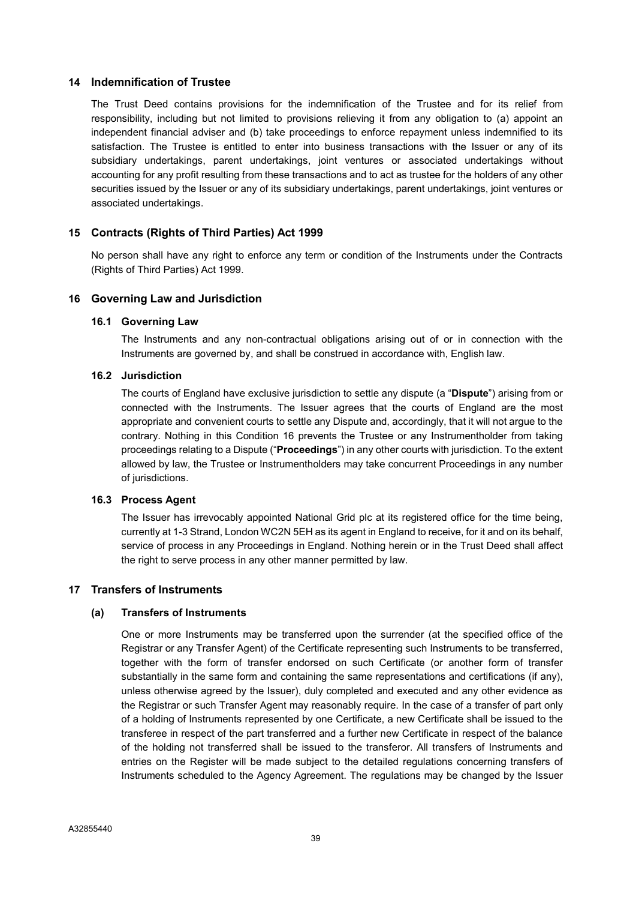## 14 Indemnification of Trustee

The Trust Deed contains provisions for the indemnification of the Trustee and for its relief from responsibility, including but not limited to provisions relieving it from any obligation to (a) appoint an independent financial adviser and (b) take proceedings to enforce repayment unless indemnified to its satisfaction. The Trustee is entitled to enter into business transactions with the Issuer or any of its subsidiary undertakings, parent undertakings, joint ventures or associated undertakings without accounting for any profit resulting from these transactions and to act as trustee for the holders of any other securities issued by the Issuer or any of its subsidiary undertakings, parent undertakings, joint ventures or associated undertakings.

## 15 Contracts (Rights of Third Parties) Act 1999

No person shall have any right to enforce any term or condition of the Instruments under the Contracts (Rights of Third Parties) Act 1999.

## 16 Governing Law and Jurisdiction

### 16.1 Governing Law

The Instruments and any non-contractual obligations arising out of or in connection with the Instruments are governed by, and shall be construed in accordance with, English law.

### 16.2 Jurisdiction

The courts of England have exclusive jurisdiction to settle any dispute (a "**Dispute**") arising from or connected with the Instruments. The Issuer agrees that the courts of England are the most appropriate and convenient courts to settle any Dispute and, accordingly, that it will not argue to the contrary. Nothing in this Condition 16 prevents the Trustee or any Instrumentholder from taking proceedings relating to a Dispute ("**Proceedings**") in any other courts with jurisdiction. To the extent allowed by law, the Trustee or Instrumentholders may take concurrent Proceedings in any number of jurisdictions.

### 16.3 Process Agent

The Issuer has irrevocably appointed National Grid plc at its registered office for the time being, currently at 1-3 Strand, London WC2N 5EH as its agent in England to receive, for it and on its behalf, service of process in any Proceedings in England. Nothing herein or in the Trust Deed shall affect the right to serve process in any other manner permitted by law.

## 17 Transfers of Instruments

### (a) Transfers of Instruments

One or more Instruments may be transferred upon the surrender (at the specified office of the Registrar or any Transfer Agent) of the Certificate representing such Instruments to be transferred, together with the form of transfer endorsed on such Certificate (or another form of transfer substantially in the same form and containing the same representations and certifications (if any), unless otherwise agreed by the Issuer), duly completed and executed and any other evidence as the Registrar or such Transfer Agent may reasonably require. In the case of a transfer of part only of a holding of Instruments represented by one Certificate, a new Certificate shall be issued to the transferee in respect of the part transferred and a further new Certificate in respect of the balance of the holding not transferred shall be issued to the transferor. All transfers of Instruments and entries on the Register will be made subject to the detailed regulations concerning transfers of Instruments scheduled to the Agency Agreement. The regulations may be changed by the Issuer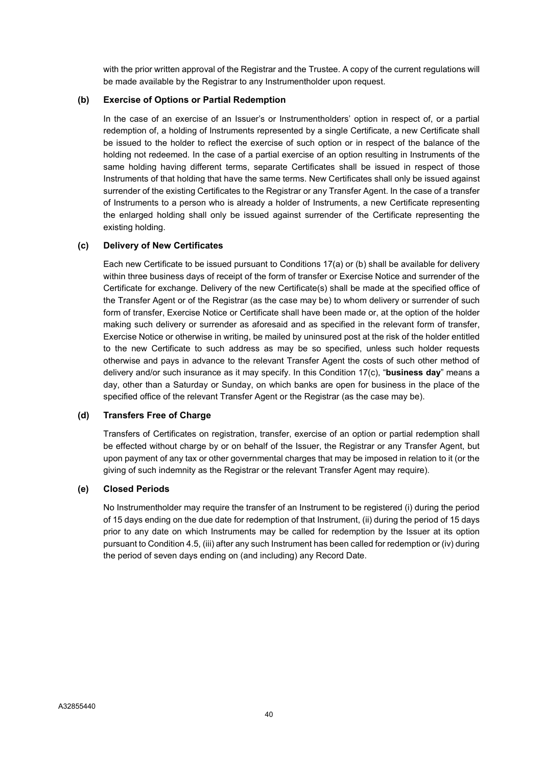with the prior written approval of the Registrar and the Trustee. A copy of the current regulations will be made available by the Registrar to any Instrumentholder upon request.

**(b) Exercise of Options or Partial Redemption**

In the case of an exercise of an Issuer's or Instrumentholders' option in respect of, or a partial redemption of, a holding of Instruments represented by a single Certificate, a new Certificate shall be issued to the holder to reflect the exercise of such option or in respect of the balance of the holding not redeemed. In the case of a partial exercise of an option resulting in Instruments of the same holding having different terms, separate Certificates shall be issued in respect of those Instruments of that holding that have the same terms. New Certificates shall only be issued against surrender of the existing Certificates to the Registrar or any Transfer Agent. In the case of a transfer of Instruments to a person who is already a holder of Instruments, a new Certificate representing the enlarged holding shall only be issued against surrender of the Certificate representing the existing holding.

**(c) Delivery of New Certificates**

Each new Certificate to be issued pursuant to Conditions 17(a) or (b) shall be available for delivery within three business days of receipt of the form of transfer or Exercise Notice and surrender of the Certificate for exchange. Delivery of the new Certificate(s) shall be made at the specified office of the Transfer Agent or of the Registrar (as the case may be) to whom delivery or surrender of such form of transfer, Exercise Notice or Certificate shall have been made or, at the option of the holder making such delivery or surrender as aforesaid and as specified in the relevant form of transfer, Exercise Notice or otherwise in writing, be mailed by uninsured post at the risk of the holder entitled to the new Certificate to such address as may be so specified, unless such holder requests otherwise and pays in advance to the relevant Transfer Agent the costs of such other method of delivery and/or such insurance as it may specify. In this Condition 17(c), "**business day**" means a day, other than a Saturday or Sunday, on which banks are open for business in the place of the specified office of the relevant Transfer Agent or the Registrar (as the case may be).

**(d) Transfers Free of Charge**

Transfers of Certificates on registration, transfer, exercise of an option or partial redemption shall be effected without charge by or on behalf of the Issuer, the Registrar or any Transfer Agent, but upon payment of any tax or other governmental charges that may be imposed in relation to it (or the giving of such indemnity as the Registrar or the relevant Transfer Agent may require).

**(e) Closed Periods**

No Instrumentholder may require the transfer of an Instrument to be registered (i) during the period of 15 days ending on the due date for redemption of that Instrument, (ii) during the period of 15 days prior to any date on which Instruments may be called for redemption by the Issuer at its option pursuant to Condition 4.5, (iii) after any such Instrument has been called for redemption or (iv) during the period of seven days ending on (and including) any Record Date.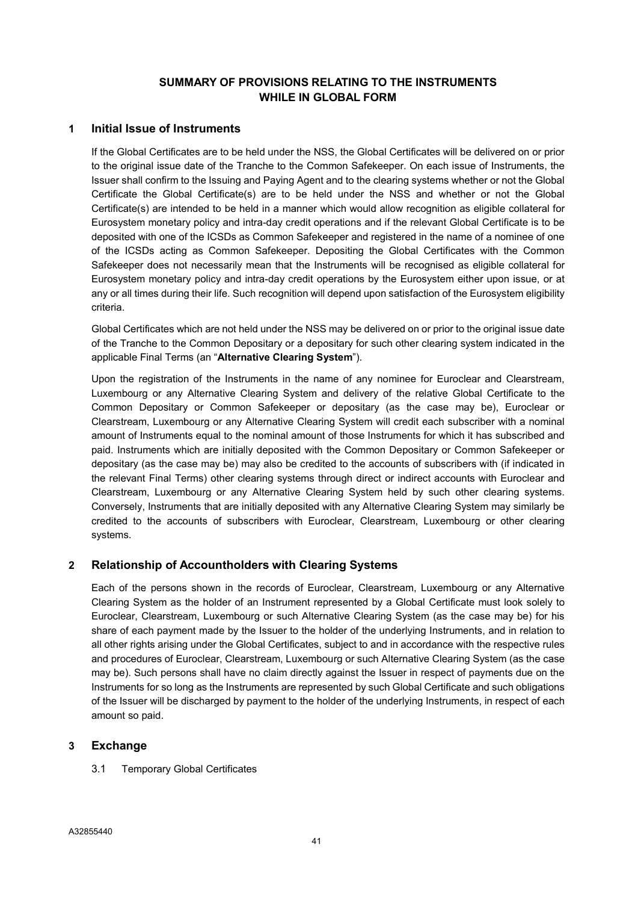# SUMMARY OF PROVISIONS RELATING TO THE INSTRUMENTS WHILE IN GLOBAL FORM

## 1 Initial Issue of Instruments

If the Global Certificates are to be held under the NSS, the Global Certificates will be delivered on or prior to the original issue date of the Tranche to the Common Safekeeper. On each issue of Instruments, the Issuer shall confirm to the Issuing and Paying Agent and to the clearing systems whether or not the Global Certificate the Global Certificate(s) are to be held under the NSS and whether or not the Global Certificate(s) are intended to be held in a manner which would allow recognition as eligible collateral for Eurosystem monetary policy and intra-day credit operations and if the relevant Global Certificate is to be deposited with one of the ICSDs as Common Safekeeper and registered in the name of a nominee of one of the ICSDs acting as Common Safekeeper. Depositing the Global Certificates with the Common Safekeeper does not necessarily mean that the Instruments will be recognised as eligible collateral for Eurosystem monetary policy and intra-day credit operations by the Eurosystem either upon issue, or at any or all times during their life. Such recognition will depend upon satisfaction of the Eurosystem eligibility criteria.

Global Certificates which are not held under the NSS may be delivered on or prior to the original issue date of the Tranche to the Common Depositary or a depositary for such other clearing system indicated in the applicable Final Terms (an "**Alternative Clearing System**").

Upon the registration of the Instruments in the name of any nominee for Euroclear and Clearstream, Luxembourg or any Alternative Clearing System and delivery of the relative Global Certificate to the Common Depositary or Common Safekeeper or depositary (as the case may be), Euroclear or Clearstream, Luxembourg or any Alternative Clearing System will credit each subscriber with a nominal amount of Instruments equal to the nominal amount of those Instruments for which it has subscribed and paid. Instruments which are initially deposited with the Common Depositary or Common Safekeeper or depositary (as the case may be) may also be credited to the accounts of subscribers with (if indicated in the relevant Final Terms) other clearing systems through direct or indirect accounts with Euroclear and Clearstream, Luxembourg or any Alternative Clearing System held by such other clearing systems. Conversely, Instruments that are initially deposited with any Alternative Clearing System may similarly be credited to the accounts of subscribers with Euroclear, Clearstream, Luxembourg or other clearing systems.

## 2 Relationship of Accountholders with Clearing Systems

Each of the persons shown in the records of Euroclear, Clearstream, Luxembourg or any Alternative Clearing System as the holder of an Instrument represented by a Global Certificate must look solely to Euroclear, Clearstream, Luxembourg or such Alternative Clearing System (as the case may be) for his share of each payment made by the Issuer to the holder of the underlying Instruments, and in relation to all other rights arising under the Global Certificates, subject to and in accordance with the respective rules and procedures of Euroclear, Clearstream, Luxembourg or such Alternative Clearing System (as the case may be). Such persons shall have no claim directly against the Issuer in respect of payments due on the Instruments for so long as the Instruments are represented by such Global Certificate and such obligations of the Issuer will be discharged by payment to the holder of the underlying Instruments, in respect of each amount so paid.

## 3 Exchange

3.1 Temporary Global Certificates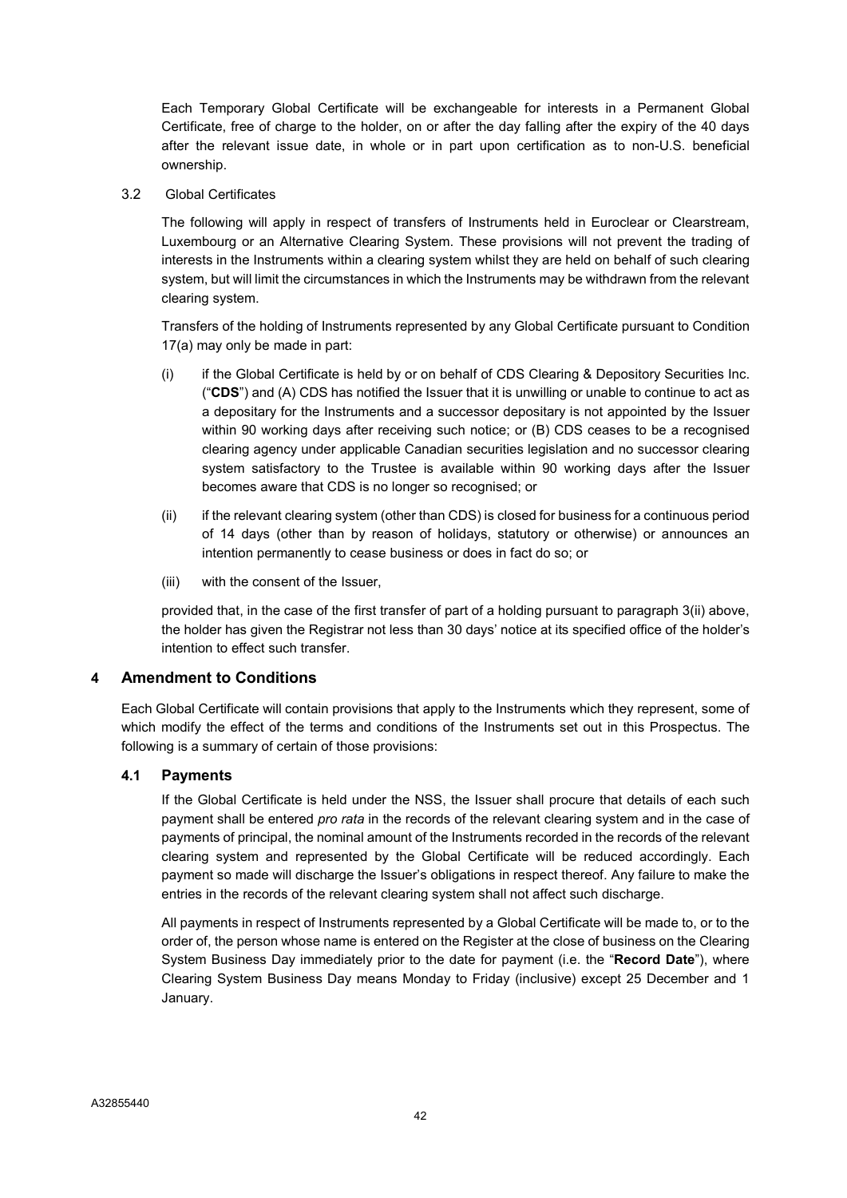Each Temporary Global Certificate will be exchangeable for interests in a Permanent Global Certificate, free of charge to the holder, on or after the day falling after the expiry of the 40 days after the relevant issue date, in whole or in part upon certification as to non-U.S. beneficial ownership.

3.2 Global Certificates

The following will apply in respect of transfers of Instruments held in Euroclear or Clearstream, Luxembourg or an Alternative Clearing System. These provisions will not prevent the trading of interests in the Instruments within a clearing system whilst they are held on behalf of such clearing system, but will limit the circumstances in which the Instruments may be withdrawn from the relevant clearing system.

Transfers of the holding of Instruments represented by any Global Certificate pursuant to Condition 17(a) may only be made in part:

(i) if the Global Certificate is held by or on behalf of CDS Clearing & Depository Securities Inc. ("**CDS**") and (A) CDS has notified the Issuer that it is unwilling or unable to continue to act as a depositary for the Instruments and a successor depositary is not appointed by the Issuer within 90 working days after receiving such notice; or (B) CDS ceases to be a recognised clearing agency under applicable Canadian securities legislation and no successor clearing system satisfactory to the Trustee is available within 90 working days after the Issuer becomes aware that CDS is no longer so recognised; or

(ii) if the relevant clearing system (other than CDS) is closed for business for a continuous period of 14 days (other than by reason of holidays, statutory or otherwise) or announces an intention permanently to cease business or does in fact do so; or

(iii) with the consent of the Issuer,

provided that, in the case of the first transfer of part of a holding pursuant to paragraph 3(ii) above, the holder has given the Registrar not less than 30 days' notice at its specified office of the holder's intention to effect such transfer.

## 4 Amendment to Conditions

Each Global Certificate will contain provisions that apply to the Instruments which they represent, some of which modify the effect of the terms and conditions of the Instruments set out in this Prospectus. The following is a summary of certain of those provisions:

### 4.1 Payments

If the Global Certificate is held under the NSS, the Issuer shall procure that details of each such payment shall be entered *pro rata* in the records of the relevant clearing system and in the case of payments of principal, the nominal amount of the Instruments recorded in the records of the relevant clearing system and represented by the Global Certificate will be reduced accordingly. Each payment so made will discharge the Issuer's obligations in respect thereof. Any failure to make the entries in the records of the relevant clearing system shall not affect such discharge.

All payments in respect of Instruments represented by a Global Certificate will be made to, or to the order of, the person whose name is entered on the Register at the close of business on the Clearing System Business Day immediately prior to the date for payment (i.e. the "**Record Date**"), where Clearing System Business Day means Monday to Friday (inclusive) except 25 December and 1 January.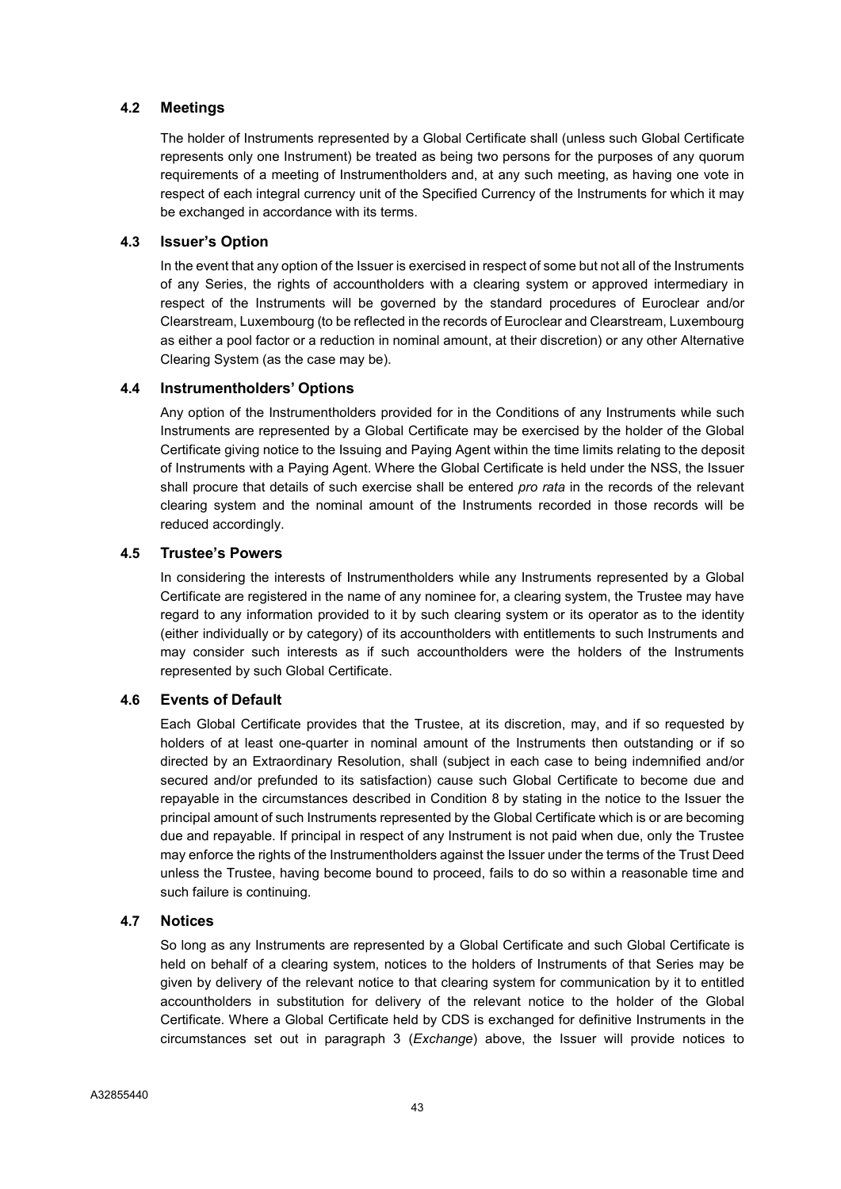### 4.2 Meetings

The holder of Instruments represented by a Global Certificate shall (unless such Global Certificate represents only one Instrument) be treated as being two persons for the purposes of any quorum requirements of a meeting of Instrumentholders and, at any such meeting, as having one vote in respect of each integral currency unit of the Specified Currency of the Instruments for which it may be exchanged in accordance with its terms.

### 4.3 Issuer's Option

In the event that any option of the Issuer is exercised in respect of some but not all of the Instruments of any Series, the rights of accountholders with a clearing system or approved intermediary in respect of the Instruments will be governed by the standard procedures of Euroclear and/or Clearstream, Luxembourg (to be reflected in the records of Euroclear and Clearstream, Luxembourg as either a pool factor or a reduction in nominal amount, at their discretion) or any other Alternative Clearing System (as the case may be).

### 4.4 Instrumentholders' Options

Any option of the Instrumentholders provided for in the Conditions of any Instruments while such Instruments are represented by a Global Certificate may be exercised by the holder of the Global Certificate giving notice to the Issuing and Paying Agent within the time limits relating to the deposit of Instruments with a Paying Agent. Where the Global Certificate is held under the NSS, the Issuer shall procure that details of such exercise shall be entered *pro rata* in the records of the relevant clearing system and the nominal amount of the Instruments recorded in those records will be reduced accordingly.

### 4.5 Trustee's Powers

In considering the interests of Instrumentholders while any Instruments represented by a Global Certificate are registered in the name of any nominee for, a clearing system, the Trustee may have regard to any information provided to it by such clearing system or its operator as to the identity (either individually or by category) of its accountholders with entitlements to such Instruments and may consider such interests as if such accountholders were the holders of the Instruments represented by such Global Certificate.

### 4.6 Events of Default

Each Global Certificate provides that the Trustee, at its discretion, may, and if so requested by holders of at least one-quarter in nominal amount of the Instruments then outstanding or if so directed by an Extraordinary Resolution, shall (subject in each case to being indemnified and/or secured and/or prefunded to its satisfaction) cause such Global Certificate to become due and repayable in the circumstances described in Condition 8 by stating in the notice to the Issuer the principal amount of such Instruments represented by the Global Certificate which is or are becoming due and repayable. If principal in respect of any Instrument is not paid when due, only the Trustee may enforce the rights of the Instrumentholders against the Issuer under the terms of the Trust Deed unless the Trustee, having become bound to proceed, fails to do so within a reasonable time and such failure is continuing.

### 4.7 Notices

So long as any Instruments are represented by a Global Certificate and such Global Certificate is held on behalf of a clearing system, notices to the holders of Instruments of that Series may be given by delivery of the relevant notice to that clearing system for communication by it to entitled accountholders in substitution for delivery of the relevant notice to the holder of the Global Certificate. Where a Global Certificate held by CDS is exchanged for definitive Instruments in the circumstances set out in paragraph 3 (*Exchange*) above, the Issuer will provide notices to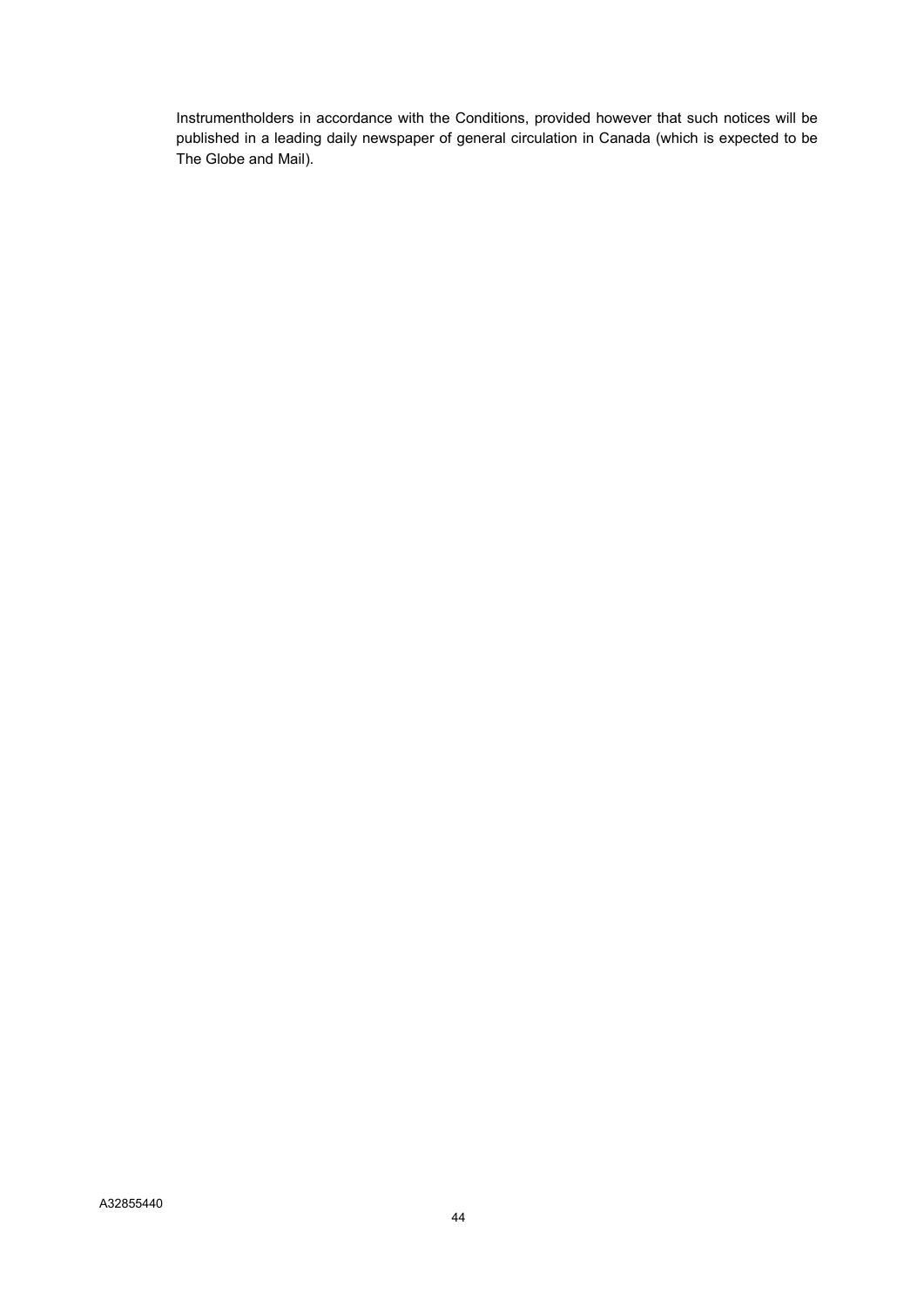Instrumentholders in accordance with the Conditions, provided however that such notices will be published in a leading daily newspaper of general circulation in Canada (which is expected to be The Globe and Mail).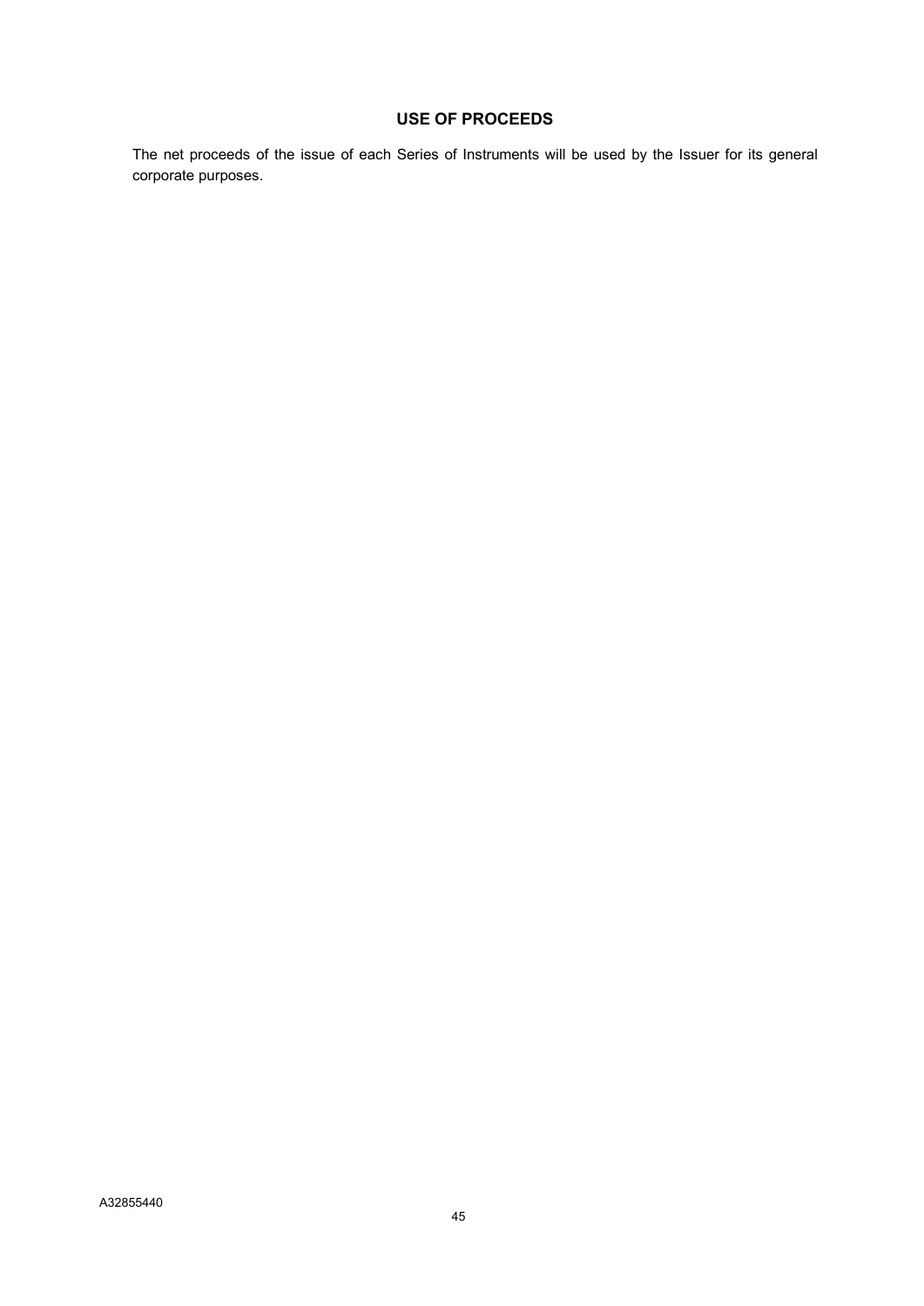# USE OF PROCEEDS

The net proceeds of the issue of each Series of Instruments will be used by the Issuer for its general corporate purposes.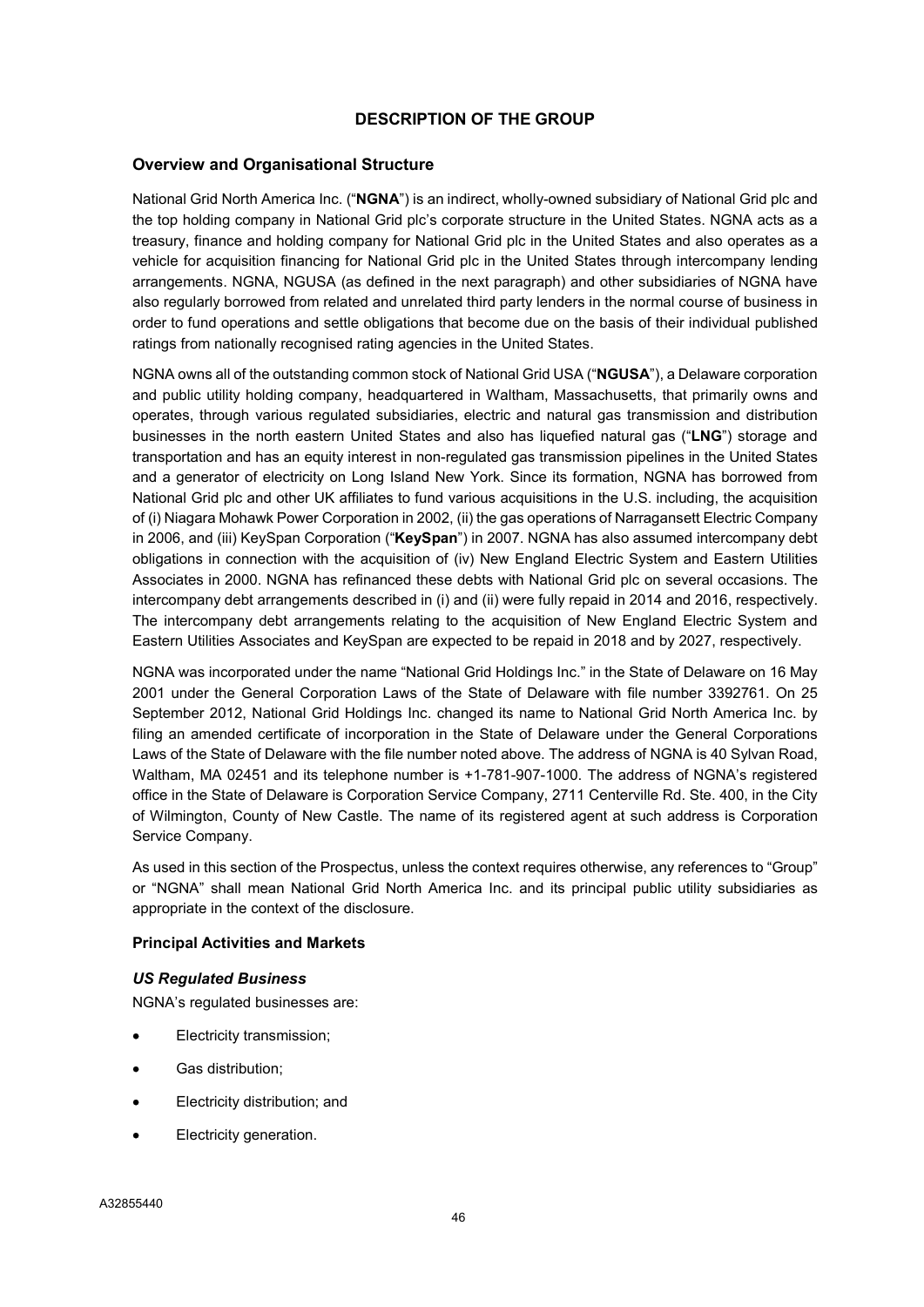## DESCRIPTION OF THE GROUP

### Overview and Organisational Structure

National Grid North America Inc. ("**NGNA**") is an indirect, wholly-owned subsidiary of National Grid plc and the top holding company in National Grid plc's corporate structure in the United States. NGNA acts as a treasury, finance and holding company for National Grid plc in the United States and also operates as a vehicle for acquisition financing for National Grid plc in the United States through intercompany lending arrangements. NGNA, NGUSA (as defined in the next paragraph) and other subsidiaries of NGNA have also regularly borrowed from related and unrelated third party lenders in the normal course of business in order to fund operations and settle obligations that become due on the basis of their individual published ratings from nationally recognised rating agencies in the United States.

NGNA owns all of the outstanding common stock of National Grid USA ("**NGUSA**"), a Delaware corporation and public utility holding company, headquartered in Waltham, Massachusetts, that primarily owns and operates, through various regulated subsidiaries, electric and natural gas transmission and distribution businesses in the north eastern United States and also has liquefied natural gas ("**LNG**") storage and transportation and has an equity interest in non-regulated gas transmission pipelines in the United States and a generator of electricity on Long Island New York. Since its formation, NGNA has borrowed from National Grid plc and other UK affiliates to fund various acquisitions in the U.S. including, the acquisition of (i) Niagara Mohawk Power Corporation in 2002, (ii) the gas operations of Narragansett Electric Company in 2006, and (iii) KeySpan Corporation ("**KeySpan**") in 2007. NGNA has also assumed intercompany debt obligations in connection with the acquisition of (iv) New England Electric System and Eastern Utilities Associates in 2000. NGNA has refinanced these debts with National Grid plc on several occasions. The intercompany debt arrangements described in (i) and (ii) were fully repaid in 2014 and 2016, respectively. The intercompany debt arrangements relating to the acquisition of New England Electric System and Eastern Utilities Associates and KeySpan are expected to be repaid in 2018 and by 2027, respectively.

NGNA was incorporated under the name "National Grid Holdings Inc." in the State of Delaware on 16 May 2001 under the General Corporation Laws of the State of Delaware with file number 3392761. On 25 September 2012, National Grid Holdings Inc. changed its name to National Grid North America Inc. by filing an amended certificate of incorporation in the State of Delaware under the General Corporations Laws of the State of Delaware with the file number noted above. The address of NGNA is 40 Sylvan Road, Waltham, MA 02451 and its telephone number is +1-781-907-1000. The address of NGNA's registered office in the State of Delaware is Corporation Service Company, 2711 Centerville Rd. Ste. 400, in the City of Wilmington, County of New Castle. The name of its registered agent at such address is Corporation Service Company.

As used in this section of the Prospectus, unless the context requires otherwise, any references to "Group" or "NGNA" shall mean National Grid North America Inc. and its principal public utility subsidiaries as appropriate in the context of the disclosure.

#### Principal Activities and Markets

***US Regulated Business***

NGNA's regulated businesses are:

- Electricity transmission;
- Gas distribution;
- Electricity distribution; and
- Electricity generation.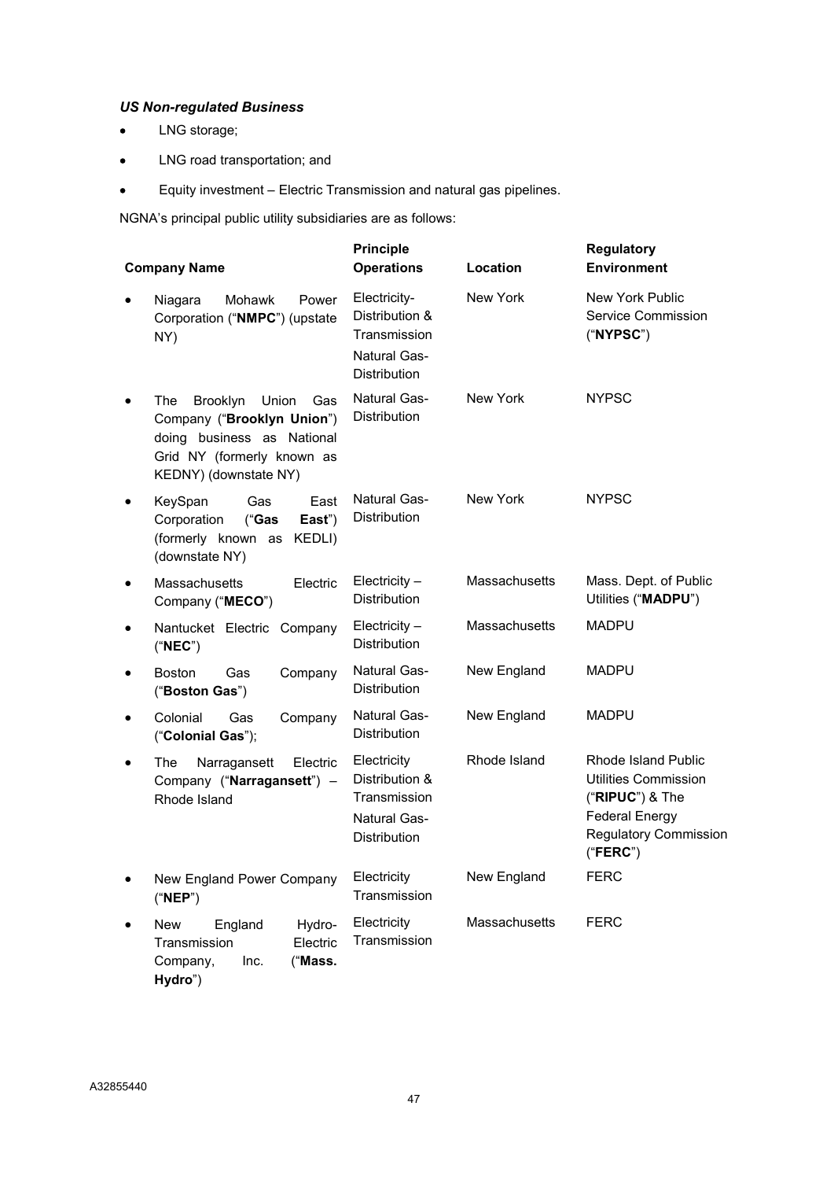***US Non-regulated Business***

- LNG storage;
- LNG road transportation; and
- Equity investment – Electric Transmission and natural gas pipelines.

NGNA's principal public utility subsidiaries are as follows:

| Company Name | Principle Operations | Location | Regulatory Environment |
|---|---|---|---|
| • Niagara Mohawk Power Corporation ("**NMPC**") (upstate NY) | Electricity-Distribution & Transmission<br>Natural Gas-Distribution | New York | New York Public Service Commission ("**NYPSC**") |
| • The Brooklyn Union Gas Company ("**Brooklyn Union**") doing business as National Grid NY (formerly known as KEDNY) (downstate NY) | Natural Gas-Distribution | New York | NYPSC |
| • KeySpan Gas East Corporation ("**Gas East**") (formerly known as KEDLI) (downstate NY) | Natural Gas-Distribution | New York | NYPSC |
| • Massachusetts Electric Company ("**MECO**") | Electricity – Distribution | Massachusetts | Mass. Dept. of Public Utilities ("**MADPU**") |
| • Nantucket Electric Company ("**NEC**") | Electricity – Distribution | Massachusetts | MADPU |
| • Boston Gas Company ("**Boston Gas**") | Natural Gas-Distribution | New England | MADPU |
| • Colonial Gas Company ("**Colonial Gas**"); | Natural Gas-Distribution | New England | MADPU |
| • The Narragansett Electric Company ("**Narragansett**") – Rhode Island | Electricity Distribution & Transmission<br>Natural Gas-Distribution | Rhode Island | Rhode Island Public Utilities Commission ("**RIPUC**") & The Federal Energy Regulatory Commission ("**FERC**") |
| • New England Power Company ("**NEP**") | Electricity Transmission | New England | FERC |
| • New England Hydro-Transmission Electric Company, Inc. ("**Mass. Hydro**") | Electricity Transmission | Massachusetts | FERC |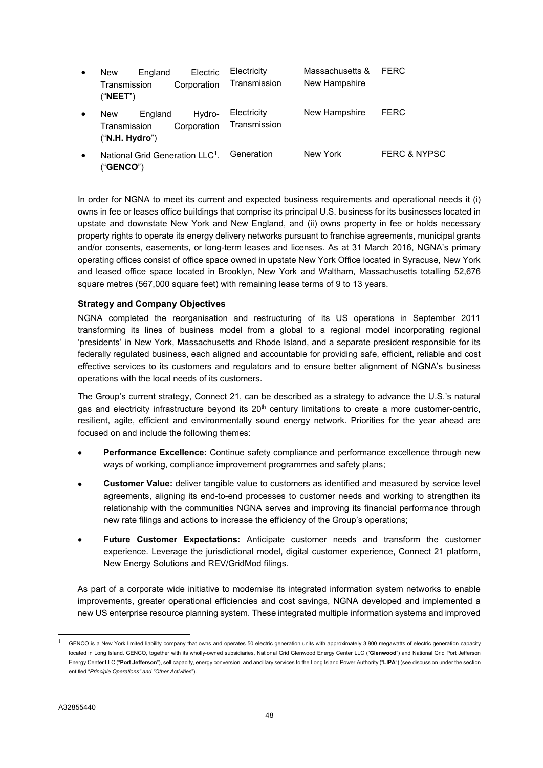- New England Electric Transmission Corporation ("**NEET**") | Electricity Transmission | Massachusetts & New Hampshire | FERC
- New England Hydro-Transmission Corporation ("**N.H. Hydro**") | Electricity Transmission | New Hampshire | FERC
- National Grid Generation LLC[1]. ("**GENCO**") | Generation | New York | FERC & NYPSC

In order for NGNA to meet its current and expected business requirements and operational needs it (i) owns in fee or leases office buildings that comprise its principal U.S. business for its businesses located in upstate and downstate New York and New England, and (ii) owns property in fee or holds necessary property rights to operate its energy delivery networks pursuant to franchise agreements, municipal grants and/or consents, easements, or long-term leases and licenses. As at 31 March 2016, NGNA's primary operating offices consist of office space owned in upstate New York Office located in Syracuse, New York and leased office space located in Brooklyn, New York and Waltham, Massachusetts totalling 52,676 square metres (567,000 square feet) with remaining lease terms of 9 to 13 years.

### Strategy and Company Objectives

NGNA completed the reorganisation and restructuring of its US operations in September 2011 transforming its lines of business model from a global to a regional model incorporating regional 'presidents' in New York, Massachusetts and Rhode Island, and a separate president responsible for its federally regulated business, each aligned and accountable for providing safe, efficient, reliable and cost effective services to its customers and regulators and to ensure better alignment of NGNA's business operations with the local needs of its customers.

The Group's current strategy, Connect 21, can be described as a strategy to advance the U.S.'s natural gas and electricity infrastructure beyond its 20th century limitations to create a more customer-centric, resilient, agile, efficient and environmentally sound energy network. Priorities for the year ahead are focused on and include the following themes:

- **Performance Excellence:** Continue safety compliance and performance excellence through new ways of working, compliance improvement programmes and safety plans;
- **Customer Value:** deliver tangible value to customers as identified and measured by service level agreements, aligning its end-to-end processes to customer needs and working to strengthen its relationship with the communities NGNA serves and improving its financial performance through new rate filings and actions to increase the efficiency of the Group's operations;
- **Future Customer Expectations:** Anticipate customer needs and transform the customer experience. Leverage the jurisdictional model, digital customer experience, Connect 21 platform, New Energy Solutions and REV/GridMod filings.

As part of a corporate wide initiative to modernise its integrated information system networks to enable improvements, greater operational efficiencies and cost savings, NGNA developed and implemented a new US enterprise resource planning system. These integrated multiple information systems and improved

[1] GENCO is a New York limited liability company that owns and operates 50 electric generation units with approximately 3,800 megawatts of electric generation capacity located in Long Island. GENCO, together with its wholly-owned subsidiaries, National Grid Glenwood Energy Center LLC ("**Glenwood**") and National Grid Port Jefferson Energy Center LLC ("**Port Jefferson**"), sell capacity, energy conversion, and ancillary services to the Long Island Power Authority ("**LIPA**") (see discussion under the section entitled "*Principle Operations" and "Other Activities*").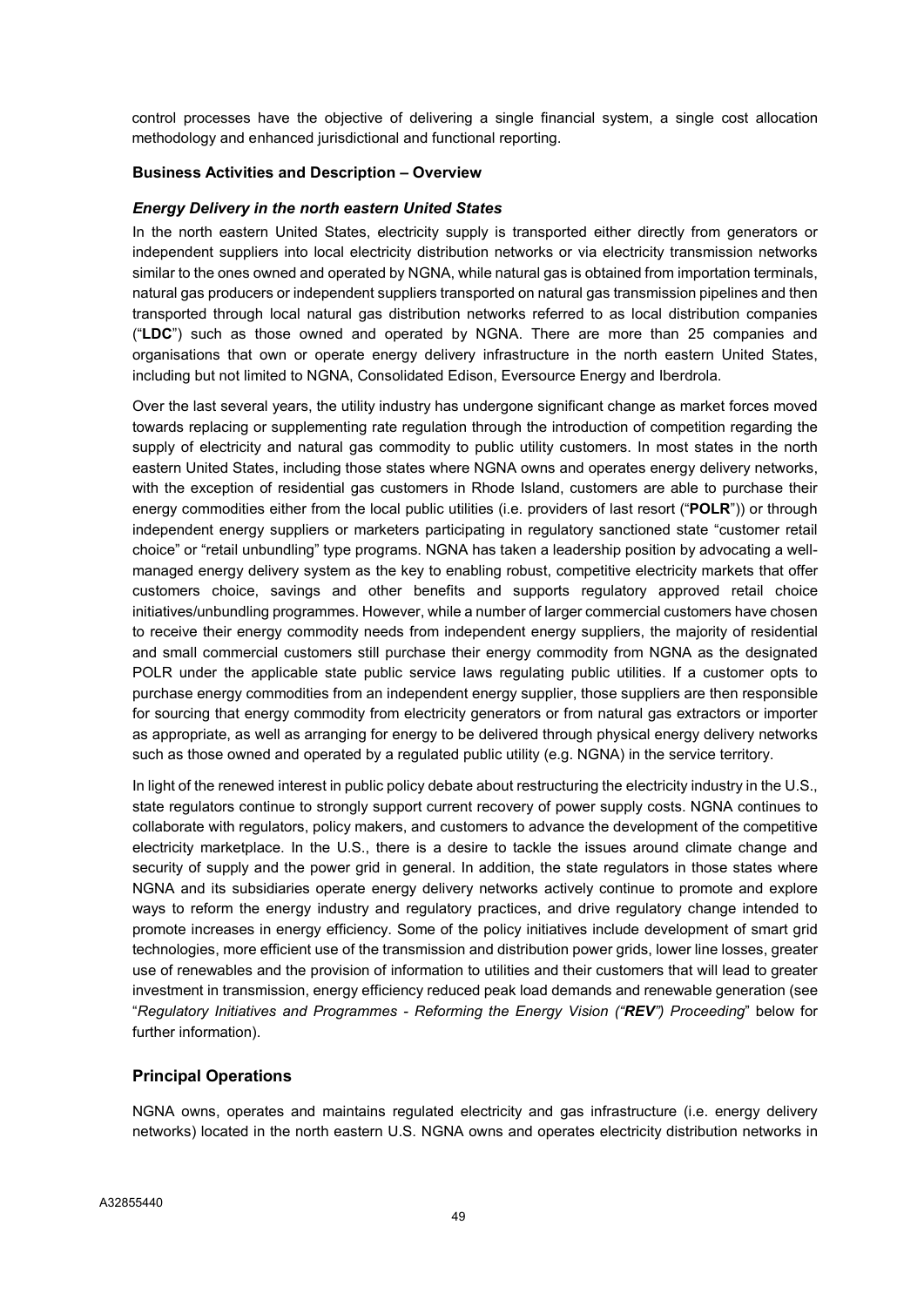control processes have the objective of delivering a single financial system, a single cost allocation methodology and enhanced jurisdictional and functional reporting.

**Business Activities and Description – Overview**

***Energy Delivery in the north eastern United States***

In the north eastern United States, electricity supply is transported either directly from generators or independent suppliers into local electricity distribution networks or via electricity transmission networks similar to the ones owned and operated by NGNA, while natural gas is obtained from importation terminals, natural gas producers or independent suppliers transported on natural gas transmission pipelines and then transported through local natural gas distribution networks referred to as local distribution companies ("**LDC**") such as those owned and operated by NGNA. There are more than 25 companies and organisations that own or operate energy delivery infrastructure in the north eastern United States, including but not limited to NGNA, Consolidated Edison, Eversource Energy and Iberdrola.

Over the last several years, the utility industry has undergone significant change as market forces moved towards replacing or supplementing rate regulation through the introduction of competition regarding the supply of electricity and natural gas commodity to public utility customers. In most states in the north eastern United States, including those states where NGNA owns and operates energy delivery networks, with the exception of residential gas customers in Rhode Island, customers are able to purchase their energy commodities either from the local public utilities (i.e. providers of last resort ("**POLR**")) or through independent energy suppliers or marketers participating in regulatory sanctioned state "customer retail choice" or "retail unbundling" type programs. NGNA has taken a leadership position by advocating a well-managed energy delivery system as the key to enabling robust, competitive electricity markets that offer customers choice, savings and other benefits and supports regulatory approved retail choice initiatives/unbundling programmes. However, while a number of larger commercial customers have chosen to receive their energy commodity needs from independent energy suppliers, the majority of residential and small commercial customers still purchase their energy commodity from NGNA as the designated POLR under the applicable state public service laws regulating public utilities. If a customer opts to purchase energy commodities from an independent energy supplier, those suppliers are then responsible for sourcing that energy commodity from electricity generators or from natural gas extractors or importer as appropriate, as well as arranging for energy to be delivered through physical energy delivery networks such as those owned and operated by a regulated public utility (e.g. NGNA) in the service territory.

In light of the renewed interest in public policy debate about restructuring the electricity industry in the U.S., state regulators continue to strongly support current recovery of power supply costs. NGNA continues to collaborate with regulators, policy makers, and customers to advance the development of the competitive electricity marketplace. In the U.S., there is a desire to tackle the issues around climate change and security of supply and the power grid in general. In addition, the state regulators in those states where NGNA and its subsidiaries operate energy delivery networks actively continue to promote and explore ways to reform the energy industry and regulatory practices, and drive regulatory change intended to promote increases in energy efficiency. Some of the policy initiatives include development of smart grid technologies, more efficient use of the transmission and distribution power grids, lower line losses, greater use of renewables and the provision of information to utilities and their customers that will lead to greater investment in transmission, energy efficiency reduced peak load demands and renewable generation (see "*Regulatory Initiatives and Programmes - Reforming the Energy Vision ("**REV**") Proceeding*" below for further information).

## Principal Operations

NGNA owns, operates and maintains regulated electricity and gas infrastructure (i.e. energy delivery networks) located in the north eastern U.S. NGNA owns and operates electricity distribution networks in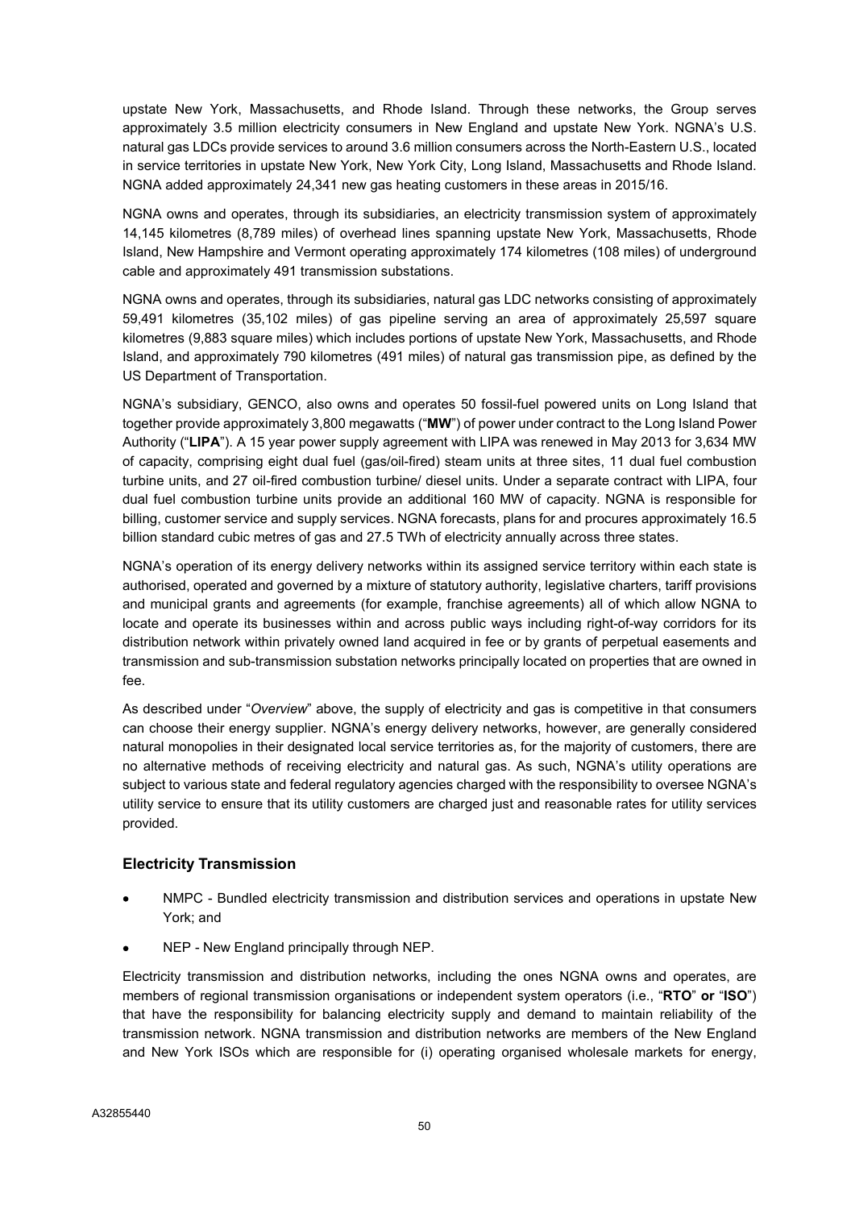upstate New York, Massachusetts, and Rhode Island. Through these networks, the Group serves approximately 3.5 million electricity consumers in New England and upstate New York. NGNA's U.S. natural gas LDCs provide services to around 3.6 million consumers across the North-Eastern U.S., located in service territories in upstate New York, New York City, Long Island, Massachusetts and Rhode Island. NGNA added approximately 24,341 new gas heating customers in these areas in 2015/16.

NGNA owns and operates, through its subsidiaries, an electricity transmission system of approximately 14,145 kilometres (8,789 miles) of overhead lines spanning upstate New York, Massachusetts, Rhode Island, New Hampshire and Vermont operating approximately 174 kilometres (108 miles) of underground cable and approximately 491 transmission substations.

NGNA owns and operates, through its subsidiaries, natural gas LDC networks consisting of approximately 59,491 kilometres (35,102 miles) of gas pipeline serving an area of approximately 25,597 square kilometres (9,883 square miles) which includes portions of upstate New York, Massachusetts, and Rhode Island, and approximately 790 kilometres (491 miles) of natural gas transmission pipe, as defined by the US Department of Transportation.

NGNA's subsidiary, GENCO, also owns and operates 50 fossil-fuel powered units on Long Island that together provide approximately 3,800 megawatts ("**MW**") of power under contract to the Long Island Power Authority ("**LIPA**"). A 15 year power supply agreement with LIPA was renewed in May 2013 for 3,634 MW of capacity, comprising eight dual fuel (gas/oil-fired) steam units at three sites, 11 dual fuel combustion turbine units, and 27 oil-fired combustion turbine/ diesel units. Under a separate contract with LIPA, four dual fuel combustion turbine units provide an additional 160 MW of capacity. NGNA is responsible for billing, customer service and supply services. NGNA forecasts, plans for and procures approximately 16.5 billion standard cubic metres of gas and 27.5 TWh of electricity annually across three states.

NGNA's operation of its energy delivery networks within its assigned service territory within each state is authorised, operated and governed by a mixture of statutory authority, legislative charters, tariff provisions and municipal grants and agreements (for example, franchise agreements) all of which allow NGNA to locate and operate its businesses within and across public ways including right-of-way corridors for its distribution network within privately owned land acquired in fee or by grants of perpetual easements and transmission and sub-transmission substation networks principally located on properties that are owned in fee.

As described under "*Overview*" above, the supply of electricity and gas is competitive in that consumers can choose their energy supplier. NGNA's energy delivery networks, however, are generally considered natural monopolies in their designated local service territories as, for the majority of customers, there are no alternative methods of receiving electricity and natural gas. As such, NGNA's utility operations are subject to various state and federal regulatory agencies charged with the responsibility to oversee NGNA's utility service to ensure that its utility customers are charged just and reasonable rates for utility services provided.

### Electricity Transmission

- NMPC - Bundled electricity transmission and distribution services and operations in upstate New York; and
- NEP - New England principally through NEP.

Electricity transmission and distribution networks, including the ones NGNA owns and operates, are members of regional transmission organisations or independent system operators (i.e., "**RTO**" **or** "**ISO**") that have the responsibility for balancing electricity supply and demand to maintain reliability of the transmission network. NGNA transmission and distribution networks are members of the New England and New York ISOs which are responsible for (i) operating organised wholesale markets for energy,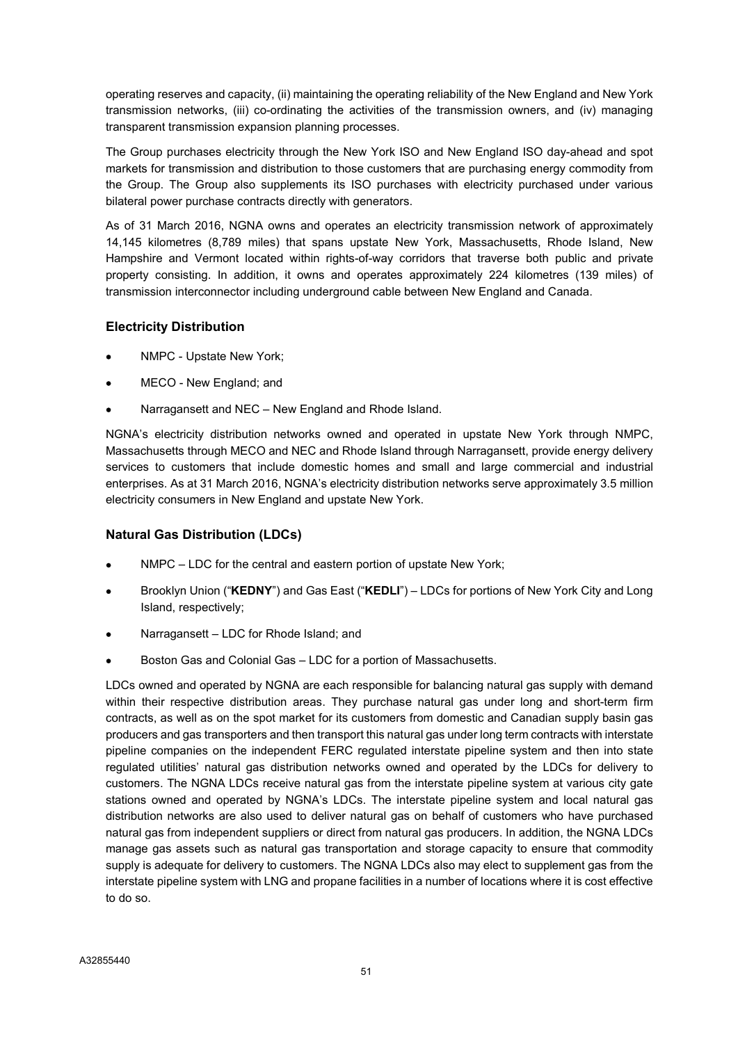operating reserves and capacity, (ii) maintaining the operating reliability of the New England and New York transmission networks, (iii) co-ordinating the activities of the transmission owners, and (iv) managing transparent transmission expansion planning processes.

The Group purchases electricity through the New York ISO and New England ISO day-ahead and spot markets for transmission and distribution to those customers that are purchasing energy commodity from the Group. The Group also supplements its ISO purchases with electricity purchased under various bilateral power purchase contracts directly with generators.

As of 31 March 2016, NGNA owns and operates an electricity transmission network of approximately 14,145 kilometres (8,789 miles) that spans upstate New York, Massachusetts, Rhode Island, New Hampshire and Vermont located within rights-of-way corridors that traverse both public and private property consisting. In addition, it owns and operates approximately 224 kilometres (139 miles) of transmission interconnector including underground cable between New England and Canada.

### Electricity Distribution

- NMPC - Upstate New York;
- MECO - New England; and
- Narragansett and NEC – New England and Rhode Island.

NGNA's electricity distribution networks owned and operated in upstate New York through NMPC, Massachusetts through MECO and NEC and Rhode Island through Narragansett, provide energy delivery services to customers that include domestic homes and small and large commercial and industrial enterprises. As at 31 March 2016, NGNA's electricity distribution networks serve approximately 3.5 million electricity consumers in New England and upstate New York.

### Natural Gas Distribution (LDCs)

- NMPC – LDC for the central and eastern portion of upstate New York;
- Brooklyn Union ("**KEDNY**") and Gas East ("**KEDLI**") – LDCs for portions of New York City and Long Island, respectively;
- Narragansett – LDC for Rhode Island; and
- Boston Gas and Colonial Gas – LDC for a portion of Massachusetts.

LDCs owned and operated by NGNA are each responsible for balancing natural gas supply with demand within their respective distribution areas. They purchase natural gas under long and short-term firm contracts, as well as on the spot market for its customers from domestic and Canadian supply basin gas producers and gas transporters and then transport this natural gas under long term contracts with interstate pipeline companies on the independent FERC regulated interstate pipeline system and then into state regulated utilities' natural gas distribution networks owned and operated by the LDCs for delivery to customers. The NGNA LDCs receive natural gas from the interstate pipeline system at various city gate stations owned and operated by NGNA's LDCs. The interstate pipeline system and local natural gas distribution networks are also used to deliver natural gas on behalf of customers who have purchased natural gas from independent suppliers or direct from natural gas producers. In addition, the NGNA LDCs manage gas assets such as natural gas transportation and storage capacity to ensure that commodity supply is adequate for delivery to customers. The NGNA LDCs also may elect to supplement gas from the interstate pipeline system with LNG and propane facilities in a number of locations where it is cost effective to do so.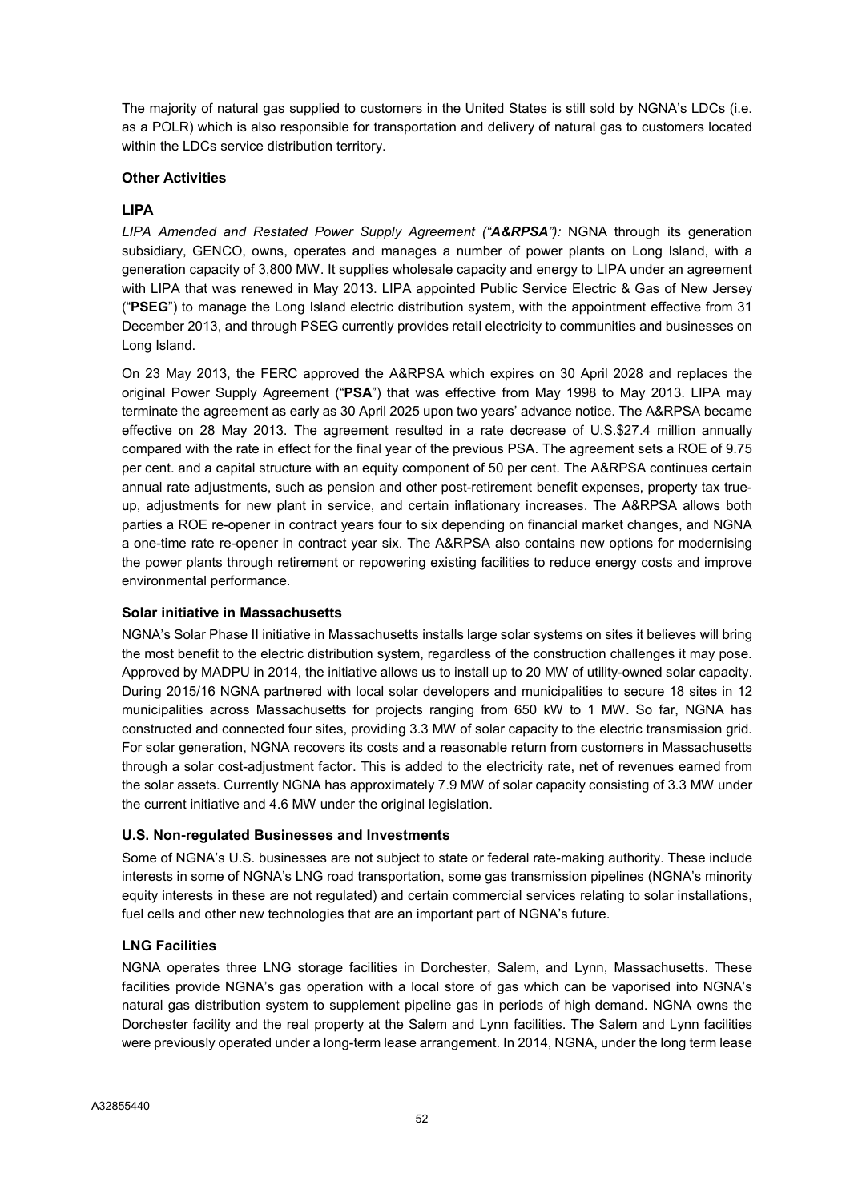The majority of natural gas supplied to customers in the United States is still sold by NGNA's LDCs (i.e. as a POLR) which is also responsible for transportation and delivery of natural gas to customers located within the LDCs service distribution territory.

**Other Activities**

**LIPA**

*LIPA Amended and Restated Power Supply Agreement ("**A&RPSA**"):* NGNA through its generation subsidiary, GENCO, owns, operates and manages a number of power plants on Long Island, with a generation capacity of 3,800 MW. It supplies wholesale capacity and energy to LIPA under an agreement with LIPA that was renewed in May 2013. LIPA appointed Public Service Electric & Gas of New Jersey ("**PSEG**") to manage the Long Island electric distribution system, with the appointment effective from 31 December 2013, and through PSEG currently provides retail electricity to communities and businesses on Long Island.

On 23 May 2013, the FERC approved the A&RPSA which expires on 30 April 2028 and replaces the original Power Supply Agreement ("**PSA**") that was effective from May 1998 to May 2013. LIPA may terminate the agreement as early as 30 April 2025 upon two years' advance notice. The A&RPSA became effective on 28 May 2013. The agreement resulted in a rate decrease of U.S.$27.4 million annually compared with the rate in effect for the final year of the previous PSA. The agreement sets a ROE of 9.75 per cent. and a capital structure with an equity component of 50 per cent. The A&RPSA continues certain annual rate adjustments, such as pension and other post-retirement benefit expenses, property tax true-up, adjustments for new plant in service, and certain inflationary increases. The A&RPSA allows both parties a ROE re-opener in contract years four to six depending on financial market changes, and NGNA a one-time rate re-opener in contract year six. The A&RPSA also contains new options for modernising the power plants through retirement or repowering existing facilities to reduce energy costs and improve environmental performance.

**Solar initiative in Massachusetts**

NGNA's Solar Phase II initiative in Massachusetts installs large solar systems on sites it believes will bring the most benefit to the electric distribution system, regardless of the construction challenges it may pose. Approved by MADPU in 2014, the initiative allows us to install up to 20 MW of utility-owned solar capacity. During 2015/16 NGNA partnered with local solar developers and municipalities to secure 18 sites in 12 municipalities across Massachusetts for projects ranging from 650 kW to 1 MW. So far, NGNA has constructed and connected four sites, providing 3.3 MW of solar capacity to the electric transmission grid. For solar generation, NGNA recovers its costs and a reasonable return from customers in Massachusetts through a solar cost-adjustment factor. This is added to the electricity rate, net of revenues earned from the solar assets. Currently NGNA has approximately 7.9 MW of solar capacity consisting of 3.3 MW under the current initiative and 4.6 MW under the original legislation.

**U.S. Non-regulated Businesses and Investments**

Some of NGNA's U.S. businesses are not subject to state or federal rate-making authority. These include interests in some of NGNA's LNG road transportation, some gas transmission pipelines (NGNA's minority equity interests in these are not regulated) and certain commercial services relating to solar installations, fuel cells and other new technologies that are an important part of NGNA's future.

**LNG Facilities**

NGNA operates three LNG storage facilities in Dorchester, Salem, and Lynn, Massachusetts. These facilities provide NGNA's gas operation with a local store of gas which can be vaporised into NGNA's natural gas distribution system to supplement pipeline gas in periods of high demand. NGNA owns the Dorchester facility and the real property at the Salem and Lynn facilities. The Salem and Lynn facilities were previously operated under a long-term lease arrangement. In 2014, NGNA, under the long term lease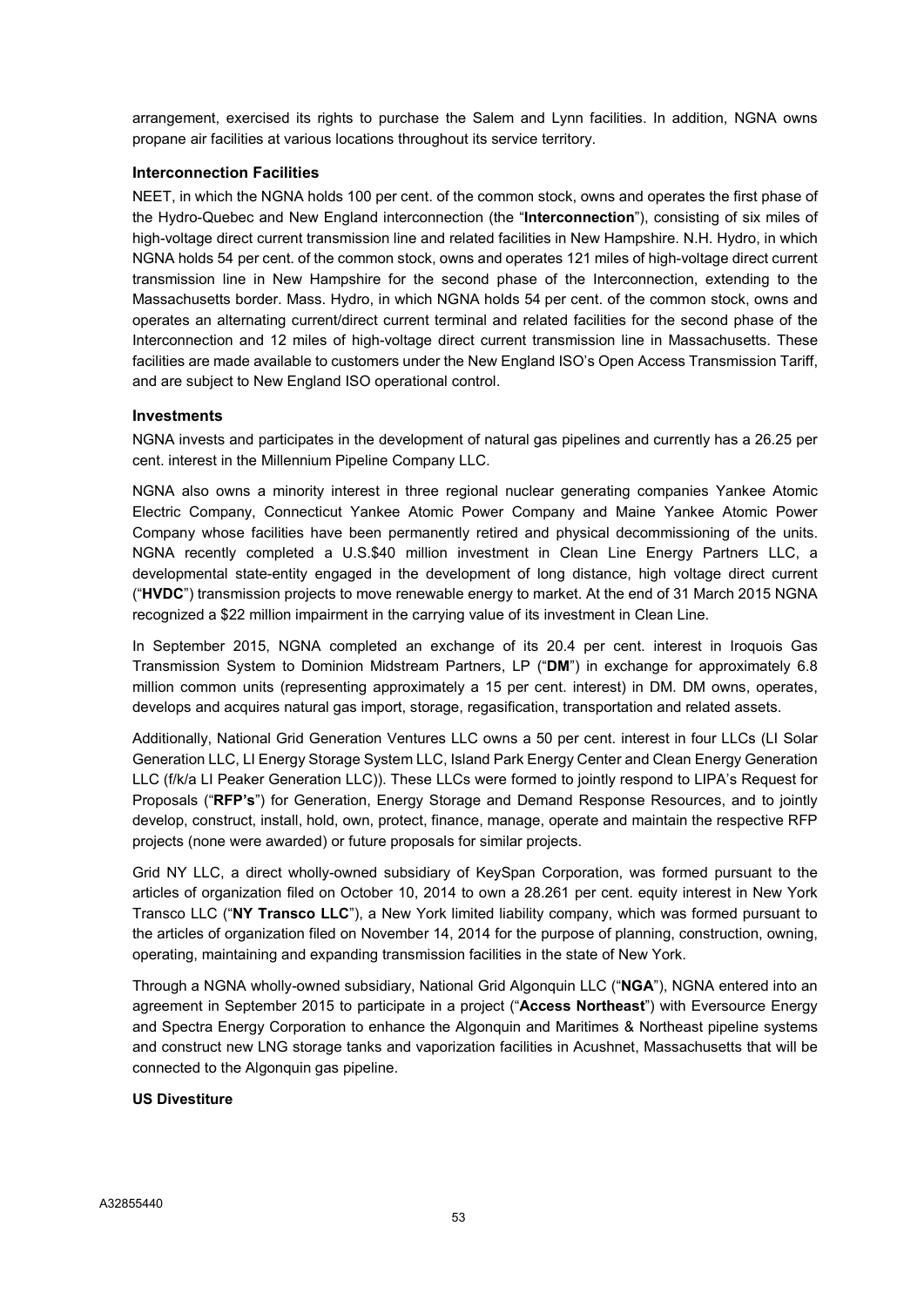arrangement, exercised its rights to purchase the Salem and Lynn facilities. In addition, NGNA owns propane air facilities at various locations throughout its service territory.

### Interconnection Facilities

NEET, in which the NGNA holds 100 per cent. of the common stock, owns and operates the first phase of the Hydro-Quebec and New England interconnection (the "**Interconnection**"), consisting of six miles of high-voltage direct current transmission line and related facilities in New Hampshire. N.H. Hydro, in which NGNA holds 54 per cent. of the common stock, owns and operates 121 miles of high-voltage direct current transmission line in New Hampshire for the second phase of the Interconnection, extending to the Massachusetts border. Mass. Hydro, in which NGNA holds 54 per cent. of the common stock, owns and operates an alternating current/direct current terminal and related facilities for the second phase of the Interconnection and 12 miles of high-voltage direct current transmission line in Massachusetts. These facilities are made available to customers under the New England ISO's Open Access Transmission Tariff, and are subject to New England ISO operational control.

### Investments

NGNA invests and participates in the development of natural gas pipelines and currently has a 26.25 per cent. interest in the Millennium Pipeline Company LLC.

NGNA also owns a minority interest in three regional nuclear generating companies Yankee Atomic Electric Company, Connecticut Yankee Atomic Power Company and Maine Yankee Atomic Power Company whose facilities have been permanently retired and physical decommissioning of the units. NGNA recently completed a U.S.$40 million investment in Clean Line Energy Partners LLC, a developmental state-entity engaged in the development of long distance, high voltage direct current ("**HVDC**") transmission projects to move renewable energy to market. At the end of 31 March 2015 NGNA recognized a $22 million impairment in the carrying value of its investment in Clean Line.

In September 2015, NGNA completed an exchange of its 20.4 per cent. interest in Iroquois Gas Transmission System to Dominion Midstream Partners, LP ("**DM**") in exchange for approximately 6.8 million common units (representing approximately a 15 per cent. interest) in DM. DM owns, operates, develops and acquires natural gas import, storage, regasification, transportation and related assets.

Additionally, National Grid Generation Ventures LLC owns a 50 per cent. interest in four LLCs (LI Solar Generation LLC, LI Energy Storage System LLC, Island Park Energy Center and Clean Energy Generation LLC (f/k/a LI Peaker Generation LLC)). These LLCs were formed to jointly respond to LIPA's Request for Proposals ("**RFP's**") for Generation, Energy Storage and Demand Response Resources, and to jointly develop, construct, install, hold, own, protect, finance, manage, operate and maintain the respective RFP projects (none were awarded) or future proposals for similar projects.

Grid NY LLC, a direct wholly-owned subsidiary of KeySpan Corporation, was formed pursuant to the articles of organization filed on October 10, 2014 to own a 28.261 per cent. equity interest in New York Transco LLC ("**NY Transco LLC**"), a New York limited liability company, which was formed pursuant to the articles of organization filed on November 14, 2014 for the purpose of planning, construction, owning, operating, maintaining and expanding transmission facilities in the state of New York.

Through a NGNA wholly-owned subsidiary, National Grid Algonquin LLC ("**NGA**"), NGNA entered into an agreement in September 2015 to participate in a project ("**Access Northeast**") with Eversource Energy and Spectra Energy Corporation to enhance the Algonquin and Maritimes & Northeast pipeline systems and construct new LNG storage tanks and vaporization facilities in Acushnet, Massachusetts that will be connected to the Algonquin gas pipeline.

### US Divestiture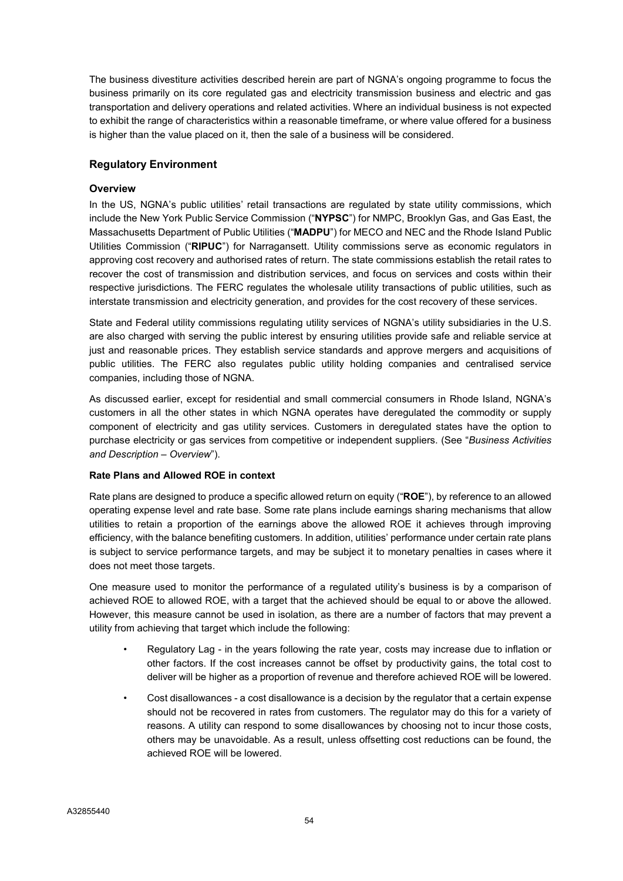The business divestiture activities described herein are part of NGNA's ongoing programme to focus the business primarily on its core regulated gas and electricity transmission business and electric and gas transportation and delivery operations and related activities. Where an individual business is not expected to exhibit the range of characteristics within a reasonable timeframe, or where value offered for a business is higher than the value placed on it, then the sale of a business will be considered.

## Regulatory Environment

### Overview

In the US, NGNA's public utilities' retail transactions are regulated by state utility commissions, which include the New York Public Service Commission ("**NYPSC**") for NMPC, Brooklyn Gas, and Gas East, the Massachusetts Department of Public Utilities ("**MADPU**") for MECO and NEC and the Rhode Island Public Utilities Commission ("**RIPUC**") for Narragansett. Utility commissions serve as economic regulators in approving cost recovery and authorised rates of return. The state commissions establish the retail rates to recover the cost of transmission and distribution services, and focus on services and costs within their respective jurisdictions. The FERC regulates the wholesale utility transactions of public utilities, such as interstate transmission and electricity generation, and provides for the cost recovery of these services.

State and Federal utility commissions regulating utility services of NGNA's utility subsidiaries in the U.S. are also charged with serving the public interest by ensuring utilities provide safe and reliable service at just and reasonable prices. They establish service standards and approve mergers and acquisitions of public utilities. The FERC also regulates public utility holding companies and centralised service companies, including those of NGNA.

As discussed earlier, except for residential and small commercial consumers in Rhode Island, NGNA's customers in all the other states in which NGNA operates have deregulated the commodity or supply component of electricity and gas utility services. Customers in deregulated states have the option to purchase electricity or gas services from competitive or independent suppliers. (See "*Business Activities and Description – Overview*").

### Rate Plans and Allowed ROE in context

Rate plans are designed to produce a specific allowed return on equity ("**ROE**"), by reference to an allowed operating expense level and rate base. Some rate plans include earnings sharing mechanisms that allow utilities to retain a proportion of the earnings above the allowed ROE it achieves through improving efficiency, with the balance benefiting customers. In addition, utilities' performance under certain rate plans is subject to service performance targets, and may be subject it to monetary penalties in cases where it does not meet those targets.

One measure used to monitor the performance of a regulated utility's business is by a comparison of achieved ROE to allowed ROE, with a target that the achieved should be equal to or above the allowed. However, this measure cannot be used in isolation, as there are a number of factors that may prevent a utility from achieving that target which include the following:

- Regulatory Lag - in the years following the rate year, costs may increase due to inflation or other factors. If the cost increases cannot be offset by productivity gains, the total cost to deliver will be higher as a proportion of revenue and therefore achieved ROE will be lowered.
- Cost disallowances - a cost disallowance is a decision by the regulator that a certain expense should not be recovered in rates from customers. The regulator may do this for a variety of reasons. A utility can respond to some disallowances by choosing not to incur those costs, others may be unavoidable. As a result, unless offsetting cost reductions can be found, the achieved ROE will be lowered.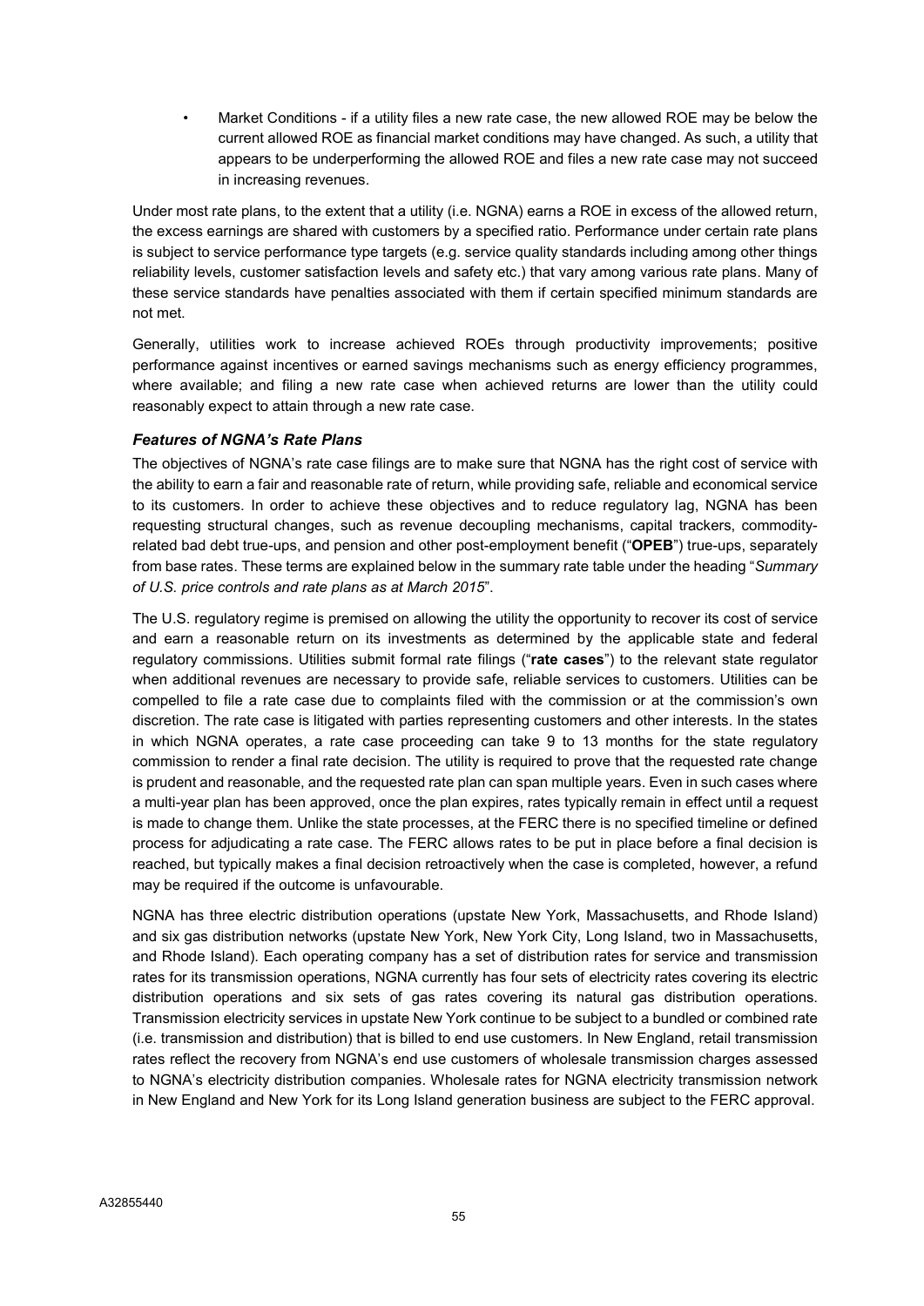- Market Conditions - if a utility files a new rate case, the new allowed ROE may be below the current allowed ROE as financial market conditions may have changed. As such, a utility that appears to be underperforming the allowed ROE and files a new rate case may not succeed in increasing revenues.

Under most rate plans, to the extent that a utility (i.e. NGNA) earns a ROE in excess of the allowed return, the excess earnings are shared with customers by a specified ratio. Performance under certain rate plans is subject to service performance type targets (e.g. service quality standards including among other things reliability levels, customer satisfaction levels and safety etc.) that vary among various rate plans. Many of these service standards have penalties associated with them if certain specified minimum standards are not met.

Generally, utilities work to increase achieved ROEs through productivity improvements; positive performance against incentives or earned savings mechanisms such as energy efficiency programmes, where available; and filing a new rate case when achieved returns are lower than the utility could reasonably expect to attain through a new rate case.

### *Features of NGNA's Rate Plans*

The objectives of NGNA's rate case filings are to make sure that NGNA has the right cost of service with the ability to earn a fair and reasonable rate of return, while providing safe, reliable and economical service to its customers. In order to achieve these objectives and to reduce regulatory lag, NGNA has been requesting structural changes, such as revenue decoupling mechanisms, capital trackers, commodity-related bad debt true-ups, and pension and other post-employment benefit ("**OPEB**") true-ups, separately from base rates. These terms are explained below in the summary rate table under the heading "*Summary of U.S. price controls and rate plans as at March 2015*".

The U.S. regulatory regime is premised on allowing the utility the opportunity to recover its cost of service and earn a reasonable return on its investments as determined by the applicable state and federal regulatory commissions. Utilities submit formal rate filings ("**rate cases**") to the relevant state regulator when additional revenues are necessary to provide safe, reliable services to customers. Utilities can be compelled to file a rate case due to complaints filed with the commission or at the commission's own discretion. The rate case is litigated with parties representing customers and other interests. In the states in which NGNA operates, a rate case proceeding can take 9 to 13 months for the state regulatory commission to render a final rate decision. The utility is required to prove that the requested rate change is prudent and reasonable, and the requested rate plan can span multiple years. Even in such cases where a multi-year plan has been approved, once the plan expires, rates typically remain in effect until a request is made to change them. Unlike the state processes, at the FERC there is no specified timeline or defined process for adjudicating a rate case. The FERC allows rates to be put in place before a final decision is reached, but typically makes a final decision retroactively when the case is completed, however, a refund may be required if the outcome is unfavourable.

NGNA has three electric distribution operations (upstate New York, Massachusetts, and Rhode Island) and six gas distribution networks (upstate New York, New York City, Long Island, two in Massachusetts, and Rhode Island). Each operating company has a set of distribution rates for service and transmission rates for its transmission operations, NGNA currently has four sets of electricity rates covering its electric distribution operations and six sets of gas rates covering its natural gas distribution operations. Transmission electricity services in upstate New York continue to be subject to a bundled or combined rate (i.e. transmission and distribution) that is billed to end use customers. In New England, retail transmission rates reflect the recovery from NGNA's end use customers of wholesale transmission charges assessed to NGNA's electricity distribution companies. Wholesale rates for NGNA electricity transmission network in New England and New York for its Long Island generation business are subject to the FERC approval.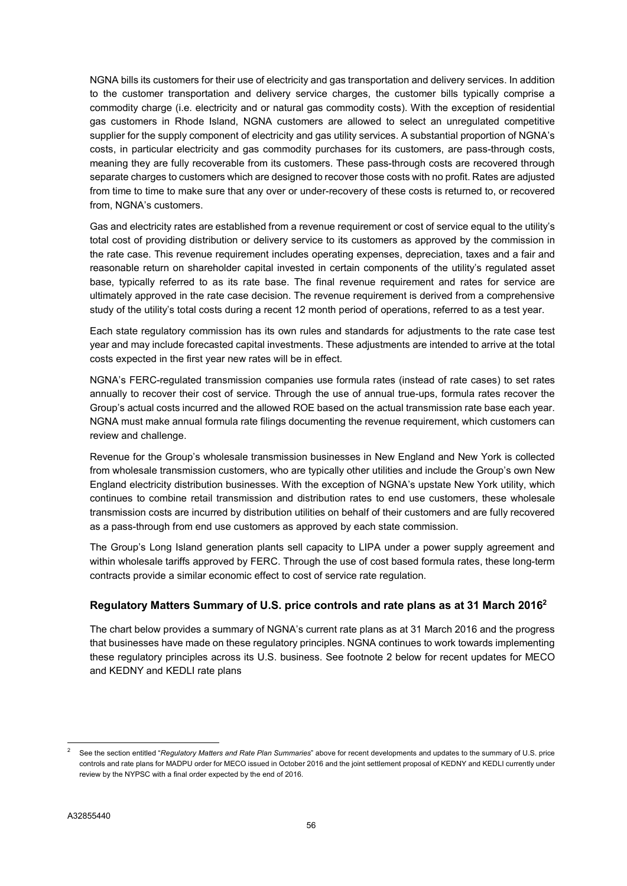NGNA bills its customers for their use of electricity and gas transportation and delivery services. In addition to the customer transportation and delivery service charges, the customer bills typically comprise a commodity charge (i.e. electricity and or natural gas commodity costs). With the exception of residential gas customers in Rhode Island, NGNA customers are allowed to select an unregulated competitive supplier for the supply component of electricity and gas utility services. A substantial proportion of NGNA's costs, in particular electricity and gas commodity purchases for its customers, are pass-through costs, meaning they are fully recoverable from its customers. These pass-through costs are recovered through separate charges to customers which are designed to recover those costs with no profit. Rates are adjusted from time to time to make sure that any over or under-recovery of these costs is returned to, or recovered from, NGNA's customers.

Gas and electricity rates are established from a revenue requirement or cost of service equal to the utility's total cost of providing distribution or delivery service to its customers as approved by the commission in the rate case. This revenue requirement includes operating expenses, depreciation, taxes and a fair and reasonable return on shareholder capital invested in certain components of the utility's regulated asset base, typically referred to as its rate base. The final revenue requirement and rates for service are ultimately approved in the rate case decision. The revenue requirement is derived from a comprehensive study of the utility's total costs during a recent 12 month period of operations, referred to as a test year.

Each state regulatory commission has its own rules and standards for adjustments to the rate case test year and may include forecasted capital investments. These adjustments are intended to arrive at the total costs expected in the first year new rates will be in effect.

NGNA's FERC-regulated transmission companies use formula rates (instead of rate cases) to set rates annually to recover their cost of service. Through the use of annual true-ups, formula rates recover the Group's actual costs incurred and the allowed ROE based on the actual transmission rate base each year. NGNA must make annual formula rate filings documenting the revenue requirement, which customers can review and challenge.

Revenue for the Group's wholesale transmission businesses in New England and New York is collected from wholesale transmission customers, who are typically other utilities and include the Group's own New England electricity distribution businesses. With the exception of NGNA's upstate New York utility, which continues to combine retail transmission and distribution rates to end use customers, these wholesale transmission costs are incurred by distribution utilities on behalf of their customers and are fully recovered as a pass-through from end use customers as approved by each state commission.

The Group's Long Island generation plants sell capacity to LIPA under a power supply agreement and within wholesale tariffs approved by FERC. Through the use of cost based formula rates, these long-term contracts provide a similar economic effect to cost of service rate regulation.

## Regulatory Matters Summary of U.S. price controls and rate plans as at 31 March 2016[2]

The chart below provides a summary of NGNA's current rate plans as at 31 March 2016 and the progress that businesses have made on these regulatory principles. NGNA continues to work towards implementing these regulatory principles across its U.S. business. See footnote 2 below for recent updates for MECO and KEDNY and KEDLI rate plans

---

[2] See the section entitled "*Regulatory Matters and Rate Plan Summaries*" above for recent developments and updates to the summary of U.S. price controls and rate plans for MADPU order for MECO issued in October 2016 and the joint settlement proposal of KEDNY and KEDLI currently under review by the NYPSC with a final order expected by the end of 2016.

A32855440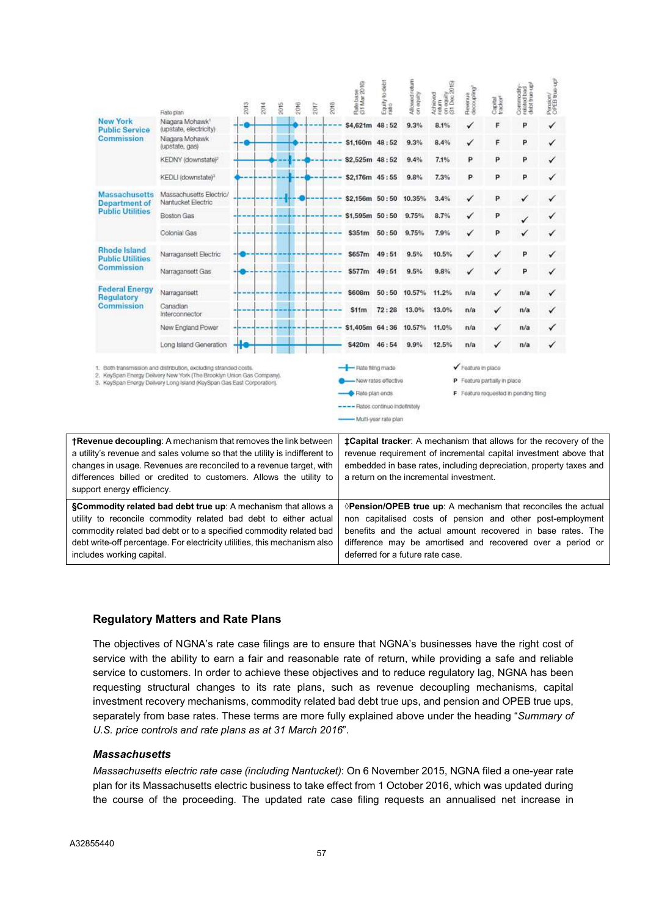| | Rate plan | 2013–2018 | Rate base (31 Mar 2016) | Equity to debt ratio | Allowed return on equity | Achieved return on equity (31 Dec 2015) | Revenue decoupling† | Capital tracker‡ | Commodity-related bad debt true up§ | Pension/OPEB true up◊ |
|---|---|---|---|---|---|---|---|---|---|---|
| New York Public Service Commission | Niagara Mohawk[1] (upstate, electricity) | | $4,621m | 48 : 52 | 9.3% | 8.1% | ✓ | F | P | ✓ |
| | Niagara Mohawk (upstate, gas) | | $1,160m | 48 : 52 | 9.3% | 8.4% | ✓ | F | P | ✓ |
| | KEDNY (downstate)[2] | | $2,525m | 48 : 52 | 9.4% | 7.1% | P | P | P | ✓ |
| | KEDLI (downstate)[3] | | $2,176m | 45 : 55 | 9.8% | 7.3% | P | P | P | ✓ |
| Massachusetts Department of Public Utilities | Massachusetts Electric/ Nantucket Electric | | $2,156m | 50 : 50 | 10.35% | 3.4% | ✓ | P | ✓ | ✓ |
| | Boston Gas | | $1,595m | 50 : 50 | 9.75% | 8.7% | ✓ | P | ✓ | ✓ |
| | Colonial Gas | | $351m | 50 : 50 | 9.75% | 7.9% | ✓ | P | ✓ | ✓ |
| Rhode Island Public Utilities Commission | Narragansett Electric | | $657m | 49 : 51 | 9.5% | 10.5% | ✓ | ✓ | P | ✓ |
| | Narragansett Gas | | $577m | 49 : 51 | 9.5% | 9.8% | ✓ | ✓ | P | ✓ |
| Federal Energy Regulatory Commission | Narragansett | | $608m | 50 : 50 | 10.57% | 11.2% | n/a | ✓ | n/a | ✓ |
| | Canadian Interconnector | | $11m | 72 : 28 | 13.0% | 13.0% | n/a | ✓ | n/a | ✓ |
| | New England Power | | $1,405m | 64 : 36 | 10.57% | 11.0% | n/a | ✓ | n/a | ✓ |
| | Long Island Generation | | $420m | 46 : 54 | 9.9% | 12.5% | n/a | ✓ | n/a | ✓ |

1. Both transmission and distribution, excluding stranded costs.
2. KeySpan Energy Delivery New York (The Brooklyn Union Gas Company).
3. KeySpan Energy Delivery Long Island (KeySpan Gas East Corporation).

Legend: Rate filing made; New rates effective; Rate plan ends; Rates continue indefinitely; Multi-year rate plan. ✓ Feature in place; P Feature partially in place; F Feature requested in pending filing.

| | |
|---|---|
| **†Revenue decoupling**: A mechanism that removes the link between a utility's revenue and sales volume so that the utility is indifferent to changes in usage. Revenues are reconciled to a revenue target, with differences billed or credited to customers. Allows the utility to support energy efficiency. | **‡Capital tracker**: A mechanism that allows for the recovery of the revenue requirement of incremental capital investment above that embedded in base rates, including depreciation, property taxes and a return on the incremental investment. |
| **§Commodity related bad debt true up**: A mechanism that allows a utility to reconcile commodity related bad debt to either actual commodity related bad debt or to a specified commodity related bad debt write-off percentage. For electricity utilities, this mechanism also includes working capital. | **◊Pension/OPEB true up**: A mechanism that reconciles the actual non capitalised costs of pension and other post-employment benefits and the actual amount recovered in base rates. The difference may be amortised and recovered over a period or deferred for a future rate case. |

## Regulatory Matters and Rate Plans

The objectives of NGNA's rate case filings are to ensure that NGNA's businesses have the right cost of service with the ability to earn a fair and reasonable rate of return, while providing a safe and reliable service to customers. In order to achieve these objectives and to reduce regulatory lag, NGNA has been requesting structural changes to its rate plans, such as revenue decoupling mechanisms, capital investment recovery mechanisms, commodity related bad debt true ups, and pension and OPEB true ups, separately from base rates. These terms are more fully explained above under the heading "*Summary of U.S. price controls and rate plans as at 31 March 2016*".

### *Massachusetts*

*Massachusetts electric rate case (including Nantucket)*: On 6 November 2015, NGNA filed a one-year rate plan for its Massachusetts electric business to take effect from 1 October 2016, which was updated during the course of the proceeding. The updated rate case filing requests an annualised net increase in

A32855440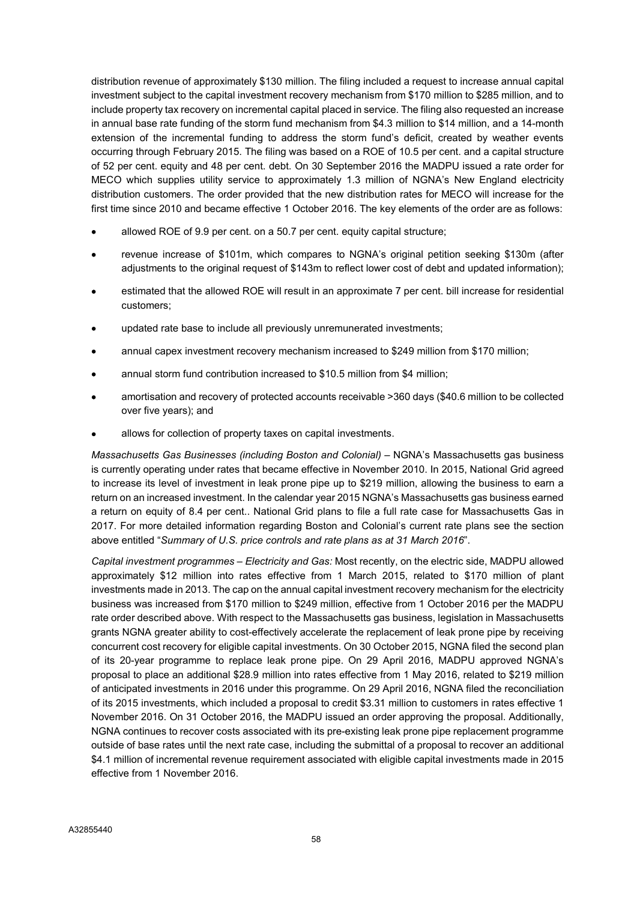distribution revenue of approximately $130 million. The filing included a request to increase annual capital investment subject to the capital investment recovery mechanism from $170 million to $285 million, and to include property tax recovery on incremental capital placed in service. The filing also requested an increase in annual base rate funding of the storm fund mechanism from $4.3 million to $14 million, and a 14-month extension of the incremental funding to address the storm fund's deficit, created by weather events occurring through February 2015. The filing was based on a ROE of 10.5 per cent. and a capital structure of 52 per cent. equity and 48 per cent. debt. On 30 September 2016 the MADPU issued a rate order for MECO which supplies utility service to approximately 1.3 million of NGNA's New England electricity distribution customers. The order provided that the new distribution rates for MECO will increase for the first time since 2010 and became effective 1 October 2016. The key elements of the order are as follows:

- allowed ROE of 9.9 per cent. on a 50.7 per cent. equity capital structure;
- revenue increase of $101m, which compares to NGNA's original petition seeking $130m (after adjustments to the original request of $143m to reflect lower cost of debt and updated information);
- estimated that the allowed ROE will result in an approximate 7 per cent. bill increase for residential customers;
- updated rate base to include all previously unremunerated investments;
- annual capex investment recovery mechanism increased to $249 million from $170 million;
- annual storm fund contribution increased to $10.5 million from $4 million;
- amortisation and recovery of protected accounts receivable >360 days ($40.6 million to be collected over five years); and
- allows for collection of property taxes on capital investments.

*Massachusetts Gas Businesses (including Boston and Colonial)* – NGNA's Massachusetts gas business is currently operating under rates that became effective in November 2010. In 2015, National Grid agreed to increase its level of investment in leak prone pipe up to $219 million, allowing the business to earn a return on an increased investment. In the calendar year 2015 NGNA's Massachusetts gas business earned a return on equity of 8.4 per cent.. National Grid plans to file a full rate case for Massachusetts Gas in 2017. For more detailed information regarding Boston and Colonial's current rate plans see the section above entitled "*Summary of U.S. price controls and rate plans as at 31 March 2016*".

*Capital investment programmes – Electricity and Gas:* Most recently, on the electric side, MADPU allowed approximately $12 million into rates effective from 1 March 2015, related to $170 million of plant investments made in 2013. The cap on the annual capital investment recovery mechanism for the electricity business was increased from $170 million to $249 million, effective from 1 October 2016 per the MADPU rate order described above. With respect to the Massachusetts gas business, legislation in Massachusetts grants NGNA greater ability to cost-effectively accelerate the replacement of leak prone pipe by receiving concurrent cost recovery for eligible capital investments. On 30 October 2015, NGNA filed the second plan of its 20-year programme to replace leak prone pipe. On 29 April 2016, MADPU approved NGNA's proposal to place an additional $28.9 million into rates effective from 1 May 2016, related to $219 million of anticipated investments in 2016 under this programme. On 29 April 2016, NGNA filed the reconciliation of its 2015 investments, which included a proposal to credit $3.31 million to customers in rates effective 1 November 2016. On 31 October 2016, the MADPU issued an order approving the proposal. Additionally, NGNA continues to recover costs associated with its pre-existing leak prone pipe replacement programme outside of base rates until the next rate case, including the submittal of a proposal to recover an additional $4.1 million of incremental revenue requirement associated with eligible capital investments made in 2015 effective from 1 November 2016.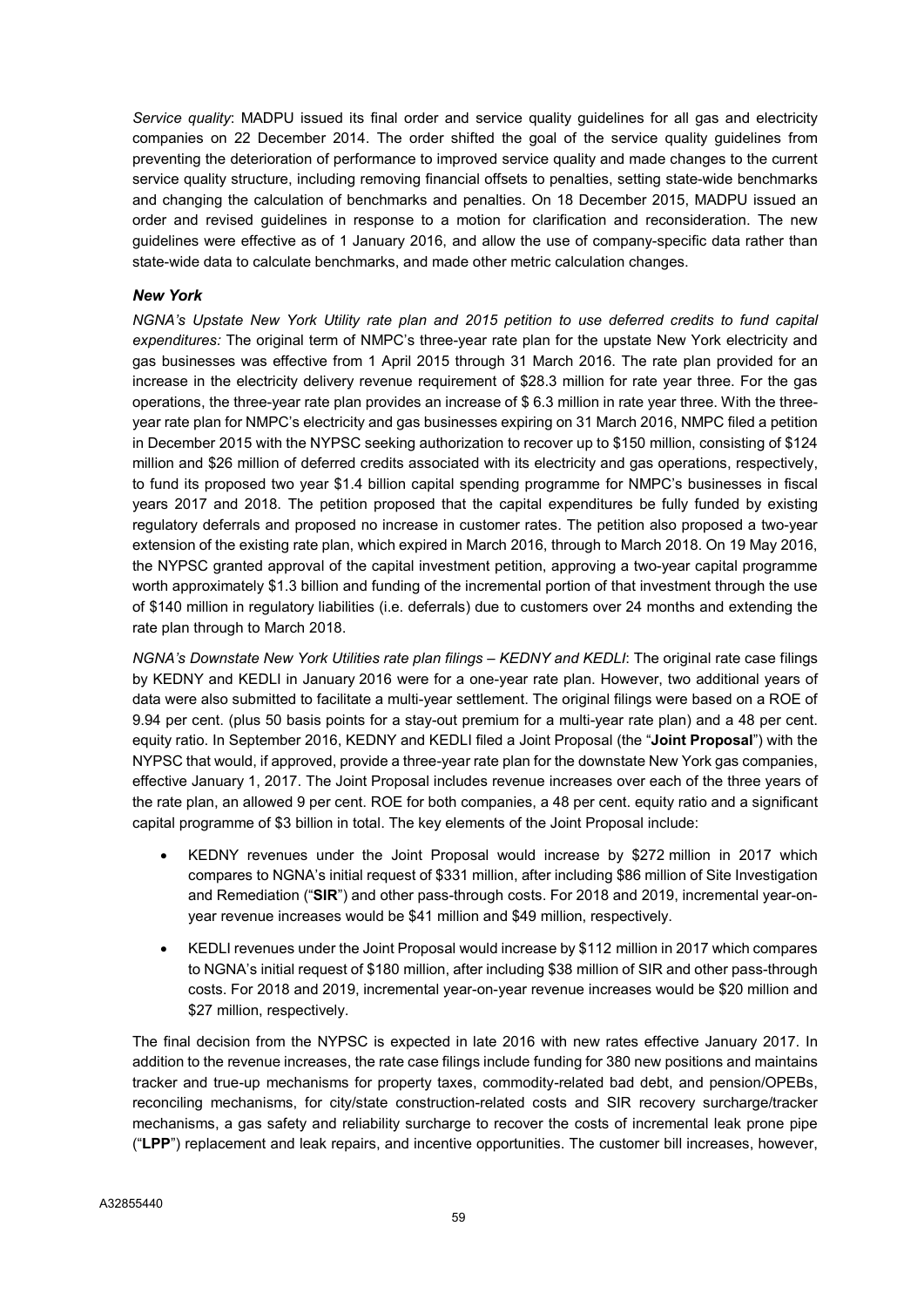*Service quality*: MADPU issued its final order and service quality guidelines for all gas and electricity companies on 22 December 2014. The order shifted the goal of the service quality guidelines from preventing the deterioration of performance to improved service quality and made changes to the current service quality structure, including removing financial offsets to penalties, setting state-wide benchmarks and changing the calculation of benchmarks and penalties. On 18 December 2015, MADPU issued an order and revised guidelines in response to a motion for clarification and reconsideration. The new guidelines were effective as of 1 January 2016, and allow the use of company-specific data rather than state-wide data to calculate benchmarks, and made other metric calculation changes.

### *New York*

*NGNA's Upstate New York Utility rate plan and 2015 petition to use deferred credits to fund capital expenditures:* The original term of NMPC's three-year rate plan for the upstate New York electricity and gas businesses was effective from 1 April 2015 through 31 March 2016. The rate plan provided for an increase in the electricity delivery revenue requirement of $28.3 million for rate year three. For the gas operations, the three-year rate plan provides an increase of $ 6.3 million in rate year three. With the three-year rate plan for NMPC's electricity and gas businesses expiring on 31 March 2016, NMPC filed a petition in December 2015 with the NYPSC seeking authorization to recover up to $150 million, consisting of $124 million and $26 million of deferred credits associated with its electricity and gas operations, respectively, to fund its proposed two year $1.4 billion capital spending programme for NMPC's businesses in fiscal years 2017 and 2018. The petition proposed that the capital expenditures be fully funded by existing regulatory deferrals and proposed no increase in customer rates. The petition also proposed a two-year extension of the existing rate plan, which expired in March 2016, through to March 2018. On 19 May 2016, the NYPSC granted approval of the capital investment petition, approving a two-year capital programme worth approximately $1.3 billion and funding of the incremental portion of that investment through the use of $140 million in regulatory liabilities (i.e. deferrals) due to customers over 24 months and extending the rate plan through to March 2018.

*NGNA's Downstate New York Utilities rate plan filings – KEDNY and KEDLI*: The original rate case filings by KEDNY and KEDLI in January 2016 were for a one-year rate plan. However, two additional years of data were also submitted to facilitate a multi-year settlement. The original filings were based on a ROE of 9.94 per cent. (plus 50 basis points for a stay-out premium for a multi-year rate plan) and a 48 per cent. equity ratio. In September 2016, KEDNY and KEDLI filed a Joint Proposal (the "**Joint Proposal**") with the NYPSC that would, if approved, provide a three-year rate plan for the downstate New York gas companies, effective January 1, 2017. The Joint Proposal includes revenue increases over each of the three years of the rate plan, an allowed 9 per cent. ROE for both companies, a 48 per cent. equity ratio and a significant capital programme of $3 billion in total. The key elements of the Joint Proposal include:

- KEDNY revenues under the Joint Proposal would increase by $272 million in 2017 which compares to NGNA's initial request of $331 million, after including $86 million of Site Investigation and Remediation ("**SIR**") and other pass-through costs. For 2018 and 2019, incremental year-on-year revenue increases would be $41 million and $49 million, respectively.
- KEDLI revenues under the Joint Proposal would increase by $112 million in 2017 which compares to NGNA's initial request of $180 million, after including $38 million of SIR and other pass-through costs. For 2018 and 2019, incremental year-on-year revenue increases would be $20 million and $27 million, respectively.

The final decision from the NYPSC is expected in late 2016 with new rates effective January 2017. In addition to the revenue increases, the rate case filings include funding for 380 new positions and maintains tracker and true-up mechanisms for property taxes, commodity-related bad debt, and pension/OPEBs, reconciling mechanisms, for city/state construction-related costs and SIR recovery surcharge/tracker mechanisms, a gas safety and reliability surcharge to recover the costs of incremental leak prone pipe ("**LPP**") replacement and leak repairs, and incentive opportunities. The customer bill increases, however,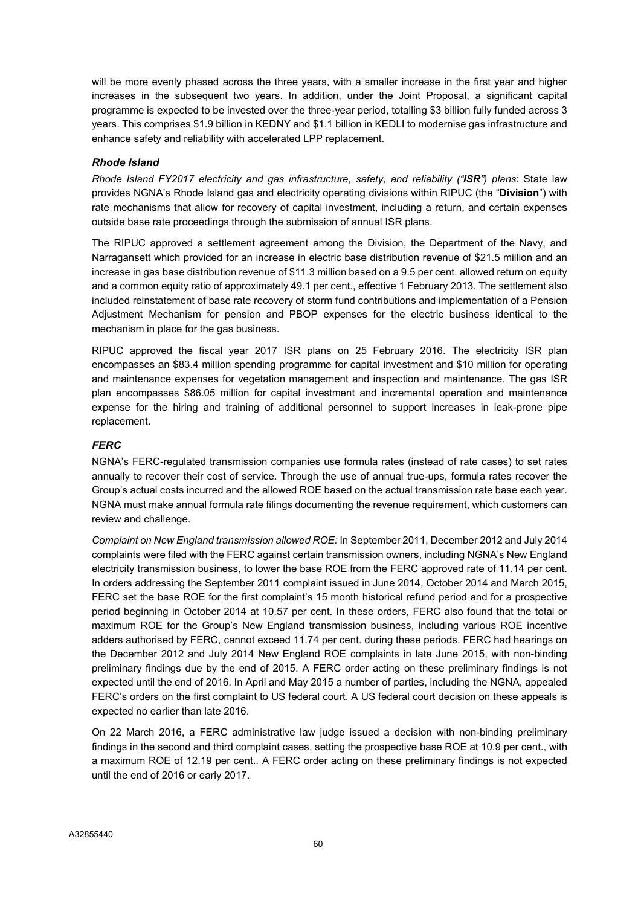will be more evenly phased across the three years, with a smaller increase in the first year and higher increases in the subsequent two years. In addition, under the Joint Proposal, a significant capital programme is expected to be invested over the three-year period, totalling $3 billion fully funded across 3 years. This comprises $1.9 billion in KEDNY and $1.1 billion in KEDLI to modernise gas infrastructure and enhance safety and reliability with accelerated LPP replacement.

### *Rhode Island*

*Rhode Island FY2017 electricity and gas infrastructure, safety, and reliability ("**ISR**") plans*: State law provides NGNA's Rhode Island gas and electricity operating divisions within RIPUC (the "**Division**") with rate mechanisms that allow for recovery of capital investment, including a return, and certain expenses outside base rate proceedings through the submission of annual ISR plans.

The RIPUC approved a settlement agreement among the Division, the Department of the Navy, and Narragansett which provided for an increase in electric base distribution revenue of $21.5 million and an increase in gas base distribution revenue of $11.3 million based on a 9.5 per cent. allowed return on equity and a common equity ratio of approximately 49.1 per cent., effective 1 February 2013. The settlement also included reinstatement of base rate recovery of storm fund contributions and implementation of a Pension Adjustment Mechanism for pension and PBOP expenses for the electric business identical to the mechanism in place for the gas business.

RIPUC approved the fiscal year 2017 ISR plans on 25 February 2016. The electricity ISR plan encompasses an $83.4 million spending programme for capital investment and $10 million for operating and maintenance expenses for vegetation management and inspection and maintenance. The gas ISR plan encompasses $86.05 million for capital investment and incremental operation and maintenance expense for the hiring and training of additional personnel to support increases in leak-prone pipe replacement.

### *FERC*

NGNA's FERC-regulated transmission companies use formula rates (instead of rate cases) to set rates annually to recover their cost of service. Through the use of annual true-ups, formula rates recover the Group's actual costs incurred and the allowed ROE based on the actual transmission rate base each year. NGNA must make annual formula rate filings documenting the revenue requirement, which customers can review and challenge.

*Complaint on New England transmission allowed ROE:* In September 2011, December 2012 and July 2014 complaints were filed with the FERC against certain transmission owners, including NGNA's New England electricity transmission business, to lower the base ROE from the FERC approved rate of 11.14 per cent. In orders addressing the September 2011 complaint issued in June 2014, October 2014 and March 2015, FERC set the base ROE for the first complaint's 15 month historical refund period and for a prospective period beginning in October 2014 at 10.57 per cent. In these orders, FERC also found that the total or maximum ROE for the Group's New England transmission business, including various ROE incentive adders authorised by FERC, cannot exceed 11.74 per cent. during these periods. FERC had hearings on the December 2012 and July 2014 New England ROE complaints in late June 2015, with non-binding preliminary findings due by the end of 2015. A FERC order acting on these preliminary findings is not expected until the end of 2016. In April and May 2015 a number of parties, including the NGNA, appealed FERC's orders on the first complaint to US federal court. A US federal court decision on these appeals is expected no earlier than late 2016.

On 22 March 2016, a FERC administrative law judge issued a decision with non-binding preliminary findings in the second and third complaint cases, setting the prospective base ROE at 10.9 per cent., with a maximum ROE of 12.19 per cent.. A FERC order acting on these preliminary findings is not expected until the end of 2016 or early 2017.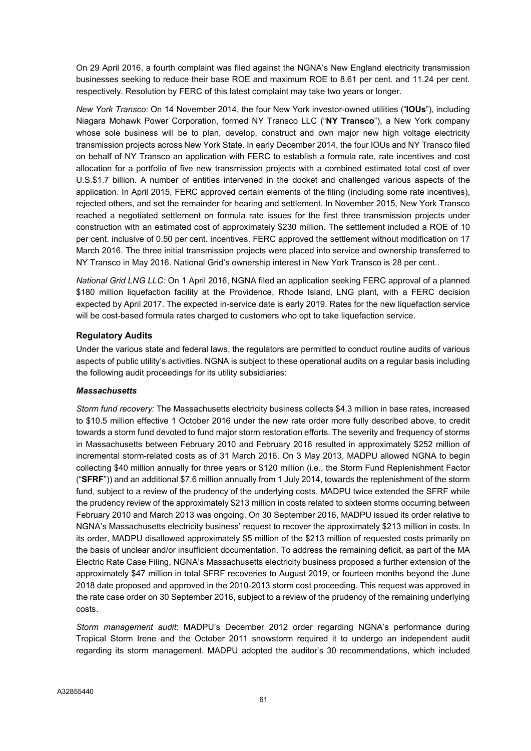On 29 April 2016, a fourth complaint was filed against the NGNA's New England electricity transmission businesses seeking to reduce their base ROE and maximum ROE to 8.61 per cent. and 11.24 per cent. respectively. Resolution by FERC of this latest complaint may take two years or longer.

*New York Transco*: On 14 November 2014, the four New York investor-owned utilities ("**IOUs**"), including Niagara Mohawk Power Corporation, formed NY Transco LLC ("**NY Transco**"), a New York company whose sole business will be to plan, develop, construct and own major new high voltage electricity transmission projects across New York State. In early December 2014, the four IOUs and NY Transco filed on behalf of NY Transco an application with FERC to establish a formula rate, rate incentives and cost allocation for a portfolio of five new transmission projects with a combined estimated total cost of over U.S.$1.7 billion. A number of entities intervened in the docket and challenged various aspects of the application. In April 2015, FERC approved certain elements of the filing (including some rate incentives), rejected others, and set the remainder for hearing and settlement. In November 2015, New York Transco reached a negotiated settlement on formula rate issues for the first three transmission projects under construction with an estimated cost of approximately $230 million. The settlement included a ROE of 10 per cent. inclusive of 0.50 per cent. incentives. FERC approved the settlement without modification on 17 March 2016. The three initial transmission projects were placed into service and ownership transferred to NY Transco in May 2016. National Grid's ownership interest in New York Transco is 28 per cent..

*National Grid LNG LLC:* On 1 April 2016, NGNA filed an application seeking FERC approval of a planned $180 million liquefaction facility at the Providence, Rhode Island, LNG plant, with a FERC decision expected by April 2017. The expected in-service date is early 2019. Rates for the new liquefaction service will be cost-based formula rates charged to customers who opt to take liquefaction service.

### Regulatory Audits

Under the various state and federal laws, the regulators are permitted to conduct routine audits of various aspects of public utility's activities. NGNA is subject to these operational audits on a regular basis including the following audit proceedings for its utility subsidiaries:

#### *Massachusetts*

*Storm fund recovery:* The Massachusetts electricity business collects $4.3 million in base rates, increased to $10.5 million effective 1 October 2016 under the new rate order more fully described above, to credit towards a storm fund devoted to fund major storm restoration efforts. The severity and frequency of storms in Massachusetts between February 2010 and February 2016 resulted in approximately $252 million of incremental storm-related costs as of 31 March 2016. On 3 May 2013, MADPU allowed NGNA to begin collecting $40 million annually for three years or $120 million (i.e., the Storm Fund Replenishment Factor ("**SFRF**")) and an additional $7.6 million annually from 1 July 2014, towards the replenishment of the storm fund, subject to a review of the prudency of the underlying costs. MADPU twice extended the SFRF while the prudency review of the approximately $213 million in costs related to sixteen storms occurring between February 2010 and March 2013 was ongoing. On 30 September 2016, MADPU issued its order relative to NGNA's Massachusetts electricity business' request to recover the approximately $213 million in costs. In its order, MADPU disallowed approximately $5 million of the $213 million of requested costs primarily on the basis of unclear and/or insufficient documentation. To address the remaining deficit, as part of the MA Electric Rate Case Filing, NGNA's Massachusetts electricity business proposed a further extension of the approximately $47 million in total SFRF recoveries to August 2019, or fourteen months beyond the June 2018 date proposed and approved in the 2010-2013 storm cost proceeding. This request was approved in the rate case order on 30 September 2016, subject to a review of the prudency of the remaining underlying costs.

*Storm management audit*: MADPU's December 2012 order regarding NGNA's performance during Tropical Storm Irene and the October 2011 snowstorm required it to undergo an independent audit regarding its storm management. MADPU adopted the auditor's 30 recommendations, which included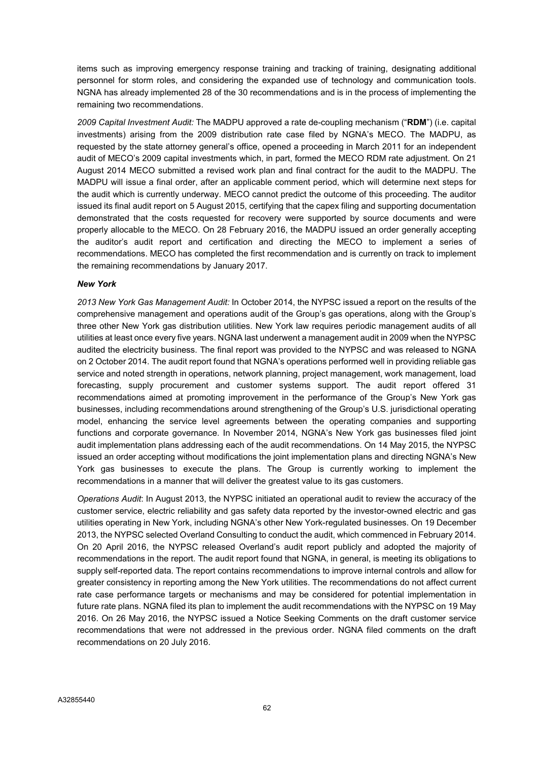items such as improving emergency response training and tracking of training, designating additional personnel for storm roles, and considering the expanded use of technology and communication tools. NGNA has already implemented 28 of the 30 recommendations and is in the process of implementing the remaining two recommendations.

*2009 Capital Investment Audit:* The MADPU approved a rate de-coupling mechanism ("**RDM**") (i.e. capital investments) arising from the 2009 distribution rate case filed by NGNA's MECO. The MADPU, as requested by the state attorney general's office, opened a proceeding in March 2011 for an independent audit of MECO's 2009 capital investments which, in part, formed the MECO RDM rate adjustment. On 21 August 2014 MECO submitted a revised work plan and final contract for the audit to the MADPU. The MADPU will issue a final order, after an applicable comment period, which will determine next steps for the audit which is currently underway. MECO cannot predict the outcome of this proceeding. The auditor issued its final audit report on 5 August 2015, certifying that the capex filing and supporting documentation demonstrated that the costs requested for recovery were supported by source documents and were properly allocable to the MECO. On 28 February 2016, the MADPU issued an order generally accepting the auditor's audit report and certification and directing the MECO to implement a series of recommendations. MECO has completed the first recommendation and is currently on track to implement the remaining recommendations by January 2017.

***New York***

*2013 New York Gas Management Audit:* In October 2014, the NYPSC issued a report on the results of the comprehensive management and operations audit of the Group's gas operations, along with the Group's three other New York gas distribution utilities. New York law requires periodic management audits of all utilities at least once every five years. NGNA last underwent a management audit in 2009 when the NYPSC audited the electricity business. The final report was provided to the NYPSC and was released to NGNA on 2 October 2014. The audit report found that NGNA's operations performed well in providing reliable gas service and noted strength in operations, network planning, project management, work management, load forecasting, supply procurement and customer systems support. The audit report offered 31 recommendations aimed at promoting improvement in the performance of the Group's New York gas businesses, including recommendations around strengthening of the Group's U.S. jurisdictional operating model, enhancing the service level agreements between the operating companies and supporting functions and corporate governance. In November 2014, NGNA's New York gas businesses filed joint audit implementation plans addressing each of the audit recommendations. On 14 May 2015, the NYPSC issued an order accepting without modifications the joint implementation plans and directing NGNA's New York gas businesses to execute the plans. The Group is currently working to implement the recommendations in a manner that will deliver the greatest value to its gas customers.

*Operations Audit*: In August 2013, the NYPSC initiated an operational audit to review the accuracy of the customer service, electric reliability and gas safety data reported by the investor-owned electric and gas utilities operating in New York, including NGNA's other New York-regulated businesses. On 19 December 2013, the NYPSC selected Overland Consulting to conduct the audit, which commenced in February 2014. On 20 April 2016, the NYPSC released Overland's audit report publicly and adopted the majority of recommendations in the report. The audit report found that NGNA, in general, is meeting its obligations to supply self-reported data. The report contains recommendations to improve internal controls and allow for greater consistency in reporting among the New York utilities. The recommendations do not affect current rate case performance targets or mechanisms and may be considered for potential implementation in future rate plans. NGNA filed its plan to implement the audit recommendations with the NYPSC on 19 May 2016. On 26 May 2016, the NYPSC issued a Notice Seeking Comments on the draft customer service recommendations that were not addressed in the previous order. NGNA filed comments on the draft recommendations on 20 July 2016.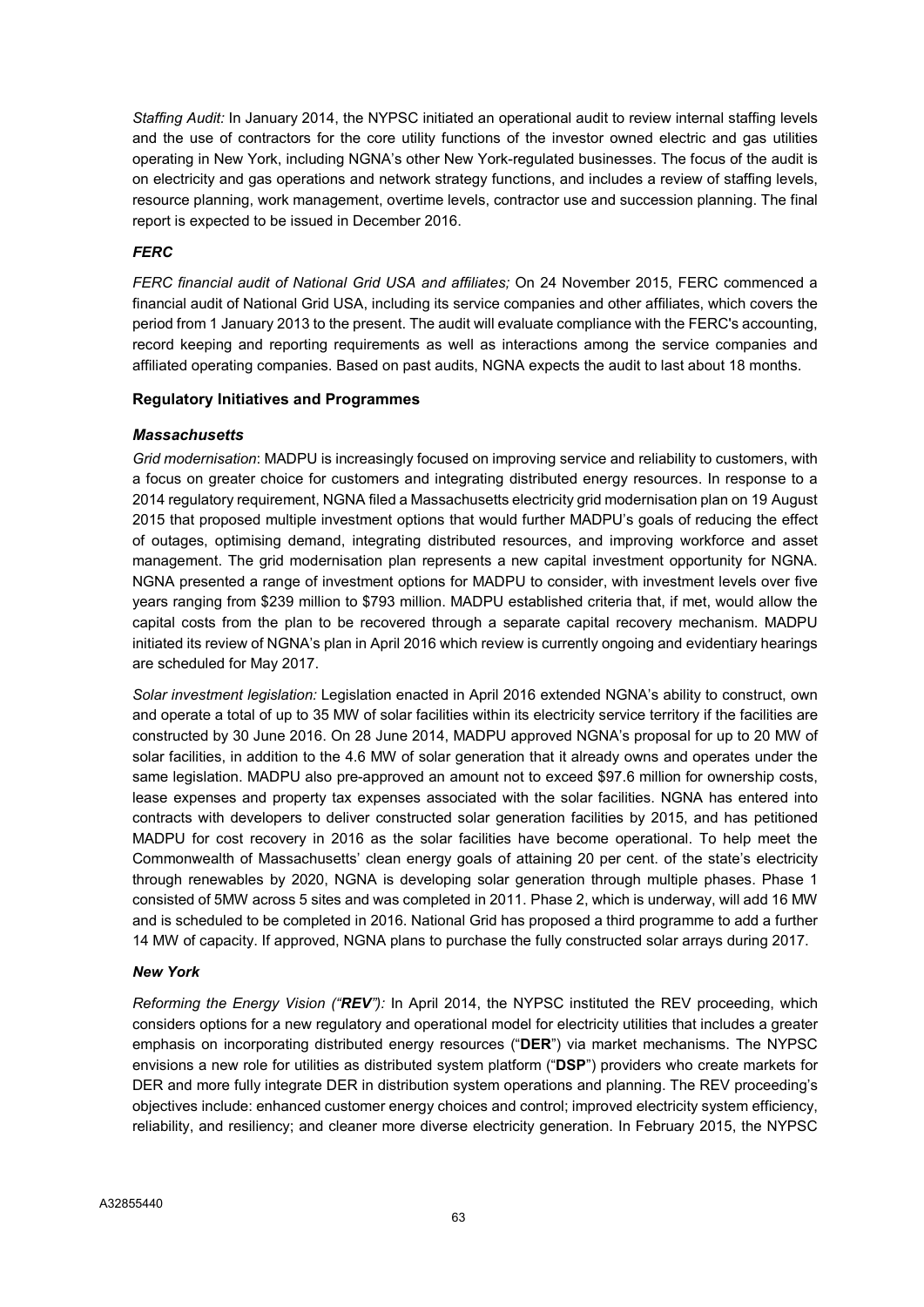*Staffing Audit:* In January 2014, the NYPSC initiated an operational audit to review internal staffing levels and the use of contractors for the core utility functions of the investor owned electric and gas utilities operating in New York, including NGNA's other New York-regulated businesses. The focus of the audit is on electricity and gas operations and network strategy functions, and includes a review of staffing levels, resource planning, work management, overtime levels, contractor use and succession planning. The final report is expected to be issued in December 2016.

### *FERC*

*FERC financial audit of National Grid USA and affiliates;* On 24 November 2015, FERC commenced a financial audit of National Grid USA, including its service companies and other affiliates, which covers the period from 1 January 2013 to the present. The audit will evaluate compliance with the FERC's accounting, record keeping and reporting requirements as well as interactions among the service companies and affiliated operating companies. Based on past audits, NGNA expects the audit to last about 18 months.

## Regulatory Initiatives and Programmes

### *Massachusetts*

*Grid modernisation*: MADPU is increasingly focused on improving service and reliability to customers, with a focus on greater choice for customers and integrating distributed energy resources. In response to a 2014 regulatory requirement, NGNA filed a Massachusetts electricity grid modernisation plan on 19 August 2015 that proposed multiple investment options that would further MADPU's goals of reducing the effect of outages, optimising demand, integrating distributed resources, and improving workforce and asset management. The grid modernisation plan represents a new capital investment opportunity for NGNA. NGNA presented a range of investment options for MADPU to consider, with investment levels over five years ranging from $239 million to $793 million. MADPU established criteria that, if met, would allow the capital costs from the plan to be recovered through a separate capital recovery mechanism. MADPU initiated its review of NGNA's plan in April 2016 which review is currently ongoing and evidentiary hearings are scheduled for May 2017.

*Solar investment legislation:* Legislation enacted in April 2016 extended NGNA's ability to construct, own and operate a total of up to 35 MW of solar facilities within its electricity service territory if the facilities are constructed by 30 June 2016. On 28 June 2014, MADPU approved NGNA's proposal for up to 20 MW of solar facilities, in addition to the 4.6 MW of solar generation that it already owns and operates under the same legislation. MADPU also pre-approved an amount not to exceed $97.6 million for ownership costs, lease expenses and property tax expenses associated with the solar facilities. NGNA has entered into contracts with developers to deliver constructed solar generation facilities by 2015, and has petitioned MADPU for cost recovery in 2016 as the solar facilities have become operational. To help meet the Commonwealth of Massachusetts' clean energy goals of attaining 20 per cent. of the state's electricity through renewables by 2020, NGNA is developing solar generation through multiple phases. Phase 1 consisted of 5MW across 5 sites and was completed in 2011. Phase 2, which is underway, will add 16 MW and is scheduled to be completed in 2016. National Grid has proposed a third programme to add a further 14 MW of capacity. If approved, NGNA plans to purchase the fully constructed solar arrays during 2017.

### *New York*

*Reforming the Energy Vision ("**REV**"):* In April 2014, the NYPSC instituted the REV proceeding, which considers options for a new regulatory and operational model for electricity utilities that includes a greater emphasis on incorporating distributed energy resources ("**DER**") via market mechanisms. The NYPSC envisions a new role for utilities as distributed system platform ("**DSP**") providers who create markets for DER and more fully integrate DER in distribution system operations and planning. The REV proceeding's objectives include: enhanced customer energy choices and control; improved electricity system efficiency, reliability, and resiliency; and cleaner more diverse electricity generation. In February 2015, the NYPSC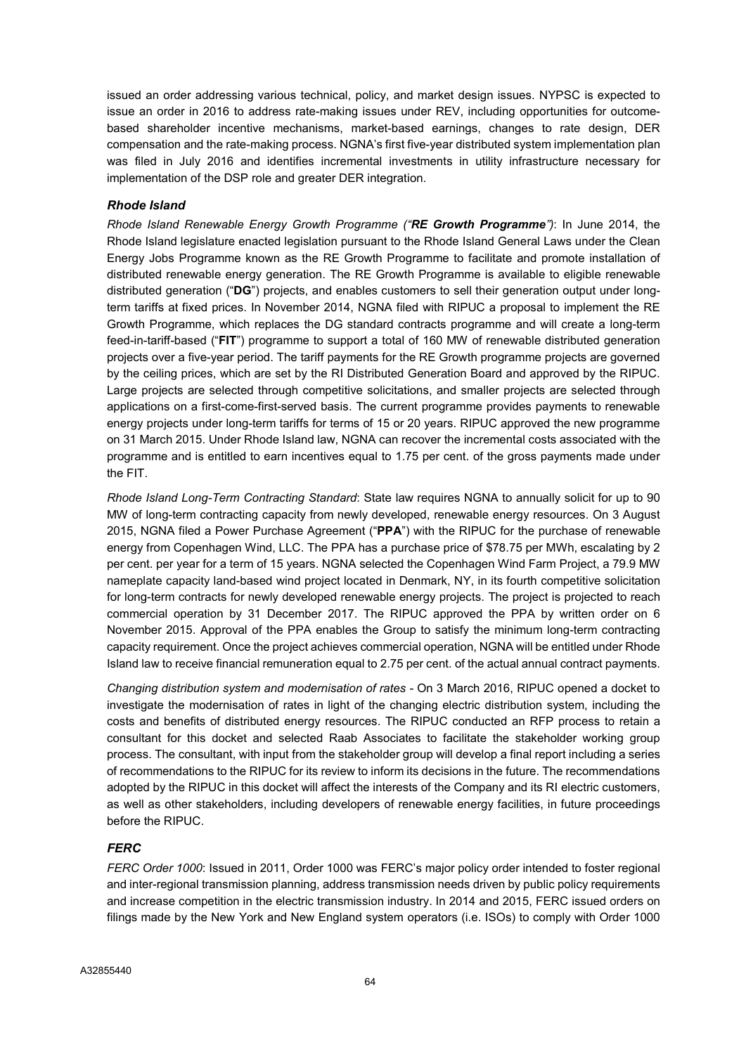issued an order addressing various technical, policy, and market design issues. NYPSC is expected to issue an order in 2016 to address rate-making issues under REV, including opportunities for outcome-based shareholder incentive mechanisms, market-based earnings, changes to rate design, DER compensation and the rate-making process. NGNA's first five-year distributed system implementation plan was filed in July 2016 and identifies incremental investments in utility infrastructure necessary for implementation of the DSP role and greater DER integration.

### *Rhode Island*

*Rhode Island Renewable Energy Growth Programme ("**RE Growth Programme**")*: In June 2014, the Rhode Island legislature enacted legislation pursuant to the Rhode Island General Laws under the Clean Energy Jobs Programme known as the RE Growth Programme to facilitate and promote installation of distributed renewable energy generation. The RE Growth Programme is available to eligible renewable distributed generation ("**DG**") projects, and enables customers to sell their generation output under long-term tariffs at fixed prices. In November 2014, NGNA filed with RIPUC a proposal to implement the RE Growth Programme, which replaces the DG standard contracts programme and will create a long-term feed-in-tariff-based ("**FIT**") programme to support a total of 160 MW of renewable distributed generation projects over a five-year period. The tariff payments for the RE Growth programme projects are governed by the ceiling prices, which are set by the RI Distributed Generation Board and approved by the RIPUC. Large projects are selected through competitive solicitations, and smaller projects are selected through applications on a first-come-first-served basis. The current programme provides payments to renewable energy projects under long-term tariffs for terms of 15 or 20 years. RIPUC approved the new programme on 31 March 2015. Under Rhode Island law, NGNA can recover the incremental costs associated with the programme and is entitled to earn incentives equal to 1.75 per cent. of the gross payments made under the FIT.

*Rhode Island Long-Term Contracting Standard*: State law requires NGNA to annually solicit for up to 90 MW of long-term contracting capacity from newly developed, renewable energy resources. On 3 August 2015, NGNA filed a Power Purchase Agreement ("**PPA**") with the RIPUC for the purchase of renewable energy from Copenhagen Wind, LLC. The PPA has a purchase price of $78.75 per MWh, escalating by 2 per cent. per year for a term of 15 years. NGNA selected the Copenhagen Wind Farm Project, a 79.9 MW nameplate capacity land-based wind project located in Denmark, NY, in its fourth competitive solicitation for long-term contracts for newly developed renewable energy projects. The project is projected to reach commercial operation by 31 December 2017. The RIPUC approved the PPA by written order on 6 November 2015. Approval of the PPA enables the Group to satisfy the minimum long-term contracting capacity requirement. Once the project achieves commercial operation, NGNA will be entitled under Rhode Island law to receive financial remuneration equal to 2.75 per cent. of the actual annual contract payments.

*Changing distribution system and modernisation of rates* - On 3 March 2016, RIPUC opened a docket to investigate the modernisation of rates in light of the changing electric distribution system, including the costs and benefits of distributed energy resources. The RIPUC conducted an RFP process to retain a consultant for this docket and selected Raab Associates to facilitate the stakeholder working group process. The consultant, with input from the stakeholder group will develop a final report including a series of recommendations to the RIPUC for its review to inform its decisions in the future. The recommendations adopted by the RIPUC in this docket will affect the interests of the Company and its RI electric customers, as well as other stakeholders, including developers of renewable energy facilities, in future proceedings before the RIPUC.

### *FERC*

*FERC Order 1000*: Issued in 2011, Order 1000 was FERC's major policy order intended to foster regional and inter-regional transmission planning, address transmission needs driven by public policy requirements and increase competition in the electric transmission industry. In 2014 and 2015, FERC issued orders on filings made by the New York and New England system operators (i.e. ISOs) to comply with Order 1000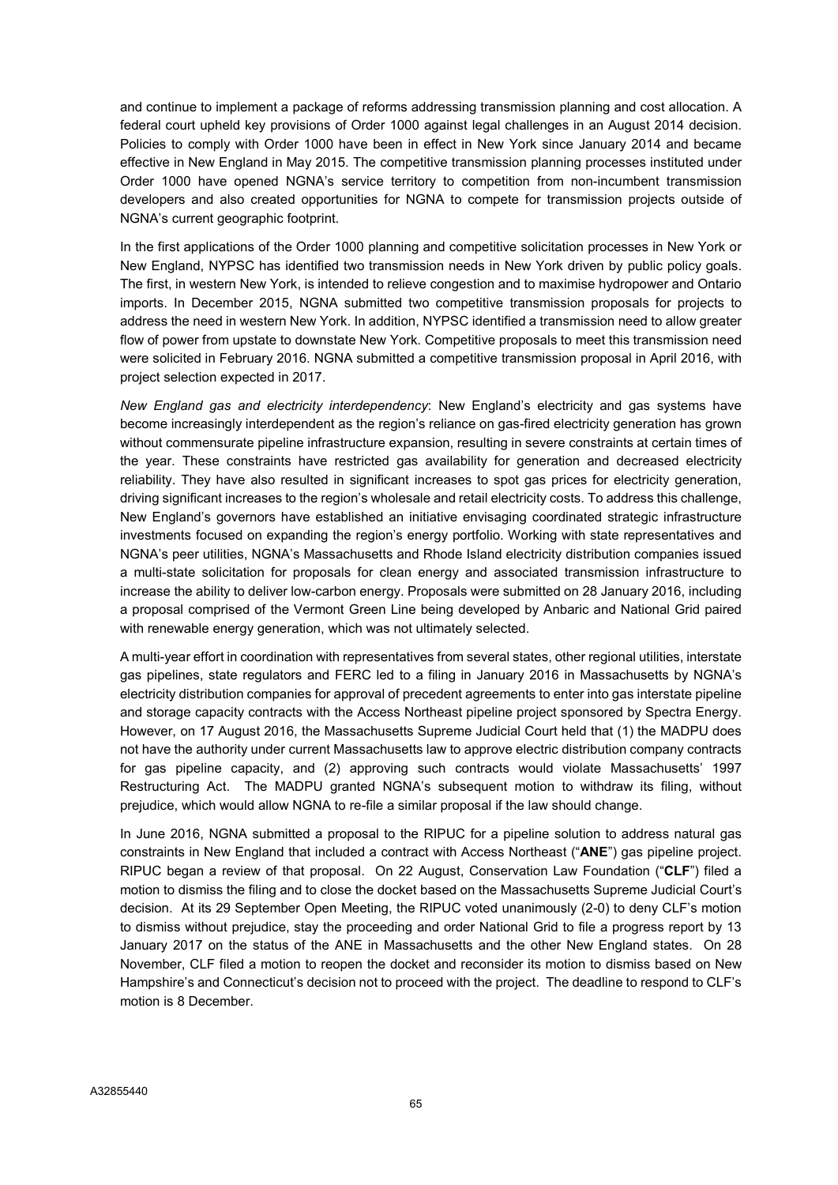and continue to implement a package of reforms addressing transmission planning and cost allocation. A federal court upheld key provisions of Order 1000 against legal challenges in an August 2014 decision. Policies to comply with Order 1000 have been in effect in New York since January 2014 and became effective in New England in May 2015. The competitive transmission planning processes instituted under Order 1000 have opened NGNA's service territory to competition from non-incumbent transmission developers and also created opportunities for NGNA to compete for transmission projects outside of NGNA's current geographic footprint.

In the first applications of the Order 1000 planning and competitive solicitation processes in New York or New England, NYPSC has identified two transmission needs in New York driven by public policy goals. The first, in western New York, is intended to relieve congestion and to maximise hydropower and Ontario imports. In December 2015, NGNA submitted two competitive transmission proposals for projects to address the need in western New York. In addition, NYPSC identified a transmission need to allow greater flow of power from upstate to downstate New York. Competitive proposals to meet this transmission need were solicited in February 2016. NGNA submitted a competitive transmission proposal in April 2016, with project selection expected in 2017.

*New England gas and electricity interdependency*: New England's electricity and gas systems have become increasingly interdependent as the region's reliance on gas-fired electricity generation has grown without commensurate pipeline infrastructure expansion, resulting in severe constraints at certain times of the year. These constraints have restricted gas availability for generation and decreased electricity reliability. They have also resulted in significant increases to spot gas prices for electricity generation, driving significant increases to the region's wholesale and retail electricity costs. To address this challenge, New England's governors have established an initiative envisaging coordinated strategic infrastructure investments focused on expanding the region's energy portfolio. Working with state representatives and NGNA's peer utilities, NGNA's Massachusetts and Rhode Island electricity distribution companies issued a multi-state solicitation for proposals for clean energy and associated transmission infrastructure to increase the ability to deliver low-carbon energy. Proposals were submitted on 28 January 2016, including a proposal comprised of the Vermont Green Line being developed by Anbaric and National Grid paired with renewable energy generation, which was not ultimately selected.

A multi-year effort in coordination with representatives from several states, other regional utilities, interstate gas pipelines, state regulators and FERC led to a filing in January 2016 in Massachusetts by NGNA's electricity distribution companies for approval of precedent agreements to enter into gas interstate pipeline and storage capacity contracts with the Access Northeast pipeline project sponsored by Spectra Energy. However, on 17 August 2016, the Massachusetts Supreme Judicial Court held that (1) the MADPU does not have the authority under current Massachusetts law to approve electric distribution company contracts for gas pipeline capacity, and (2) approving such contracts would violate Massachusetts' 1997 Restructuring Act. The MADPU granted NGNA's subsequent motion to withdraw its filing, without prejudice, which would allow NGNA to re-file a similar proposal if the law should change.

In June 2016, NGNA submitted a proposal to the RIPUC for a pipeline solution to address natural gas constraints in New England that included a contract with Access Northeast ("**ANE**") gas pipeline project. RIPUC began a review of that proposal. On 22 August, Conservation Law Foundation ("**CLF**") filed a motion to dismiss the filing and to close the docket based on the Massachusetts Supreme Judicial Court's decision. At its 29 September Open Meeting, the RIPUC voted unanimously (2-0) to deny CLF's motion to dismiss without prejudice, stay the proceeding and order National Grid to file a progress report by 13 January 2017 on the status of the ANE in Massachusetts and the other New England states. On 28 November, CLF filed a motion to reopen the docket and reconsider its motion to dismiss based on New Hampshire's and Connecticut's decision not to proceed with the project. The deadline to respond to CLF's motion is 8 December.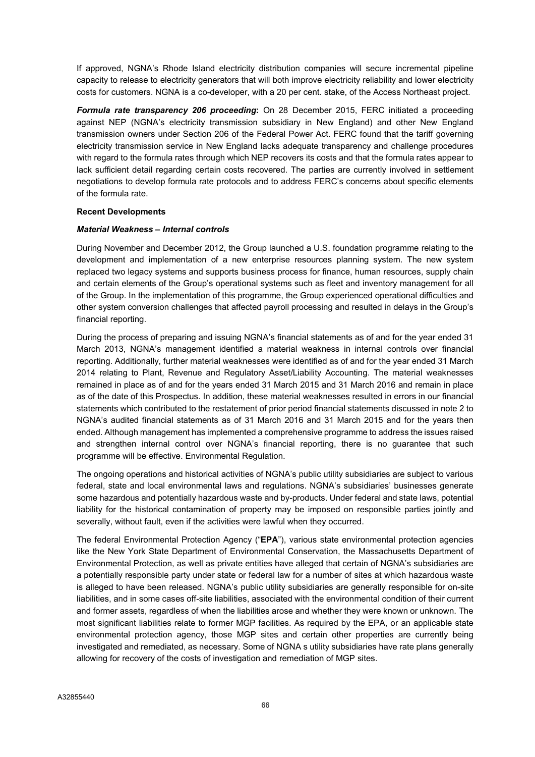If approved, NGNA's Rhode Island electricity distribution companies will secure incremental pipeline capacity to release to electricity generators that will both improve electricity reliability and lower electricity costs for customers. NGNA is a co-developer, with a 20 per cent. stake, of the Access Northeast project.

***Formula rate transparency 206 proceeding*:** On 28 December 2015, FERC initiated a proceeding against NEP (NGNA's electricity transmission subsidiary in New England) and other New England transmission owners under Section 206 of the Federal Power Act. FERC found that the tariff governing electricity transmission service in New England lacks adequate transparency and challenge procedures with regard to the formula rates through which NEP recovers its costs and that the formula rates appear to lack sufficient detail regarding certain costs recovered. The parties are currently involved in settlement negotiations to develop formula rate protocols and to address FERC's concerns about specific elements of the formula rate.

**Recent Developments**

***Material Weakness – Internal controls***

During November and December 2012, the Group launched a U.S. foundation programme relating to the development and implementation of a new enterprise resources planning system. The new system replaced two legacy systems and supports business process for finance, human resources, supply chain and certain elements of the Group's operational systems such as fleet and inventory management for all of the Group. In the implementation of this programme, the Group experienced operational difficulties and other system conversion challenges that affected payroll processing and resulted in delays in the Group's financial reporting.

During the process of preparing and issuing NGNA's financial statements as of and for the year ended 31 March 2013, NGNA's management identified a material weakness in internal controls over financial reporting. Additionally, further material weaknesses were identified as of and for the year ended 31 March 2014 relating to Plant, Revenue and Regulatory Asset/Liability Accounting. The material weaknesses remained in place as of and for the years ended 31 March 2015 and 31 March 2016 and remain in place as of the date of this Prospectus. In addition, these material weaknesses resulted in errors in our financial statements which contributed to the restatement of prior period financial statements discussed in note 2 to NGNA's audited financial statements as of 31 March 2016 and 31 March 2015 and for the years then ended. Although management has implemented a comprehensive programme to address the issues raised and strengthen internal control over NGNA's financial reporting, there is no guarantee that such programme will be effective. Environmental Regulation.

The ongoing operations and historical activities of NGNA's public utility subsidiaries are subject to various federal, state and local environmental laws and regulations. NGNA's subsidiaries' businesses generate some hazardous and potentially hazardous waste and by-products. Under federal and state laws, potential liability for the historical contamination of property may be imposed on responsible parties jointly and severally, without fault, even if the activities were lawful when they occurred.

The federal Environmental Protection Agency ("**EPA**"), various state environmental protection agencies like the New York State Department of Environmental Conservation, the Massachusetts Department of Environmental Protection, as well as private entities have alleged that certain of NGNA's subsidiaries are a potentially responsible party under state or federal law for a number of sites at which hazardous waste is alleged to have been released. NGNA's public utility subsidiaries are generally responsible for on-site liabilities, and in some cases off-site liabilities, associated with the environmental condition of their current and former assets, regardless of when the liabilities arose and whether they were known or unknown. The most significant liabilities relate to former MGP facilities. As required by the EPA, or an applicable state environmental protection agency, those MGP sites and certain other properties are currently being investigated and remediated, as necessary. Some of NGNA s utility subsidiaries have rate plans generally allowing for recovery of the costs of investigation and remediation of MGP sites.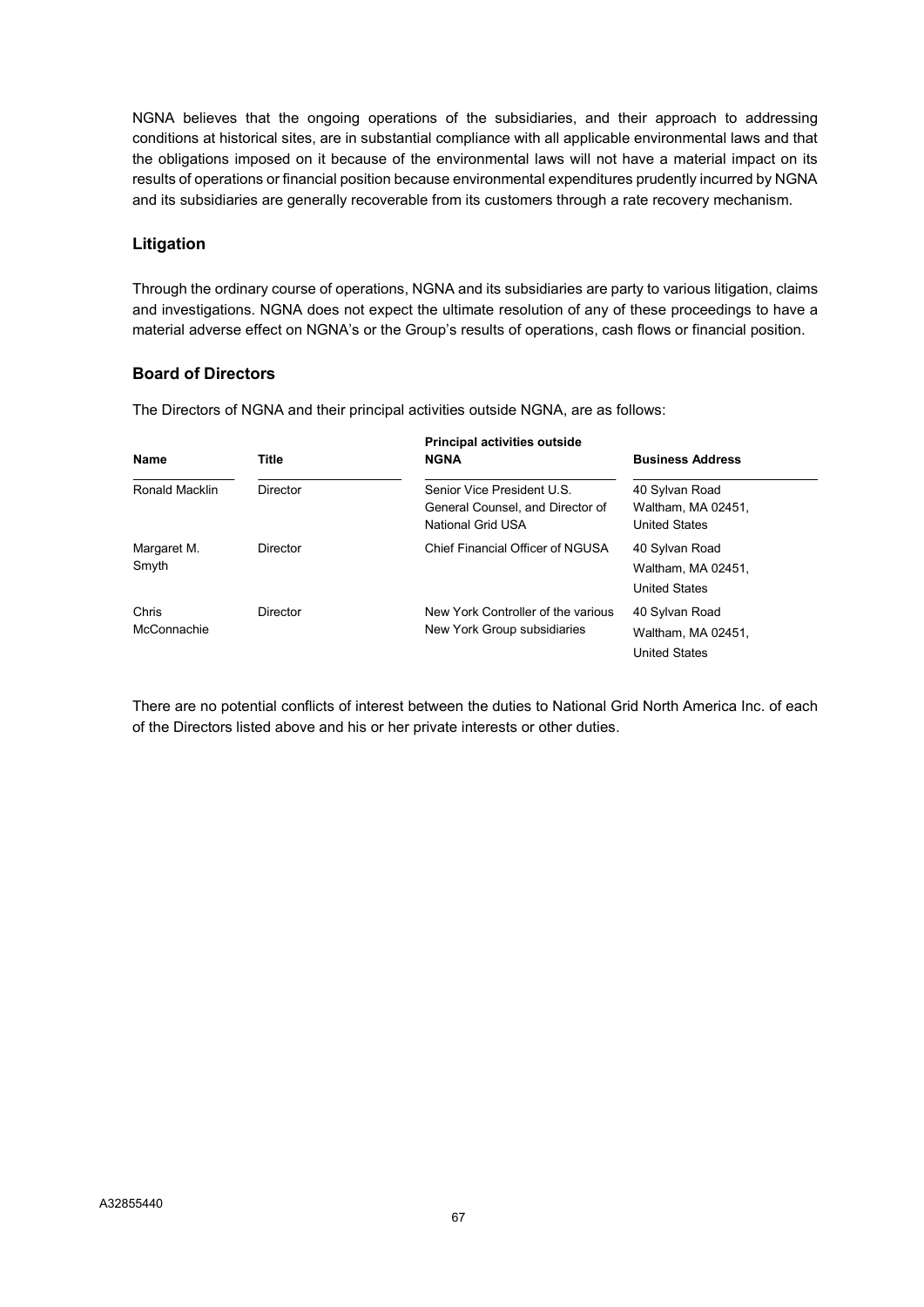NGNA believes that the ongoing operations of the subsidiaries, and their approach to addressing conditions at historical sites, are in substantial compliance with all applicable environmental laws and that the obligations imposed on it because of the environmental laws will not have a material impact on its results of operations or financial position because environmental expenditures prudently incurred by NGNA and its subsidiaries are generally recoverable from its customers through a rate recovery mechanism.

### Litigation

Through the ordinary course of operations, NGNA and its subsidiaries are party to various litigation, claims and investigations. NGNA does not expect the ultimate resolution of any of these proceedings to have a material adverse effect on NGNA's or the Group's results of operations, cash flows or financial position.

### Board of Directors

The Directors of NGNA and their principal activities outside NGNA, are as follows:

| Name | Title | Principal activities outside NGNA | Business Address |
|---|---|---|---|
| Ronald Macklin | Director | Senior Vice President U.S. General Counsel, and Director of National Grid USA | 40 Sylvan Road Waltham, MA 02451, United States |
| Margaret M. Smyth | Director | Chief Financial Officer of NGUSA | 40 Sylvan Road Waltham, MA 02451, United States |
| Chris McConnachie | Director | New York Controller of the various New York Group subsidiaries | 40 Sylvan Road Waltham, MA 02451, United States |

There are no potential conflicts of interest between the duties to National Grid North America Inc. of each of the Directors listed above and his or her private interests or other duties.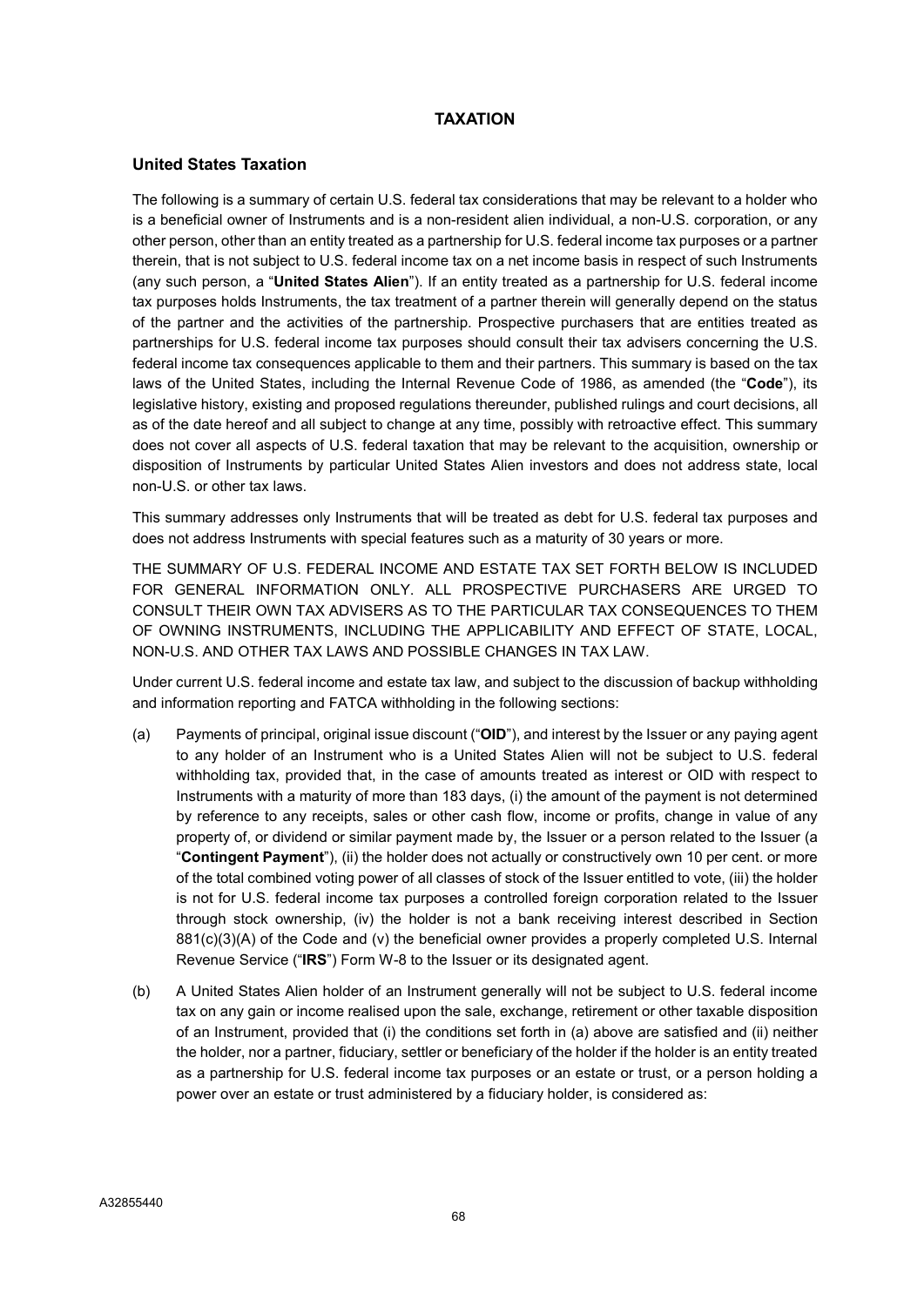# TAXATION

## United States Taxation

The following is a summary of certain U.S. federal tax considerations that may be relevant to a holder who is a beneficial owner of Instruments and is a non-resident alien individual, a non-U.S. corporation, or any other person, other than an entity treated as a partnership for U.S. federal income tax purposes or a partner therein, that is not subject to U.S. federal income tax on a net income basis in respect of such Instruments (any such person, a "**United States Alien**"). If an entity treated as a partnership for U.S. federal income tax purposes holds Instruments, the tax treatment of a partner therein will generally depend on the status of the partner and the activities of the partnership. Prospective purchasers that are entities treated as partnerships for U.S. federal income tax purposes should consult their tax advisers concerning the U.S. federal income tax consequences applicable to them and their partners. This summary is based on the tax laws of the United States, including the Internal Revenue Code of 1986, as amended (the "**Code**"), its legislative history, existing and proposed regulations thereunder, published rulings and court decisions, all as of the date hereof and all subject to change at any time, possibly with retroactive effect. This summary does not cover all aspects of U.S. federal taxation that may be relevant to the acquisition, ownership or disposition of Instruments by particular United States Alien investors and does not address state, local non-U.S. or other tax laws.

This summary addresses only Instruments that will be treated as debt for U.S. federal tax purposes and does not address Instruments with special features such as a maturity of 30 years or more.

THE SUMMARY OF U.S. FEDERAL INCOME AND ESTATE TAX SET FORTH BELOW IS INCLUDED FOR GENERAL INFORMATION ONLY. ALL PROSPECTIVE PURCHASERS ARE URGED TO CONSULT THEIR OWN TAX ADVISERS AS TO THE PARTICULAR TAX CONSEQUENCES TO THEM OF OWNING INSTRUMENTS, INCLUDING THE APPLICABILITY AND EFFECT OF STATE, LOCAL, NON-U.S. AND OTHER TAX LAWS AND POSSIBLE CHANGES IN TAX LAW.

Under current U.S. federal income and estate tax law, and subject to the discussion of backup withholding and information reporting and FATCA withholding in the following sections:

(a) Payments of principal, original issue discount ("**OID**"), and interest by the Issuer or any paying agent to any holder of an Instrument who is a United States Alien will not be subject to U.S. federal withholding tax, provided that, in the case of amounts treated as interest or OID with respect to Instruments with a maturity of more than 183 days, (i) the amount of the payment is not determined by reference to any receipts, sales or other cash flow, income or profits, change in value of any property of, or dividend or similar payment made by, the Issuer or a person related to the Issuer (a "**Contingent Payment**"), (ii) the holder does not actually or constructively own 10 per cent. or more of the total combined voting power of all classes of stock of the Issuer entitled to vote, (iii) the holder is not for U.S. federal income tax purposes a controlled foreign corporation related to the Issuer through stock ownership, (iv) the holder is not a bank receiving interest described in Section 881(c)(3)(A) of the Code and (v) the beneficial owner provides a properly completed U.S. Internal Revenue Service ("**IRS**") Form W-8 to the Issuer or its designated agent.

(b) A United States Alien holder of an Instrument generally will not be subject to U.S. federal income tax on any gain or income realised upon the sale, exchange, retirement or other taxable disposition of an Instrument, provided that (i) the conditions set forth in (a) above are satisfied and (ii) neither the holder, nor a partner, fiduciary, settler or beneficiary of the holder if the holder is an entity treated as a partnership for U.S. federal income tax purposes or an estate or trust, or a person holding a power over an estate or trust administered by a fiduciary holder, is considered as: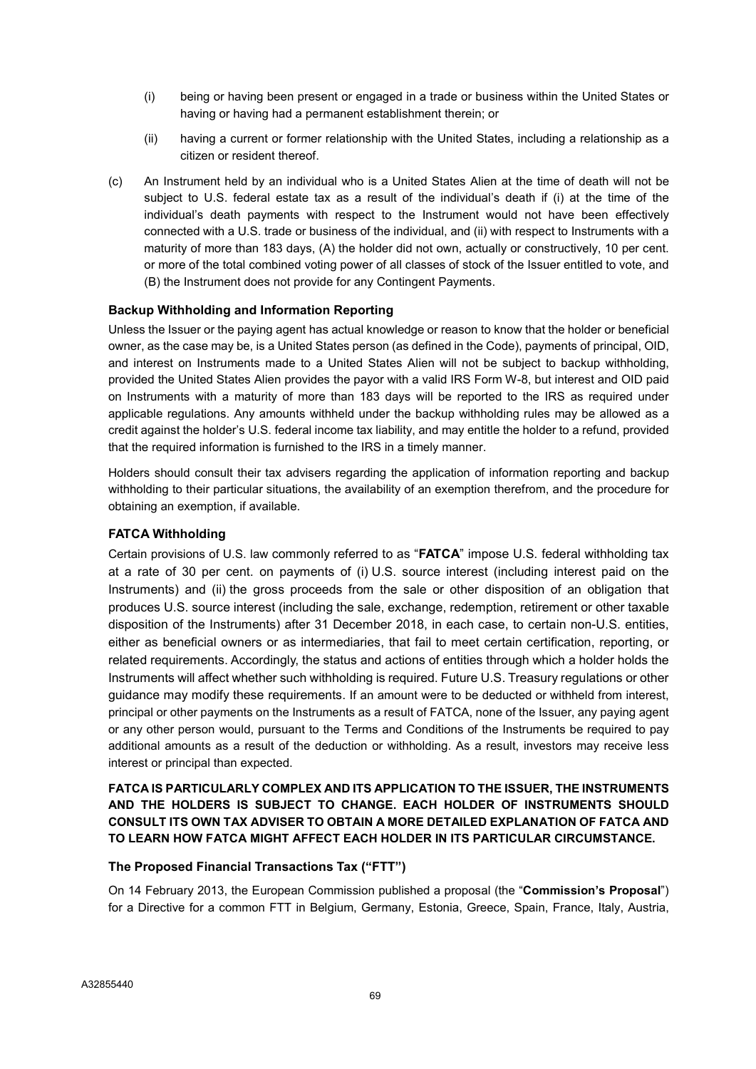(i) being or having been present or engaged in a trade or business within the United States or having or having had a permanent establishment therein; or

(ii) having a current or former relationship with the United States, including a relationship as a citizen or resident thereof.

(c) An Instrument held by an individual who is a United States Alien at the time of death will not be subject to U.S. federal estate tax as a result of the individual's death if (i) at the time of the individual's death payments with respect to the Instrument would not have been effectively connected with a U.S. trade or business of the individual, and (ii) with respect to Instruments with a maturity of more than 183 days, (A) the holder did not own, actually or constructively, 10 per cent. or more of the total combined voting power of all classes of stock of the Issuer entitled to vote, and (B) the Instrument does not provide for any Contingent Payments.

### Backup Withholding and Information Reporting

Unless the Issuer or the paying agent has actual knowledge or reason to know that the holder or beneficial owner, as the case may be, is a United States person (as defined in the Code), payments of principal, OID, and interest on Instruments made to a United States Alien will not be subject to backup withholding, provided the United States Alien provides the payor with a valid IRS Form W-8, but interest and OID paid on Instruments with a maturity of more than 183 days will be reported to the IRS as required under applicable regulations. Any amounts withheld under the backup withholding rules may be allowed as a credit against the holder's U.S. federal income tax liability, and may entitle the holder to a refund, provided that the required information is furnished to the IRS in a timely manner.

Holders should consult their tax advisers regarding the application of information reporting and backup withholding to their particular situations, the availability of an exemption therefrom, and the procedure for obtaining an exemption, if available.

### FATCA Withholding

Certain provisions of U.S. law commonly referred to as "**FATCA**" impose U.S. federal withholding tax at a rate of 30 per cent. on payments of (i) U.S. source interest (including interest paid on the Instruments) and (ii) the gross proceeds from the sale or other disposition of an obligation that produces U.S. source interest (including the sale, exchange, redemption, retirement or other taxable disposition of the Instruments) after 31 December 2018, in each case, to certain non-U.S. entities, either as beneficial owners or as intermediaries, that fail to meet certain certification, reporting, or related requirements. Accordingly, the status and actions of entities through which a holder holds the Instruments will affect whether such withholding is required. Future U.S. Treasury regulations or other guidance may modify these requirements. If an amount were to be deducted or withheld from interest, principal or other payments on the Instruments as a result of FATCA, none of the Issuer, any paying agent or any other person would, pursuant to the Terms and Conditions of the Instruments be required to pay additional amounts as a result of the deduction or withholding. As a result, investors may receive less interest or principal than expected.

**FATCA IS PARTICULARLY COMPLEX AND ITS APPLICATION TO THE ISSUER, THE INSTRUMENTS AND THE HOLDERS IS SUBJECT TO CHANGE. EACH HOLDER OF INSTRUMENTS SHOULD CONSULT ITS OWN TAX ADVISER TO OBTAIN A MORE DETAILED EXPLANATION OF FATCA AND TO LEARN HOW FATCA MIGHT AFFECT EACH HOLDER IN ITS PARTICULAR CIRCUMSTANCE.**

### The Proposed Financial Transactions Tax ("FTT")

On 14 February 2013, the European Commission published a proposal (the "**Commission's Proposal**") for a Directive for a common FTT in Belgium, Germany, Estonia, Greece, Spain, France, Italy, Austria,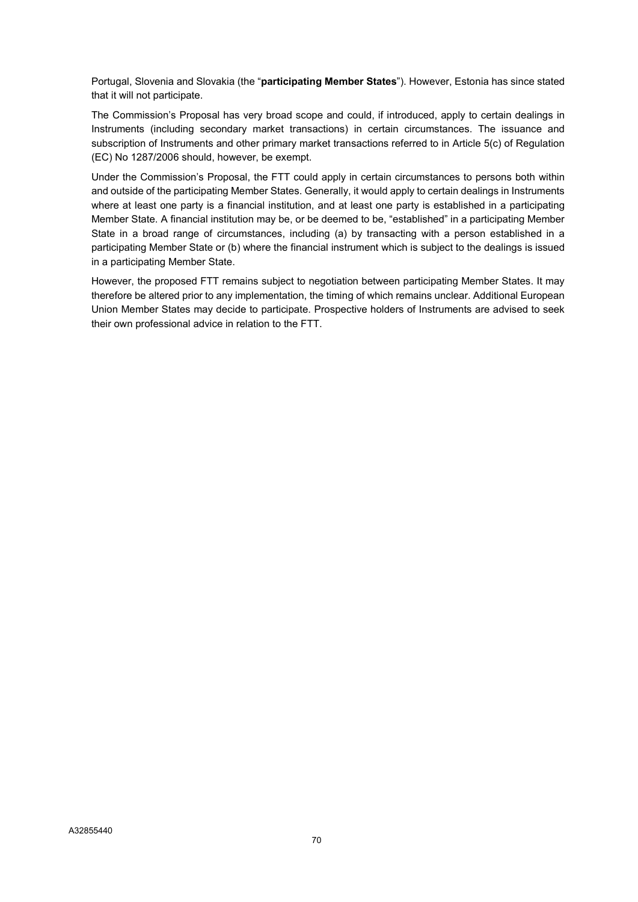Portugal, Slovenia and Slovakia (the "**participating Member States**"). However, Estonia has since stated that it will not participate.

The Commission's Proposal has very broad scope and could, if introduced, apply to certain dealings in Instruments (including secondary market transactions) in certain circumstances. The issuance and subscription of Instruments and other primary market transactions referred to in Article 5(c) of Regulation (EC) No 1287/2006 should, however, be exempt.

Under the Commission's Proposal, the FTT could apply in certain circumstances to persons both within and outside of the participating Member States. Generally, it would apply to certain dealings in Instruments where at least one party is a financial institution, and at least one party is established in a participating Member State. A financial institution may be, or be deemed to be, "established" in a participating Member State in a broad range of circumstances, including (a) by transacting with a person established in a participating Member State or (b) where the financial instrument which is subject to the dealings is issued in a participating Member State.

However, the proposed FTT remains subject to negotiation between participating Member States. It may therefore be altered prior to any implementation, the timing of which remains unclear. Additional European Union Member States may decide to participate. Prospective holders of Instruments are advised to seek their own professional advice in relation to the FTT.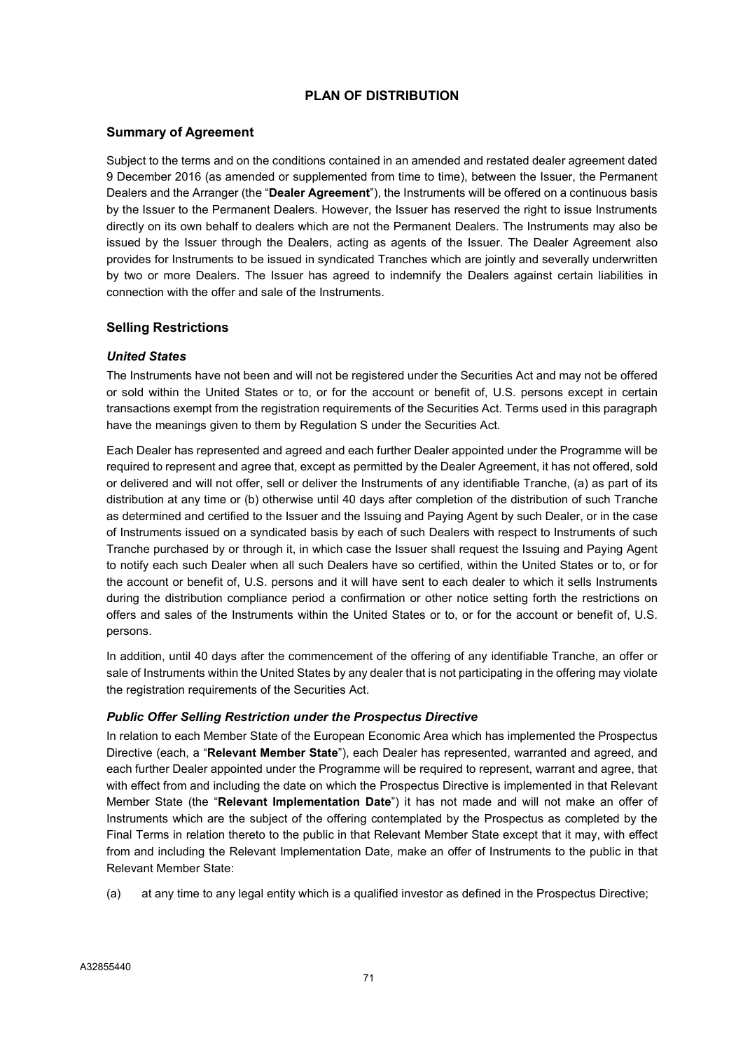# PLAN OF DISTRIBUTION

## Summary of Agreement

Subject to the terms and on the conditions contained in an amended and restated dealer agreement dated 9 December 2016 (as amended or supplemented from time to time), between the Issuer, the Permanent Dealers and the Arranger (the "**Dealer Agreement**"), the Instruments will be offered on a continuous basis by the Issuer to the Permanent Dealers. However, the Issuer has reserved the right to issue Instruments directly on its own behalf to dealers which are not the Permanent Dealers. The Instruments may also be issued by the Issuer through the Dealers, acting as agents of the Issuer. The Dealer Agreement also provides for Instruments to be issued in syndicated Tranches which are jointly and severally underwritten by two or more Dealers. The Issuer has agreed to indemnify the Dealers against certain liabilities in connection with the offer and sale of the Instruments.

## Selling Restrictions

### *United States*

The Instruments have not been and will not be registered under the Securities Act and may not be offered or sold within the United States or to, or for the account or benefit of, U.S. persons except in certain transactions exempt from the registration requirements of the Securities Act. Terms used in this paragraph have the meanings given to them by Regulation S under the Securities Act.

Each Dealer has represented and agreed and each further Dealer appointed under the Programme will be required to represent and agree that, except as permitted by the Dealer Agreement, it has not offered, sold or delivered and will not offer, sell or deliver the Instruments of any identifiable Tranche, (a) as part of its distribution at any time or (b) otherwise until 40 days after completion of the distribution of such Tranche as determined and certified to the Issuer and the Issuing and Paying Agent by such Dealer, or in the case of Instruments issued on a syndicated basis by each of such Dealers with respect to Instruments of such Tranche purchased by or through it, in which case the Issuer shall request the Issuing and Paying Agent to notify each such Dealer when all such Dealers have so certified, within the United States or to, or for the account or benefit of, U.S. persons and it will have sent to each dealer to which it sells Instruments during the distribution compliance period a confirmation or other notice setting forth the restrictions on offers and sales of the Instruments within the United States or to, or for the account or benefit of, U.S. persons.

In addition, until 40 days after the commencement of the offering of any identifiable Tranche, an offer or sale of Instruments within the United States by any dealer that is not participating in the offering may violate the registration requirements of the Securities Act.

### *Public Offer Selling Restriction under the Prospectus Directive*

In relation to each Member State of the European Economic Area which has implemented the Prospectus Directive (each, a "**Relevant Member State**"), each Dealer has represented, warranted and agreed, and each further Dealer appointed under the Programme will be required to represent, warrant and agree, that with effect from and including the date on which the Prospectus Directive is implemented in that Relevant Member State (the "**Relevant Implementation Date**") it has not made and will not make an offer of Instruments which are the subject of the offering contemplated by the Prospectus as completed by the Final Terms in relation thereto to the public in that Relevant Member State except that it may, with effect from and including the Relevant Implementation Date, make an offer of Instruments to the public in that Relevant Member State:

(a) at any time to any legal entity which is a qualified investor as defined in the Prospectus Directive;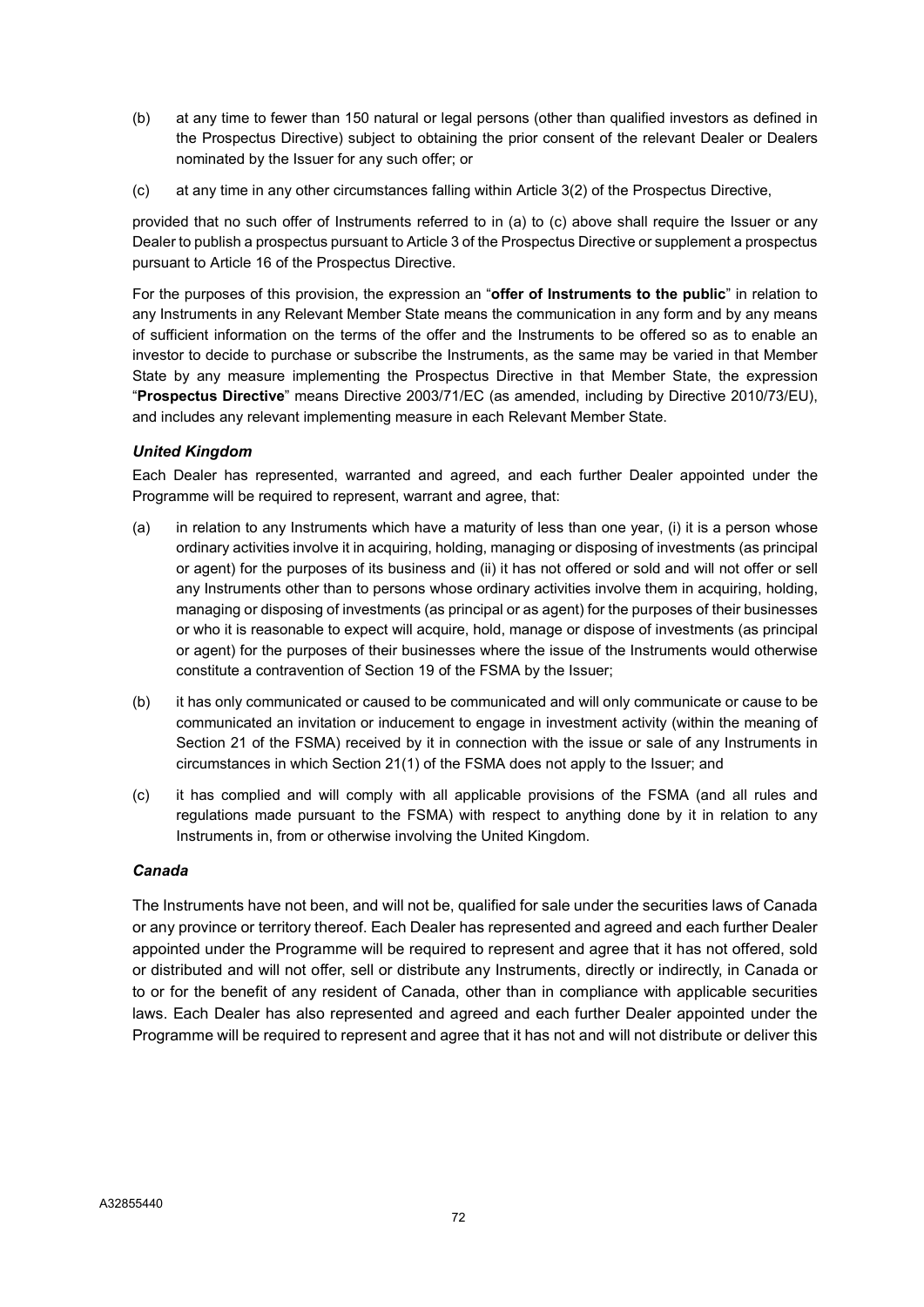(b) at any time to fewer than 150 natural or legal persons (other than qualified investors as defined in the Prospectus Directive) subject to obtaining the prior consent of the relevant Dealer or Dealers nominated by the Issuer for any such offer; or

(c) at any time in any other circumstances falling within Article 3(2) of the Prospectus Directive,

provided that no such offer of Instruments referred to in (a) to (c) above shall require the Issuer or any Dealer to publish a prospectus pursuant to Article 3 of the Prospectus Directive or supplement a prospectus pursuant to Article 16 of the Prospectus Directive.

For the purposes of this provision, the expression an "**offer of Instruments to the public**" in relation to any Instruments in any Relevant Member State means the communication in any form and by any means of sufficient information on the terms of the offer and the Instruments to be offered so as to enable an investor to decide to purchase or subscribe the Instruments, as the same may be varied in that Member State by any measure implementing the Prospectus Directive in that Member State, the expression "**Prospectus Directive**" means Directive 2003/71/EC (as amended, including by Directive 2010/73/EU), and includes any relevant implementing measure in each Relevant Member State.

### *United Kingdom*

Each Dealer has represented, warranted and agreed, and each further Dealer appointed under the Programme will be required to represent, warrant and agree, that:

(a) in relation to any Instruments which have a maturity of less than one year, (i) it is a person whose ordinary activities involve it in acquiring, holding, managing or disposing of investments (as principal or agent) for the purposes of its business and (ii) it has not offered or sold and will not offer or sell any Instruments other than to persons whose ordinary activities involve them in acquiring, holding, managing or disposing of investments (as principal or as agent) for the purposes of their businesses or who it is reasonable to expect will acquire, hold, manage or dispose of investments (as principal or agent) for the purposes of their businesses where the issue of the Instruments would otherwise constitute a contravention of Section 19 of the FSMA by the Issuer;

(b) it has only communicated or caused to be communicated and will only communicate or cause to be communicated an invitation or inducement to engage in investment activity (within the meaning of Section 21 of the FSMA) received by it in connection with the issue or sale of any Instruments in circumstances in which Section 21(1) of the FSMA does not apply to the Issuer; and

(c) it has complied and will comply with all applicable provisions of the FSMA (and all rules and regulations made pursuant to the FSMA) with respect to anything done by it in relation to any Instruments in, from or otherwise involving the United Kingdom.

### *Canada*

The Instruments have not been, and will not be, qualified for sale under the securities laws of Canada or any province or territory thereof. Each Dealer has represented and agreed and each further Dealer appointed under the Programme will be required to represent and agree that it has not offered, sold or distributed and will not offer, sell or distribute any Instruments, directly or indirectly, in Canada or to or for the benefit of any resident of Canada, other than in compliance with applicable securities laws. Each Dealer has also represented and agreed and each further Dealer appointed under the Programme will be required to represent and agree that it has not and will not distribute or deliver this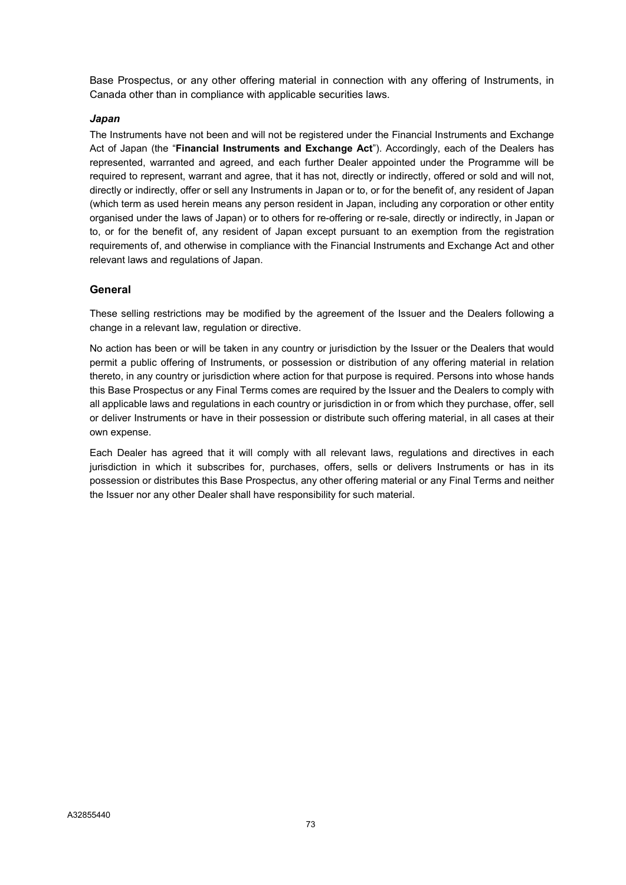Base Prospectus, or any other offering material in connection with any offering of Instruments, in Canada other than in compliance with applicable securities laws.

### *Japan*

The Instruments have not been and will not be registered under the Financial Instruments and Exchange Act of Japan (the "**Financial Instruments and Exchange Act**"). Accordingly, each of the Dealers has represented, warranted and agreed, and each further Dealer appointed under the Programme will be required to represent, warrant and agree, that it has not, directly or indirectly, offered or sold and will not, directly or indirectly, offer or sell any Instruments in Japan or to, or for the benefit of, any resident of Japan (which term as used herein means any person resident in Japan, including any corporation or other entity organised under the laws of Japan) or to others for re-offering or re-sale, directly or indirectly, in Japan or to, or for the benefit of, any resident of Japan except pursuant to an exemption from the registration requirements of, and otherwise in compliance with the Financial Instruments and Exchange Act and other relevant laws and regulations of Japan.

## General

These selling restrictions may be modified by the agreement of the Issuer and the Dealers following a change in a relevant law, regulation or directive.

No action has been or will be taken in any country or jurisdiction by the Issuer or the Dealers that would permit a public offering of Instruments, or possession or distribution of any offering material in relation thereto, in any country or jurisdiction where action for that purpose is required. Persons into whose hands this Base Prospectus or any Final Terms comes are required by the Issuer and the Dealers to comply with all applicable laws and regulations in each country or jurisdiction in or from which they purchase, offer, sell or deliver Instruments or have in their possession or distribute such offering material, in all cases at their own expense.

Each Dealer has agreed that it will comply with all relevant laws, regulations and directives in each jurisdiction in which it subscribes for, purchases, offers, sells or delivers Instruments or has in its possession or distributes this Base Prospectus, any other offering material or any Final Terms and neither the Issuer nor any other Dealer shall have responsibility for such material.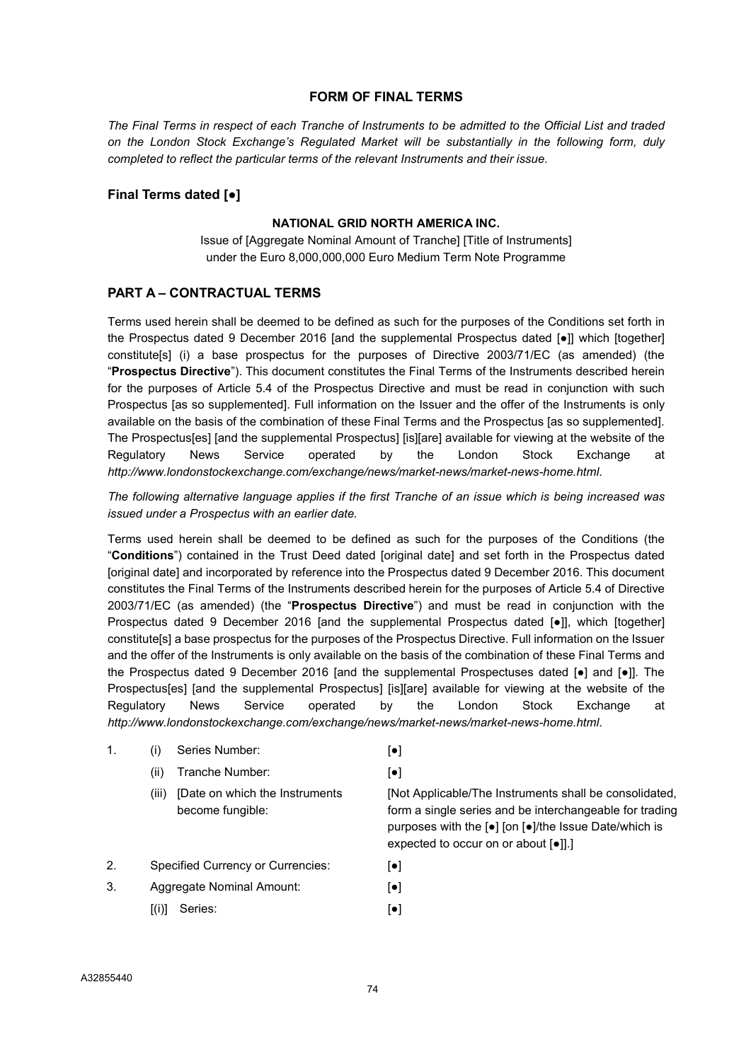## FORM OF FINAL TERMS

*The Final Terms in respect of each Tranche of Instruments to be admitted to the Official List and traded on the London Stock Exchange's Regulated Market will be substantially in the following form, duly completed to reflect the particular terms of the relevant Instruments and their issue.*

### Final Terms dated [●]

**NATIONAL GRID NORTH AMERICA INC.**

Issue of [Aggregate Nominal Amount of Tranche] [Title of Instruments]
under the Euro 8,000,000,000 Euro Medium Term Note Programme

## PART A – CONTRACTUAL TERMS

Terms used herein shall be deemed to be defined as such for the purposes of the Conditions set forth in the Prospectus dated 9 December 2016 [and the supplemental Prospectus dated [●]] which [together] constitute[s] (i) a base prospectus for the purposes of Directive 2003/71/EC (as amended) (the "**Prospectus Directive**"). This document constitutes the Final Terms of the Instruments described herein for the purposes of Article 5.4 of the Prospectus Directive and must be read in conjunction with such Prospectus [as so supplemented]. Full information on the Issuer and the offer of the Instruments is only available on the basis of the combination of these Final Terms and the Prospectus [as so supplemented]. The Prospectus[es] [and the supplemental Prospectus] [is][are] available for viewing at the website of the Regulatory News Service operated by the London Stock Exchange at *http://www.londonstockexchange.com/exchange/news/market-news/market-news-home.html*.

*The following alternative language applies if the first Tranche of an issue which is being increased was issued under a Prospectus with an earlier date.*

Terms used herein shall be deemed to be defined as such for the purposes of the Conditions (the "**Conditions**") contained in the Trust Deed dated [original date] and set forth in the Prospectus dated [original date] and incorporated by reference into the Prospectus dated 9 December 2016. This document constitutes the Final Terms of the Instruments described herein for the purposes of Article 5.4 of Directive 2003/71/EC (as amended) (the "**Prospectus Directive**") and must be read in conjunction with the Prospectus dated 9 December 2016 [and the supplemental Prospectus dated [●]], which [together] constitute[s] a base prospectus for the purposes of the Prospectus Directive. Full information on the Issuer and the offer of the Instruments is only available on the basis of the combination of these Final Terms and the Prospectus dated 9 December 2016 [and the supplemental Prospectuses dated [●] and [●]]. The Prospectus[es] [and the supplemental Prospectus] [is][are] available for viewing at the website of the Regulatory News Service operated by the London Stock Exchange at *http://www.londonstockexchange.com/exchange/news/market-news/market-news-home.html*.

| | | | |
|---|---|---|---|
| 1. | (i) | Series Number: | [●] |
| | (ii) | Tranche Number: | [●] |
| | (iii) | [Date on which the Instruments become fungible: | [Not Applicable/The Instruments shall be consolidated, form a single series and be interchangeable for trading purposes with the [●] [on [●]/the Issue Date/which is expected to occur on or about [●]].] |
| 2. | | Specified Currency or Currencies: | [●] |
| 3. | | Aggregate Nominal Amount: | [●] |
| | [(i)] | Series: | [●] |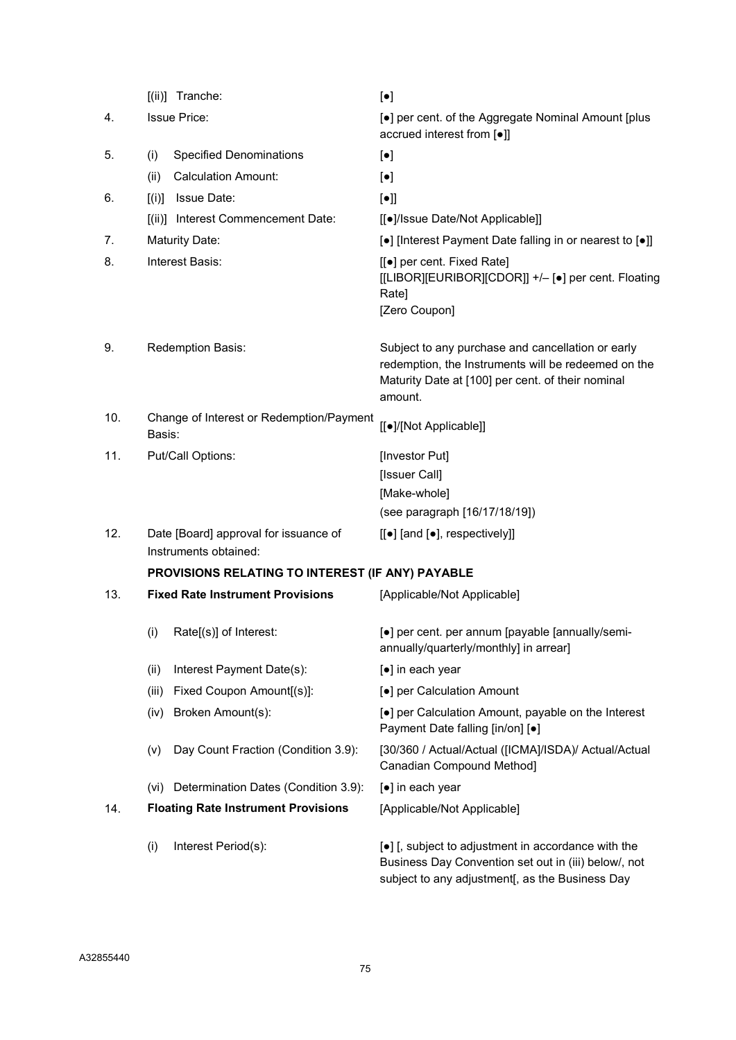| | | |
|---|---|---|
| | [(ii)] Tranche: | [●] |
| 4. | Issue Price: | [●] per cent. of the Aggregate Nominal Amount [plus accrued interest from [●]] |
| 5. | (i) Specified Denominations | [●] |
| | (ii) Calculation Amount: | [●] |
| 6. | [(i)] Issue Date: | [●]] |
| | [(ii)] Interest Commencement Date: | [[●]/Issue Date/Not Applicable]] |
| 7. | Maturity Date: | [●] [Interest Payment Date falling in or nearest to [●]] |
| 8. | Interest Basis: | [[●] per cent. Fixed Rate]<br>[[LIBOR][EURIBOR][CDOR]] +/– [●] per cent. Floating Rate]<br>[Zero Coupon] |
| 9. | Redemption Basis: | Subject to any purchase and cancellation or early redemption, the Instruments will be redeemed on the Maturity Date at [100] per cent. of their nominal amount. |
| 10. | Change of Interest or Redemption/Payment Basis: | [[●]/[Not Applicable]] |
| 11. | Put/Call Options: | [Investor Put]<br>[Issuer Call]<br>[Make-whole]<br>(see paragraph [16/17/18/19]) |
| 12. | Date [Board] approval for issuance of Instruments obtained: | [[●] [and [●], respectively]] |

**PROVISIONS RELATING TO INTEREST (IF ANY) PAYABLE**

| | | |
|---|---|---|
| 13. | **Fixed Rate Instrument Provisions** | [Applicable/Not Applicable] |
| | (i) Rate[(s)] of Interest: | [●] per cent. per annum [payable [annually/semi-annually/quarterly/monthly] in arrear] |
| | (ii) Interest Payment Date(s): | [●] in each year |
| | (iii) Fixed Coupon Amount[(s)]: | [●] per Calculation Amount |
| | (iv) Broken Amount(s): | [●] per Calculation Amount, payable on the Interest Payment Date falling [in/on] [●] |
| | (v) Day Count Fraction (Condition 3.9): | [30/360 / Actual/Actual ([ICMA]/ISDA)/ Actual/Actual Canadian Compound Method] |
| | (vi) Determination Dates (Condition 3.9): | [●] in each year |
| 14. | **Floating Rate Instrument Provisions** | [Applicable/Not Applicable] |
| | (i) Interest Period(s): | [●] [, subject to adjustment in accordance with the Business Day Convention set out in (iii) below/, not subject to any adjustment[, as the Business Day |

A32855440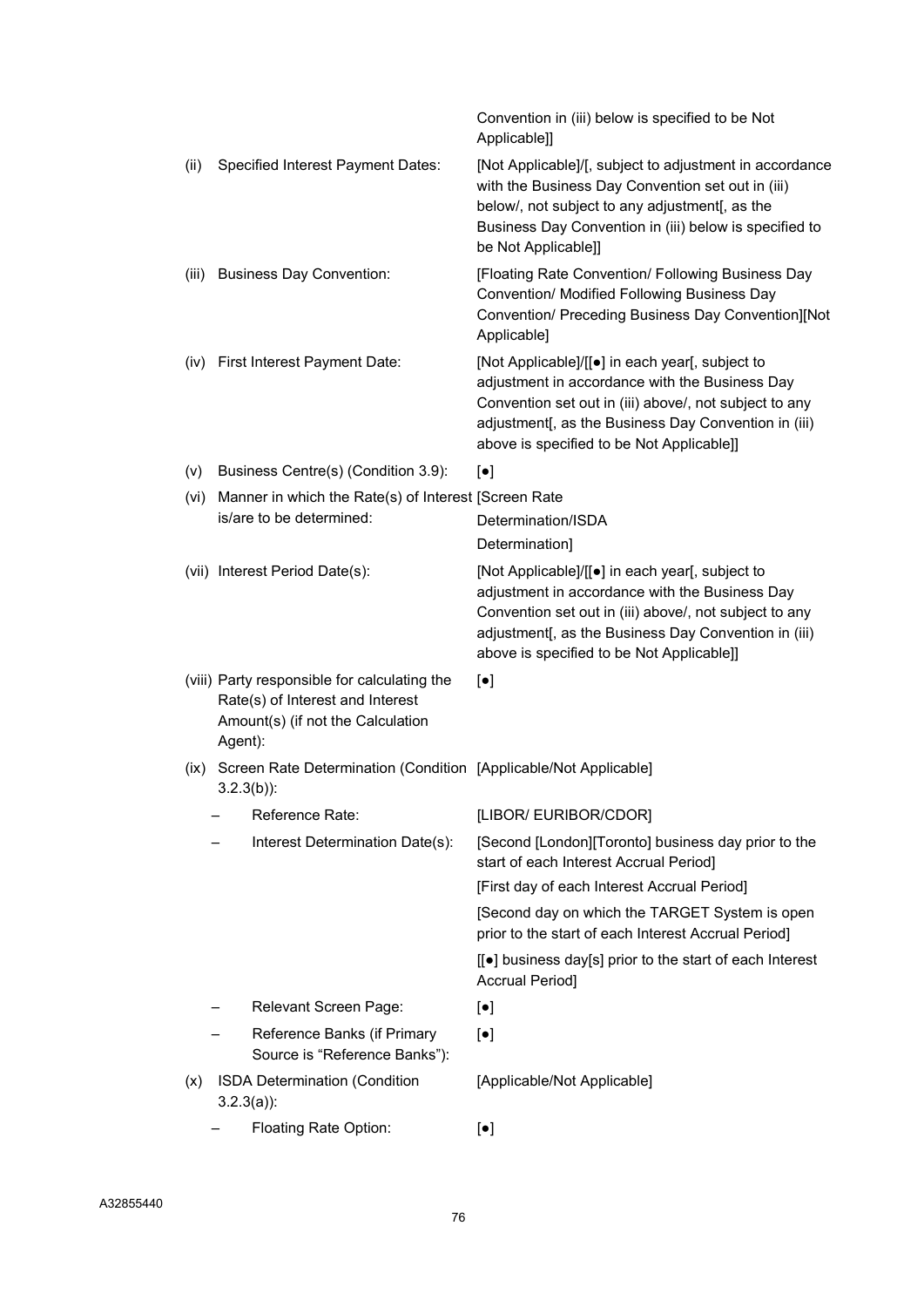| | | |
|---|---|---|
| | | Convention in (iii) below is specified to be Not Applicable]] |
| (ii) | Specified Interest Payment Dates: | [Not Applicable]/[, subject to adjustment in accordance with the Business Day Convention set out in (iii) below/, not subject to any adjustment[, as the Business Day Convention in (iii) below is specified to be Not Applicable]] |
| (iii) | Business Day Convention: | [Floating Rate Convention/ Following Business Day Convention/ Modified Following Business Day Convention/ Preceding Business Day Convention][Not Applicable] |
| (iv) | First Interest Payment Date: | [Not Applicable]/[[●] in each year[, subject to adjustment in accordance with the Business Day Convention set out in (iii) above/, not subject to any adjustment[, as the Business Day Convention in (iii) above is specified to be Not Applicable]] |
| (v) | Business Centre(s) (Condition 3.9): | [●] |
| (vi) | Manner in which the Rate(s) of Interest is/are to be determined: | [Screen Rate Determination/ISDA Determination] |
| (vii) | Interest Period Date(s): | [Not Applicable]/[[●] in each year[, subject to adjustment in accordance with the Business Day Convention set out in (iii) above/, not subject to any adjustment[, as the Business Day Convention in (iii) above is specified to be Not Applicable]] |
| (viii) | Party responsible for calculating the Rate(s) of Interest and Interest Amount(s) (if not the Calculation Agent): | [●] |
| (ix) | Screen Rate Determination (Condition 3.2.3(b)): | [Applicable/Not Applicable] |
| | – Reference Rate: | [LIBOR/ EURIBOR/CDOR] |
| | – Interest Determination Date(s): | [Second [London][Toronto] business day prior to the start of each Interest Accrual Period]<br>[First day of each Interest Accrual Period]<br>[Second day on which the TARGET System is open prior to the start of each Interest Accrual Period]<br>[[●] business day[s] prior to the start of each Interest Accrual Period] |
| | – Relevant Screen Page: | [●] |
| | – Reference Banks (if Primary Source is "Reference Banks"): | [●] |
| (x) | ISDA Determination (Condition 3.2.3(a)): | [Applicable/Not Applicable] |
| | – Floating Rate Option: | [●] |

A32855440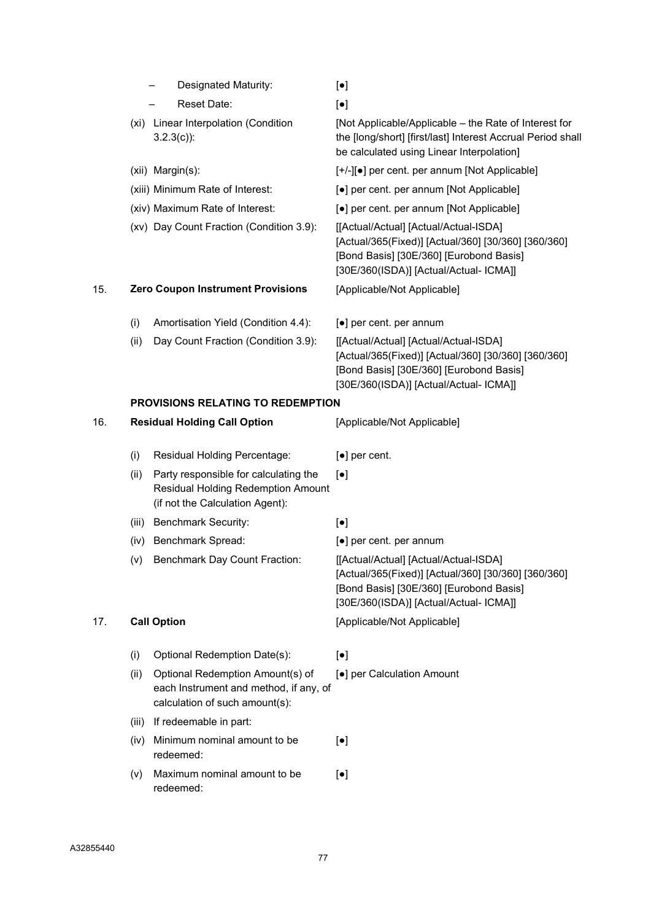| | | | |
|---|---|---|---|
| | | – Designated Maturity: | [●] |
| | | – Reset Date: | [●] |
| | (xi) | Linear Interpolation (Condition 3.2.3(c)): | [Not Applicable/Applicable – the Rate of Interest for the [long/short] [first/last] Interest Accrual Period shall be calculated using Linear Interpolation] |
| | (xii) | Margin(s): | [+/-][●] per cent. per annum [Not Applicable] |
| | (xiii) | Minimum Rate of Interest: | [●] per cent. per annum [Not Applicable] |
| | (xiv) | Maximum Rate of Interest: | [●] per cent. per annum [Not Applicable] |
| | (xv) | Day Count Fraction (Condition 3.9): | [[Actual/Actual] [Actual/Actual-ISDA] [Actual/365(Fixed)] [Actual/360] [30/360] [360/360] [Bond Basis] [30E/360] [Eurobond Basis] [30E/360(ISDA)] [Actual/Actual- ICMA]] |
| 15. | **Zero Coupon Instrument Provisions** | | [Applicable/Not Applicable] |
| | (i) | Amortisation Yield (Condition 4.4): | [●] per cent. per annum |
| | (ii) | Day Count Fraction (Condition 3.9): | [[Actual/Actual] [Actual/Actual-ISDA] [Actual/365(Fixed)] [Actual/360] [30/360] [360/360] [Bond Basis] [30E/360] [Eurobond Basis] [30E/360(ISDA)] [Actual/Actual- ICMA]] |

**PROVISIONS RELATING TO REDEMPTION**

| | | | |
|---|---|---|---|
| 16. | **Residual Holding Call Option** | | [Applicable/Not Applicable] |
| | (i) | Residual Holding Percentage: | [●] per cent. |
| | (ii) | Party responsible for calculating the Residual Holding Redemption Amount (if not the Calculation Agent): | [●] |
| | (iii) | Benchmark Security: | [●] |
| | (iv) | Benchmark Spread: | [●] per cent. per annum |
| | (v) | Benchmark Day Count Fraction: | [[Actual/Actual] [Actual/Actual-ISDA] [Actual/365(Fixed)] [Actual/360] [30/360] [360/360] [Bond Basis] [30E/360] [Eurobond Basis] [30E/360(ISDA)] [Actual/Actual- ICMA]] |
| 17. | **Call Option** | | [Applicable/Not Applicable] |
| | (i) | Optional Redemption Date(s): | [●] |
| | (ii) | Optional Redemption Amount(s) of each Instrument and method, if any, of calculation of such amount(s): | [●] per Calculation Amount |
| | (iii) | If redeemable in part: | |
| | (iv) | Minimum nominal amount to be redeemed: | [●] |
| | (v) | Maximum nominal amount to be redeemed: | [●] |

A32855440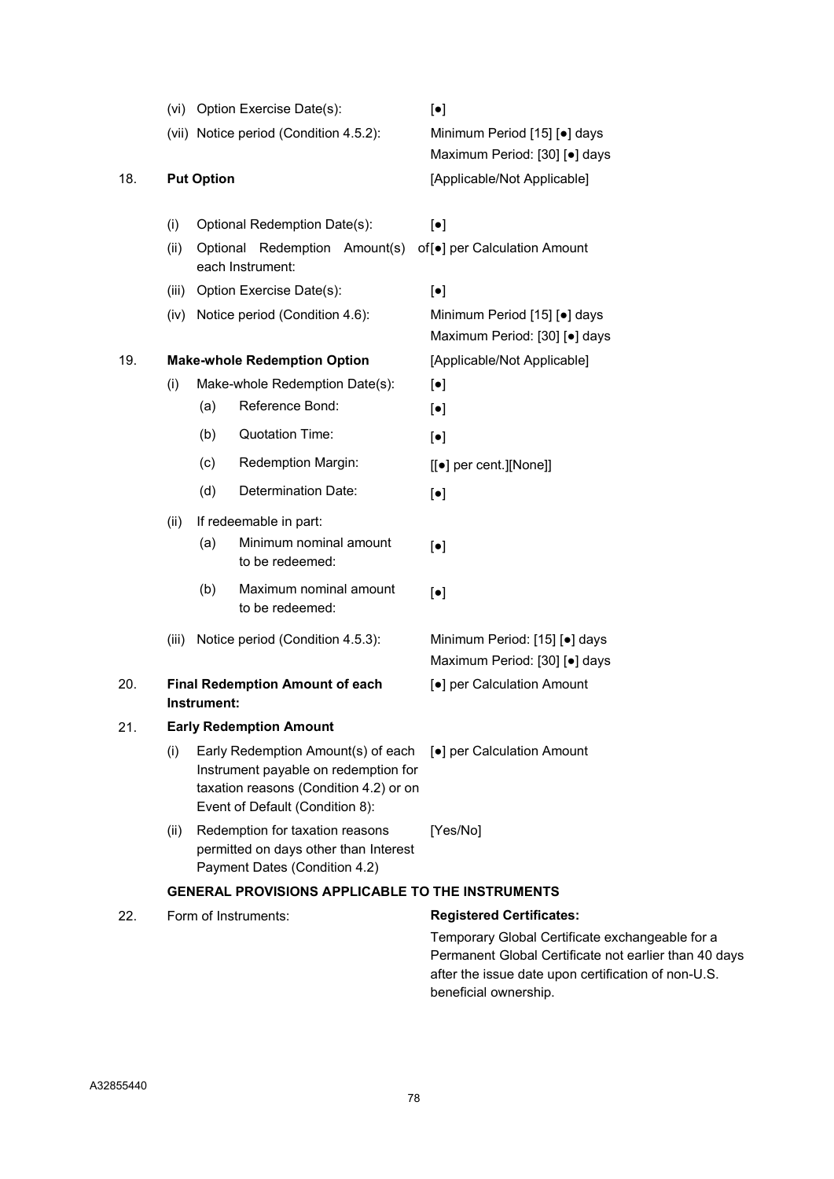| | | |
|---|---|---|
| | (vi) Option Exercise Date(s): | [●] |
| | (vii) Notice period (Condition 4.5.2): | Minimum Period [15] [●] days<br>Maximum Period: [30] [●] days |
| 18. | **Put Option** | [Applicable/Not Applicable] |
| | (i) Optional Redemption Date(s): | [●] |
| | (ii) Optional Redemption Amount(s) of each Instrument: | [●] per Calculation Amount |
| | (iii) Option Exercise Date(s): | [●] |
| | (iv) Notice period (Condition 4.6): | Minimum Period [15] [●] days<br>Maximum Period: [30] [●] days |
| 19. | **Make-whole Redemption Option** | [Applicable/Not Applicable] |
| | (i) Make-whole Redemption Date(s): | [●] |
| | (a) Reference Bond: | [●] |
| | (b) Quotation Time: | [●] |
| | (c) Redemption Margin: | [[●] per cent.][None]] |
| | (d) Determination Date: | [●] |
| | (ii) If redeemable in part: | |
| | (a) Minimum nominal amount to be redeemed: | [●] |
| | (b) Maximum nominal amount to be redeemed: | [●] |
| | (iii) Notice period (Condition 4.5.3): | Minimum Period: [15] [●] days<br>Maximum Period: [30] [●] days |
| 20. | **Final Redemption Amount of each Instrument:** | [●] per Calculation Amount |
| 21. | **Early Redemption Amount** | |
| | (i) Early Redemption Amount(s) of each Instrument payable on redemption for taxation reasons (Condition 4.2) or on Event of Default (Condition 8): | [●] per Calculation Amount |
| | (ii) Redemption for taxation reasons permitted on days other than Interest Payment Dates (Condition 4.2) | [Yes/No] |

**GENERAL PROVISIONS APPLICABLE TO THE INSTRUMENTS**

| | | |
|---|---|---|
| 22. | Form of Instruments: | **Registered Certificates:**<br>Temporary Global Certificate exchangeable for a Permanent Global Certificate not earlier than 40 days after the issue date upon certification of non-U.S. beneficial ownership. |

A32855440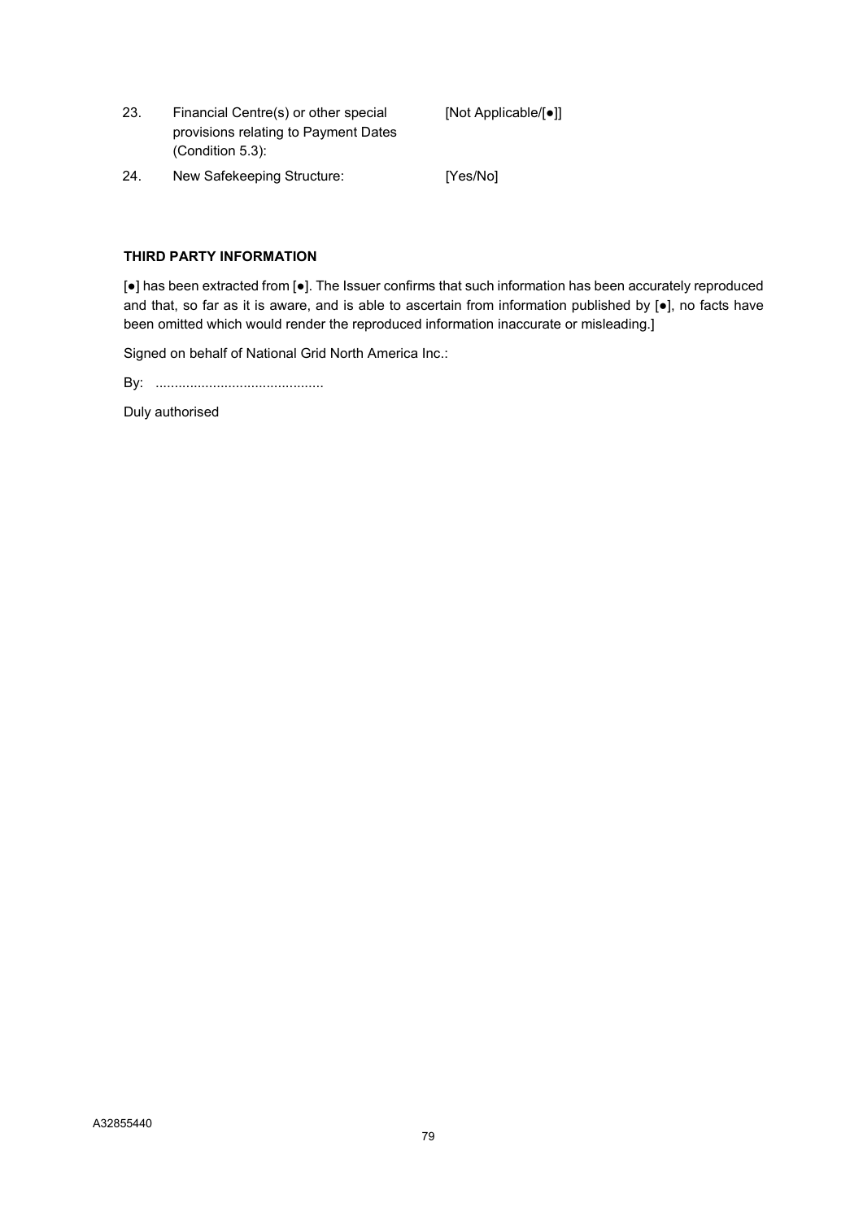| | | |
|---|---|---|
| 23. | Financial Centre(s) or other special provisions relating to Payment Dates (Condition 5.3): | [Not Applicable/[●]] |
| 24. | New Safekeeping Structure: | [Yes/No] |

**THIRD PARTY INFORMATION**

[●] has been extracted from [●]. The Issuer confirms that such information has been accurately reproduced and that, so far as it is aware, and is able to ascertain from information published by [●], no facts have been omitted which would render the reproduced information inaccurate or misleading.]

Signed on behalf of National Grid North America Inc.:

By: ............................................

Duly authorised

A32855440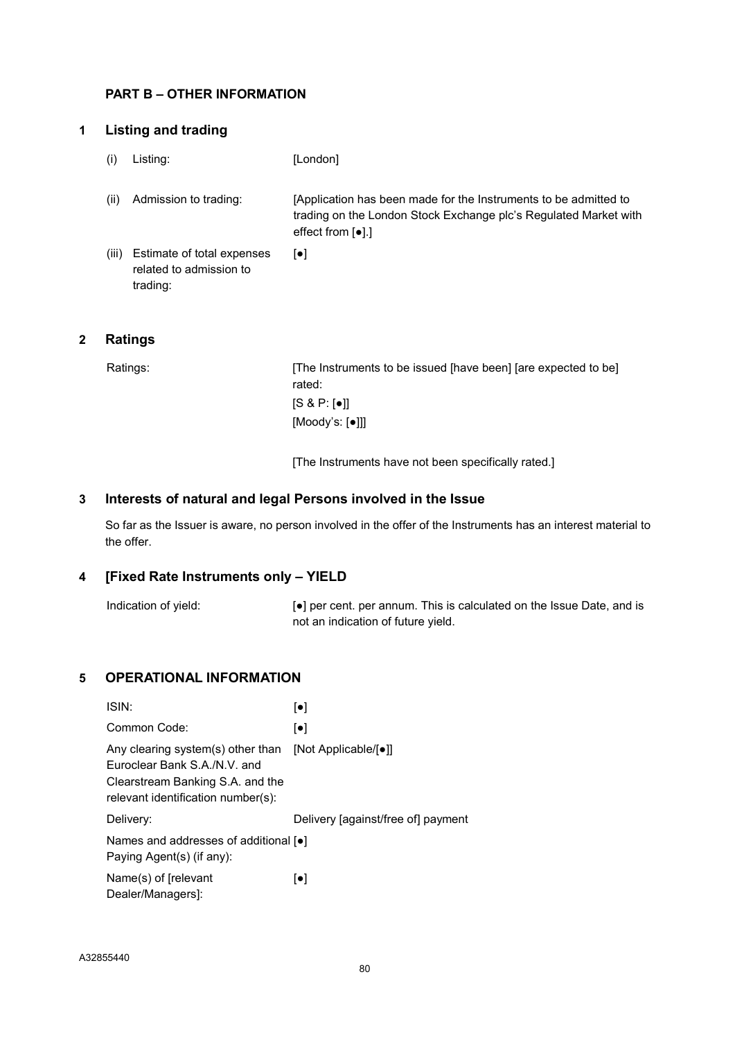## PART B – OTHER INFORMATION

### 1 Listing and trading

| | | |
|---|---|---|
| (i) | Listing: | [London] |
| (ii) | Admission to trading: | [Application has been made for the Instruments to be admitted to trading on the London Stock Exchange plc's Regulated Market with effect from [●].] |
| (iii) | Estimate of total expenses related to admission to trading: | [●] |

### 2 Ratings

| | |
|---|---|
| Ratings: | [The Instruments to be issued [have been] [are expected to be] rated:<br>[S & P: [●]]<br>[Moody's: [●]]]<br><br>[The Instruments have not been specifically rated.] |

### 3 Interests of natural and legal Persons involved in the Issue

So far as the Issuer is aware, no person involved in the offer of the Instruments has an interest material to the offer.

### 4 [Fixed Rate Instruments only – YIELD

| | |
|---|---|
| Indication of yield: | [●] per cent. per annum. This is calculated on the Issue Date, and is not an indication of future yield. |

### 5 OPERATIONAL INFORMATION

| | |
|---|---|
| ISIN: | [●] |
| Common Code: | [●] |
| Any clearing system(s) other than Euroclear Bank S.A./N.V. and Clearstream Banking S.A. and the relevant identification number(s): | [Not Applicable/[●]] |
| Delivery: | Delivery [against/free of] payment |
| Names and addresses of additional Paying Agent(s) (if any): | [●] |
| Name(s) of [relevant Dealer/Managers]: | [●] |

A32855440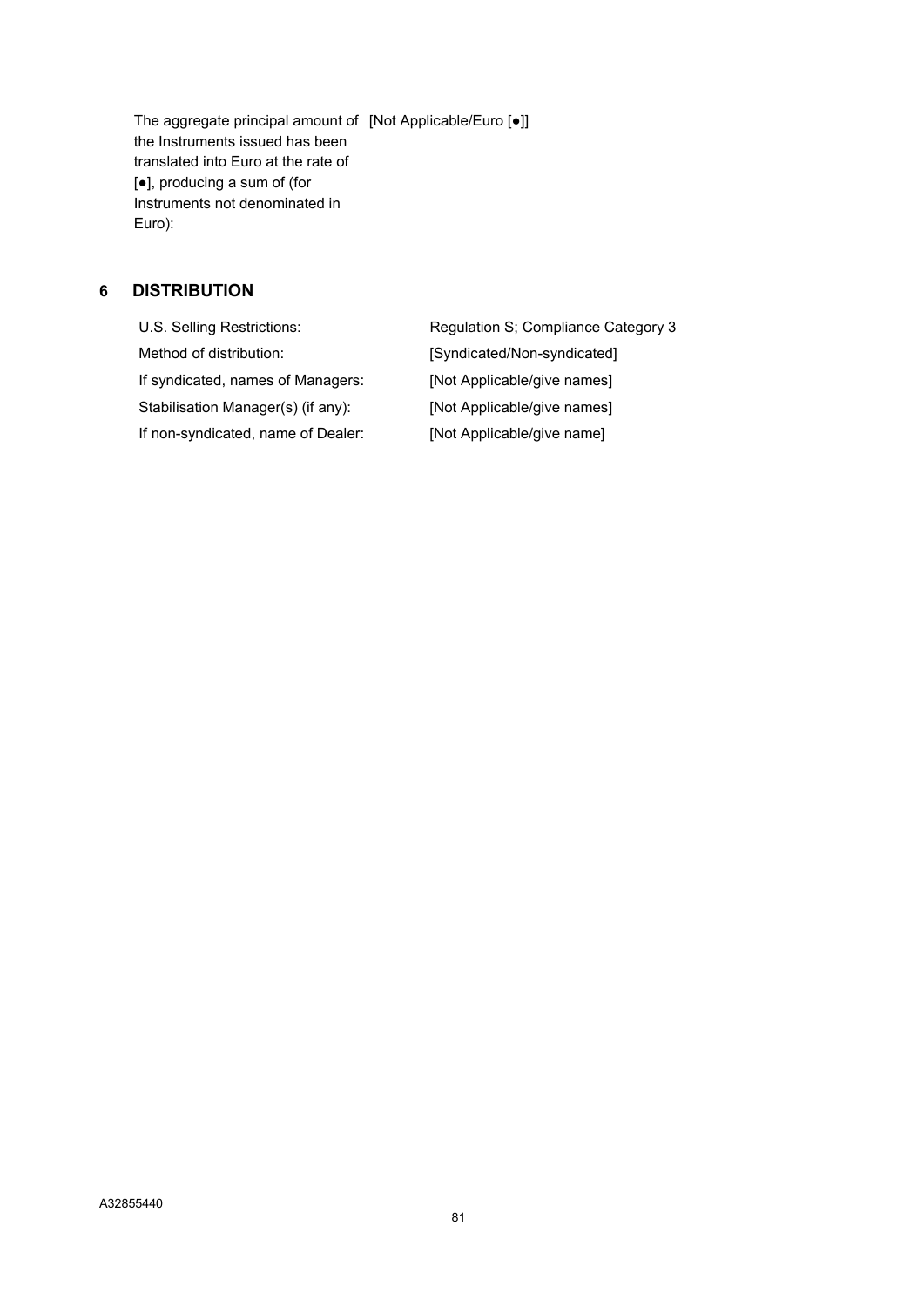| | |
|---|---|
| The aggregate principal amount of the Instruments issued has been translated into Euro at the rate of [●], producing a sum of (for Instruments not denominated in Euro): | [Not Applicable/Euro [●]] |

## 6 DISTRIBUTION

| | |
|---|---|
| U.S. Selling Restrictions: | Regulation S; Compliance Category 3 |
| Method of distribution: | [Syndicated/Non-syndicated] |
| If syndicated, names of Managers: | [Not Applicable/give names] |
| Stabilisation Manager(s) (if any): | [Not Applicable/give names] |
| If non-syndicated, name of Dealer: | [Not Applicable/give name] |

A32855440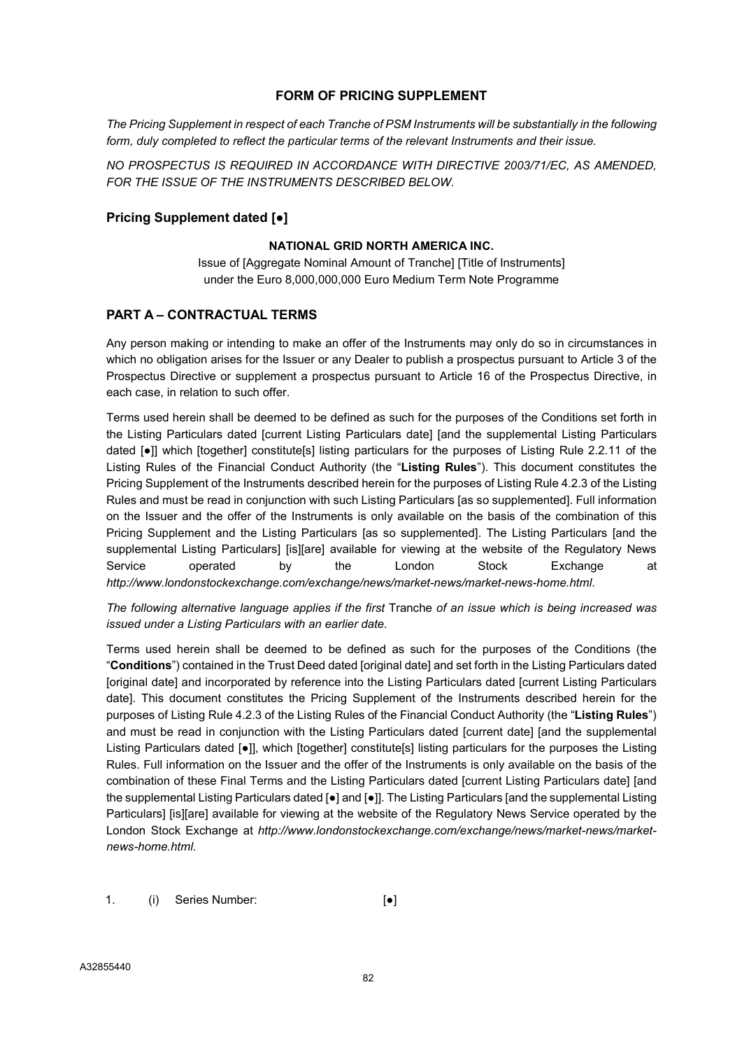## FORM OF PRICING SUPPLEMENT

*The Pricing Supplement in respect of each Tranche of PSM Instruments will be substantially in the following form, duly completed to reflect the particular terms of the relevant Instruments and their issue.*

*NO PROSPECTUS IS REQUIRED IN ACCORDANCE WITH DIRECTIVE 2003/71/EC, AS AMENDED, FOR THE ISSUE OF THE INSTRUMENTS DESCRIBED BELOW.*

### Pricing Supplement dated [●]

**NATIONAL GRID NORTH AMERICA INC.**

Issue of [Aggregate Nominal Amount of Tranche] [Title of Instruments]
under the Euro 8,000,000,000 Euro Medium Term Note Programme

### PART A – CONTRACTUAL TERMS

Any person making or intending to make an offer of the Instruments may only do so in circumstances in which no obligation arises for the Issuer or any Dealer to publish a prospectus pursuant to Article 3 of the Prospectus Directive or supplement a prospectus pursuant to Article 16 of the Prospectus Directive, in each case, in relation to such offer.

Terms used herein shall be deemed to be defined as such for the purposes of the Conditions set forth in the Listing Particulars dated [current Listing Particulars date] [and the supplemental Listing Particulars dated [●]] which [together] constitute[s] listing particulars for the purposes of Listing Rule 2.2.11 of the Listing Rules of the Financial Conduct Authority (the "**Listing Rules**"). This document constitutes the Pricing Supplement of the Instruments described herein for the purposes of Listing Rule 4.2.3 of the Listing Rules and must be read in conjunction with such Listing Particulars [as so supplemented]. Full information on the Issuer and the offer of the Instruments is only available on the basis of the combination of this Pricing Supplement and the Listing Particulars [as so supplemented]. The Listing Particulars [and the supplemental Listing Particulars] [is][are] available for viewing at the website of the Regulatory News Service operated by the London Stock Exchange at *http://www.londonstockexchange.com/exchange/news/market-news/market-news-home.html*.

*The following alternative language applies if the first* Tranche *of an issue which is being increased was issued under a Listing Particulars with an earlier date.*

Terms used herein shall be deemed to be defined as such for the purposes of the Conditions (the "**Conditions**") contained in the Trust Deed dated [original date] and set forth in the Listing Particulars dated [original date] and incorporated by reference into the Listing Particulars dated [current Listing Particulars date]. This document constitutes the Pricing Supplement of the Instruments described herein for the purposes of Listing Rule 4.2.3 of the Listing Rules of the Financial Conduct Authority (the "**Listing Rules**") and must be read in conjunction with the Listing Particulars dated [current date] [and the supplemental Listing Particulars dated [●]], which [together] constitute[s] listing particulars for the purposes the Listing Rules. Full information on the Issuer and the offer of the Instruments is only available on the basis of the combination of these Final Terms and the Listing Particulars dated [current Listing Particulars date] [and the supplemental Listing Particulars dated [●] and [●]]. The Listing Particulars [and the supplemental Listing Particulars] [is][are] available for viewing at the website of the Regulatory News Service operated by the London Stock Exchange at *http://www.londonstockexchange.com/exchange/news/market-news/market-news-home.html.*

1. (i) Series Number: [●]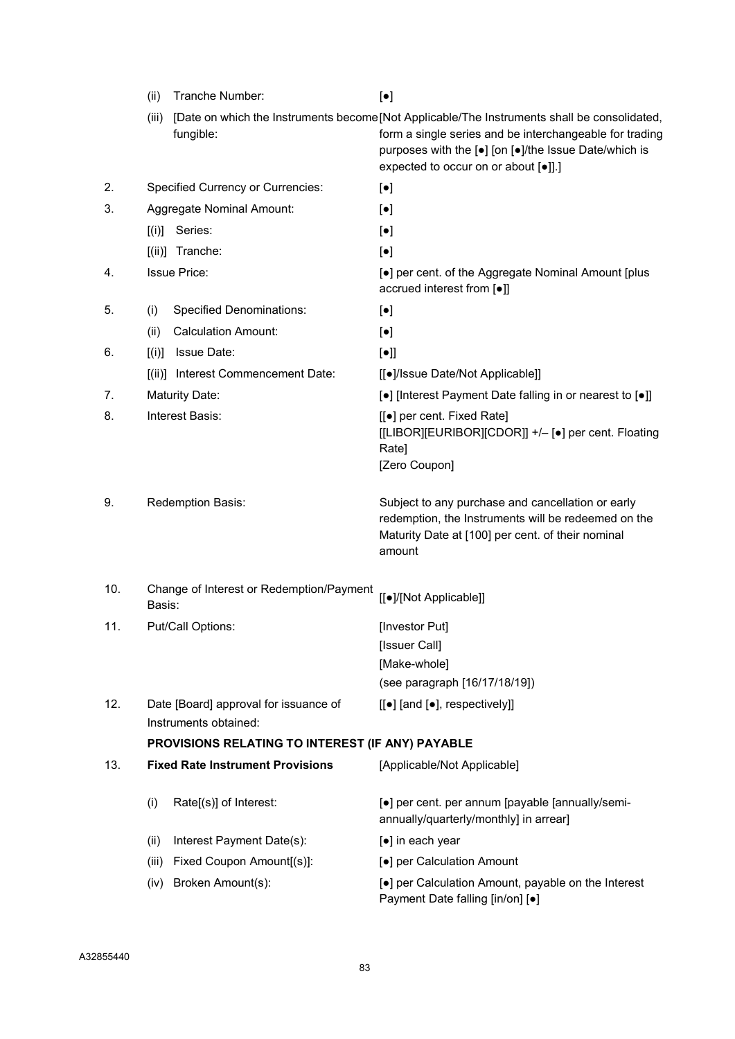| | | |
|---|---|---|
| | (ii) Tranche Number: | [●] |
| | (iii) [Date on which the Instruments become fungible: | [Not Applicable/The Instruments shall be consolidated, form a single series and be interchangeable for trading purposes with the [●] [on [●]/the Issue Date/which is expected to occur on or about [●]].] |
| 2. | Specified Currency or Currencies: | [●] |
| 3. | Aggregate Nominal Amount: | [●] |
| | [(i)] Series: | [●] |
| | [(ii)] Tranche: | [●] |
| 4. | Issue Price: | [●] per cent. of the Aggregate Nominal Amount [plus accrued interest from [●]] |
| 5. | (i) Specified Denominations: | [●] |
| | (ii) Calculation Amount: | [●] |
| 6. | [(i)] Issue Date: | [●]] |
| | [(ii)] Interest Commencement Date: | [[●]/Issue Date/Not Applicable]] |
| 7. | Maturity Date: | [●] [Interest Payment Date falling in or nearest to [●]] |
| 8. | Interest Basis: | [[●] per cent. Fixed Rate]<br>[[LIBOR][EURIBOR][CDOR]] +/– [●] per cent. Floating Rate]<br>[Zero Coupon] |
| 9. | Redemption Basis: | Subject to any purchase and cancellation or early redemption, the Instruments will be redeemed on the Maturity Date at [100] per cent. of their nominal amount |
| 10. | Change of Interest or Redemption/Payment Basis: | [[●]/[Not Applicable]] |
| 11. | Put/Call Options: | [Investor Put]<br>[Issuer Call]<br>[Make-whole]<br>(see paragraph [16/17/18/19]) |
| 12. | Date [Board] approval for issuance of Instruments obtained: | [[●] [and [●], respectively]] |

**PROVISIONS RELATING TO INTEREST (IF ANY) PAYABLE**

| | | |
|---|---|---|
| 13. | **Fixed Rate Instrument Provisions** | [Applicable/Not Applicable] |
| | (i) Rate[(s)] of Interest: | [●] per cent. per annum [payable [annually/semi-annually/quarterly/monthly] in arrear] |
| | (ii) Interest Payment Date(s): | [●] in each year |
| | (iii) Fixed Coupon Amount[(s)]: | [●] per Calculation Amount |
| | (iv) Broken Amount(s): | [●] per Calculation Amount, payable on the Interest Payment Date falling [in/on] [●] |

A32855440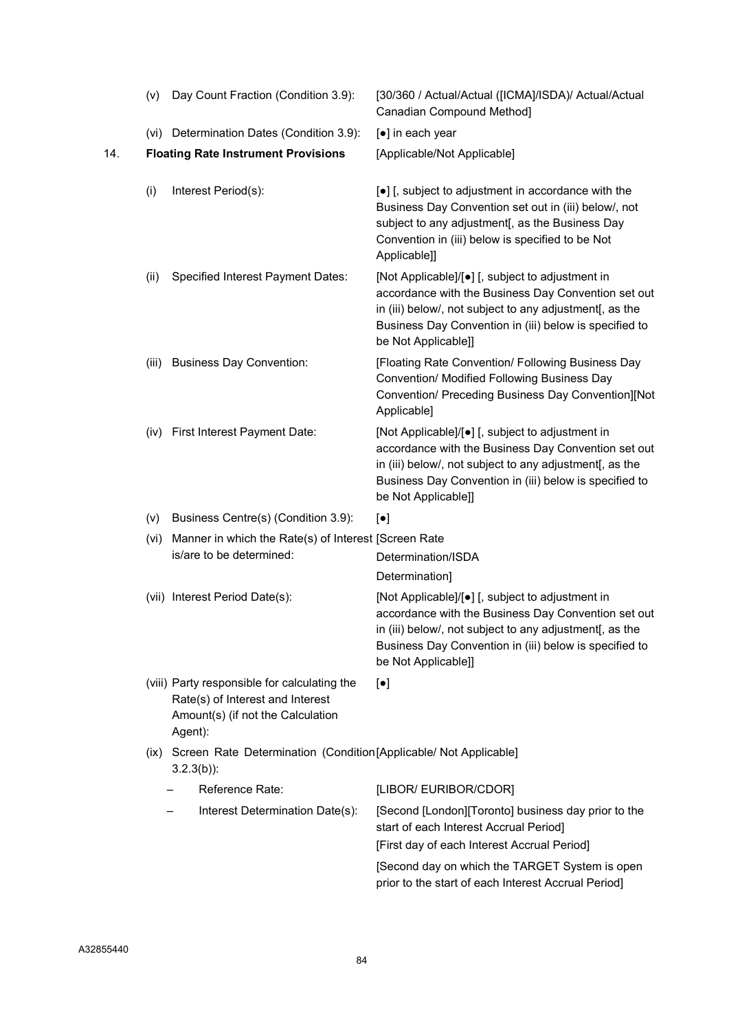| | | |
|---|---|---|
| | (v) Day Count Fraction (Condition 3.9): | [30/360 / Actual/Actual ([ICMA]/ISDA)/ Actual/Actual Canadian Compound Method] |
| | (vi) Determination Dates (Condition 3.9): | [●] in each year |
| 14. | **Floating Rate Instrument Provisions** | [Applicable/Not Applicable] |
| | (i) Interest Period(s): | [●] [, subject to adjustment in accordance with the Business Day Convention set out in (iii) below/, not subject to any adjustment[, as the Business Day Convention in (iii) below is specified to be Not Applicable]] |
| | (ii) Specified Interest Payment Dates: | [Not Applicable]/[●] [, subject to adjustment in accordance with the Business Day Convention set out in (iii) below/, not subject to any adjustment[, as the Business Day Convention in (iii) below is specified to be Not Applicable]] |
| | (iii) Business Day Convention: | [Floating Rate Convention/ Following Business Day Convention/ Modified Following Business Day Convention/ Preceding Business Day Convention][Not Applicable] |
| | (iv) First Interest Payment Date: | [Not Applicable]/[●] [, subject to adjustment in accordance with the Business Day Convention set out in (iii) below/, not subject to any adjustment[, as the Business Day Convention in (iii) below is specified to be Not Applicable]] |
| | (v) Business Centre(s) (Condition 3.9): | [●] |
| | (vi) Manner in which the Rate(s) of Interest is/are to be determined: | [Screen Rate Determination/ISDA Determination] |
| | (vii) Interest Period Date(s): | [Not Applicable]/[●] [, subject to adjustment in accordance with the Business Day Convention set out in (iii) below/, not subject to any adjustment[, as the Business Day Convention in (iii) below is specified to be Not Applicable]] |
| | (viii) Party responsible for calculating the Rate(s) of Interest and Interest Amount(s) (if not the Calculation Agent): | [●] |
| | (ix) Screen Rate Determination (Condition 3.2.3(b)): | [Applicable/ Not Applicable] |
| | – Reference Rate: | [LIBOR/ EURIBOR/CDOR] |
| | – Interest Determination Date(s): | [Second [London][Toronto] business day prior to the start of each Interest Accrual Period]<br>[First day of each Interest Accrual Period]<br>[Second day on which the TARGET System is open prior to the start of each Interest Accrual Period] |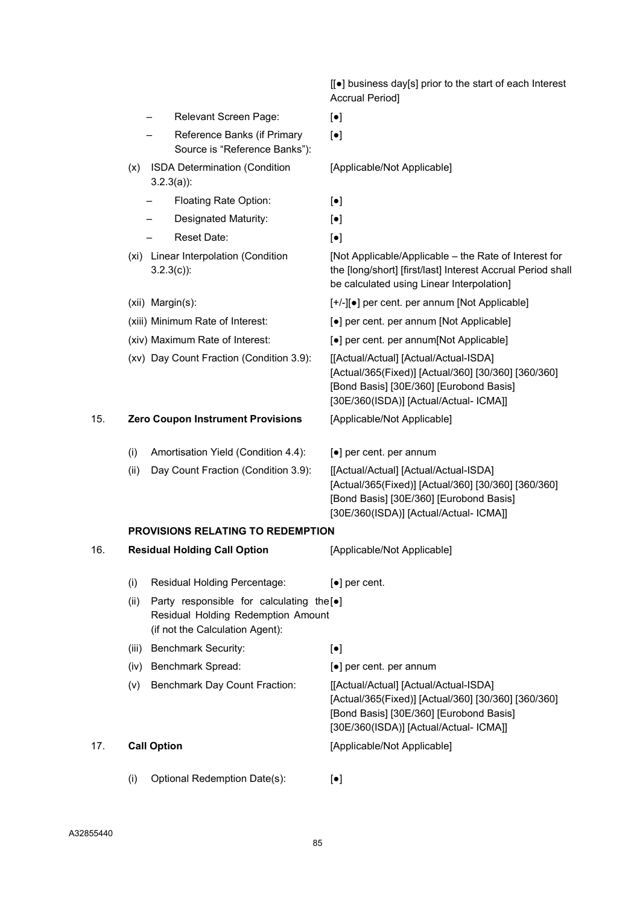| | | | |
|---|---|---|---|
| | | | [[●] business day[s] prior to the start of each Interest Accrual Period] |
| | | – Relevant Screen Page: | [●] |
| | | – Reference Banks (if Primary Source is "Reference Banks"): | [●] |
| | (x) | ISDA Determination (Condition 3.2.3(a)): | [Applicable/Not Applicable] |
| | | – Floating Rate Option: | [●] |
| | | – Designated Maturity: | [●] |
| | | – Reset Date: | [●] |
| | (xi) | Linear Interpolation (Condition 3.2.3(c)): | [Not Applicable/Applicable – the Rate of Interest for the [long/short] [first/last] Interest Accrual Period shall be calculated using Linear Interpolation] |
| | (xii) | Margin(s): | [+/-][●] per cent. per annum [Not Applicable] |
| | (xiii) | Minimum Rate of Interest: | [●] per cent. per annum [Not Applicable] |
| | (xiv) | Maximum Rate of Interest: | [●] per cent. per annum[Not Applicable] |
| | (xv) | Day Count Fraction (Condition 3.9): | [[Actual/Actual] [Actual/Actual-ISDA] [Actual/365(Fixed)] [Actual/360] [30/360] [360/360] [Bond Basis] [30E/360] [Eurobond Basis] [30E/360(ISDA)] [Actual/Actual- ICMA]] |
| 15. | **Zero Coupon Instrument Provisions** | | [Applicable/Not Applicable] |
| | (i) | Amortisation Yield (Condition 4.4): | [●] per cent. per annum |
| | (ii) | Day Count Fraction (Condition 3.9): | [[Actual/Actual] [Actual/Actual-ISDA] [Actual/365(Fixed)] [Actual/360] [30/360] [360/360] [Bond Basis] [30E/360] [Eurobond Basis] [30E/360(ISDA)] [Actual/Actual- ICMA]] |
| | **PROVISIONS RELATING TO REDEMPTION** | | |
| 16. | **Residual Holding Call Option** | | [Applicable/Not Applicable] |
| | (i) | Residual Holding Percentage: | [●] per cent. |
| | (ii) | Party responsible for calculating the Residual Holding Redemption Amount (if not the Calculation Agent): | [●] |
| | (iii) | Benchmark Security: | [●] |
| | (iv) | Benchmark Spread: | [●] per cent. per annum |
| | (v) | Benchmark Day Count Fraction: | [[Actual/Actual] [Actual/Actual-ISDA] [Actual/365(Fixed)] [Actual/360] [30/360] [360/360] [Bond Basis] [30E/360] [Eurobond Basis] [30E/360(ISDA)] [Actual/Actual- ICMA]] |
| 17. | **Call Option** | | [Applicable/Not Applicable] |
| | (i) | Optional Redemption Date(s): | [●] |

A32855440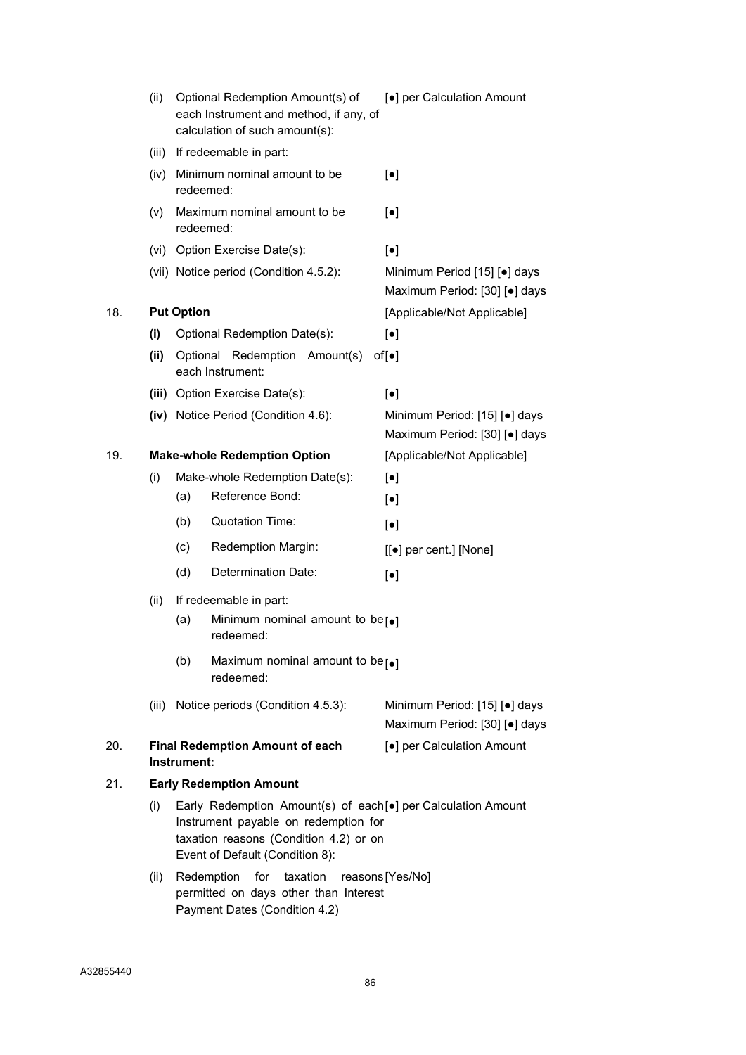| | | | |
|---|---|---|---|
| | (ii) | Optional Redemption Amount(s) of each Instrument and method, if any, of calculation of such amount(s): | [●] per Calculation Amount |
| | (iii) | If redeemable in part: | |
| | (iv) | Minimum nominal amount to be redeemed: | [●] |
| | (v) | Maximum nominal amount to be redeemed: | [●] |
| | (vi) | Option Exercise Date(s): | [●] |
| | (vii) | Notice period (Condition 4.5.2): | Minimum Period [15] [●] days<br>Maximum Period: [30] [●] days |
| 18. | **Put Option** | | [Applicable/Not Applicable] |
| | **(i)** | Optional Redemption Date(s): | [●] |
| | **(ii)** | Optional Redemption Amount(s) of each Instrument: | [●] |
| | **(iii)** | Option Exercise Date(s): | [●] |
| | **(iv)** | Notice Period (Condition 4.6): | Minimum Period: [15] [●] days<br>Maximum Period: [30] [●] days |
| 19. | **Make-whole Redemption Option** | | [Applicable/Not Applicable] |
| | (i) | Make-whole Redemption Date(s): | [●] |
| | | (a) Reference Bond: | [●] |
| | | (b) Quotation Time: | [●] |
| | | (c) Redemption Margin: | [[●] per cent.] [None] |
| | | (d) Determination Date: | [●] |
| | (ii) | If redeemable in part: | |
| | | (a) Minimum nominal amount to be redeemed: | [●] |
| | | (b) Maximum nominal amount to be redeemed: | [●] |
| | (iii) | Notice periods (Condition 4.5.3): | Minimum Period: [15] [●] days<br>Maximum Period: [30] [●] days |
| 20. | **Final Redemption Amount of each Instrument:** | | [●] per Calculation Amount |
| 21. | **Early Redemption Amount** | | |
| | (i) | Early Redemption Amount(s) of each Instrument payable on redemption for taxation reasons (Condition 4.2) or on Event of Default (Condition 8): | [●] per Calculation Amount |
| | (ii) | Redemption for taxation reasons permitted on days other than Interest Payment Dates (Condition 4.2) | [Yes/No] |

A32855440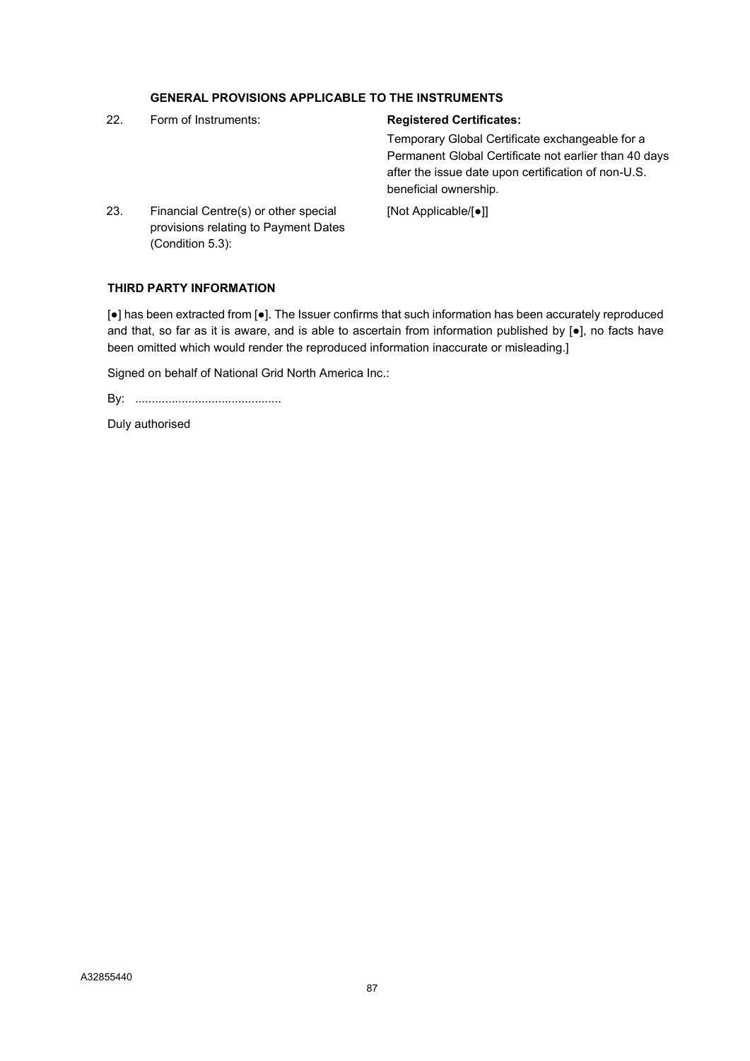### GENERAL PROVISIONS APPLICABLE TO THE INSTRUMENTS

| | | |
|---|---|---|
| 22. | Form of Instruments: | **Registered Certificates:** Temporary Global Certificate exchangeable for a Permanent Global Certificate not earlier than 40 days after the issue date upon certification of non-U.S. beneficial ownership. |
| 23. | Financial Centre(s) or other special provisions relating to Payment Dates (Condition 5.3): | [Not Applicable/[●]] |

### THIRD PARTY INFORMATION

[●] has been extracted from [●]. The Issuer confirms that such information has been accurately reproduced and that, so far as it is aware, and is able to ascertain from information published by [●], no facts have been omitted which would render the reproduced information inaccurate or misleading.]

Signed on behalf of National Grid North America Inc.:

By: ............................................

Duly authorised

A32855440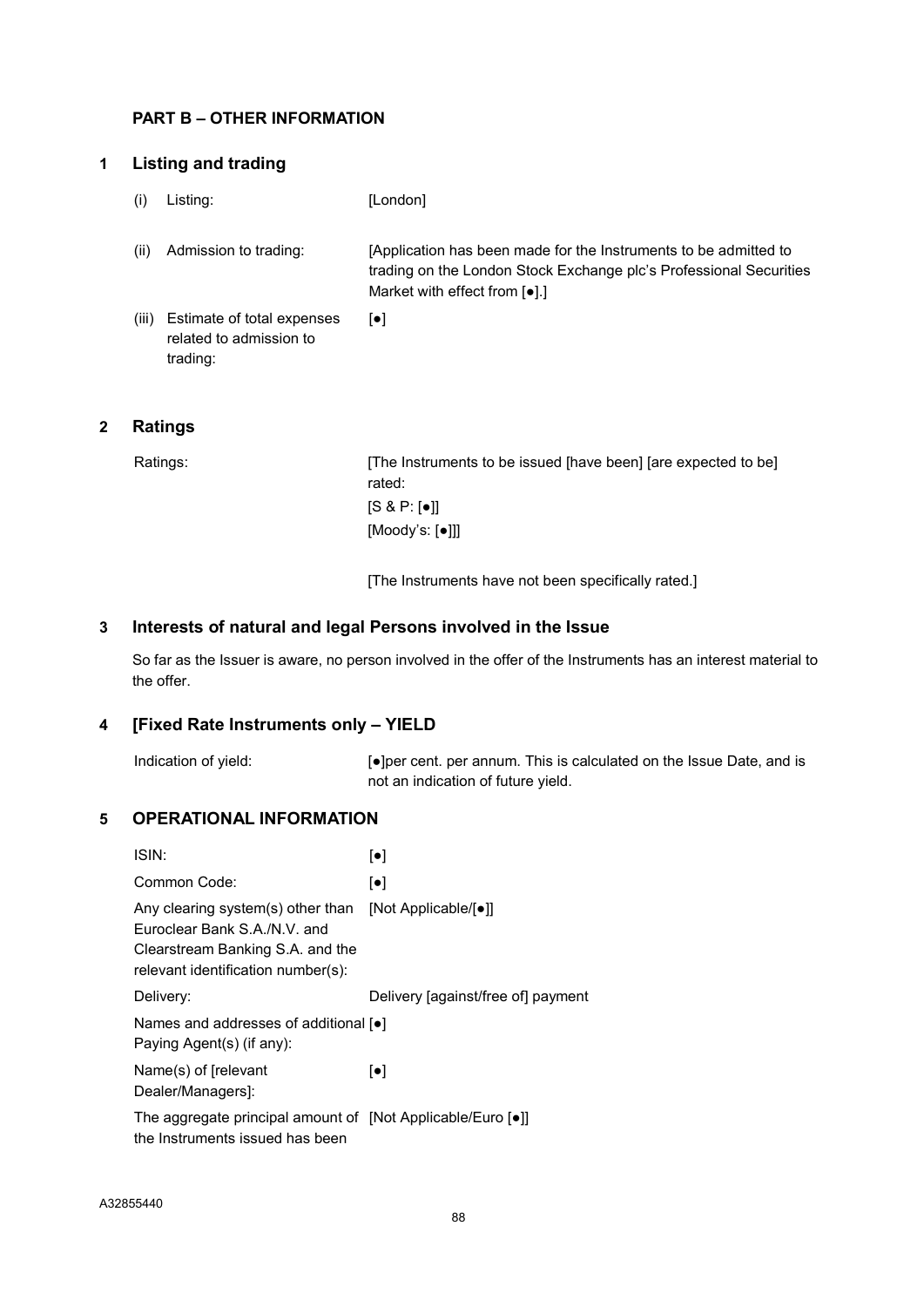## PART B – OTHER INFORMATION

### 1 Listing and trading

| | | |
|---|---|---|
| (i) | Listing: | [London] |
| (ii) | Admission to trading: | [Application has been made for the Instruments to be admitted to trading on the London Stock Exchange plc's Professional Securities Market with effect from [●].] |
| (iii) | Estimate of total expenses related to admission to trading: | [●] |

### 2 Ratings

| | |
|---|---|
| Ratings: | [The Instruments to be issued [have been] [are expected to be] rated:<br>[S & P: [●]]<br>[Moody's: [●]]]<br><br>[The Instruments have not been specifically rated.] |

### 3 Interests of natural and legal Persons involved in the Issue

So far as the Issuer is aware, no person involved in the offer of the Instruments has an interest material to the offer.

### 4 [Fixed Rate Instruments only – YIELD

| | |
|---|---|
| Indication of yield: | [●]per cent. per annum. This is calculated on the Issue Date, and is not an indication of future yield. |

### 5 OPERATIONAL INFORMATION

| | |
|---|---|
| ISIN: | [●] |
| Common Code: | [●] |
| Any clearing system(s) other than Euroclear Bank S.A./N.V. and Clearstream Banking S.A. and the relevant identification number(s): | [Not Applicable/[●]] |
| Delivery: | Delivery [against/free of] payment |
| Names and addresses of additional Paying Agent(s) (if any): | [●] |
| Name(s) of [relevant Dealer/Managers]: | [●] |
| The aggregate principal amount of the Instruments issued has been | [Not Applicable/Euro [●]] |

A32855440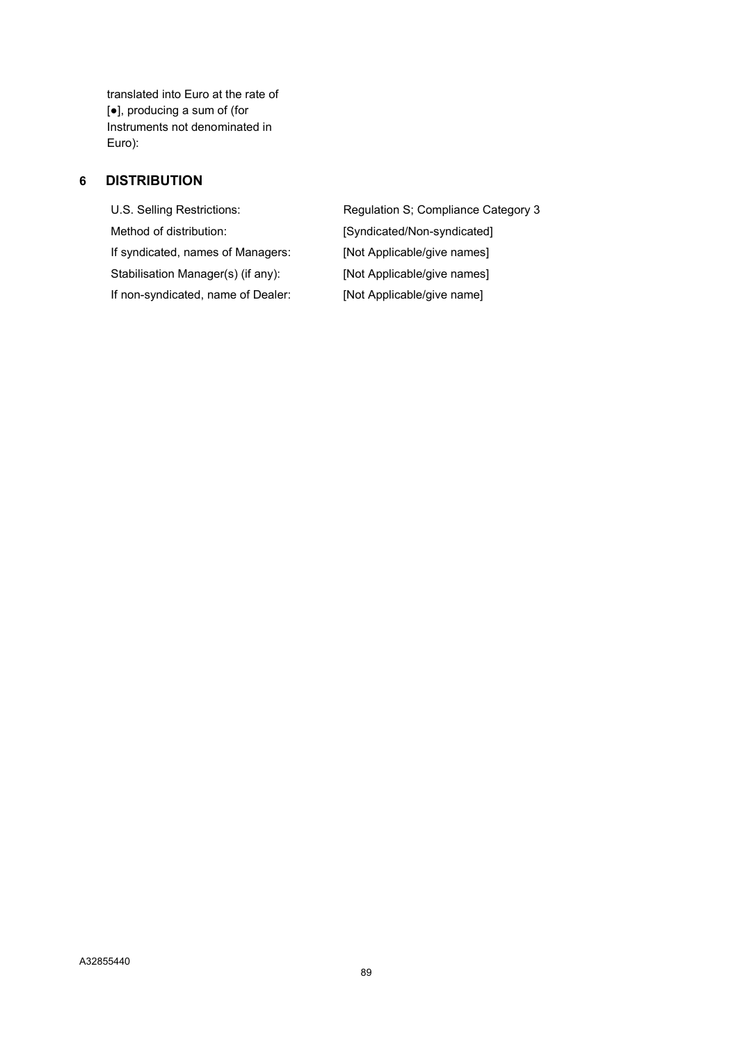translated into Euro at the rate of [●], producing a sum of (for Instruments not denominated in Euro):

## 6 DISTRIBUTION

| | |
|---|---|
| U.S. Selling Restrictions: | Regulation S; Compliance Category 3 |
| Method of distribution: | [Syndicated/Non-syndicated] |
| If syndicated, names of Managers: | [Not Applicable/give names] |
| Stabilisation Manager(s) (if any): | [Not Applicable/give names] |
| If non-syndicated, name of Dealer: | [Not Applicable/give name] |

A32855440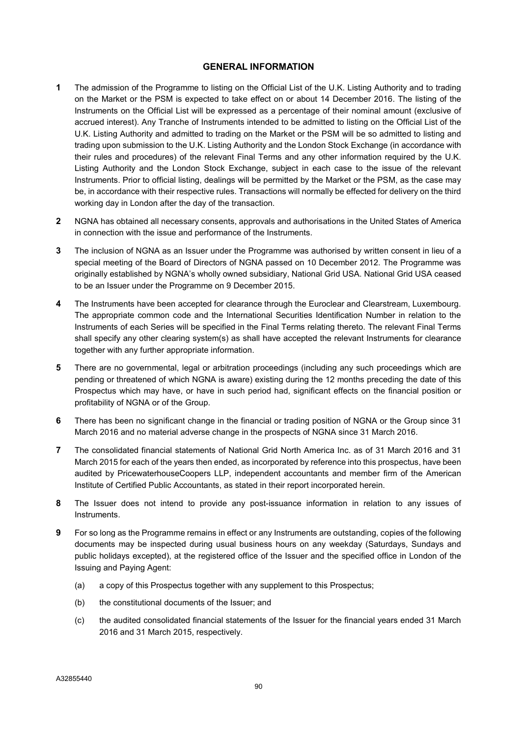## GENERAL INFORMATION

**1** The admission of the Programme to listing on the Official List of the U.K. Listing Authority and to trading on the Market or the PSM is expected to take effect on or about 14 December 2016. The listing of the Instruments on the Official List will be expressed as a percentage of their nominal amount (exclusive of accrued interest). Any Tranche of Instruments intended to be admitted to listing on the Official List of the U.K. Listing Authority and admitted to trading on the Market or the PSM will be so admitted to listing and trading upon submission to the U.K. Listing Authority and the London Stock Exchange (in accordance with their rules and procedures) of the relevant Final Terms and any other information required by the U.K. Listing Authority and the London Stock Exchange, subject in each case to the issue of the relevant Instruments. Prior to official listing, dealings will be permitted by the Market or the PSM, as the case may be, in accordance with their respective rules. Transactions will normally be effected for delivery on the third working day in London after the day of the transaction.

**2** NGNA has obtained all necessary consents, approvals and authorisations in the United States of America in connection with the issue and performance of the Instruments.

**3** The inclusion of NGNA as an Issuer under the Programme was authorised by written consent in lieu of a special meeting of the Board of Directors of NGNA passed on 10 December 2012. The Programme was originally established by NGNA's wholly owned subsidiary, National Grid USA. National Grid USA ceased to be an Issuer under the Programme on 9 December 2015.

**4** The Instruments have been accepted for clearance through the Euroclear and Clearstream, Luxembourg. The appropriate common code and the International Securities Identification Number in relation to the Instruments of each Series will be specified in the Final Terms relating thereto. The relevant Final Terms shall specify any other clearing system(s) as shall have accepted the relevant Instruments for clearance together with any further appropriate information.

**5** There are no governmental, legal or arbitration proceedings (including any such proceedings which are pending or threatened of which NGNA is aware) existing during the 12 months preceding the date of this Prospectus which may have, or have in such period had, significant effects on the financial position or profitability of NGNA or of the Group.

**6** There has been no significant change in the financial or trading position of NGNA or the Group since 31 March 2016 and no material adverse change in the prospects of NGNA since 31 March 2016.

**7** The consolidated financial statements of National Grid North America Inc. as of 31 March 2016 and 31 March 2015 for each of the years then ended, as incorporated by reference into this prospectus, have been audited by PricewaterhouseCoopers LLP, independent accountants and member firm of the American Institute of Certified Public Accountants, as stated in their report incorporated herein.

**8** The Issuer does not intend to provide any post-issuance information in relation to any issues of Instruments.

**9** For so long as the Programme remains in effect or any Instruments are outstanding, copies of the following documents may be inspected during usual business hours on any weekday (Saturdays, Sundays and public holidays excepted), at the registered office of the Issuer and the specified office in London of the Issuing and Paying Agent:

(a) a copy of this Prospectus together with any supplement to this Prospectus;

(b) the constitutional documents of the Issuer; and

(c) the audited consolidated financial statements of the Issuer for the financial years ended 31 March 2016 and 31 March 2015, respectively.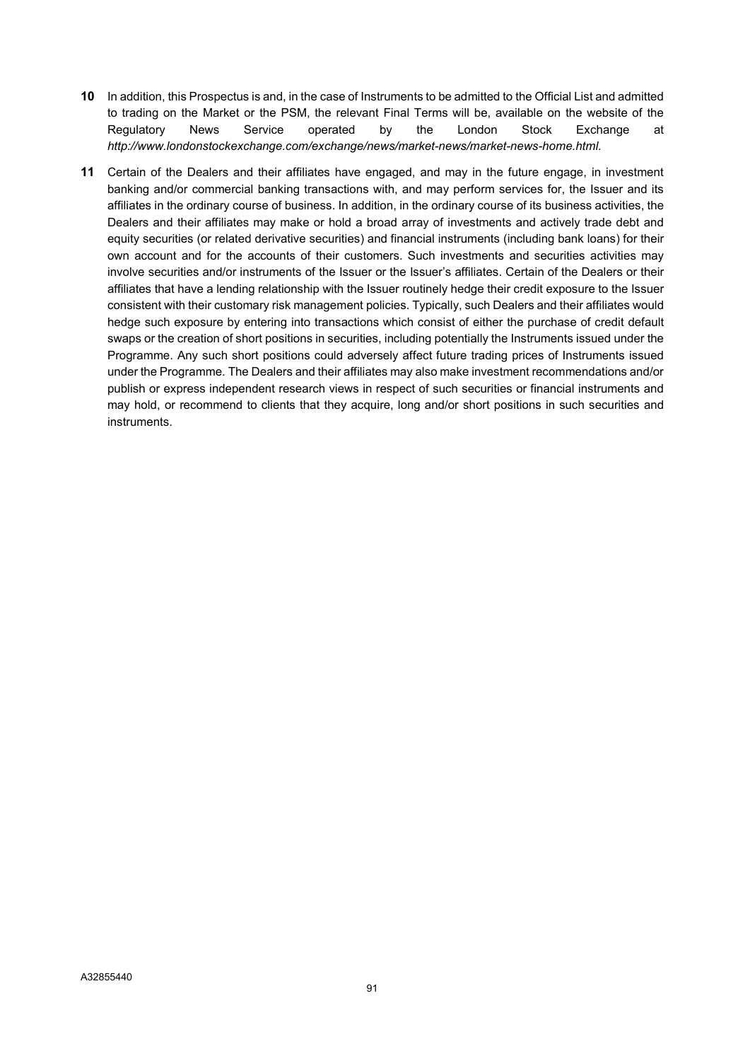**10** In addition, this Prospectus is and, in the case of Instruments to be admitted to the Official List and admitted to trading on the Market or the PSM, the relevant Final Terms will be, available on the website of the Regulatory News Service operated by the London Stock Exchange at *http://www.londonstockexchange.com/exchange/news/market-news/market-news-home.html.*

**11** Certain of the Dealers and their affiliates have engaged, and may in the future engage, in investment banking and/or commercial banking transactions with, and may perform services for, the Issuer and its affiliates in the ordinary course of business. In addition, in the ordinary course of its business activities, the Dealers and their affiliates may make or hold a broad array of investments and actively trade debt and equity securities (or related derivative securities) and financial instruments (including bank loans) for their own account and for the accounts of their customers. Such investments and securities activities may involve securities and/or instruments of the Issuer or the Issuer's affiliates. Certain of the Dealers or their affiliates that have a lending relationship with the Issuer routinely hedge their credit exposure to the Issuer consistent with their customary risk management policies. Typically, such Dealers and their affiliates would hedge such exposure by entering into transactions which consist of either the purchase of credit default swaps or the creation of short positions in securities, including potentially the Instruments issued under the Programme. Any such short positions could adversely affect future trading prices of Instruments issued under the Programme. The Dealers and their affiliates may also make investment recommendations and/or publish or express independent research views in respect of such securities or financial instruments and may hold, or recommend to clients that they acquire, long and/or short positions in such securities and instruments.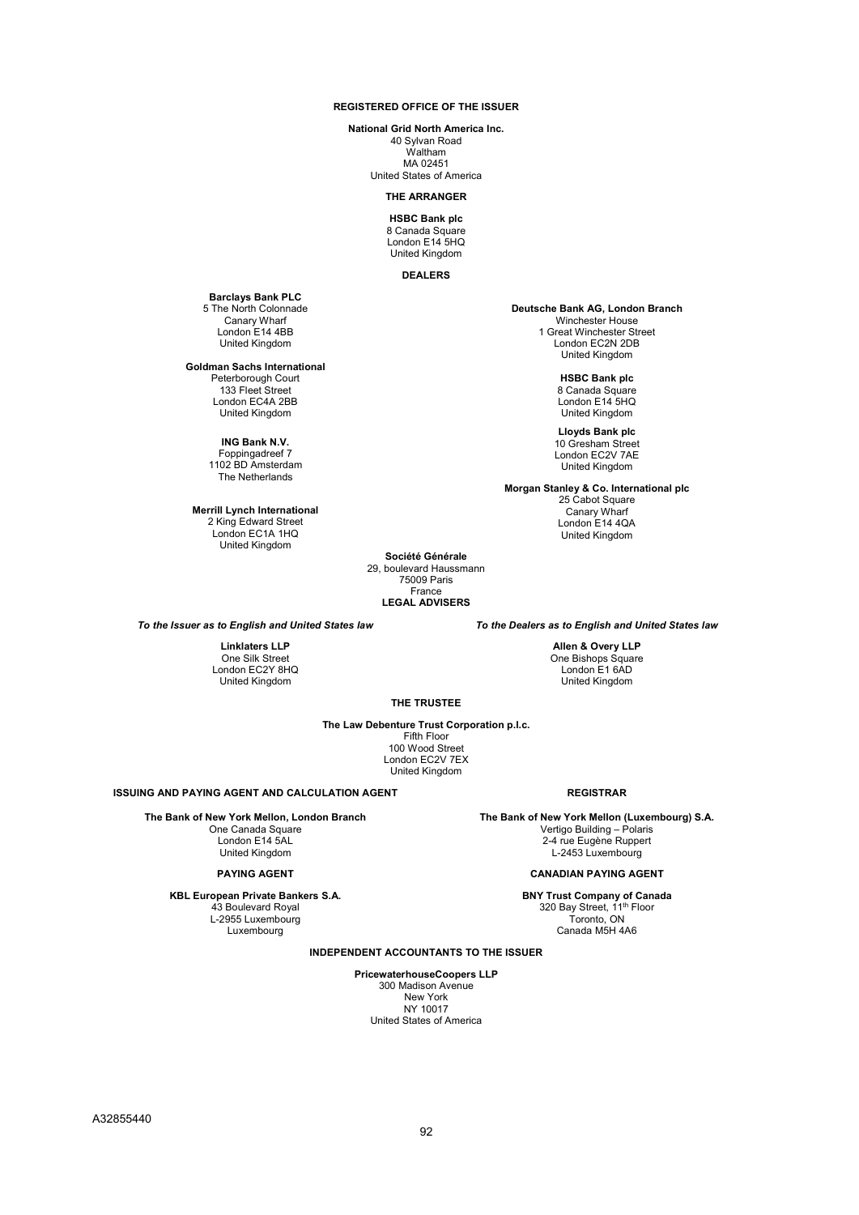**REGISTERED OFFICE OF THE ISSUER**

**National Grid North America Inc.**
40 Sylvan Road
Waltham
MA 02451
United States of America

**THE ARRANGER**

**HSBC Bank plc**
8 Canada Square
London E14 5HQ
United Kingdom

**DEALERS**

**Barclays Bank PLC**
5 The North Colonnade
Canary Wharf
London E14 4BB
United Kingdom

**Deutsche Bank AG, London Branch**
Winchester House
1 Great Winchester Street
London EC2N 2DB
United Kingdom

**Goldman Sachs International**
Peterborough Court
133 Fleet Street
London EC4A 2BB
United Kingdom

**HSBC Bank plc**
8 Canada Square
London E14 5HQ
United Kingdom

**ING Bank N.V.**
Foppingadreef 7
1102 BD Amsterdam
The Netherlands

**Lloyds Bank plc**
10 Gresham Street
London EC2V 7AE
United Kingdom

**Merrill Lynch International**
2 King Edward Street
London EC1A 1HQ
United Kingdom

**Morgan Stanley & Co. International plc**
25 Cabot Square
Canary Wharf
London E14 4QA
United Kingdom

**Société Générale**
29, boulevard Haussmann
75009 Paris
France

**LEGAL ADVISERS**

***To the Issuer as to English and United States law***

**Linklaters LLP**
One Silk Street
London EC2Y 8HQ
United Kingdom

***To the Dealers as to English and United States law***

**Allen & Overy LLP**
One Bishops Square
London E1 6AD
United Kingdom

**THE TRUSTEE**

**The Law Debenture Trust Corporation p.l.c.**
Fifth Floor
100 Wood Street
London EC2V 7EX
United Kingdom

**ISSUING AND PAYING AGENT AND CALCULATION AGENT**

**The Bank of New York Mellon, London Branch**
One Canada Square
London E14 5AL
United Kingdom

**REGISTRAR**

**The Bank of New York Mellon (Luxembourg) S.A.**
Vertigo Building – Polaris
2-4 rue Eugène Ruppert
L-2453 Luxembourg

**PAYING AGENT**

**KBL European Private Bankers S.A.**
43 Boulevard Royal
L-2955 Luxembourg
Luxembourg

**CANADIAN PAYING AGENT**

**BNY Trust Company of Canada**
320 Bay Street, 11th Floor
Toronto, ON
Canada M5H 4A6

**INDEPENDENT ACCOUNTANTS TO THE ISSUER**

**PricewaterhouseCoopers LLP**
300 Madison Avenue
New York
NY 10017
United States of America

A32855440